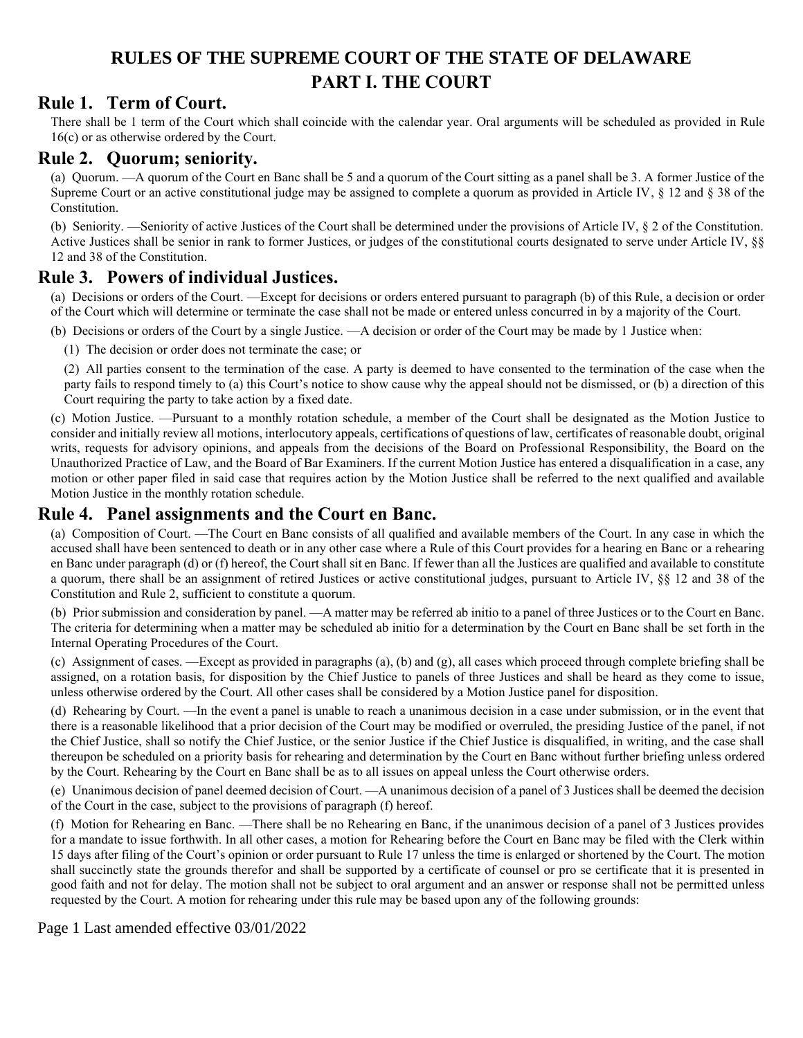# RULES OF THE SUPREME COURT OF THE STATE OF DELAWARE
# PART I. THE COURT

## Rule 1. Term of Court.

There shall be 1 term of the Court which shall coincide with the calendar year. Oral arguments will be scheduled as provided in Rule 16(c) or as otherwise ordered by the Court.

## Rule 2. Quorum; seniority.

(a) Quorum. —A quorum of the Court en Banc shall be 5 and a quorum of the Court sitting as a panel shall be 3. A former Justice of the Supreme Court or an active constitutional judge may be assigned to complete a quorum as provided in Article IV, § 12 and § 38 of the Constitution.

(b) Seniority. —Seniority of active Justices of the Court shall be determined under the provisions of Article IV, § 2 of the Constitution. Active Justices shall be senior in rank to former Justices, or judges of the constitutional courts designated to serve under Article IV, §§ 12 and 38 of the Constitution.

## Rule 3. Powers of individual Justices.

(a) Decisions or orders of the Court. —Except for decisions or orders entered pursuant to paragraph (b) of this Rule, a decision or order of the Court which will determine or terminate the case shall not be made or entered unless concurred in by a majority of the Court.

(b) Decisions or orders of the Court by a single Justice. —A decision or order of the Court may be made by 1 Justice when:

(1) The decision or order does not terminate the case; or

(2) All parties consent to the termination of the case. A party is deemed to have consented to the termination of the case when the party fails to respond timely to (a) this Court's notice to show cause why the appeal should not be dismissed, or (b) a direction of this Court requiring the party to take action by a fixed date.

(c) Motion Justice. —Pursuant to a monthly rotation schedule, a member of the Court shall be designated as the Motion Justice to consider and initially review all motions, interlocutory appeals, certifications of questions of law, certificates of reasonable doubt, original writs, requests for advisory opinions, and appeals from the decisions of the Board on Professional Responsibility, the Board on the Unauthorized Practice of Law, and the Board of Bar Examiners. If the current Motion Justice has entered a disqualification in a case, any motion or other paper filed in said case that requires action by the Motion Justice shall be referred to the next qualified and available Motion Justice in the monthly rotation schedule.

## Rule 4. Panel assignments and the Court en Banc.

(a) Composition of Court. —The Court en Banc consists of all qualified and available members of the Court. In any case in which the accused shall have been sentenced to death or in any other case where a Rule of this Court provides for a hearing en Banc or a rehearing en Banc under paragraph (d) or (f) hereof, the Court shall sit en Banc. If fewer than all the Justices are qualified and available to constitute a quorum, there shall be an assignment of retired Justices or active constitutional judges, pursuant to Article IV, §§ 12 and 38 of the Constitution and Rule 2, sufficient to constitute a quorum.

(b) Prior submission and consideration by panel. —A matter may be referred ab initio to a panel of three Justices or to the Court en Banc. The criteria for determining when a matter may be scheduled ab initio for a determination by the Court en Banc shall be set forth in the Internal Operating Procedures of the Court.

(c) Assignment of cases. —Except as provided in paragraphs (a), (b) and (g), all cases which proceed through complete briefing shall be assigned, on a rotation basis, for disposition by the Chief Justice to panels of three Justices and shall be heard as they come to issue, unless otherwise ordered by the Court. All other cases shall be considered by a Motion Justice panel for disposition.

(d) Rehearing by Court. —In the event a panel is unable to reach a unanimous decision in a case under submission, or in the event that there is a reasonable likelihood that a prior decision of the Court may be modified or overruled, the presiding Justice of the panel, if not the Chief Justice, shall so notify the Chief Justice, or the senior Justice if the Chief Justice is disqualified, in writing, and the case shall thereupon be scheduled on a priority basis for rehearing and determination by the Court en Banc without further briefing unless ordered by the Court. Rehearing by the Court en Banc shall be as to all issues on appeal unless the Court otherwise orders.

(e) Unanimous decision of panel deemed decision of Court. —A unanimous decision of a panel of 3 Justices shall be deemed the decision of the Court in the case, subject to the provisions of paragraph (f) hereof.

(f) Motion for Rehearing en Banc. —There shall be no Rehearing en Banc, if the unanimous decision of a panel of 3 Justices provides for a mandate to issue forthwith. In all other cases, a motion for Rehearing before the Court en Banc may be filed with the Clerk within 15 days after filing of the Court's opinion or order pursuant to Rule 17 unless the time is enlarged or shortened by the Court. The motion shall succinctly state the grounds therefor and shall be supported by a certificate of counsel or pro se certificate that it is presented in good faith and not for delay. The motion shall not be subject to oral argument and an answer or response shall not be permitted unless requested by the Court. A motion for rehearing under this rule may be based upon any of the following grounds: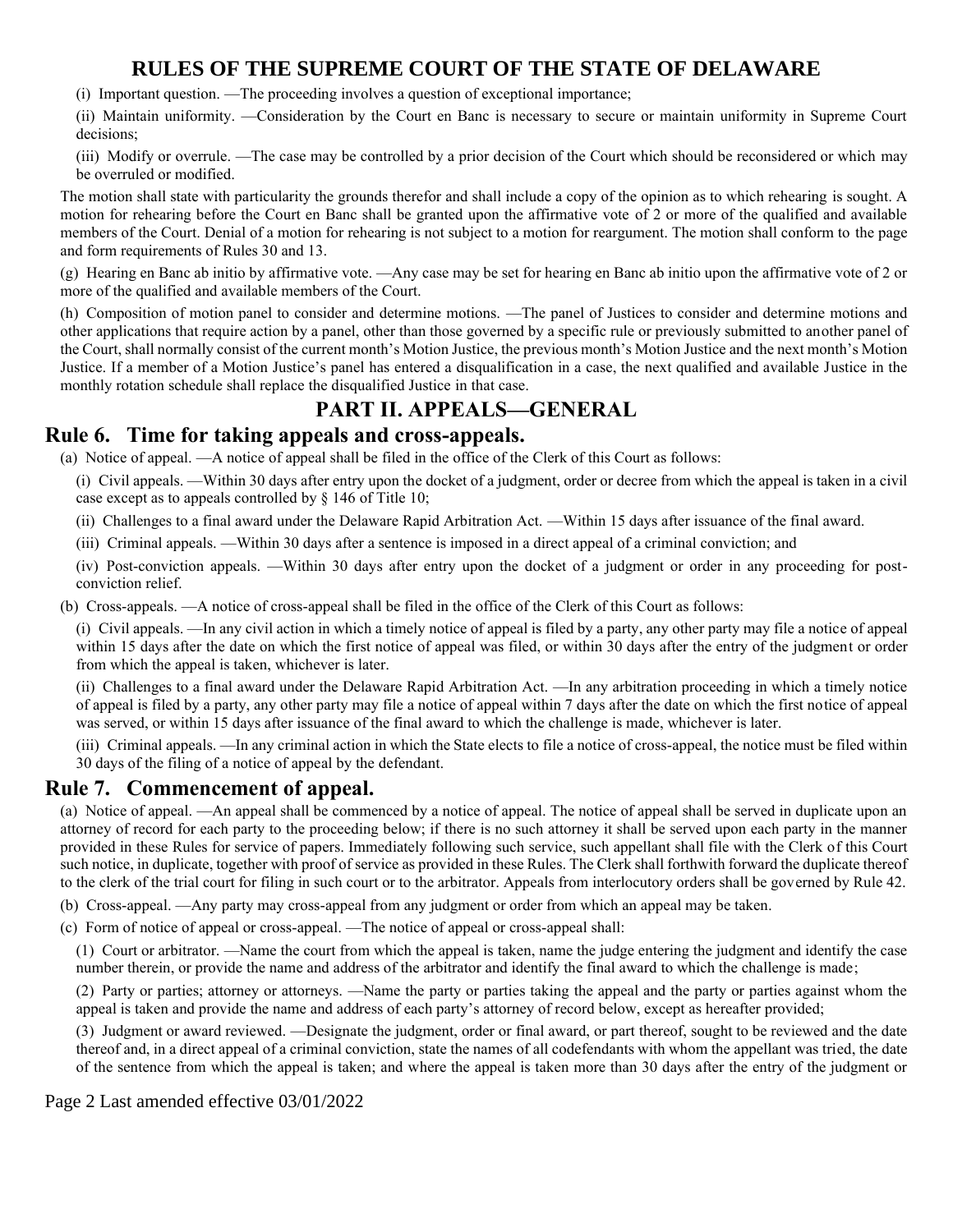(i) Important question. —The proceeding involves a question of exceptional importance;

(ii) Maintain uniformity. —Consideration by the Court en Banc is necessary to secure or maintain uniformity in Supreme Court decisions;

(iii) Modify or overrule. —The case may be controlled by a prior decision of the Court which should be reconsidered or which may be overruled or modified.

The motion shall state with particularity the grounds therefor and shall include a copy of the opinion as to which rehearing is sought. A motion for rehearing before the Court en Banc shall be granted upon the affirmative vote of 2 or more of the qualified and available members of the Court. Denial of a motion for rehearing is not subject to a motion for reargument. The motion shall conform to the page and form requirements of Rules 30 and 13.

(g) Hearing en Banc ab initio by affirmative vote. —Any case may be set for hearing en Banc ab initio upon the affirmative vote of 2 or more of the qualified and available members of the Court.

(h) Composition of motion panel to consider and determine motions. —The panel of Justices to consider and determine motions and other applications that require action by a panel, other than those governed by a specific rule or previously submitted to another panel of the Court, shall normally consist of the current month's Motion Justice, the previous month's Motion Justice and the next month's Motion Justice. If a member of a Motion Justice's panel has entered a disqualification in a case, the next qualified and available Justice in the monthly rotation schedule shall replace the disqualified Justice in that case.

# PART II. APPEALS—GENERAL

## Rule 6. Time for taking appeals and cross-appeals.

(a) Notice of appeal. —A notice of appeal shall be filed in the office of the Clerk of this Court as follows:

(i) Civil appeals. —Within 30 days after entry upon the docket of a judgment, order or decree from which the appeal is taken in a civil case except as to appeals controlled by § 146 of Title 10;

(ii) Challenges to a final award under the Delaware Rapid Arbitration Act. —Within 15 days after issuance of the final award.

(iii) Criminal appeals. —Within 30 days after a sentence is imposed in a direct appeal of a criminal conviction; and

(iv) Post-conviction appeals. —Within 30 days after entry upon the docket of a judgment or order in any proceeding for post-conviction relief.

(b) Cross-appeals. —A notice of cross-appeal shall be filed in the office of the Clerk of this Court as follows:

(i) Civil appeals. —In any civil action in which a timely notice of appeal is filed by a party, any other party may file a notice of appeal within 15 days after the date on which the first notice of appeal was filed, or within 30 days after the entry of the judgment or order from which the appeal is taken, whichever is later.

(ii) Challenges to a final award under the Delaware Rapid Arbitration Act. —In any arbitration proceeding in which a timely notice of appeal is filed by a party, any other party may file a notice of appeal within 7 days after the date on which the first notice of appeal was served, or within 15 days after issuance of the final award to which the challenge is made, whichever is later.

(iii) Criminal appeals. —In any criminal action in which the State elects to file a notice of cross-appeal, the notice must be filed within 30 days of the filing of a notice of appeal by the defendant.

## Rule 7. Commencement of appeal.

(a) Notice of appeal. —An appeal shall be commenced by a notice of appeal. The notice of appeal shall be served in duplicate upon an attorney of record for each party to the proceeding below; if there is no such attorney it shall be served upon each party in the manner provided in these Rules for service of papers. Immediately following such service, such appellant shall file with the Clerk of this Court such notice, in duplicate, together with proof of service as provided in these Rules. The Clerk shall forthwith forward the duplicate thereof to the clerk of the trial court for filing in such court or to the arbitrator. Appeals from interlocutory orders shall be governed by Rule 42.

(b) Cross-appeal. —Any party may cross-appeal from any judgment or order from which an appeal may be taken.

(c) Form of notice of appeal or cross-appeal. —The notice of appeal or cross-appeal shall:

(1) Court or arbitrator. —Name the court from which the appeal is taken, name the judge entering the judgment and identify the case number therein, or provide the name and address of the arbitrator and identify the final award to which the challenge is made;

(2) Party or parties; attorney or attorneys. —Name the party or parties taking the appeal and the party or parties against whom the appeal is taken and provide the name and address of each party's attorney of record below, except as hereafter provided;

(3) Judgment or award reviewed. —Designate the judgment, order or final award, or part thereof, sought to be reviewed and the date thereof and, in a direct appeal of a criminal conviction, state the names of all codefendants with whom the appellant was tried, the date of the sentence from which the appeal is taken; and where the appeal is taken more than 30 days after the entry of the judgment or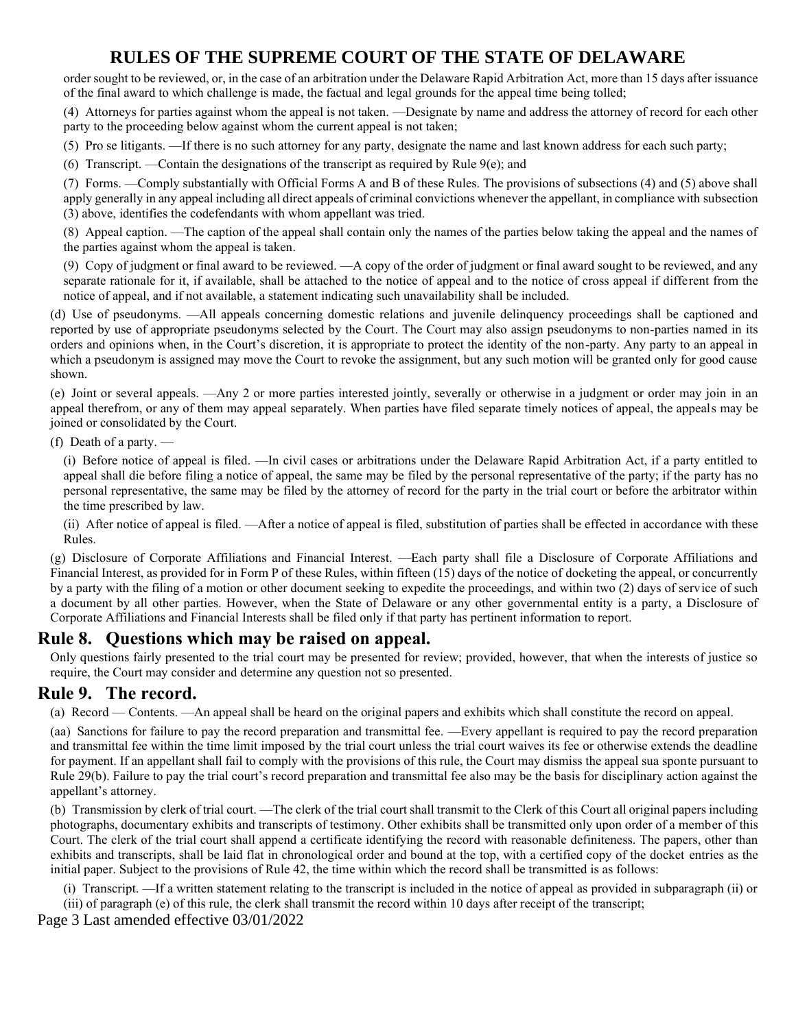order sought to be reviewed, or, in the case of an arbitration under the Delaware Rapid Arbitration Act, more than 15 days after issuance of the final award to which challenge is made, the factual and legal grounds for the appeal time being tolled;

(4) Attorneys for parties against whom the appeal is not taken. —Designate by name and address the attorney of record for each other party to the proceeding below against whom the current appeal is not taken;

(5) Pro se litigants. —If there is no such attorney for any party, designate the name and last known address for each such party;

(6) Transcript. —Contain the designations of the transcript as required by Rule 9(e); and

(7) Forms. —Comply substantially with Official Forms A and B of these Rules. The provisions of subsections (4) and (5) above shall apply generally in any appeal including all direct appeals of criminal convictions whenever the appellant, in compliance with subsection (3) above, identifies the codefendants with whom appellant was tried.

(8) Appeal caption. —The caption of the appeal shall contain only the names of the parties below taking the appeal and the names of the parties against whom the appeal is taken.

(9) Copy of judgment or final award to be reviewed. —A copy of the order of judgment or final award sought to be reviewed, and any separate rationale for it, if available, shall be attached to the notice of appeal and to the notice of cross appeal if different from the notice of appeal, and if not available, a statement indicating such unavailability shall be included.

(d) Use of pseudonyms. —All appeals concerning domestic relations and juvenile delinquency proceedings shall be captioned and reported by use of appropriate pseudonyms selected by the Court. The Court may also assign pseudonyms to non-parties named in its orders and opinions when, in the Court's discretion, it is appropriate to protect the identity of the non-party. Any party to an appeal in which a pseudonym is assigned may move the Court to revoke the assignment, but any such motion will be granted only for good cause shown.

(e) Joint or several appeals. —Any 2 or more parties interested jointly, severally or otherwise in a judgment or order may join in an appeal therefrom, or any of them may appeal separately. When parties have filed separate timely notices of appeal, the appeals may be joined or consolidated by the Court.

(f) Death of a party. —

(i) Before notice of appeal is filed. —In civil cases or arbitrations under the Delaware Rapid Arbitration Act, if a party entitled to appeal shall die before filing a notice of appeal, the same may be filed by the personal representative of the party; if the party has no personal representative, the same may be filed by the attorney of record for the party in the trial court or before the arbitrator within the time prescribed by law.

(ii) After notice of appeal is filed. —After a notice of appeal is filed, substitution of parties shall be effected in accordance with these Rules.

(g) Disclosure of Corporate Affiliations and Financial Interest. —Each party shall file a Disclosure of Corporate Affiliations and Financial Interest, as provided for in Form P of these Rules, within fifteen (15) days of the notice of docketing the appeal, or concurrently by a party with the filing of a motion or other document seeking to expedite the proceedings, and within two (2) days of service of such a document by all other parties. However, when the State of Delaware or any other governmental entity is a party, a Disclosure of Corporate Affiliations and Financial Interests shall be filed only if that party has pertinent information to report.

## Rule 8. Questions which may be raised on appeal.

Only questions fairly presented to the trial court may be presented for review; provided, however, that when the interests of justice so require, the Court may consider and determine any question not so presented.

## Rule 9. The record.

(a) Record — Contents. —An appeal shall be heard on the original papers and exhibits which shall constitute the record on appeal.

(aa) Sanctions for failure to pay the record preparation and transmittal fee. —Every appellant is required to pay the record preparation and transmittal fee within the time limit imposed by the trial court unless the trial court waives its fee or otherwise extends the deadline for payment. If an appellant shall fail to comply with the provisions of this rule, the Court may dismiss the appeal sua sponte pursuant to Rule 29(b). Failure to pay the trial court's record preparation and transmittal fee also may be the basis for disciplinary action against the appellant's attorney.

(b) Transmission by clerk of trial court. —The clerk of the trial court shall transmit to the Clerk of this Court all original papers including photographs, documentary exhibits and transcripts of testimony. Other exhibits shall be transmitted only upon order of a member of this Court. The clerk of the trial court shall append a certificate identifying the record with reasonable definiteness. The papers, other than exhibits and transcripts, shall be laid flat in chronological order and bound at the top, with a certified copy of the docket entries as the initial paper. Subject to the provisions of Rule 42, the time within which the record shall be transmitted is as follows:

(i) Transcript. —If a written statement relating to the transcript is included in the notice of appeal as provided in subparagraph (ii) or (iii) of paragraph (e) of this rule, the clerk shall transmit the record within 10 days after receipt of the transcript;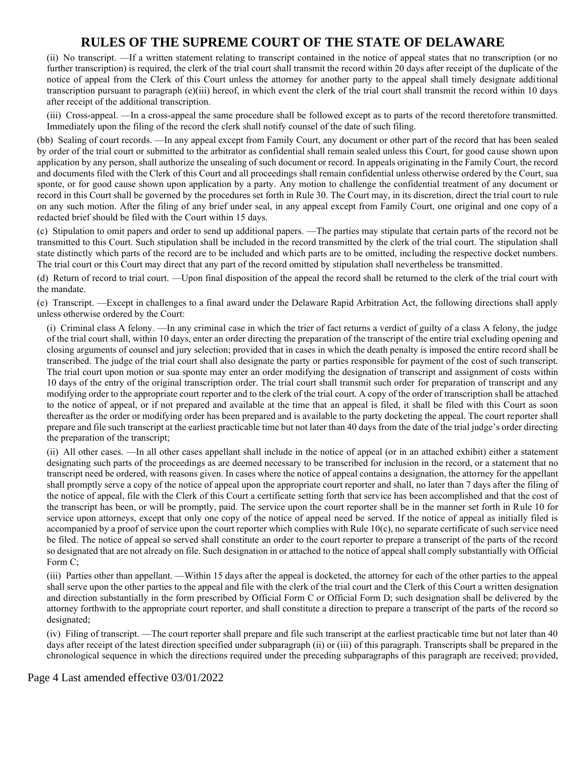(ii) No transcript. —If a written statement relating to transcript contained in the notice of appeal states that no transcription (or no further transcription) is required, the clerk of the trial court shall transmit the record within 20 days after receipt of the duplicate of the notice of appeal from the Clerk of this Court unless the attorney for another party to the appeal shall timely designate additional transcription pursuant to paragraph (e)(iii) hereof, in which event the clerk of the trial court shall transmit the record within 10 days after receipt of the additional transcription.

(iii) Cross-appeal. —In a cross-appeal the same procedure shall be followed except as to parts of the record theretofore transmitted. Immediately upon the filing of the record the clerk shall notify counsel of the date of such filing.

(bb) Sealing of court records. —In any appeal except from Family Court, any document or other part of the record that has been sealed by order of the trial court or submitted to the arbitrator as confidential shall remain sealed unless this Court, for good cause shown upon application by any person, shall authorize the unsealing of such document or record. In appeals originating in the Family Court, the record and documents filed with the Clerk of this Court and all proceedings shall remain confidential unless otherwise ordered by the Court, sua sponte, or for good cause shown upon application by a party. Any motion to challenge the confidential treatment of any document or record in this Court shall be governed by the procedures set forth in Rule 30. The Court may, in its discretion, direct the trial court to rule on any such motion. After the filing of any brief under seal, in any appeal except from Family Court, one original and one copy of a redacted brief should be filed with the Court within 15 days.

(c) Stipulation to omit papers and order to send up additional papers. —The parties may stipulate that certain parts of the record not be transmitted to this Court. Such stipulation shall be included in the record transmitted by the clerk of the trial court. The stipulation shall state distinctly which parts of the record are to be included and which parts are to be omitted, including the respective docket numbers. The trial court or this Court may direct that any part of the record omitted by stipulation shall nevertheless be transmitted.

(d) Return of record to trial court. —Upon final disposition of the appeal the record shall be returned to the clerk of the trial court with the mandate.

(e) Transcript. —Except in challenges to a final award under the Delaware Rapid Arbitration Act, the following directions shall apply unless otherwise ordered by the Court:

(i) Criminal class A felony. —In any criminal case in which the trier of fact returns a verdict of guilty of a class A felony, the judge of the trial court shall, within 10 days, enter an order directing the preparation of the transcript of the entire trial excluding opening and closing arguments of counsel and jury selection; provided that in cases in which the death penalty is imposed the entire record shall be transcribed. The judge of the trial court shall also designate the party or parties responsible for payment of the cost of such transcript. The trial court upon motion or sua sponte may enter an order modifying the designation of transcript and assignment of costs within 10 days of the entry of the original transcription order. The trial court shall transmit such order for preparation of transcript and any modifying order to the appropriate court reporter and to the clerk of the trial court. A copy of the order of transcription shall be attached to the notice of appeal, or if not prepared and available at the time that an appeal is filed, it shall be filed with this Court as soon thereafter as the order or modifying order has been prepared and is available to the party docketing the appeal. The court reporter shall prepare and file such transcript at the earliest practicable time but not later than 40 days from the date of the trial judge's order directing the preparation of the transcript;

(ii) All other cases. —In all other cases appellant shall include in the notice of appeal (or in an attached exhibit) either a statement designating such parts of the proceedings as are deemed necessary to be transcribed for inclusion in the record, or a statement that no transcript need be ordered, with reasons given. In cases where the notice of appeal contains a designation, the attorney for the appellant shall promptly serve a copy of the notice of appeal upon the appropriate court reporter and shall, no later than 7 days after the filing of the notice of appeal, file with the Clerk of this Court a certificate setting forth that service has been accomplished and that the cost of the transcript has been, or will be promptly, paid. The service upon the court reporter shall be in the manner set forth in Rule 10 for service upon attorneys, except that only one copy of the notice of appeal need be served. If the notice of appeal as initially filed is accompanied by a proof of service upon the court reporter which complies with Rule 10(c), no separate certificate of such service need be filed. The notice of appeal so served shall constitute an order to the court reporter to prepare a transcript of the parts of the record so designated that are not already on file. Such designation in or attached to the notice of appeal shall comply substantially with Official Form C;

(iii) Parties other than appellant. —Within 15 days after the appeal is docketed, the attorney for each of the other parties to the appeal shall serve upon the other parties to the appeal and file with the clerk of the trial court and the Clerk of this Court a written designation and direction substantially in the form prescribed by Official Form C or Official Form D; such designation shall be delivered by the attorney forthwith to the appropriate court reporter, and shall constitute a direction to prepare a transcript of the parts of the record so designated;

(iv) Filing of transcript. —The court reporter shall prepare and file such transcript at the earliest practicable time but not later than 40 days after receipt of the latest direction specified under subparagraph (ii) or (iii) of this paragraph. Transcripts shall be prepared in the chronological sequence in which the directions required under the preceding subparagraphs of this paragraph are received; provided,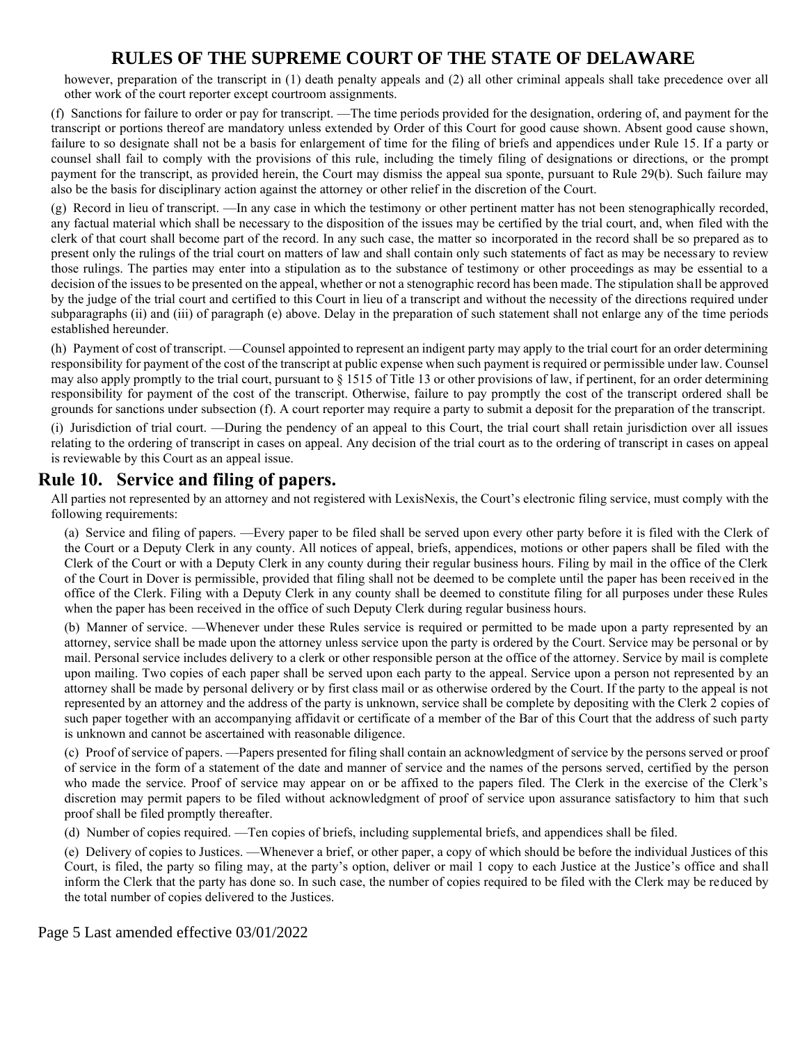however, preparation of the transcript in (1) death penalty appeals and (2) all other criminal appeals shall take precedence over all other work of the court reporter except courtroom assignments.

(f) Sanctions for failure to order or pay for transcript. —The time periods provided for the designation, ordering of, and payment for the transcript or portions thereof are mandatory unless extended by Order of this Court for good cause shown. Absent good cause shown, failure to so designate shall not be a basis for enlargement of time for the filing of briefs and appendices under Rule 15. If a party or counsel shall fail to comply with the provisions of this rule, including the timely filing of designations or directions, or the prompt payment for the transcript, as provided herein, the Court may dismiss the appeal sua sponte, pursuant to Rule 29(b). Such failure may also be the basis for disciplinary action against the attorney or other relief in the discretion of the Court.

(g) Record in lieu of transcript. —In any case in which the testimony or other pertinent matter has not been stenographically recorded, any factual material which shall be necessary to the disposition of the issues may be certified by the trial court, and, when filed with the clerk of that court shall become part of the record. In any such case, the matter so incorporated in the record shall be so prepared as to present only the rulings of the trial court on matters of law and shall contain only such statements of fact as may be necessary to review those rulings. The parties may enter into a stipulation as to the substance of testimony or other proceedings as may be essential to a decision of the issues to be presented on the appeal, whether or not a stenographic record has been made. The stipulation shall be approved by the judge of the trial court and certified to this Court in lieu of a transcript and without the necessity of the directions required under subparagraphs (ii) and (iii) of paragraph (e) above. Delay in the preparation of such statement shall not enlarge any of the time periods established hereunder.

(h) Payment of cost of transcript. —Counsel appointed to represent an indigent party may apply to the trial court for an order determining responsibility for payment of the cost of the transcript at public expense when such payment is required or permissible under law. Counsel may also apply promptly to the trial court, pursuant to § 1515 of Title 13 or other provisions of law, if pertinent, for an order determining responsibility for payment of the cost of the transcript. Otherwise, failure to pay promptly the cost of the transcript ordered shall be grounds for sanctions under subsection (f). A court reporter may require a party to submit a deposit for the preparation of the transcript.

(i) Jurisdiction of trial court. —During the pendency of an appeal to this Court, the trial court shall retain jurisdiction over all issues relating to the ordering of transcript in cases on appeal. Any decision of the trial court as to the ordering of transcript in cases on appeal is reviewable by this Court as an appeal issue.

## Rule 10. Service and filing of papers.

All parties not represented by an attorney and not registered with LexisNexis, the Court's electronic filing service, must comply with the following requirements:

(a) Service and filing of papers. —Every paper to be filed shall be served upon every other party before it is filed with the Clerk of the Court or a Deputy Clerk in any county. All notices of appeal, briefs, appendices, motions or other papers shall be filed with the Clerk of the Court or with a Deputy Clerk in any county during their regular business hours. Filing by mail in the office of the Clerk of the Court in Dover is permissible, provided that filing shall not be deemed to be complete until the paper has been received in the office of the Clerk. Filing with a Deputy Clerk in any county shall be deemed to constitute filing for all purposes under these Rules when the paper has been received in the office of such Deputy Clerk during regular business hours.

(b) Manner of service. —Whenever under these Rules service is required or permitted to be made upon a party represented by an attorney, service shall be made upon the attorney unless service upon the party is ordered by the Court. Service may be personal or by mail. Personal service includes delivery to a clerk or other responsible person at the office of the attorney. Service by mail is complete upon mailing. Two copies of each paper shall be served upon each party to the appeal. Service upon a person not represented by an attorney shall be made by personal delivery or by first class mail or as otherwise ordered by the Court. If the party to the appeal is not represented by an attorney and the address of the party is unknown, service shall be complete by depositing with the Clerk 2 copies of such paper together with an accompanying affidavit or certificate of a member of the Bar of this Court that the address of such party is unknown and cannot be ascertained with reasonable diligence.

(c) Proof of service of papers. —Papers presented for filing shall contain an acknowledgment of service by the persons served or proof of service in the form of a statement of the date and manner of service and the names of the persons served, certified by the person who made the service. Proof of service may appear on or be affixed to the papers filed. The Clerk in the exercise of the Clerk's discretion may permit papers to be filed without acknowledgment of proof of service upon assurance satisfactory to him that such proof shall be filed promptly thereafter.

(d) Number of copies required. —Ten copies of briefs, including supplemental briefs, and appendices shall be filed.

(e) Delivery of copies to Justices. —Whenever a brief, or other paper, a copy of which should be before the individual Justices of this Court, is filed, the party so filing may, at the party's option, deliver or mail 1 copy to each Justice at the Justice's office and shall inform the Clerk that the party has done so. In such case, the number of copies required to be filed with the Clerk may be reduced by the total number of copies delivered to the Justices.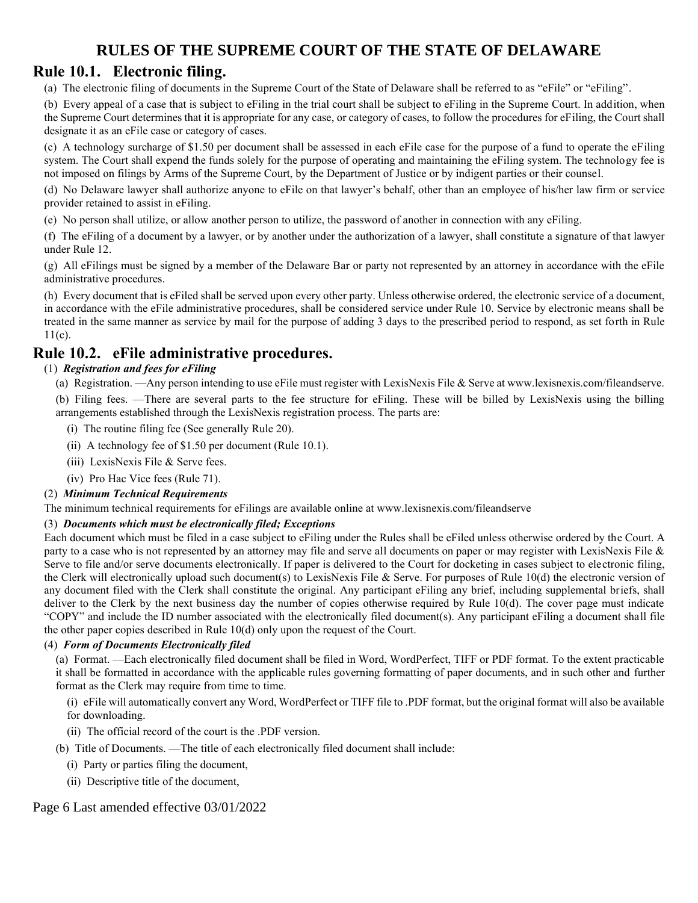# RULES OF THE SUPREME COURT OF THE STATE OF DELAWARE

## Rule 10.1. Electronic filing.

(a) The electronic filing of documents in the Supreme Court of the State of Delaware shall be referred to as "eFile" or "eFiling".

(b) Every appeal of a case that is subject to eFiling in the trial court shall be subject to eFiling in the Supreme Court. In addition, when the Supreme Court determines that it is appropriate for any case, or category of cases, to follow the procedures for eFiling, the Court shall designate it as an eFile case or category of cases.

(c) A technology surcharge of $1.50 per document shall be assessed in each eFile case for the purpose of a fund to operate the eFiling system. The Court shall expend the funds solely for the purpose of operating and maintaining the eFiling system. The technology fee is not imposed on filings by Arms of the Supreme Court, by the Department of Justice or by indigent parties or their counsel.

(d) No Delaware lawyer shall authorize anyone to eFile on that lawyer's behalf, other than an employee of his/her law firm or service provider retained to assist in eFiling.

(e) No person shall utilize, or allow another person to utilize, the password of another in connection with any eFiling.

(f) The eFiling of a document by a lawyer, or by another under the authorization of a lawyer, shall constitute a signature of that lawyer under Rule 12.

(g) All eFilings must be signed by a member of the Delaware Bar or party not represented by an attorney in accordance with the eFile administrative procedures.

(h) Every document that is eFiled shall be served upon every other party. Unless otherwise ordered, the electronic service of a document, in accordance with the eFile administrative procedures, shall be considered service under Rule 10. Service by electronic means shall be treated in the same manner as service by mail for the purpose of adding 3 days to the prescribed period to respond, as set forth in Rule 11(c).

## Rule 10.2. eFile administrative procedures.

(1) ***Registration and fees for eFiling***

(a) Registration. —Any person intending to use eFile must register with LexisNexis File & Serve at www.lexisnexis.com/fileandserve.

(b) Filing fees. —There are several parts to the fee structure for eFiling. These will be billed by LexisNexis using the billing arrangements established through the LexisNexis registration process. The parts are:

(i) The routine filing fee (See generally Rule 20).

(ii) A technology fee of $1.50 per document (Rule 10.1).

(iii) LexisNexis File & Serve fees.

(iv) Pro Hac Vice fees (Rule 71).

(2) ***Minimum Technical Requirements***

The minimum technical requirements for eFilings are available online at www.lexisnexis.com/fileandserve

(3) ***Documents which must be electronically filed; Exceptions***

Each document which must be filed in a case subject to eFiling under the Rules shall be eFiled unless otherwise ordered by the Court. A party to a case who is not represented by an attorney may file and serve all documents on paper or may register with LexisNexis File & Serve to file and/or serve documents electronically. If paper is delivered to the Court for docketing in cases subject to electronic filing, the Clerk will electronically upload such document(s) to LexisNexis File & Serve. For purposes of Rule 10(d) the electronic version of any document filed with the Clerk shall constitute the original. Any participant eFiling any brief, including supplemental briefs, shall deliver to the Clerk by the next business day the number of copies otherwise required by Rule 10(d). The cover page must indicate "COPY" and include the ID number associated with the electronically filed document(s). Any participant eFiling a document shall file the other paper copies described in Rule 10(d) only upon the request of the Court.

(4) ***Form of Documents Electronically filed***

(a) Format. —Each electronically filed document shall be filed in Word, WordPerfect, TIFF or PDF format. To the extent practicable it shall be formatted in accordance with the applicable rules governing formatting of paper documents, and in such other and further format as the Clerk may require from time to time.

(i) eFile will automatically convert any Word, WordPerfect or TIFF file to .PDF format, but the original format will also be available for downloading.

(ii) The official record of the court is the .PDF version.

(b) Title of Documents. —The title of each electronically filed document shall include:

(i) Party or parties filing the document,

(ii) Descriptive title of the document,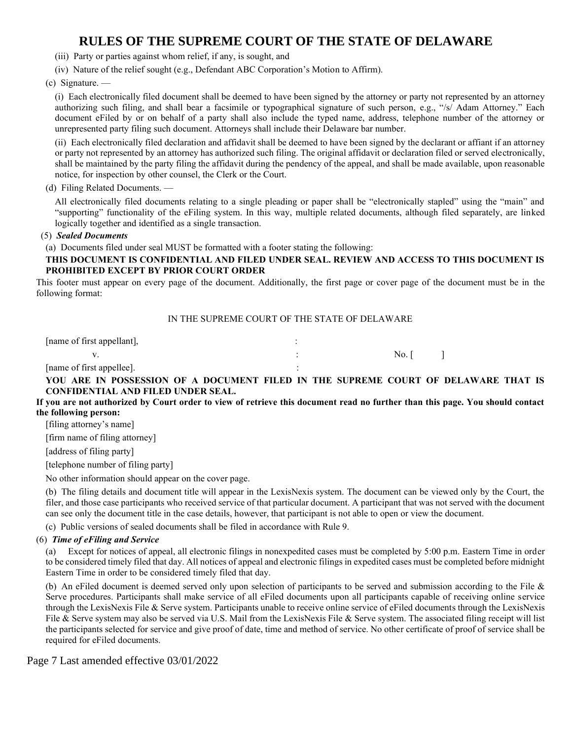(iii) Party or parties against whom relief, if any, is sought, and

(iv) Nature of the relief sought (e.g., Defendant ABC Corporation's Motion to Affirm).

(c) Signature. —

(i) Each electronically filed document shall be deemed to have been signed by the attorney or party not represented by an attorney authorizing such filing, and shall bear a facsimile or typographical signature of such person, e.g., "/s/ Adam Attorney." Each document eFiled by or on behalf of a party shall also include the typed name, address, telephone number of the attorney or unrepresented party filing such document. Attorneys shall include their Delaware bar number.

(ii) Each electronically filed declaration and affidavit shall be deemed to have been signed by the declarant or affiant if an attorney or party not represented by an attorney has authorized such filing. The original affidavit or declaration filed or served electronically, shall be maintained by the party filing the affidavit during the pendency of the appeal, and shall be made available, upon reasonable notice, for inspection by other counsel, the Clerk or the Court.

(d) Filing Related Documents. —

All electronically filed documents relating to a single pleading or paper shall be "electronically stapled" using the "main" and "supporting" functionality of the eFiling system. In this way, multiple related documents, although filed separately, are linked logically together and identified as a single transaction.

(5) ***Sealed Documents***

(a) Documents filed under seal MUST be formatted with a footer stating the following:

**THIS DOCUMENT IS CONFIDENTIAL AND FILED UNDER SEAL. REVIEW AND ACCESS TO THIS DOCUMENT IS PROHIBITED EXCEPT BY PRIOR COURT ORDER**

This footer must appear on every page of the document. Additionally, the first page or cover page of the document must be in the following format:

IN THE SUPREME COURT OF THE STATE OF DELAWARE

[name of first appellant], :

v. : No. [ ]

[name of first appellee]. :

**YOU ARE IN POSSESSION OF A DOCUMENT FILED IN THE SUPREME COURT OF DELAWARE THAT IS CONFIDENTIAL AND FILED UNDER SEAL.**

**If you are not authorized by Court order to view of retrieve this document read no further than this page. You should contact the following person:**

[filing attorney's name]

[firm name of filing attorney]

[address of filing party]

[telephone number of filing party]

No other information should appear on the cover page.

(b) The filing details and document title will appear in the LexisNexis system. The document can be viewed only by the Court, the filer, and those case participants who received service of that particular document. A participant that was not served with the document can see only the document title in the case details, however, that participant is not able to open or view the document.

(c) Public versions of sealed documents shall be filed in accordance with Rule 9.

(6) ***Time of eFiling and Service***

(a) Except for notices of appeal, all electronic filings in nonexpedited cases must be completed by 5:00 p.m. Eastern Time in order to be considered timely filed that day. All notices of appeal and electronic filings in expedited cases must be completed before midnight Eastern Time in order to be considered timely filed that day.

(b) An eFiled document is deemed served only upon selection of participants to be served and submission according to the File & Serve procedures. Participants shall make service of all eFiled documents upon all participants capable of receiving online service through the LexisNexis File & Serve system. Participants unable to receive online service of eFiled documents through the LexisNexis File & Serve system may also be served via U.S. Mail from the LexisNexis File & Serve system. The associated filing receipt will list the participants selected for service and give proof of date, time and method of service. No other certificate of proof of service shall be required for eFiled documents.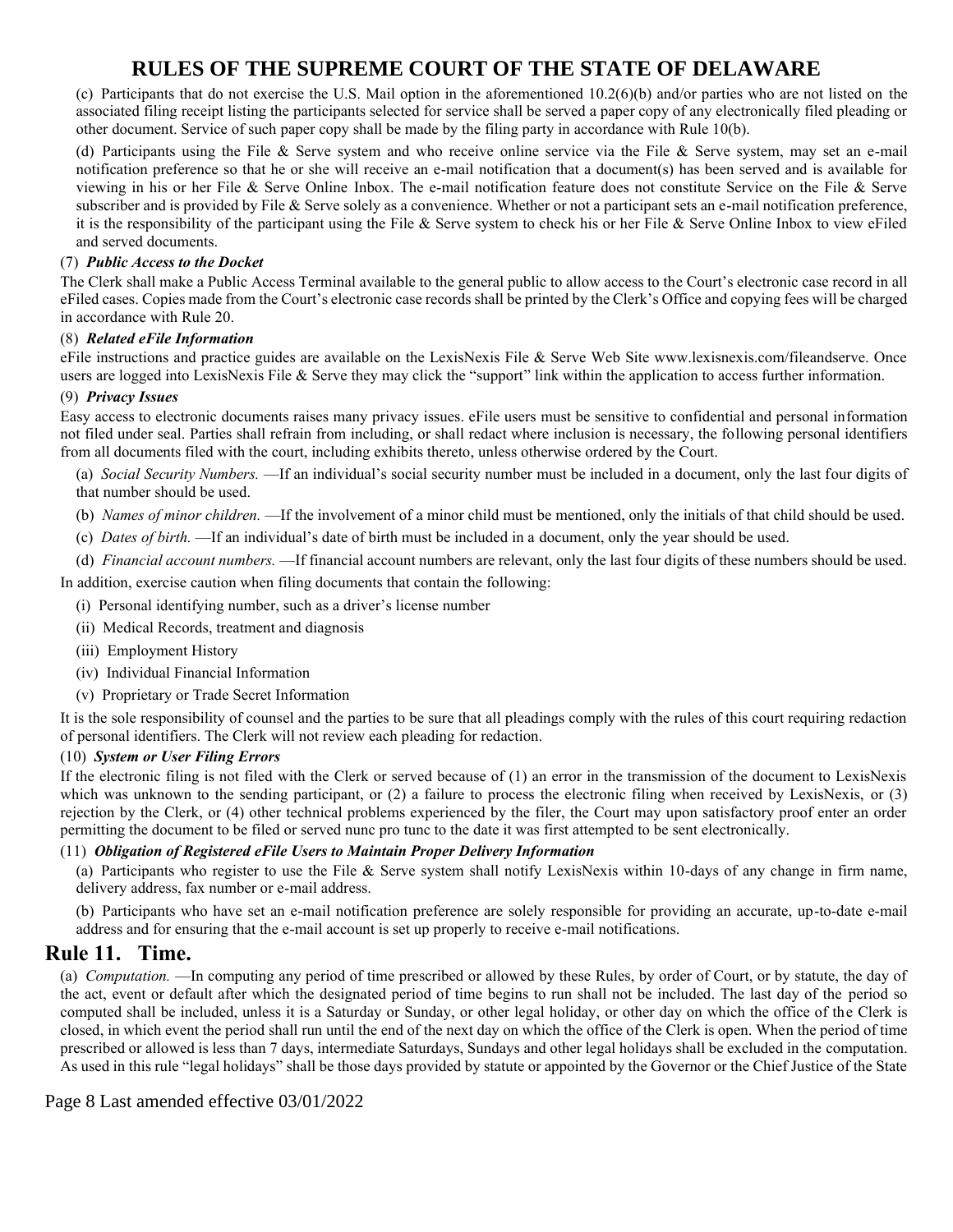(c) Participants that do not exercise the U.S. Mail option in the aforementioned 10.2(6)(b) and/or parties who are not listed on the associated filing receipt listing the participants selected for service shall be served a paper copy of any electronically filed pleading or other document. Service of such paper copy shall be made by the filing party in accordance with Rule 10(b).

(d) Participants using the File & Serve system and who receive online service via the File & Serve system, may set an e-mail notification preference so that he or she will receive an e-mail notification that a document(s) has been served and is available for viewing in his or her File & Serve Online Inbox. The e-mail notification feature does not constitute Service on the File & Serve subscriber and is provided by File & Serve solely as a convenience. Whether or not a participant sets an e-mail notification preference, it is the responsibility of the participant using the File & Serve system to check his or her File & Serve Online Inbox to view eFiled and served documents.

(7) ***Public Access to the Docket***

The Clerk shall make a Public Access Terminal available to the general public to allow access to the Court's electronic case record in all eFiled cases. Copies made from the Court's electronic case records shall be printed by the Clerk's Office and copying fees will be charged in accordance with Rule 20.

(8) ***Related eFile Information***

eFile instructions and practice guides are available on the LexisNexis File & Serve Web Site www.lexisnexis.com/fileandserve. Once users are logged into LexisNexis File & Serve they may click the "support" link within the application to access further information.

(9) ***Privacy Issues***

Easy access to electronic documents raises many privacy issues. eFile users must be sensitive to confidential and personal information not filed under seal. Parties shall refrain from including, or shall redact where inclusion is necessary, the following personal identifiers from all documents filed with the court, including exhibits thereto, unless otherwise ordered by the Court.

(a) *Social Security Numbers.* —If an individual's social security number must be included in a document, only the last four digits of that number should be used.

(b) *Names of minor children.* —If the involvement of a minor child must be mentioned, only the initials of that child should be used.

(c) *Dates of birth.* —If an individual's date of birth must be included in a document, only the year should be used.

(d) *Financial account numbers.* —If financial account numbers are relevant, only the last four digits of these numbers should be used.

In addition, exercise caution when filing documents that contain the following:

(i) Personal identifying number, such as a driver's license number

(ii) Medical Records, treatment and diagnosis

(iii) Employment History

(iv) Individual Financial Information

(v) Proprietary or Trade Secret Information

It is the sole responsibility of counsel and the parties to be sure that all pleadings comply with the rules of this court requiring redaction of personal identifiers. The Clerk will not review each pleading for redaction.

(10) ***System or User Filing Errors***

If the electronic filing is not filed with the Clerk or served because of (1) an error in the transmission of the document to LexisNexis which was unknown to the sending participant, or (2) a failure to process the electronic filing when received by LexisNexis, or (3) rejection by the Clerk, or (4) other technical problems experienced by the filer, the Court may upon satisfactory proof enter an order permitting the document to be filed or served nunc pro tunc to the date it was first attempted to be sent electronically.

(11) ***Obligation of Registered eFile Users to Maintain Proper Delivery Information***

(a) Participants who register to use the File & Serve system shall notify LexisNexis within 10-days of any change in firm name, delivery address, fax number or e-mail address.

(b) Participants who have set an e-mail notification preference are solely responsible for providing an accurate, up-to-date e-mail address and for ensuring that the e-mail account is set up properly to receive e-mail notifications.

## Rule 11. Time.

(a) *Computation.* —In computing any period of time prescribed or allowed by these Rules, by order of Court, or by statute, the day of the act, event or default after which the designated period of time begins to run shall not be included. The last day of the period so computed shall be included, unless it is a Saturday or Sunday, or other legal holiday, or other day on which the office of the Clerk is closed, in which event the period shall run until the end of the next day on which the office of the Clerk is open. When the period of time prescribed or allowed is less than 7 days, intermediate Saturdays, Sundays and other legal holidays shall be excluded in the computation. As used in this rule "legal holidays" shall be those days provided by statute or appointed by the Governor or the Chief Justice of the State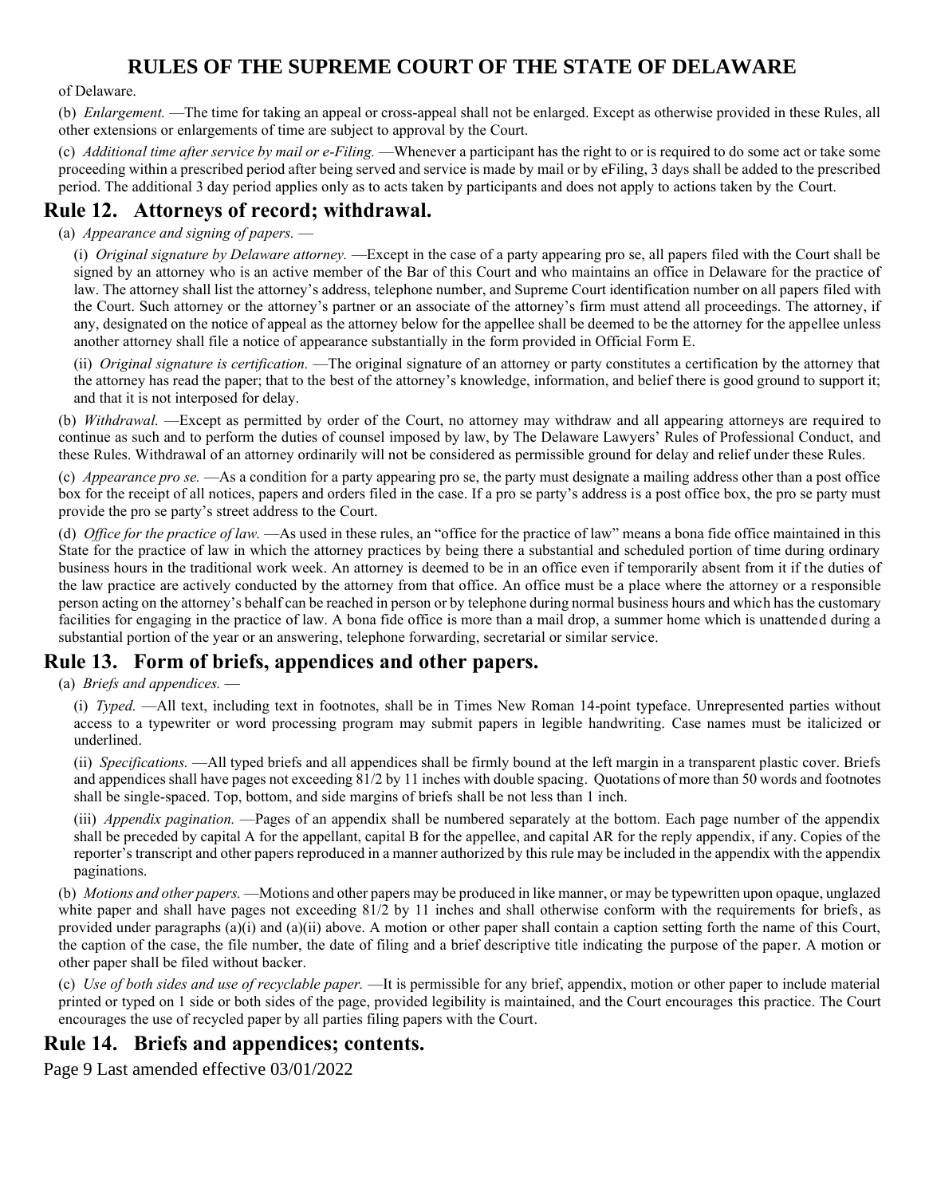of Delaware.

(b) *Enlargement.* —The time for taking an appeal or cross-appeal shall not be enlarged. Except as otherwise provided in these Rules, all other extensions or enlargements of time are subject to approval by the Court.

(c) *Additional time after service by mail or e-Filing.* —Whenever a participant has the right to or is required to do some act or take some proceeding within a prescribed period after being served and service is made by mail or by eFiling, 3 days shall be added to the prescribed period. The additional 3 day period applies only as to acts taken by participants and does not apply to actions taken by the Court.

## Rule 12. Attorneys of record; withdrawal.

(a) *Appearance and signing of papers.* —

(i) *Original signature by Delaware attorney.* —Except in the case of a party appearing pro se, all papers filed with the Court shall be signed by an attorney who is an active member of the Bar of this Court and who maintains an office in Delaware for the practice of law. The attorney shall list the attorney's address, telephone number, and Supreme Court identification number on all papers filed with the Court. Such attorney or the attorney's partner or an associate of the attorney's firm must attend all proceedings. The attorney, if any, designated on the notice of appeal as the attorney below for the appellee shall be deemed to be the attorney for the appellee unless another attorney shall file a notice of appearance substantially in the form provided in Official Form E.

(ii) *Original signature is certification.* —The original signature of an attorney or party constitutes a certification by the attorney that the attorney has read the paper; that to the best of the attorney's knowledge, information, and belief there is good ground to support it; and that it is not interposed for delay.

(b) *Withdrawal.* —Except as permitted by order of the Court, no attorney may withdraw and all appearing attorneys are required to continue as such and to perform the duties of counsel imposed by law, by The Delaware Lawyers' Rules of Professional Conduct, and these Rules. Withdrawal of an attorney ordinarily will not be considered as permissible ground for delay and relief under these Rules.

(c) *Appearance pro se.* —As a condition for a party appearing pro se, the party must designate a mailing address other than a post office box for the receipt of all notices, papers and orders filed in the case. If a pro se party's address is a post office box, the pro se party must provide the pro se party's street address to the Court.

(d) *Office for the practice of law.* —As used in these rules, an "office for the practice of law" means a bona fide office maintained in this State for the practice of law in which the attorney practices by being there a substantial and scheduled portion of time during ordinary business hours in the traditional work week. An attorney is deemed to be in an office even if temporarily absent from it if the duties of the law practice are actively conducted by the attorney from that office. An office must be a place where the attorney or a responsible person acting on the attorney's behalf can be reached in person or by telephone during normal business hours and which has the customary facilities for engaging in the practice of law. A bona fide office is more than a mail drop, a summer home which is unattended during a substantial portion of the year or an answering, telephone forwarding, secretarial or similar service.

## Rule 13. Form of briefs, appendices and other papers.

(a) *Briefs and appendices.* —

(i) *Typed.* —All text, including text in footnotes, shall be in Times New Roman 14-point typeface. Unrepresented parties without access to a typewriter or word processing program may submit papers in legible handwriting. Case names must be italicized or underlined.

(ii) *Specifications.* —All typed briefs and all appendices shall be firmly bound at the left margin in a transparent plastic cover. Briefs and appendices shall have pages not exceeding 81/2 by 11 inches with double spacing. Quotations of more than 50 words and footnotes shall be single-spaced. Top, bottom, and side margins of briefs shall be not less than 1 inch.

(iii) *Appendix pagination.* —Pages of an appendix shall be numbered separately at the bottom. Each page number of the appendix shall be preceded by capital A for the appellant, capital B for the appellee, and capital AR for the reply appendix, if any. Copies of the reporter's transcript and other papers reproduced in a manner authorized by this rule may be included in the appendix with the appendix paginations.

(b) *Motions and other papers.* —Motions and other papers may be produced in like manner, or may be typewritten upon opaque, unglazed white paper and shall have pages not exceeding 81/2 by 11 inches and shall otherwise conform with the requirements for briefs, as provided under paragraphs (a)(i) and (a)(ii) above. A motion or other paper shall contain a caption setting forth the name of this Court, the caption of the case, the file number, the date of filing and a brief descriptive title indicating the purpose of the paper. A motion or other paper shall be filed without backer.

(c) *Use of both sides and use of recyclable paper.* —It is permissible for any brief, appendix, motion or other paper to include material printed or typed on 1 side or both sides of the page, provided legibility is maintained, and the Court encourages this practice. The Court encourages the use of recycled paper by all parties filing papers with the Court.

## Rule 14. Briefs and appendices; contents.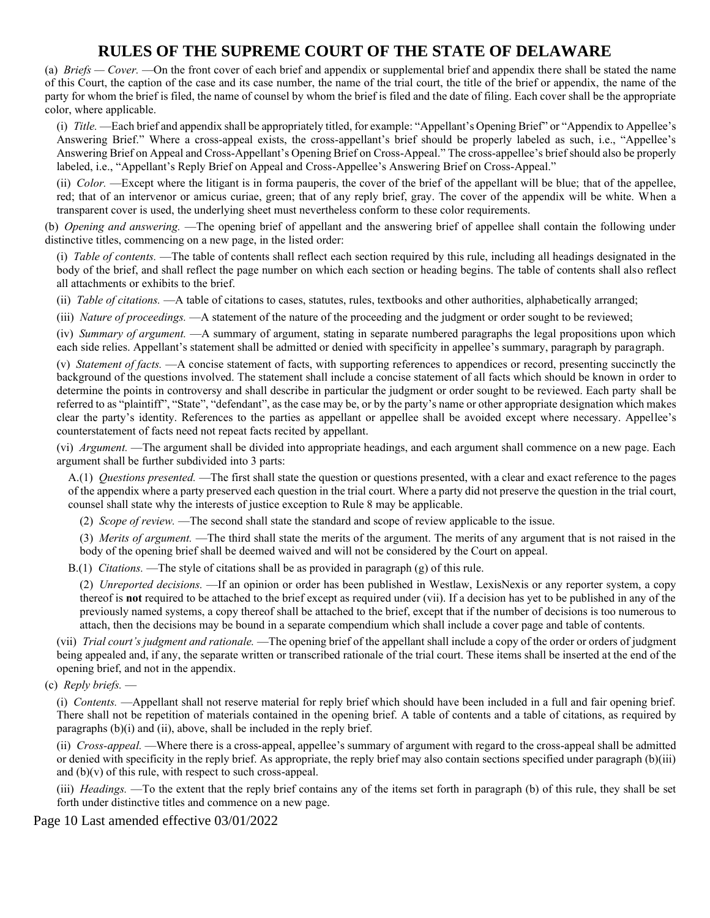# RULES OF THE SUPREME COURT OF THE STATE OF DELAWARE

(a) *Briefs — Cover.* —On the front cover of each brief and appendix or supplemental brief and appendix there shall be stated the name of this Court, the caption of the case and its case number, the name of the trial court, the title of the brief or appendix, the name of the party for whom the brief is filed, the name of counsel by whom the brief is filed and the date of filing. Each cover shall be the appropriate color, where applicable.

(i) *Title.* —Each brief and appendix shall be appropriately titled, for example: "Appellant's Opening Brief" or "Appendix to Appellee's Answering Brief." Where a cross-appeal exists, the cross-appellant's brief should be properly labeled as such, i.e., "Appellee's Answering Brief on Appeal and Cross-Appellant's Opening Brief on Cross-Appeal." The cross-appellee's brief should also be properly labeled, i.e., "Appellant's Reply Brief on Appeal and Cross-Appellee's Answering Brief on Cross-Appeal."

(ii) *Color.* —Except where the litigant is in forma pauperis, the cover of the brief of the appellant will be blue; that of the appellee, red; that of an intervenor or amicus curiae, green; that of any reply brief, gray. The cover of the appendix will be white. When a transparent cover is used, the underlying sheet must nevertheless conform to these color requirements.

(b) *Opening and answering.* —The opening brief of appellant and the answering brief of appellee shall contain the following under distinctive titles, commencing on a new page, in the listed order:

(i) *Table of contents.* —The table of contents shall reflect each section required by this rule, including all headings designated in the body of the brief, and shall reflect the page number on which each section or heading begins. The table of contents shall also reflect all attachments or exhibits to the brief.

(ii) *Table of citations.* —A table of citations to cases, statutes, rules, textbooks and other authorities, alphabetically arranged;

(iii) *Nature of proceedings.* —A statement of the nature of the proceeding and the judgment or order sought to be reviewed;

(iv) *Summary of argument.* —A summary of argument, stating in separate numbered paragraphs the legal propositions upon which each side relies. Appellant's statement shall be admitted or denied with specificity in appellee's summary, paragraph by paragraph.

(v) *Statement of facts.* —A concise statement of facts, with supporting references to appendices or record, presenting succinctly the background of the questions involved. The statement shall include a concise statement of all facts which should be known in order to determine the points in controversy and shall describe in particular the judgment or order sought to be reviewed. Each party shall be referred to as "plaintiff", "State", "defendant", as the case may be, or by the party's name or other appropriate designation which makes clear the party's identity. References to the parties as appellant or appellee shall be avoided except where necessary. Appellee's counterstatement of facts need not repeat facts recited by appellant.

(vi) *Argument.* —The argument shall be divided into appropriate headings, and each argument shall commence on a new page. Each argument shall be further subdivided into 3 parts:

A.(1) *Questions presented.* —The first shall state the question or questions presented, with a clear and exact reference to the pages of the appendix where a party preserved each question in the trial court. Where a party did not preserve the question in the trial court, counsel shall state why the interests of justice exception to Rule 8 may be applicable.

(2) *Scope of review.* —The second shall state the standard and scope of review applicable to the issue.

(3) *Merits of argument.* —The third shall state the merits of the argument. The merits of any argument that is not raised in the body of the opening brief shall be deemed waived and will not be considered by the Court on appeal.

B.(1) *Citations.* —The style of citations shall be as provided in paragraph (g) of this rule.

(2) *Unreported decisions.* —If an opinion or order has been published in Westlaw, LexisNexis or any reporter system, a copy thereof is **not** required to be attached to the brief except as required under (vii). If a decision has yet to be published in any of the previously named systems, a copy thereof shall be attached to the brief, except that if the number of decisions is too numerous to attach, then the decisions may be bound in a separate compendium which shall include a cover page and table of contents.

(vii) *Trial court's judgment and rationale.* —The opening brief of the appellant shall include a copy of the order or orders of judgment being appealed and, if any, the separate written or transcribed rationale of the trial court. These items shall be inserted at the end of the opening brief, and not in the appendix.

(c) *Reply briefs.* —

(i) *Contents.* —Appellant shall not reserve material for reply brief which should have been included in a full and fair opening brief. There shall not be repetition of materials contained in the opening brief. A table of contents and a table of citations, as required by paragraphs (b)(i) and (ii), above, shall be included in the reply brief.

(ii) *Cross-appeal.* —Where there is a cross-appeal, appellee's summary of argument with regard to the cross-appeal shall be admitted or denied with specificity in the reply brief. As appropriate, the reply brief may also contain sections specified under paragraph (b)(iii) and (b)(v) of this rule, with respect to such cross-appeal.

(iii) *Headings.* —To the extent that the reply brief contains any of the items set forth in paragraph (b) of this rule, they shall be set forth under distinctive titles and commence on a new page.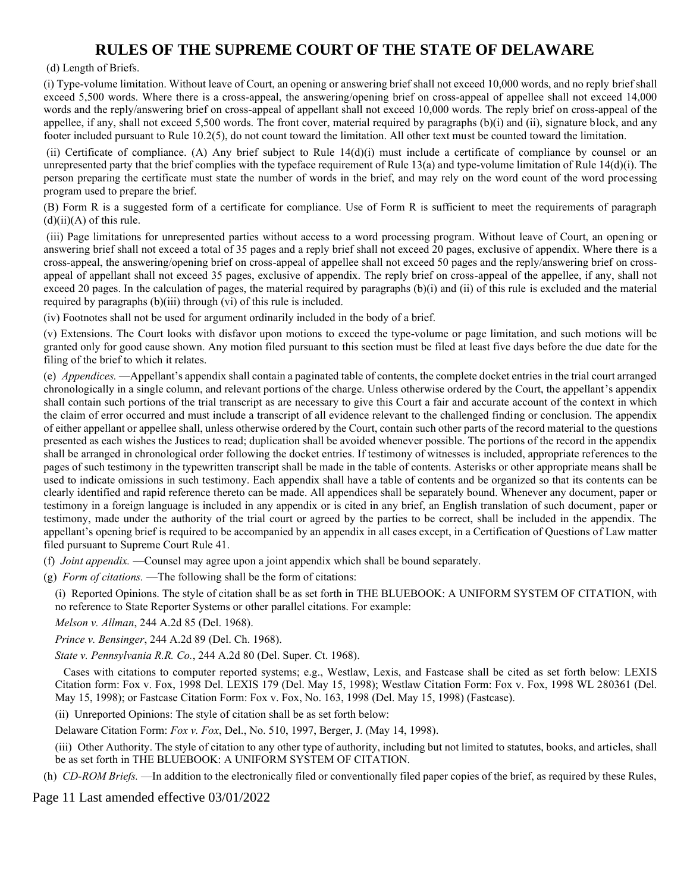(d) Length of Briefs.

(i) Type-volume limitation. Without leave of Court, an opening or answering brief shall not exceed 10,000 words, and no reply brief shall exceed 5,500 words. Where there is a cross-appeal, the answering/opening brief on cross-appeal of appellee shall not exceed 14,000 words and the reply/answering brief on cross-appeal of appellant shall not exceed 10,000 words. The reply brief on cross-appeal of the appellee, if any, shall not exceed 5,500 words. The front cover, material required by paragraphs (b)(i) and (ii), signature block, and any footer included pursuant to Rule 10.2(5), do not count toward the limitation. All other text must be counted toward the limitation.

(ii) Certificate of compliance. (A) Any brief subject to Rule 14(d)(i) must include a certificate of compliance by counsel or an unrepresented party that the brief complies with the typeface requirement of Rule 13(a) and type-volume limitation of Rule 14(d)(i). The person preparing the certificate must state the number of words in the brief, and may rely on the word count of the word processing program used to prepare the brief.

(B) Form R is a suggested form of a certificate for compliance. Use of Form R is sufficient to meet the requirements of paragraph (d)(ii)(A) of this rule.

(iii) Page limitations for unrepresented parties without access to a word processing program. Without leave of Court, an opening or answering brief shall not exceed a total of 35 pages and a reply brief shall not exceed 20 pages, exclusive of appendix. Where there is a cross-appeal, the answering/opening brief on cross-appeal of appellee shall not exceed 50 pages and the reply/answering brief on cross-appeal of appellant shall not exceed 35 pages, exclusive of appendix. The reply brief on cross-appeal of the appellee, if any, shall not exceed 20 pages. In the calculation of pages, the material required by paragraphs (b)(i) and (ii) of this rule is excluded and the material required by paragraphs (b)(iii) through (vi) of this rule is included.

(iv) Footnotes shall not be used for argument ordinarily included in the body of a brief.

(v) Extensions. The Court looks with disfavor upon motions to exceed the type-volume or page limitation, and such motions will be granted only for good cause shown. Any motion filed pursuant to this section must be filed at least five days before the due date for the filing of the brief to which it relates.

(e) *Appendices.* —Appellant's appendix shall contain a paginated table of contents, the complete docket entries in the trial court arranged chronologically in a single column, and relevant portions of the charge. Unless otherwise ordered by the Court, the appellant's appendix shall contain such portions of the trial transcript as are necessary to give this Court a fair and accurate account of the context in which the claim of error occurred and must include a transcript of all evidence relevant to the challenged finding or conclusion. The appendix of either appellant or appellee shall, unless otherwise ordered by the Court, contain such other parts of the record material to the questions presented as each wishes the Justices to read; duplication shall be avoided whenever possible. The portions of the record in the appendix shall be arranged in chronological order following the docket entries. If testimony of witnesses is included, appropriate references to the pages of such testimony in the typewritten transcript shall be made in the table of contents. Asterisks or other appropriate means shall be used to indicate omissions in such testimony. Each appendix shall have a table of contents and be organized so that its contents can be clearly identified and rapid reference thereto can be made. All appendices shall be separately bound. Whenever any document, paper or testimony in a foreign language is included in any appendix or is cited in any brief, an English translation of such document, paper or testimony, made under the authority of the trial court or agreed by the parties to be correct, shall be included in the appendix. The appellant's opening brief is required to be accompanied by an appendix in all cases except, in a Certification of Questions of Law matter filed pursuant to Supreme Court Rule 41.

(f) *Joint appendix.* —Counsel may agree upon a joint appendix which shall be bound separately.

(g) *Form of citations.* —The following shall be the form of citations:

(i) Reported Opinions. The style of citation shall be as set forth in THE BLUEBOOK: A UNIFORM SYSTEM OF CITATION, with no reference to State Reporter Systems or other parallel citations. For example:

*Melson v. Allman*, 244 A.2d 85 (Del. 1968).

*Prince v. Bensinger*, 244 A.2d 89 (Del. Ch. 1968).

*State v. Pennsylvania R.R. Co.*, 244 A.2d 80 (Del. Super. Ct. 1968).

Cases with citations to computer reported systems; e.g., Westlaw, Lexis, and Fastcase shall be cited as set forth below: LEXIS Citation form: Fox v. Fox, 1998 Del. LEXIS 179 (Del. May 15, 1998); Westlaw Citation Form: Fox v. Fox, 1998 WL 280361 (Del. May 15, 1998); or Fastcase Citation Form: Fox v. Fox, No. 163, 1998 (Del. May 15, 1998) (Fastcase).

(ii) Unreported Opinions: The style of citation shall be as set forth below:

Delaware Citation Form: *Fox v. Fox*, Del., No. 510, 1997, Berger, J. (May 14, 1998).

(iii) Other Authority. The style of citation to any other type of authority, including but not limited to statutes, books, and articles, shall be as set forth in THE BLUEBOOK: A UNIFORM SYSTEM OF CITATION.

(h) *CD-ROM Briefs.* —In addition to the electronically filed or conventionally filed paper copies of the brief, as required by these Rules,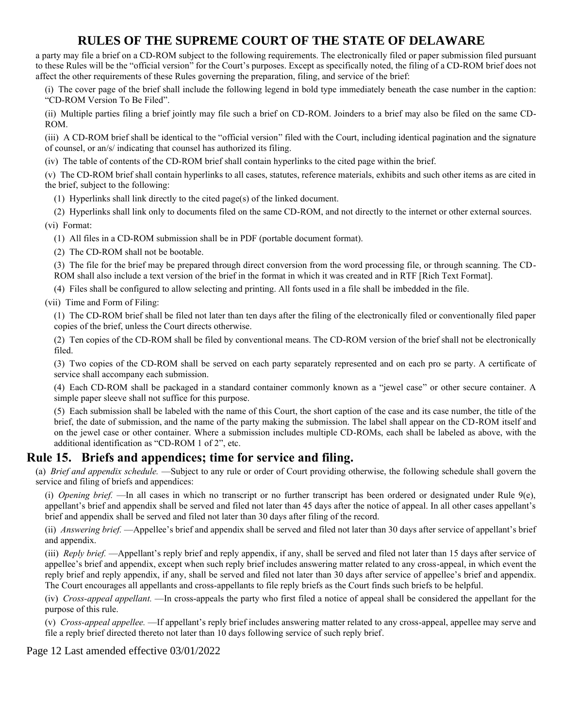a party may file a brief on a CD-ROM subject to the following requirements. The electronically filed or paper submission filed pursuant to these Rules will be the "official version" for the Court's purposes. Except as specifically noted, the filing of a CD-ROM brief does not affect the other requirements of these Rules governing the preparation, filing, and service of the brief:

(i) The cover page of the brief shall include the following legend in bold type immediately beneath the case number in the caption: "CD-ROM Version To Be Filed".

(ii) Multiple parties filing a brief jointly may file such a brief on CD-ROM. Joinders to a brief may also be filed on the same CD-ROM.

(iii) A CD-ROM brief shall be identical to the "official version" filed with the Court, including identical pagination and the signature of counsel, or an/s/ indicating that counsel has authorized its filing.

(iv) The table of contents of the CD-ROM brief shall contain hyperlinks to the cited page within the brief.

(v) The CD-ROM brief shall contain hyperlinks to all cases, statutes, reference materials, exhibits and such other items as are cited in the brief, subject to the following:

(1) Hyperlinks shall link directly to the cited page(s) of the linked document.

(2) Hyperlinks shall link only to documents filed on the same CD-ROM, and not directly to the internet or other external sources.

(vi) Format:

(1) All files in a CD-ROM submission shall be in PDF (portable document format).

(2) The CD-ROM shall not be bootable.

(3) The file for the brief may be prepared through direct conversion from the word processing file, or through scanning. The CD-ROM shall also include a text version of the brief in the format in which it was created and in RTF [Rich Text Format].

(4) Files shall be configured to allow selecting and printing. All fonts used in a file shall be imbedded in the file.

(vii) Time and Form of Filing:

(1) The CD-ROM brief shall be filed not later than ten days after the filing of the electronically filed or conventionally filed paper copies of the brief, unless the Court directs otherwise.

(2) Ten copies of the CD-ROM shall be filed by conventional means. The CD-ROM version of the brief shall not be electronically filed.

(3) Two copies of the CD-ROM shall be served on each party separately represented and on each pro se party. A certificate of service shall accompany each submission.

(4) Each CD-ROM shall be packaged in a standard container commonly known as a "jewel case" or other secure container. A simple paper sleeve shall not suffice for this purpose.

(5) Each submission shall be labeled with the name of this Court, the short caption of the case and its case number, the title of the brief, the date of submission, and the name of the party making the submission. The label shall appear on the CD-ROM itself and on the jewel case or other container. Where a submission includes multiple CD-ROMs, each shall be labeled as above, with the additional identification as "CD-ROM 1 of 2", etc.

## Rule 15. Briefs and appendices; time for service and filing.

(a) *Brief and appendix schedule.* —Subject to any rule or order of Court providing otherwise, the following schedule shall govern the service and filing of briefs and appendices:

(i) *Opening brief.* —In all cases in which no transcript or no further transcript has been ordered or designated under Rule 9(e), appellant's brief and appendix shall be served and filed not later than 45 days after the notice of appeal. In all other cases appellant's brief and appendix shall be served and filed not later than 30 days after filing of the record.

(ii) *Answering brief.* —Appellee's brief and appendix shall be served and filed not later than 30 days after service of appellant's brief and appendix.

(iii) *Reply brief.* —Appellant's reply brief and reply appendix, if any, shall be served and filed not later than 15 days after service of appellee's brief and appendix, except when such reply brief includes answering matter related to any cross-appeal, in which event the reply brief and reply appendix, if any, shall be served and filed not later than 30 days after service of appellee's brief and appendix. The Court encourages all appellants and cross-appellants to file reply briefs as the Court finds such briefs to be helpful.

(iv) *Cross-appeal appellant.* —In cross-appeals the party who first filed a notice of appeal shall be considered the appellant for the purpose of this rule.

(v) *Cross-appeal appellee.* —If appellant's reply brief includes answering matter related to any cross-appeal, appellee may serve and file a reply brief directed thereto not later than 10 days following service of such reply brief.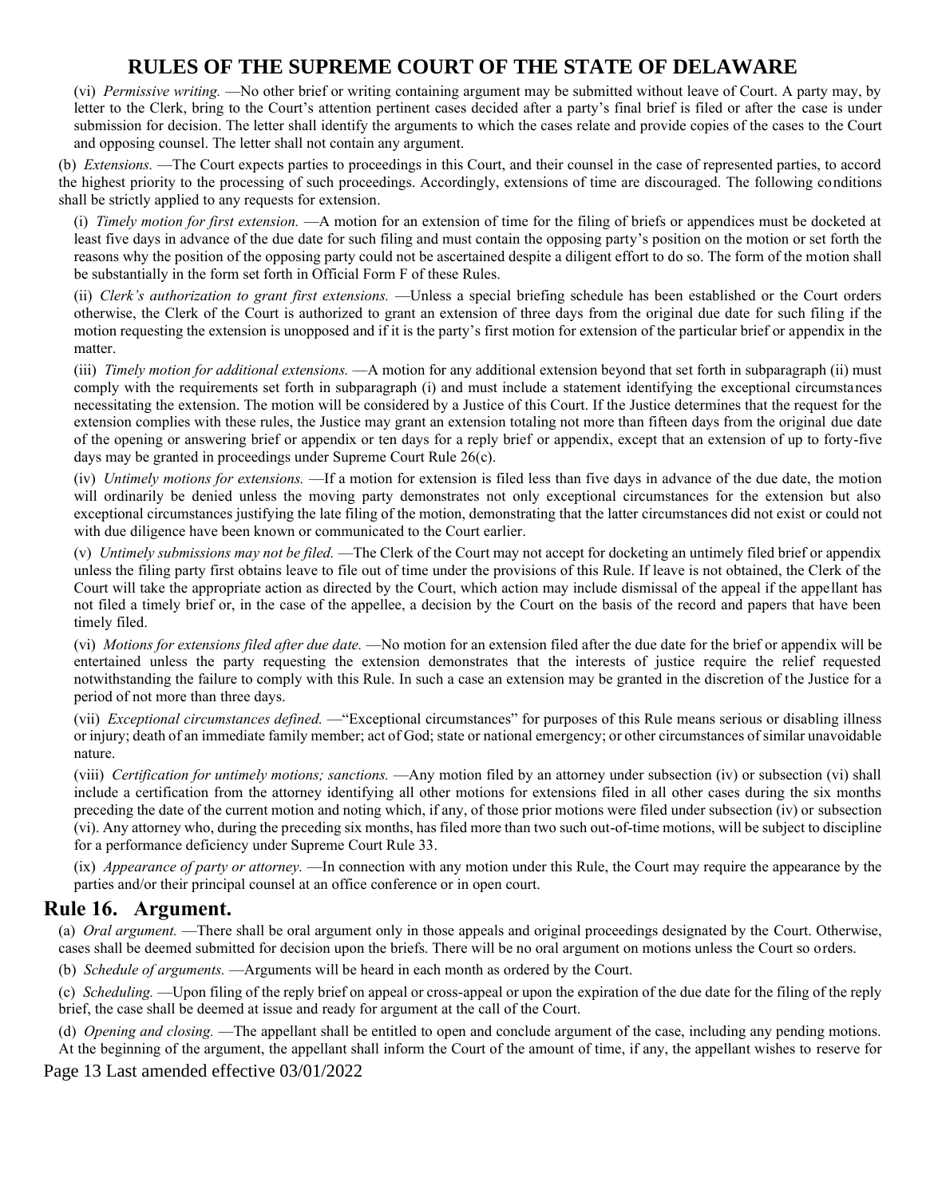(vi) *Permissive writing.* —No other brief or writing containing argument may be submitted without leave of Court. A party may, by letter to the Clerk, bring to the Court's attention pertinent cases decided after a party's final brief is filed or after the case is under submission for decision. The letter shall identify the arguments to which the cases relate and provide copies of the cases to the Court and opposing counsel. The letter shall not contain any argument.

(b) *Extensions.* —The Court expects parties to proceedings in this Court, and their counsel in the case of represented parties, to accord the highest priority to the processing of such proceedings. Accordingly, extensions of time are discouraged. The following conditions shall be strictly applied to any requests for extension.

(i) *Timely motion for first extension.* —A motion for an extension of time for the filing of briefs or appendices must be docketed at least five days in advance of the due date for such filing and must contain the opposing party's position on the motion or set forth the reasons why the position of the opposing party could not be ascertained despite a diligent effort to do so. The form of the motion shall be substantially in the form set forth in Official Form F of these Rules.

(ii) *Clerk's authorization to grant first extensions.* —Unless a special briefing schedule has been established or the Court orders otherwise, the Clerk of the Court is authorized to grant an extension of three days from the original due date for such filing if the motion requesting the extension is unopposed and if it is the party's first motion for extension of the particular brief or appendix in the matter.

(iii) *Timely motion for additional extensions.* —A motion for any additional extension beyond that set forth in subparagraph (ii) must comply with the requirements set forth in subparagraph (i) and must include a statement identifying the exceptional circumstances necessitating the extension. The motion will be considered by a Justice of this Court. If the Justice determines that the request for the extension complies with these rules, the Justice may grant an extension totaling not more than fifteen days from the original due date of the opening or answering brief or appendix or ten days for a reply brief or appendix, except that an extension of up to forty-five days may be granted in proceedings under Supreme Court Rule 26(c).

(iv) *Untimely motions for extensions.* —If a motion for extension is filed less than five days in advance of the due date, the motion will ordinarily be denied unless the moving party demonstrates not only exceptional circumstances for the extension but also exceptional circumstances justifying the late filing of the motion, demonstrating that the latter circumstances did not exist or could not with due diligence have been known or communicated to the Court earlier.

(v) *Untimely submissions may not be filed.* —The Clerk of the Court may not accept for docketing an untimely filed brief or appendix unless the filing party first obtains leave to file out of time under the provisions of this Rule. If leave is not obtained, the Clerk of the Court will take the appropriate action as directed by the Court, which action may include dismissal of the appeal if the appellant has not filed a timely brief or, in the case of the appellee, a decision by the Court on the basis of the record and papers that have been timely filed.

(vi) *Motions for extensions filed after due date.* —No motion for an extension filed after the due date for the brief or appendix will be entertained unless the party requesting the extension demonstrates that the interests of justice require the relief requested notwithstanding the failure to comply with this Rule. In such a case an extension may be granted in the discretion of the Justice for a period of not more than three days.

(vii) *Exceptional circumstances defined.* —"Exceptional circumstances" for purposes of this Rule means serious or disabling illness or injury; death of an immediate family member; act of God; state or national emergency; or other circumstances of similar unavoidable nature.

(viii) *Certification for untimely motions; sanctions.* —Any motion filed by an attorney under subsection (iv) or subsection (vi) shall include a certification from the attorney identifying all other motions for extensions filed in all other cases during the six months preceding the date of the current motion and noting which, if any, of those prior motions were filed under subsection (iv) or subsection (vi). Any attorney who, during the preceding six months, has filed more than two such out-of-time motions, will be subject to discipline for a performance deficiency under Supreme Court Rule 33.

(ix) *Appearance of party or attorney.* —In connection with any motion under this Rule, the Court may require the appearance by the parties and/or their principal counsel at an office conference or in open court.

## Rule 16. Argument.

(a) *Oral argument.* —There shall be oral argument only in those appeals and original proceedings designated by the Court. Otherwise, cases shall be deemed submitted for decision upon the briefs. There will be no oral argument on motions unless the Court so orders.

(b) *Schedule of arguments.* —Arguments will be heard in each month as ordered by the Court.

(c) *Scheduling.* —Upon filing of the reply brief on appeal or cross-appeal or upon the expiration of the due date for the filing of the reply brief, the case shall be deemed at issue and ready for argument at the call of the Court.

(d) *Opening and closing.* —The appellant shall be entitled to open and conclude argument of the case, including any pending motions. At the beginning of the argument, the appellant shall inform the Court of the amount of time, if any, the appellant wishes to reserve for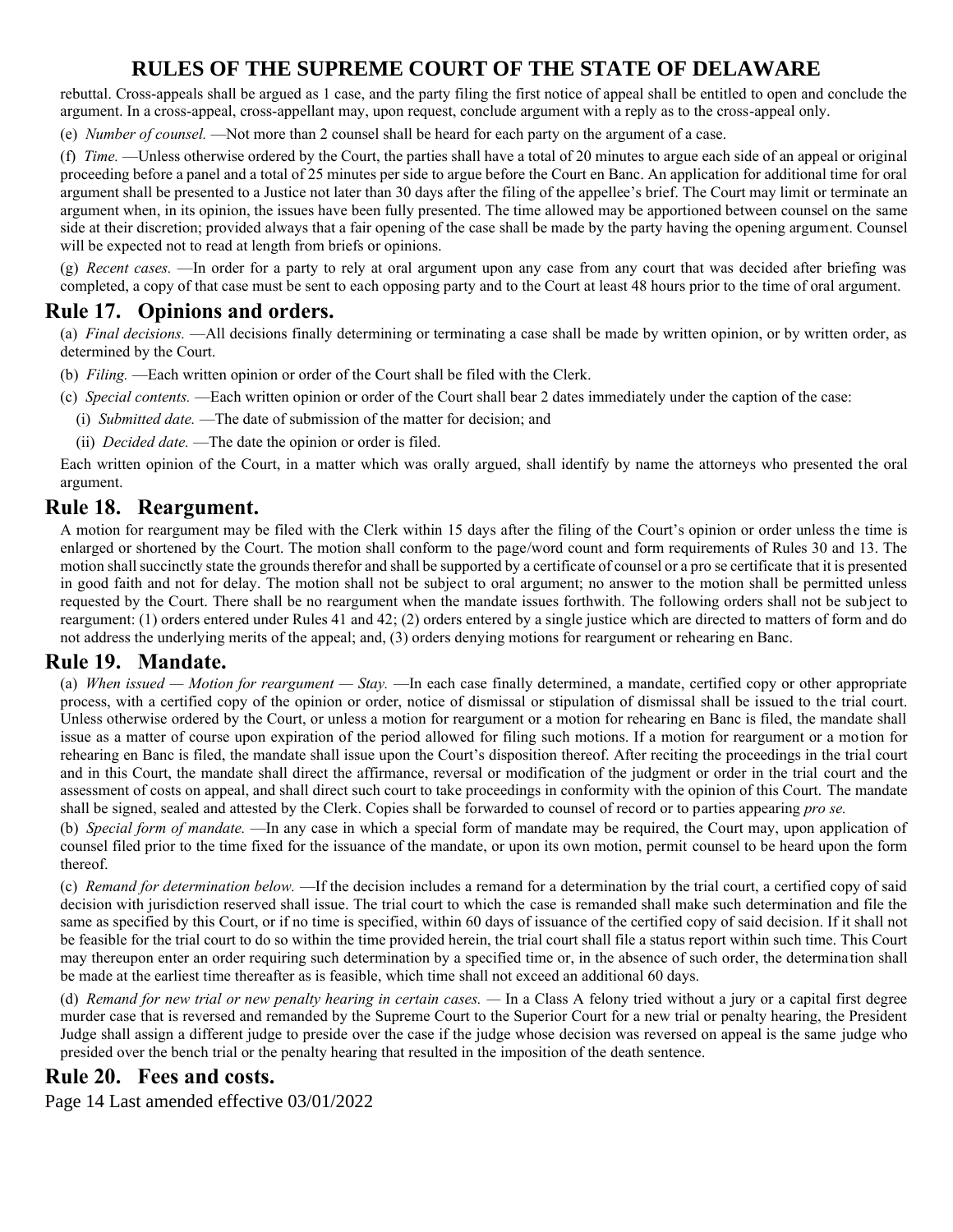rebuttal. Cross-appeals shall be argued as 1 case, and the party filing the first notice of appeal shall be entitled to open and conclude the argument. In a cross-appeal, cross-appellant may, upon request, conclude argument with a reply as to the cross-appeal only.

(e) *Number of counsel.* —Not more than 2 counsel shall be heard for each party on the argument of a case.

(f) *Time.* —Unless otherwise ordered by the Court, the parties shall have a total of 20 minutes to argue each side of an appeal or original proceeding before a panel and a total of 25 minutes per side to argue before the Court en Banc. An application for additional time for oral argument shall be presented to a Justice not later than 30 days after the filing of the appellee's brief. The Court may limit or terminate an argument when, in its opinion, the issues have been fully presented. The time allowed may be apportioned between counsel on the same side at their discretion; provided always that a fair opening of the case shall be made by the party having the opening argument. Counsel will be expected not to read at length from briefs or opinions.

(g) *Recent cases.* —In order for a party to rely at oral argument upon any case from any court that was decided after briefing was completed, a copy of that case must be sent to each opposing party and to the Court at least 48 hours prior to the time of oral argument.

## Rule 17. Opinions and orders.

(a) *Final decisions.* —All decisions finally determining or terminating a case shall be made by written opinion, or by written order, as determined by the Court.

(b) *Filing.* —Each written opinion or order of the Court shall be filed with the Clerk.

(c) *Special contents.* —Each written opinion or order of the Court shall bear 2 dates immediately under the caption of the case:

(i) *Submitted date.* —The date of submission of the matter for decision; and

(ii) *Decided date.* —The date the opinion or order is filed.

Each written opinion of the Court, in a matter which was orally argued, shall identify by name the attorneys who presented the oral argument.

## Rule 18. Reargument.

A motion for reargument may be filed with the Clerk within 15 days after the filing of the Court's opinion or order unless the time is enlarged or shortened by the Court. The motion shall conform to the page/word count and form requirements of Rules 30 and 13. The motion shall succinctly state the grounds therefor and shall be supported by a certificate of counsel or a pro se certificate that it is presented in good faith and not for delay. The motion shall not be subject to oral argument; no answer to the motion shall be permitted unless requested by the Court. There shall be no reargument when the mandate issues forthwith. The following orders shall not be subject to reargument: (1) orders entered under Rules 41 and 42; (2) orders entered by a single justice which are directed to matters of form and do not address the underlying merits of the appeal; and, (3) orders denying motions for reargument or rehearing en Banc.

## Rule 19. Mandate.

(a) *When issued — Motion for reargument — Stay.* —In each case finally determined, a mandate, certified copy or other appropriate process, with a certified copy of the opinion or order, notice of dismissal or stipulation of dismissal shall be issued to the trial court. Unless otherwise ordered by the Court, or unless a motion for reargument or a motion for rehearing en Banc is filed, the mandate shall issue as a matter of course upon expiration of the period allowed for filing such motions. If a motion for reargument or a motion for rehearing en Banc is filed, the mandate shall issue upon the Court's disposition thereof. After reciting the proceedings in the trial court and in this Court, the mandate shall direct the affirmance, reversal or modification of the judgment or order in the trial court and the assessment of costs on appeal, and shall direct such court to take proceedings in conformity with the opinion of this Court. The mandate shall be signed, sealed and attested by the Clerk. Copies shall be forwarded to counsel of record or to parties appearing *pro se.*

(b) *Special form of mandate.* —In any case in which a special form of mandate may be required, the Court may, upon application of counsel filed prior to the time fixed for the issuance of the mandate, or upon its own motion, permit counsel to be heard upon the form thereof.

(c) *Remand for determination below.* —If the decision includes a remand for a determination by the trial court, a certified copy of said decision with jurisdiction reserved shall issue. The trial court to which the case is remanded shall make such determination and file the same as specified by this Court, or if no time is specified, within 60 days of issuance of the certified copy of said decision. If it shall not be feasible for the trial court to do so within the time provided herein, the trial court shall file a status report within such time. This Court may thereupon enter an order requiring such determination by a specified time or, in the absence of such order, the determination shall be made at the earliest time thereafter as is feasible, which time shall not exceed an additional 60 days.

(d) *Remand for new trial or new penalty hearing in certain cases.* — In a Class A felony tried without a jury or a capital first degree murder case that is reversed and remanded by the Supreme Court to the Superior Court for a new trial or penalty hearing, the President Judge shall assign a different judge to preside over the case if the judge whose decision was reversed on appeal is the same judge who presided over the bench trial or the penalty hearing that resulted in the imposition of the death sentence.

## Rule 20. Fees and costs.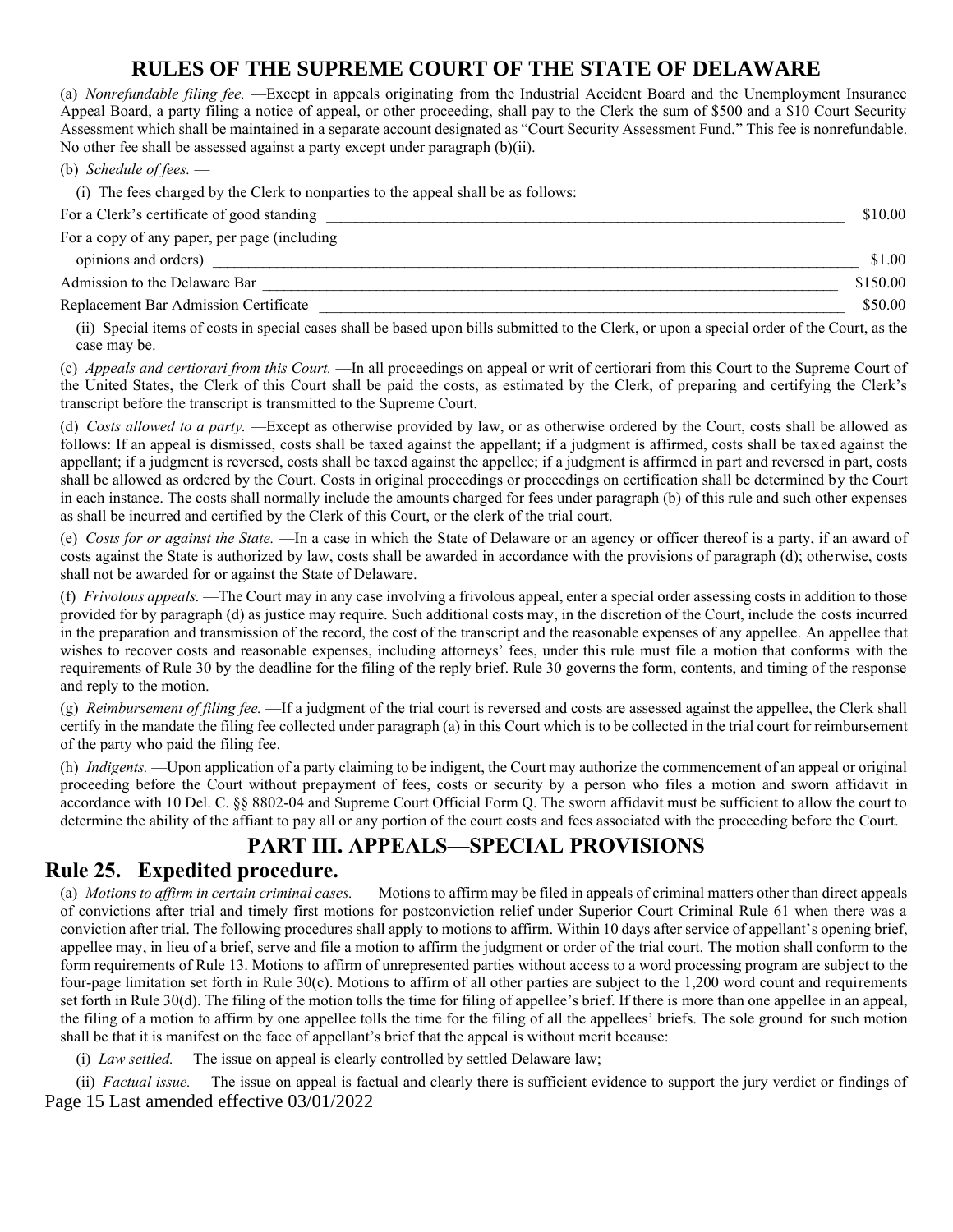(a) *Nonrefundable filing fee.* —Except in appeals originating from the Industrial Accident Board and the Unemployment Insurance Appeal Board, a party filing a notice of appeal, or other proceeding, shall pay to the Clerk the sum of $500 and a $10 Court Security Assessment which shall be maintained in a separate account designated as "Court Security Assessment Fund." This fee is nonrefundable. No other fee shall be assessed against a party except under paragraph (b)(ii).

(b) *Schedule of fees.* —

(i) The fees charged by the Clerk to nonparties to the appeal shall be as follows:

| | |
|---|---|
| For a Clerk's certificate of good standing | $10.00 |
| For a copy of any paper, per page (including opinions and orders) | $1.00 |
| Admission to the Delaware Bar | $150.00 |
| Replacement Bar Admission Certificate | $50.00 |

(ii) Special items of costs in special cases shall be based upon bills submitted to the Clerk, or upon a special order of the Court, as the case may be.

(c) *Appeals and certiorari from this Court.* —In all proceedings on appeal or writ of certiorari from this Court to the Supreme Court of the United States, the Clerk of this Court shall be paid the costs, as estimated by the Clerk, of preparing and certifying the Clerk's transcript before the transcript is transmitted to the Supreme Court.

(d) *Costs allowed to a party.* —Except as otherwise provided by law, or as otherwise ordered by the Court, costs shall be allowed as follows: If an appeal is dismissed, costs shall be taxed against the appellant; if a judgment is affirmed, costs shall be taxed against the appellant; if a judgment is reversed, costs shall be taxed against the appellee; if a judgment is affirmed in part and reversed in part, costs shall be allowed as ordered by the Court. Costs in original proceedings or proceedings on certification shall be determined by the Court in each instance. The costs shall normally include the amounts charged for fees under paragraph (b) of this rule and such other expenses as shall be incurred and certified by the Clerk of this Court, or the clerk of the trial court.

(e) *Costs for or against the State.* —In a case in which the State of Delaware or an agency or officer thereof is a party, if an award of costs against the State is authorized by law, costs shall be awarded in accordance with the provisions of paragraph (d); otherwise, costs shall not be awarded for or against the State of Delaware.

(f) *Frivolous appeals.* —The Court may in any case involving a frivolous appeal, enter a special order assessing costs in addition to those provided for by paragraph (d) as justice may require. Such additional costs may, in the discretion of the Court, include the costs incurred in the preparation and transmission of the record, the cost of the transcript and the reasonable expenses of any appellee. An appellee that wishes to recover costs and reasonable expenses, including attorneys' fees, under this rule must file a motion that conforms with the requirements of Rule 30 by the deadline for the filing of the reply brief. Rule 30 governs the form, contents, and timing of the response and reply to the motion.

(g) *Reimbursement of filing fee.* —If a judgment of the trial court is reversed and costs are assessed against the appellee, the Clerk shall certify in the mandate the filing fee collected under paragraph (a) in this Court which is to be collected in the trial court for reimbursement of the party who paid the filing fee.

(h) *Indigents.* —Upon application of a party claiming to be indigent, the Court may authorize the commencement of an appeal or original proceeding before the Court without prepayment of fees, costs or security by a person who files a motion and sworn affidavit in accordance with 10 Del. C. §§ 8802-04 and Supreme Court Official Form Q. The sworn affidavit must be sufficient to allow the court to determine the ability of the affiant to pay all or any portion of the court costs and fees associated with the proceeding before the Court.

# PART III. APPEALS—SPECIAL PROVISIONS

## Rule 25. Expedited procedure.

(a) *Motions to affirm in certain criminal cases.* — Motions to affirm may be filed in appeals of criminal matters other than direct appeals of convictions after trial and timely first motions for postconviction relief under Superior Court Criminal Rule 61 when there was a conviction after trial. The following procedures shall apply to motions to affirm. Within 10 days after service of appellant's opening brief, appellee may, in lieu of a brief, serve and file a motion to affirm the judgment or order of the trial court. The motion shall conform to the form requirements of Rule 13. Motions to affirm of unrepresented parties without access to a word processing program are subject to the four-page limitation set forth in Rule 30(c). Motions to affirm of all other parties are subject to the 1,200 word count and requirements set forth in Rule 30(d). The filing of the motion tolls the time for filing of appellee's brief. If there is more than one appellee in an appeal, the filing of a motion to affirm by one appellee tolls the time for the filing of all the appellees' briefs. The sole ground for such motion shall be that it is manifest on the face of appellant's brief that the appeal is without merit because:

(i) *Law settled.* —The issue on appeal is clearly controlled by settled Delaware law;

(ii) *Factual issue.* —The issue on appeal is factual and clearly there is sufficient evidence to support the jury verdict or findings of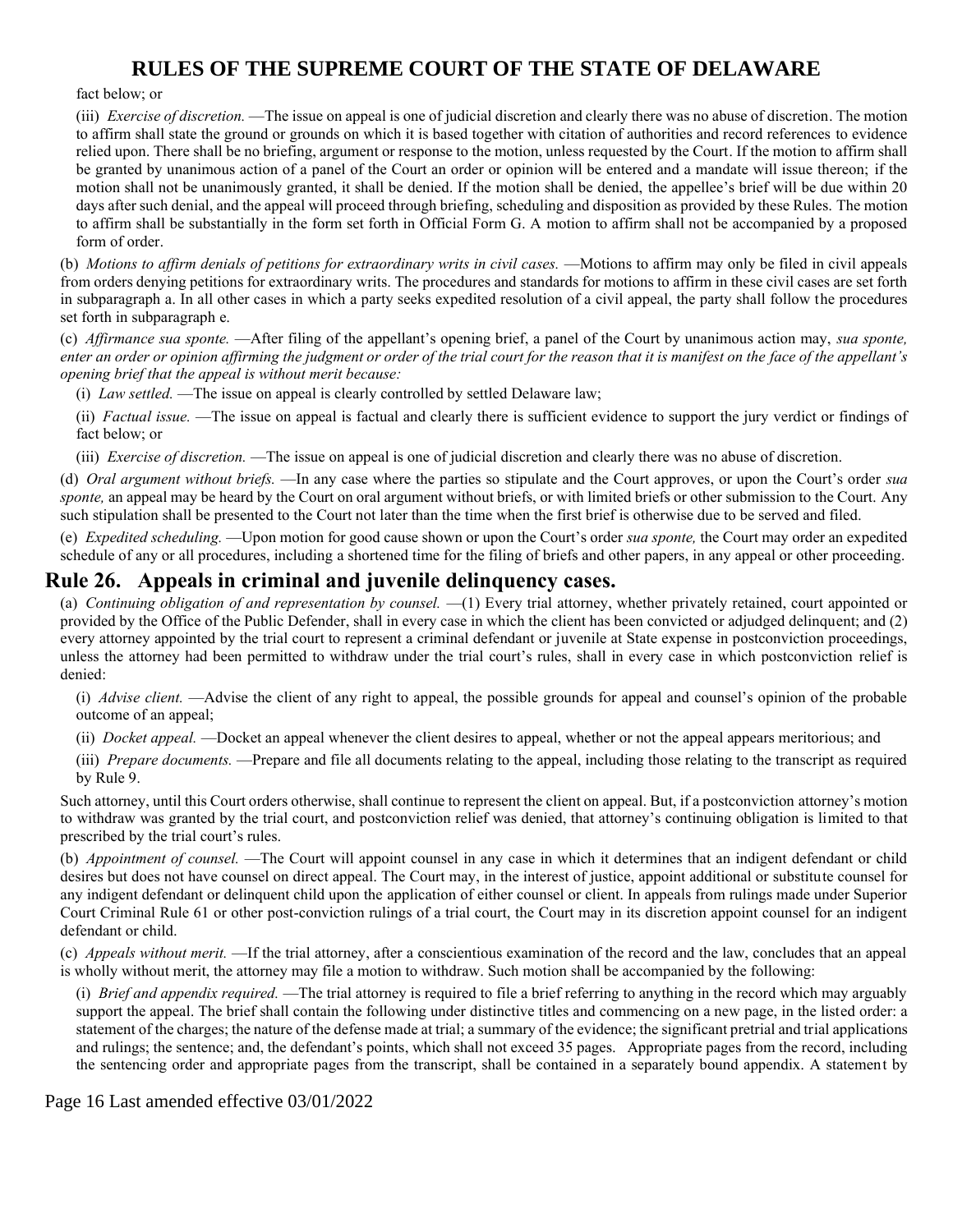fact below; or

(iii) *Exercise of discretion.* —The issue on appeal is one of judicial discretion and clearly there was no abuse of discretion. The motion to affirm shall state the ground or grounds on which it is based together with citation of authorities and record references to evidence relied upon. There shall be no briefing, argument or response to the motion, unless requested by the Court. If the motion to affirm shall be granted by unanimous action of a panel of the Court an order or opinion will be entered and a mandate will issue thereon; if the motion shall not be unanimously granted, it shall be denied. If the motion shall be denied, the appellee's brief will be due within 20 days after such denial, and the appeal will proceed through briefing, scheduling and disposition as provided by these Rules. The motion to affirm shall be substantially in the form set forth in Official Form G. A motion to affirm shall not be accompanied by a proposed form of order.

(b) *Motions to affirm denials of petitions for extraordinary writs in civil cases.* —Motions to affirm may only be filed in civil appeals from orders denying petitions for extraordinary writs. The procedures and standards for motions to affirm in these civil cases are set forth in subparagraph a. In all other cases in which a party seeks expedited resolution of a civil appeal, the party shall follow the procedures set forth in subparagraph e.

(c) *Affirmance sua sponte.* —After filing of the appellant's opening brief, a panel of the Court by unanimous action may, *sua sponte, enter an order or opinion affirming the judgment or order of the trial court for the reason that it is manifest on the face of the appellant's opening brief that the appeal is without merit because:*

(i) *Law settled.* —The issue on appeal is clearly controlled by settled Delaware law;

(ii) *Factual issue.* —The issue on appeal is factual and clearly there is sufficient evidence to support the jury verdict or findings of fact below; or

(iii) *Exercise of discretion.* —The issue on appeal is one of judicial discretion and clearly there was no abuse of discretion.

(d) *Oral argument without briefs.* —In any case where the parties so stipulate and the Court approves, or upon the Court's order *sua sponte,* an appeal may be heard by the Court on oral argument without briefs, or with limited briefs or other submission to the Court. Any such stipulation shall be presented to the Court not later than the time when the first brief is otherwise due to be served and filed.

(e) *Expedited scheduling.* —Upon motion for good cause shown or upon the Court's order *sua sponte,* the Court may order an expedited schedule of any or all procedures, including a shortened time for the filing of briefs and other papers, in any appeal or other proceeding.

## Rule 26. Appeals in criminal and juvenile delinquency cases.

(a) *Continuing obligation of and representation by counsel.* —(1) Every trial attorney, whether privately retained, court appointed or provided by the Office of the Public Defender, shall in every case in which the client has been convicted or adjudged delinquent; and (2) every attorney appointed by the trial court to represent a criminal defendant or juvenile at State expense in postconviction proceedings, unless the attorney had been permitted to withdraw under the trial court's rules, shall in every case in which postconviction relief is denied:

(i) *Advise client.* —Advise the client of any right to appeal, the possible grounds for appeal and counsel's opinion of the probable outcome of an appeal;

(ii) *Docket appeal.* —Docket an appeal whenever the client desires to appeal, whether or not the appeal appears meritorious; and

(iii) *Prepare documents.* —Prepare and file all documents relating to the appeal, including those relating to the transcript as required by Rule 9.

Such attorney, until this Court orders otherwise, shall continue to represent the client on appeal. But, if a postconviction attorney's motion to withdraw was granted by the trial court, and postconviction relief was denied, that attorney's continuing obligation is limited to that prescribed by the trial court's rules.

(b) *Appointment of counsel.* —The Court will appoint counsel in any case in which it determines that an indigent defendant or child desires but does not have counsel on direct appeal. The Court may, in the interest of justice, appoint additional or substitute counsel for any indigent defendant or delinquent child upon the application of either counsel or client. In appeals from rulings made under Superior Court Criminal Rule 61 or other post-conviction rulings of a trial court, the Court may in its discretion appoint counsel for an indigent defendant or child.

(c) *Appeals without merit.* —If the trial attorney, after a conscientious examination of the record and the law, concludes that an appeal is wholly without merit, the attorney may file a motion to withdraw. Such motion shall be accompanied by the following:

(i) *Brief and appendix required.* —The trial attorney is required to file a brief referring to anything in the record which may arguably support the appeal. The brief shall contain the following under distinctive titles and commencing on a new page, in the listed order: a statement of the charges; the nature of the defense made at trial; a summary of the evidence; the significant pretrial and trial applications and rulings; the sentence; and, the defendant's points, which shall not exceed 35 pages. Appropriate pages from the record, including the sentencing order and appropriate pages from the transcript, shall be contained in a separately bound appendix. A statement by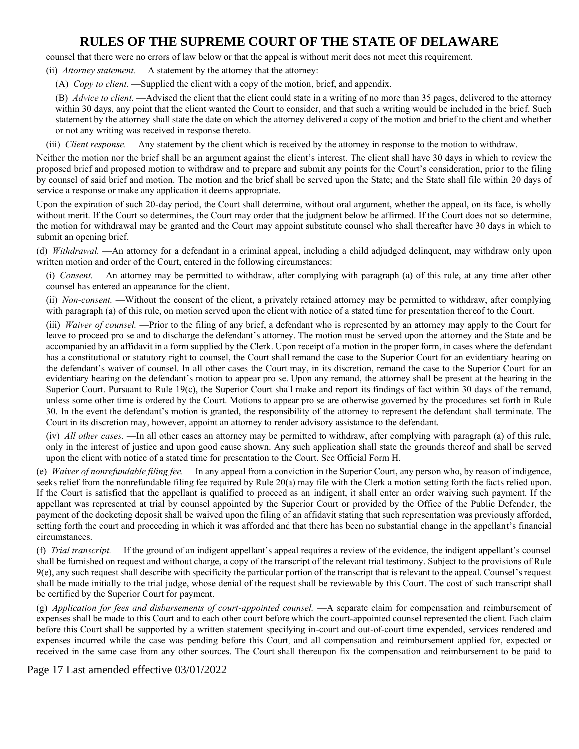counsel that there were no errors of law below or that the appeal is without merit does not meet this requirement.

(ii) *Attorney statement.* —A statement by the attorney that the attorney:

(A) *Copy to client.* —Supplied the client with a copy of the motion, brief, and appendix.

(B) *Advice to client.* —Advised the client that the client could state in a writing of no more than 35 pages, delivered to the attorney within 30 days, any point that the client wanted the Court to consider, and that such a writing would be included in the brief. Such statement by the attorney shall state the date on which the attorney delivered a copy of the motion and brief to the client and whether or not any writing was received in response thereto.

(iii) *Client response.* —Any statement by the client which is received by the attorney in response to the motion to withdraw.

Neither the motion nor the brief shall be an argument against the client's interest. The client shall have 30 days in which to review the proposed brief and proposed motion to withdraw and to prepare and submit any points for the Court's consideration, prior to the filing by counsel of said brief and motion. The motion and the brief shall be served upon the State; and the State shall file within 20 days of service a response or make any application it deems appropriate.

Upon the expiration of such 20-day period, the Court shall determine, without oral argument, whether the appeal, on its face, is wholly without merit. If the Court so determines, the Court may order that the judgment below be affirmed. If the Court does not so determine, the motion for withdrawal may be granted and the Court may appoint substitute counsel who shall thereafter have 30 days in which to submit an opening brief.

(d) *Withdrawal.* —An attorney for a defendant in a criminal appeal, including a child adjudged delinquent, may withdraw only upon written motion and order of the Court, entered in the following circumstances:

(i) *Consent.* —An attorney may be permitted to withdraw, after complying with paragraph (a) of this rule, at any time after other counsel has entered an appearance for the client.

(ii) *Non-consent.* —Without the consent of the client, a privately retained attorney may be permitted to withdraw, after complying with paragraph (a) of this rule, on motion served upon the client with notice of a stated time for presentation thereof to the Court.

(iii) *Waiver of counsel.* —Prior to the filing of any brief, a defendant who is represented by an attorney may apply to the Court for leave to proceed pro se and to discharge the defendant's attorney. The motion must be served upon the attorney and the State and be accompanied by an affidavit in a form supplied by the Clerk. Upon receipt of a motion in the proper form, in cases where the defendant has a constitutional or statutory right to counsel, the Court shall remand the case to the Superior Court for an evidentiary hearing on the defendant's waiver of counsel. In all other cases the Court may, in its discretion, remand the case to the Superior Court for an evidentiary hearing on the defendant's motion to appear pro se. Upon any remand, the attorney shall be present at the hearing in the Superior Court. Pursuant to Rule 19(c), the Superior Court shall make and report its findings of fact within 30 days of the remand, unless some other time is ordered by the Court. Motions to appear pro se are otherwise governed by the procedures set forth in Rule 30. In the event the defendant's motion is granted, the responsibility of the attorney to represent the defendant shall terminate. The Court in its discretion may, however, appoint an attorney to render advisory assistance to the defendant.

(iv) *All other cases.* —In all other cases an attorney may be permitted to withdraw, after complying with paragraph (a) of this rule, only in the interest of justice and upon good cause shown. Any such application shall state the grounds thereof and shall be served upon the client with notice of a stated time for presentation to the Court. See Official Form H.

(e) *Waiver of nonrefundable filing fee.* —In any appeal from a conviction in the Superior Court, any person who, by reason of indigence, seeks relief from the nonrefundable filing fee required by Rule 20(a) may file with the Clerk a motion setting forth the facts relied upon. If the Court is satisfied that the appellant is qualified to proceed as an indigent, it shall enter an order waiving such payment. If the appellant was represented at trial by counsel appointed by the Superior Court or provided by the Office of the Public Defender, the payment of the docketing deposit shall be waived upon the filing of an affidavit stating that such representation was previously afforded, setting forth the court and proceeding in which it was afforded and that there has been no substantial change in the appellant's financial circumstances.

(f) *Trial transcript.* —If the ground of an indigent appellant's appeal requires a review of the evidence, the indigent appellant's counsel shall be furnished on request and without charge, a copy of the transcript of the relevant trial testimony. Subject to the provisions of Rule 9(e), any such request shall describe with specificity the particular portion of the transcript that is relevant to the appeal. Counsel's request shall be made initially to the trial judge, whose denial of the request shall be reviewable by this Court. The cost of such transcript shall be certified by the Superior Court for payment.

(g) *Application for fees and disbursements of court-appointed counsel.* —A separate claim for compensation and reimbursement of expenses shall be made to this Court and to each other court before which the court-appointed counsel represented the client. Each claim before this Court shall be supported by a written statement specifying in-court and out-of-court time expended, services rendered and expenses incurred while the case was pending before this Court, and all compensation and reimbursement applied for, expected or received in the same case from any other sources. The Court shall thereupon fix the compensation and reimbursement to be paid to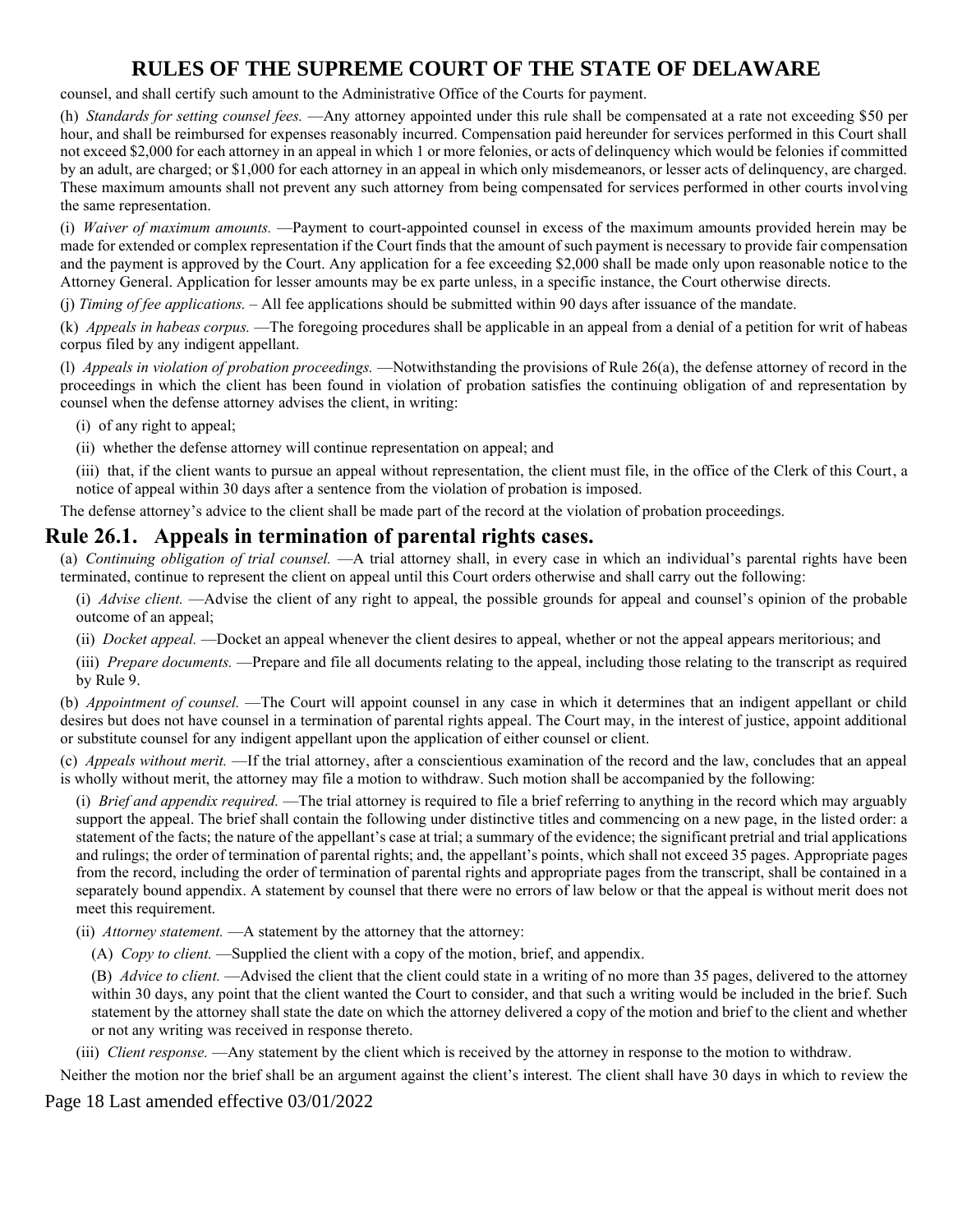counsel, and shall certify such amount to the Administrative Office of the Courts for payment.

(h) *Standards for setting counsel fees.* —Any attorney appointed under this rule shall be compensated at a rate not exceeding $50 per hour, and shall be reimbursed for expenses reasonably incurred. Compensation paid hereunder for services performed in this Court shall not exceed $2,000 for each attorney in an appeal in which 1 or more felonies, or acts of delinquency which would be felonies if committed by an adult, are charged; or $1,000 for each attorney in an appeal in which only misdemeanors, or lesser acts of delinquency, are charged. These maximum amounts shall not prevent any such attorney from being compensated for services performed in other courts involving the same representation.

(i) *Waiver of maximum amounts.* —Payment to court-appointed counsel in excess of the maximum amounts provided herein may be made for extended or complex representation if the Court finds that the amount of such payment is necessary to provide fair compensation and the payment is approved by the Court. Any application for a fee exceeding $2,000 shall be made only upon reasonable notice to the Attorney General. Application for lesser amounts may be ex parte unless, in a specific instance, the Court otherwise directs.

(j) *Timing of fee applications.* – All fee applications should be submitted within 90 days after issuance of the mandate.

(k) *Appeals in habeas corpus.* —The foregoing procedures shall be applicable in an appeal from a denial of a petition for writ of habeas corpus filed by any indigent appellant.

(l) *Appeals in violation of probation proceedings.* —Notwithstanding the provisions of Rule 26(a), the defense attorney of record in the proceedings in which the client has been found in violation of probation satisfies the continuing obligation of and representation by counsel when the defense attorney advises the client, in writing:

(i) of any right to appeal;

(ii) whether the defense attorney will continue representation on appeal; and

(iii) that, if the client wants to pursue an appeal without representation, the client must file, in the office of the Clerk of this Court, a notice of appeal within 30 days after a sentence from the violation of probation is imposed.

The defense attorney's advice to the client shall be made part of the record at the violation of probation proceedings.

## Rule 26.1. Appeals in termination of parental rights cases.

(a) *Continuing obligation of trial counsel.* —A trial attorney shall, in every case in which an individual's parental rights have been terminated, continue to represent the client on appeal until this Court orders otherwise and shall carry out the following:

(i) *Advise client.* —Advise the client of any right to appeal, the possible grounds for appeal and counsel's opinion of the probable outcome of an appeal;

(ii) *Docket appeal.* —Docket an appeal whenever the client desires to appeal, whether or not the appeal appears meritorious; and

(iii) *Prepare documents.* —Prepare and file all documents relating to the appeal, including those relating to the transcript as required by Rule 9.

(b) *Appointment of counsel.* —The Court will appoint counsel in any case in which it determines that an indigent appellant or child desires but does not have counsel in a termination of parental rights appeal. The Court may, in the interest of justice, appoint additional or substitute counsel for any indigent appellant upon the application of either counsel or client.

(c) *Appeals without merit.* —If the trial attorney, after a conscientious examination of the record and the law, concludes that an appeal is wholly without merit, the attorney may file a motion to withdraw. Such motion shall be accompanied by the following:

(i) *Brief and appendix required.* —The trial attorney is required to file a brief referring to anything in the record which may arguably support the appeal. The brief shall contain the following under distinctive titles and commencing on a new page, in the listed order: a statement of the facts; the nature of the appellant's case at trial; a summary of the evidence; the significant pretrial and trial applications and rulings; the order of termination of parental rights; and, the appellant's points, which shall not exceed 35 pages. Appropriate pages from the record, including the order of termination of parental rights and appropriate pages from the transcript, shall be contained in a separately bound appendix. A statement by counsel that there were no errors of law below or that the appeal is without merit does not meet this requirement.

(ii) *Attorney statement.* —A statement by the attorney that the attorney:

(A) *Copy to client.* —Supplied the client with a copy of the motion, brief, and appendix.

(B) *Advice to client.* —Advised the client that the client could state in a writing of no more than 35 pages, delivered to the attorney within 30 days, any point that the client wanted the Court to consider, and that such a writing would be included in the brief. Such statement by the attorney shall state the date on which the attorney delivered a copy of the motion and brief to the client and whether or not any writing was received in response thereto.

(iii) *Client response.* —Any statement by the client which is received by the attorney in response to the motion to withdraw.

Neither the motion nor the brief shall be an argument against the client's interest. The client shall have 30 days in which to review the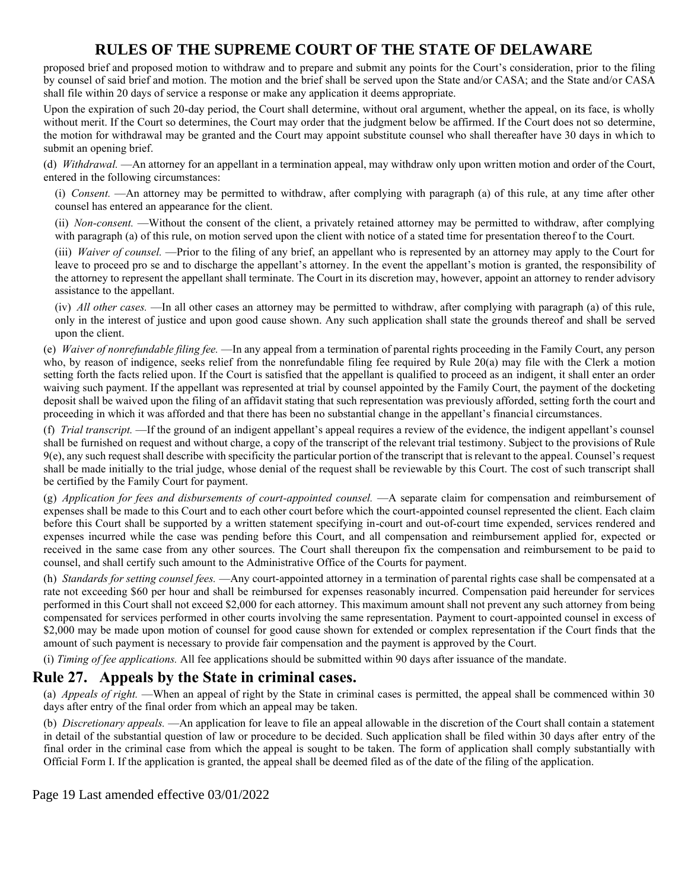proposed brief and proposed motion to withdraw and to prepare and submit any points for the Court's consideration, prior to the filing by counsel of said brief and motion. The motion and the brief shall be served upon the State and/or CASA; and the State and/or CASA shall file within 20 days of service a response or make any application it deems appropriate.

Upon the expiration of such 20-day period, the Court shall determine, without oral argument, whether the appeal, on its face, is wholly without merit. If the Court so determines, the Court may order that the judgment below be affirmed. If the Court does not so determine, the motion for withdrawal may be granted and the Court may appoint substitute counsel who shall thereafter have 30 days in which to submit an opening brief.

(d) *Withdrawal.* —An attorney for an appellant in a termination appeal, may withdraw only upon written motion and order of the Court, entered in the following circumstances:

(i) *Consent.* —An attorney may be permitted to withdraw, after complying with paragraph (a) of this rule, at any time after other counsel has entered an appearance for the client.

(ii) *Non-consent.* —Without the consent of the client, a privately retained attorney may be permitted to withdraw, after complying with paragraph (a) of this rule, on motion served upon the client with notice of a stated time for presentation thereof to the Court.

(iii) *Waiver of counsel.* —Prior to the filing of any brief, an appellant who is represented by an attorney may apply to the Court for leave to proceed pro se and to discharge the appellant's attorney. In the event the appellant's motion is granted, the responsibility of the attorney to represent the appellant shall terminate. The Court in its discretion may, however, appoint an attorney to render advisory assistance to the appellant.

(iv) *All other cases.* —In all other cases an attorney may be permitted to withdraw, after complying with paragraph (a) of this rule, only in the interest of justice and upon good cause shown. Any such application shall state the grounds thereof and shall be served upon the client.

(e) *Waiver of nonrefundable filing fee.* —In any appeal from a termination of parental rights proceeding in the Family Court, any person who, by reason of indigence, seeks relief from the nonrefundable filing fee required by Rule 20(a) may file with the Clerk a motion setting forth the facts relied upon. If the Court is satisfied that the appellant is qualified to proceed as an indigent, it shall enter an order waiving such payment. If the appellant was represented at trial by counsel appointed by the Family Court, the payment of the docketing deposit shall be waived upon the filing of an affidavit stating that such representation was previously afforded, setting forth the court and proceeding in which it was afforded and that there has been no substantial change in the appellant's financial circumstances.

(f) *Trial transcript.* —If the ground of an indigent appellant's appeal requires a review of the evidence, the indigent appellant's counsel shall be furnished on request and without charge, a copy of the transcript of the relevant trial testimony. Subject to the provisions of Rule 9(e), any such request shall describe with specificity the particular portion of the transcript that is relevant to the appeal. Counsel's request shall be made initially to the trial judge, whose denial of the request shall be reviewable by this Court. The cost of such transcript shall be certified by the Family Court for payment.

(g) *Application for fees and disbursements of court-appointed counsel.* —A separate claim for compensation and reimbursement of expenses shall be made to this Court and to each other court before which the court-appointed counsel represented the client. Each claim before this Court shall be supported by a written statement specifying in-court and out-of-court time expended, services rendered and expenses incurred while the case was pending before this Court, and all compensation and reimbursement applied for, expected or received in the same case from any other sources. The Court shall thereupon fix the compensation and reimbursement to be paid to counsel, and shall certify such amount to the Administrative Office of the Courts for payment.

(h) *Standards for setting counsel fees.* —Any court-appointed attorney in a termination of parental rights case shall be compensated at a rate not exceeding $60 per hour and shall be reimbursed for expenses reasonably incurred. Compensation paid hereunder for services performed in this Court shall not exceed $2,000 for each attorney. This maximum amount shall not prevent any such attorney from being compensated for services performed in other courts involving the same representation. Payment to court-appointed counsel in excess of $2,000 may be made upon motion of counsel for good cause shown for extended or complex representation if the Court finds that the amount of such payment is necessary to provide fair compensation and the payment is approved by the Court.

(i) *Timing of fee applications.* All fee applications should be submitted within 90 days after issuance of the mandate.

## Rule 27. Appeals by the State in criminal cases.

(a) *Appeals of right.* —When an appeal of right by the State in criminal cases is permitted, the appeal shall be commenced within 30 days after entry of the final order from which an appeal may be taken.

(b) *Discretionary appeals.* —An application for leave to file an appeal allowable in the discretion of the Court shall contain a statement in detail of the substantial question of law or procedure to be decided. Such application shall be filed within 30 days after entry of the final order in the criminal case from which the appeal is sought to be taken. The form of application shall comply substantially with Official Form I. If the application is granted, the appeal shall be deemed filed as of the date of the filing of the application.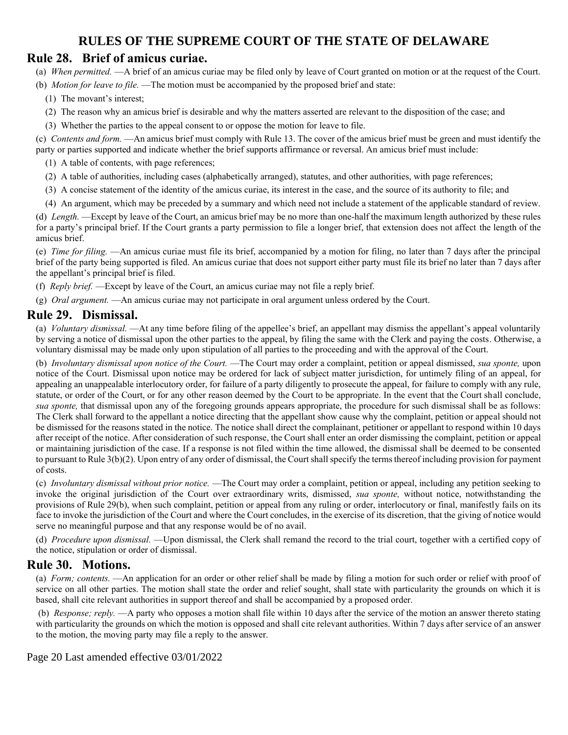# RULES OF THE SUPREME COURT OF THE STATE OF DELAWARE

## Rule 28. Brief of amicus curiae.

(a) *When permitted.* —A brief of an amicus curiae may be filed only by leave of Court granted on motion or at the request of the Court.

(b) *Motion for leave to file.* —The motion must be accompanied by the proposed brief and state:

(1) The movant's interest;

(2) The reason why an amicus brief is desirable and why the matters asserted are relevant to the disposition of the case; and

(3) Whether the parties to the appeal consent to or oppose the motion for leave to file.

(c) *Contents and form.* —An amicus brief must comply with Rule 13. The cover of the amicus brief must be green and must identify the party or parties supported and indicate whether the brief supports affirmance or reversal. An amicus brief must include:

(1) A table of contents, with page references;

(2) A table of authorities, including cases (alphabetically arranged), statutes, and other authorities, with page references;

(3) A concise statement of the identity of the amicus curiae, its interest in the case, and the source of its authority to file; and

(4) An argument, which may be preceded by a summary and which need not include a statement of the applicable standard of review.

(d) *Length.* —Except by leave of the Court, an amicus brief may be no more than one-half the maximum length authorized by these rules for a party's principal brief. If the Court grants a party permission to file a longer brief, that extension does not affect the length of the amicus brief.

(e) *Time for filing.* —An amicus curiae must file its brief, accompanied by a motion for filing, no later than 7 days after the principal brief of the party being supported is filed. An amicus curiae that does not support either party must file its brief no later than 7 days after the appellant's principal brief is filed.

(f) *Reply brief.* —Except by leave of the Court, an amicus curiae may not file a reply brief.

(g) *Oral argument.* —An amicus curiae may not participate in oral argument unless ordered by the Court.

## Rule 29. Dismissal.

(a) *Voluntary dismissal.* —At any time before filing of the appellee's brief, an appellant may dismiss the appellant's appeal voluntarily by serving a notice of dismissal upon the other parties to the appeal, by filing the same with the Clerk and paying the costs. Otherwise, a voluntary dismissal may be made only upon stipulation of all parties to the proceeding and with the approval of the Court.

(b) *Involuntary dismissal upon notice of the Court.* —The Court may order a complaint, petition or appeal dismissed, *sua sponte,* upon notice of the Court. Dismissal upon notice may be ordered for lack of subject matter jurisdiction, for untimely filing of an appeal, for appealing an unappealable interlocutory order, for failure of a party diligently to prosecute the appeal, for failure to comply with any rule, statute, or order of the Court, or for any other reason deemed by the Court to be appropriate. In the event that the Court shall conclude, *sua sponte,* that dismissal upon any of the foregoing grounds appears appropriate, the procedure for such dismissal shall be as follows: The Clerk shall forward to the appellant a notice directing that the appellant show cause why the complaint, petition or appeal should not be dismissed for the reasons stated in the notice. The notice shall direct the complainant, petitioner or appellant to respond within 10 days after receipt of the notice. After consideration of such response, the Court shall enter an order dismissing the complaint, petition or appeal or maintaining jurisdiction of the case. If a response is not filed within the time allowed, the dismissal shall be deemed to be consented to pursuant to Rule 3(b)(2). Upon entry of any order of dismissal, the Court shall specify the terms thereof including provision for payment of costs.

(c) *Involuntary dismissal without prior notice.* —The Court may order a complaint, petition or appeal, including any petition seeking to invoke the original jurisdiction of the Court over extraordinary writs, dismissed, *sua sponte,* without notice, notwithstanding the provisions of Rule 29(b), when such complaint, petition or appeal from any ruling or order, interlocutory or final, manifestly fails on its face to invoke the jurisdiction of the Court and where the Court concludes, in the exercise of its discretion, that the giving of notice would serve no meaningful purpose and that any response would be of no avail.

(d) *Procedure upon dismissal.* —Upon dismissal, the Clerk shall remand the record to the trial court, together with a certified copy of the notice, stipulation or order of dismissal.

## Rule 30. Motions.

(a) *Form; contents.* —An application for an order or other relief shall be made by filing a motion for such order or relief with proof of service on all other parties. The motion shall state the order and relief sought, shall state with particularity the grounds on which it is based, shall cite relevant authorities in support thereof and shall be accompanied by a proposed order.

(b) *Response; reply.* —A party who opposes a motion shall file within 10 days after the service of the motion an answer thereto stating with particularity the grounds on which the motion is opposed and shall cite relevant authorities. Within 7 days after service of an answer to the motion, the moving party may file a reply to the answer.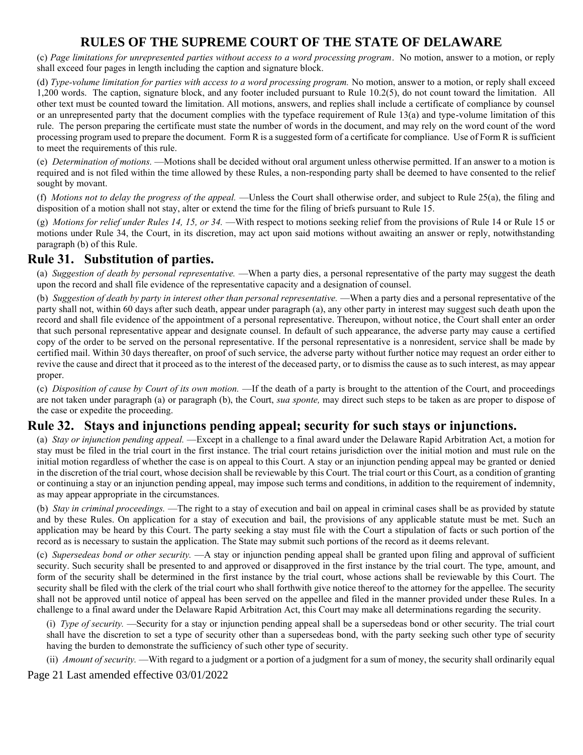(c) *Page limitations for unrepresented parties without access to a word processing program*. No motion, answer to a motion, or reply shall exceed four pages in length including the caption and signature block.

(d) *Type-volume limitation for parties with access to a word processing program.* No motion, answer to a motion, or reply shall exceed 1,200 words. The caption, signature block, and any footer included pursuant to Rule 10.2(5), do not count toward the limitation. All other text must be counted toward the limitation. All motions, answers, and replies shall include a certificate of compliance by counsel or an unrepresented party that the document complies with the typeface requirement of Rule 13(a) and type-volume limitation of this rule. The person preparing the certificate must state the number of words in the document, and may rely on the word count of the word processing program used to prepare the document. Form R is a suggested form of a certificate for compliance. Use of Form R is sufficient to meet the requirements of this rule.

(e) *Determination of motions.* —Motions shall be decided without oral argument unless otherwise permitted. If an answer to a motion is required and is not filed within the time allowed by these Rules, a non-responding party shall be deemed to have consented to the relief sought by movant.

(f) *Motions not to delay the progress of the appeal.* —Unless the Court shall otherwise order, and subject to Rule 25(a), the filing and disposition of a motion shall not stay, alter or extend the time for the filing of briefs pursuant to Rule 15.

(g) *Motions for relief under Rules 14, 15, or 34.* —With respect to motions seeking relief from the provisions of Rule 14 or Rule 15 or motions under Rule 34, the Court, in its discretion, may act upon said motions without awaiting an answer or reply, notwithstanding paragraph (b) of this Rule.

## Rule 31. Substitution of parties.

(a) *Suggestion of death by personal representative.* —When a party dies, a personal representative of the party may suggest the death upon the record and shall file evidence of the representative capacity and a designation of counsel.

(b) *Suggestion of death by party in interest other than personal representative.* —When a party dies and a personal representative of the party shall not, within 60 days after such death, appear under paragraph (a), any other party in interest may suggest such death upon the record and shall file evidence of the appointment of a personal representative. Thereupon, without notice, the Court shall enter an order that such personal representative appear and designate counsel. In default of such appearance, the adverse party may cause a certified copy of the order to be served on the personal representative. If the personal representative is a nonresident, service shall be made by certified mail. Within 30 days thereafter, on proof of such service, the adverse party without further notice may request an order either to revive the cause and direct that it proceed as to the interest of the deceased party, or to dismiss the cause as to such interest, as may appear proper.

(c) *Disposition of cause by Court of its own motion.* —If the death of a party is brought to the attention of the Court, and proceedings are not taken under paragraph (a) or paragraph (b), the Court, *sua sponte,* may direct such steps to be taken as are proper to dispose of the case or expedite the proceeding.

## Rule 32. Stays and injunctions pending appeal; security for such stays or injunctions.

(a) *Stay or injunction pending appeal.* —Except in a challenge to a final award under the Delaware Rapid Arbitration Act, a motion for stay must be filed in the trial court in the first instance. The trial court retains jurisdiction over the initial motion and must rule on the initial motion regardless of whether the case is on appeal to this Court. A stay or an injunction pending appeal may be granted or denied in the discretion of the trial court, whose decision shall be reviewable by this Court. The trial court or this Court, as a condition of granting or continuing a stay or an injunction pending appeal, may impose such terms and conditions, in addition to the requirement of indemnity, as may appear appropriate in the circumstances.

(b) *Stay in criminal proceedings.* —The right to a stay of execution and bail on appeal in criminal cases shall be as provided by statute and by these Rules. On application for a stay of execution and bail, the provisions of any applicable statute must be met. Such an application may be heard by this Court. The party seeking a stay must file with the Court a stipulation of facts or such portion of the record as is necessary to sustain the application. The State may submit such portions of the record as it deems relevant.

(c) *Supersedeas bond or other security.* —A stay or injunction pending appeal shall be granted upon filing and approval of sufficient security. Such security shall be presented to and approved or disapproved in the first instance by the trial court. The type, amount, and form of the security shall be determined in the first instance by the trial court, whose actions shall be reviewable by this Court. The security shall be filed with the clerk of the trial court who shall forthwith give notice thereof to the attorney for the appellee. The security shall not be approved until notice of appeal has been served on the appellee and filed in the manner provided under these Rules. In a challenge to a final award under the Delaware Rapid Arbitration Act, this Court may make all determinations regarding the security.

(i) *Type of security.* —Security for a stay or injunction pending appeal shall be a supersedeas bond or other security. The trial court shall have the discretion to set a type of security other than a supersedeas bond, with the party seeking such other type of security having the burden to demonstrate the sufficiency of such other type of security.

(ii) *Amount of security.* —With regard to a judgment or a portion of a judgment for a sum of money, the security shall ordinarily equal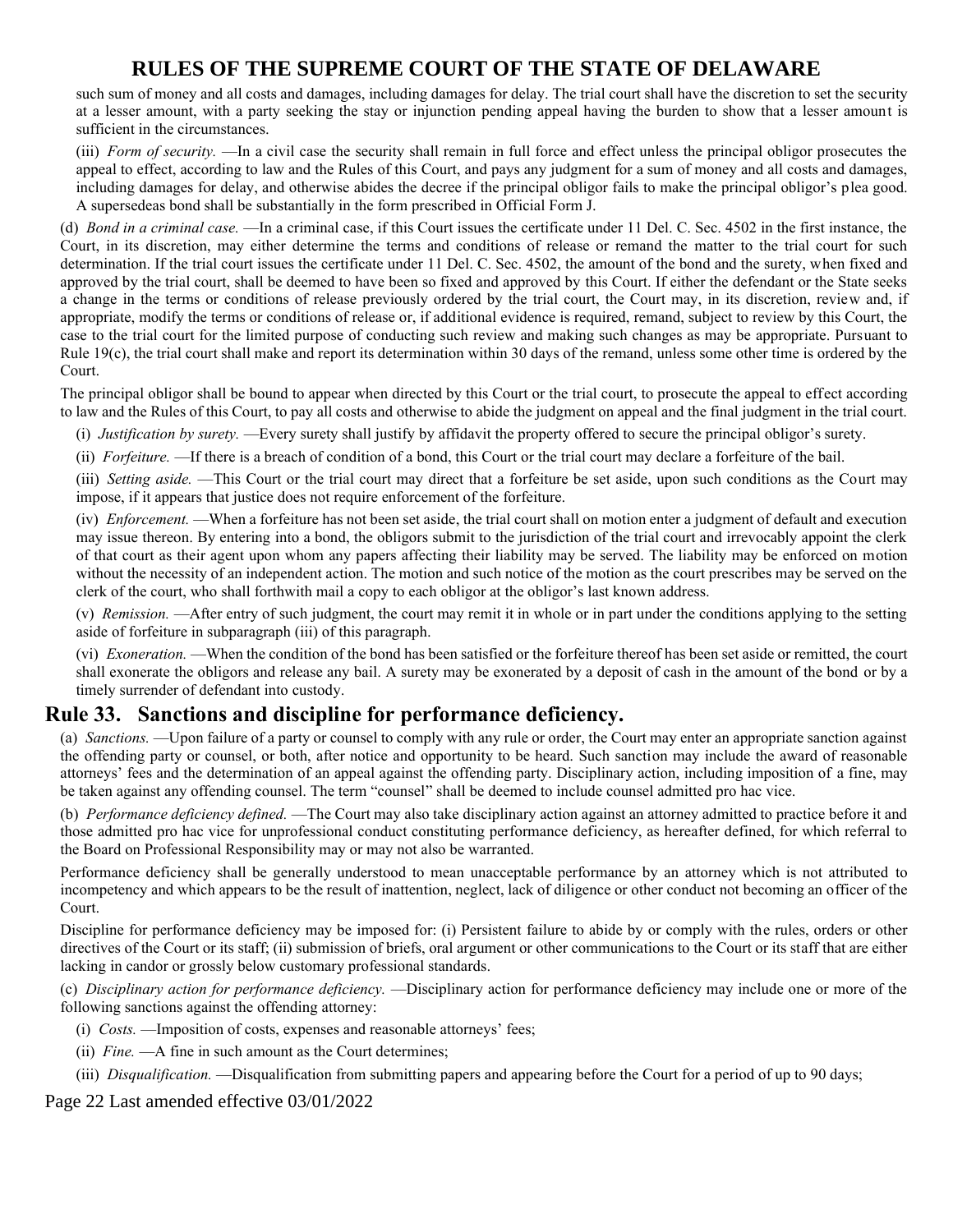such sum of money and all costs and damages, including damages for delay. The trial court shall have the discretion to set the security at a lesser amount, with a party seeking the stay or injunction pending appeal having the burden to show that a lesser amount is sufficient in the circumstances.

(iii) *Form of security.* —In a civil case the security shall remain in full force and effect unless the principal obligor prosecutes the appeal to effect, according to law and the Rules of this Court, and pays any judgment for a sum of money and all costs and damages, including damages for delay, and otherwise abides the decree if the principal obligor fails to make the principal obligor's plea good. A supersedeas bond shall be substantially in the form prescribed in Official Form J.

(d) *Bond in a criminal case.* —In a criminal case, if this Court issues the certificate under 11 Del. C. Sec. 4502 in the first instance, the Court, in its discretion, may either determine the terms and conditions of release or remand the matter to the trial court for such determination. If the trial court issues the certificate under 11 Del. C. Sec. 4502, the amount of the bond and the surety, when fixed and approved by the trial court, shall be deemed to have been so fixed and approved by this Court. If either the defendant or the State seeks a change in the terms or conditions of release previously ordered by the trial court, the Court may, in its discretion, review and, if appropriate, modify the terms or conditions of release or, if additional evidence is required, remand, subject to review by this Court, the case to the trial court for the limited purpose of conducting such review and making such changes as may be appropriate. Pursuant to Rule 19(c), the trial court shall make and report its determination within 30 days of the remand, unless some other time is ordered by the Court.

The principal obligor shall be bound to appear when directed by this Court or the trial court, to prosecute the appeal to effect according to law and the Rules of this Court, to pay all costs and otherwise to abide the judgment on appeal and the final judgment in the trial court.

(i) *Justification by surety.* —Every surety shall justify by affidavit the property offered to secure the principal obligor's surety.

(ii) *Forfeiture.* —If there is a breach of condition of a bond, this Court or the trial court may declare a forfeiture of the bail.

(iii) *Setting aside.* —This Court or the trial court may direct that a forfeiture be set aside, upon such conditions as the Court may impose, if it appears that justice does not require enforcement of the forfeiture.

(iv) *Enforcement.* —When a forfeiture has not been set aside, the trial court shall on motion enter a judgment of default and execution may issue thereon. By entering into a bond, the obligors submit to the jurisdiction of the trial court and irrevocably appoint the clerk of that court as their agent upon whom any papers affecting their liability may be served. The liability may be enforced on motion without the necessity of an independent action. The motion and such notice of the motion as the court prescribes may be served on the clerk of the court, who shall forthwith mail a copy to each obligor at the obligor's last known address.

(v) *Remission.* —After entry of such judgment, the court may remit it in whole or in part under the conditions applying to the setting aside of forfeiture in subparagraph (iii) of this paragraph.

(vi) *Exoneration.* —When the condition of the bond has been satisfied or the forfeiture thereof has been set aside or remitted, the court shall exonerate the obligors and release any bail. A surety may be exonerated by a deposit of cash in the amount of the bond or by a timely surrender of defendant into custody.

## Rule 33. Sanctions and discipline for performance deficiency.

(a) *Sanctions.* —Upon failure of a party or counsel to comply with any rule or order, the Court may enter an appropriate sanction against the offending party or counsel, or both, after notice and opportunity to be heard. Such sanction may include the award of reasonable attorneys' fees and the determination of an appeal against the offending party. Disciplinary action, including imposition of a fine, may be taken against any offending counsel. The term "counsel" shall be deemed to include counsel admitted pro hac vice.

(b) *Performance deficiency defined.* —The Court may also take disciplinary action against an attorney admitted to practice before it and those admitted pro hac vice for unprofessional conduct constituting performance deficiency, as hereafter defined, for which referral to the Board on Professional Responsibility may or may not also be warranted.

Performance deficiency shall be generally understood to mean unacceptable performance by an attorney which is not attributed to incompetency and which appears to be the result of inattention, neglect, lack of diligence or other conduct not becoming an officer of the Court.

Discipline for performance deficiency may be imposed for: (i) Persistent failure to abide by or comply with the rules, orders or other directives of the Court or its staff; (ii) submission of briefs, oral argument or other communications to the Court or its staff that are either lacking in candor or grossly below customary professional standards.

(c) *Disciplinary action for performance deficiency.* —Disciplinary action for performance deficiency may include one or more of the following sanctions against the offending attorney:

(i) *Costs.* —Imposition of costs, expenses and reasonable attorneys' fees;

(ii) *Fine.* —A fine in such amount as the Court determines;

(iii) *Disqualification.* —Disqualification from submitting papers and appearing before the Court for a period of up to 90 days;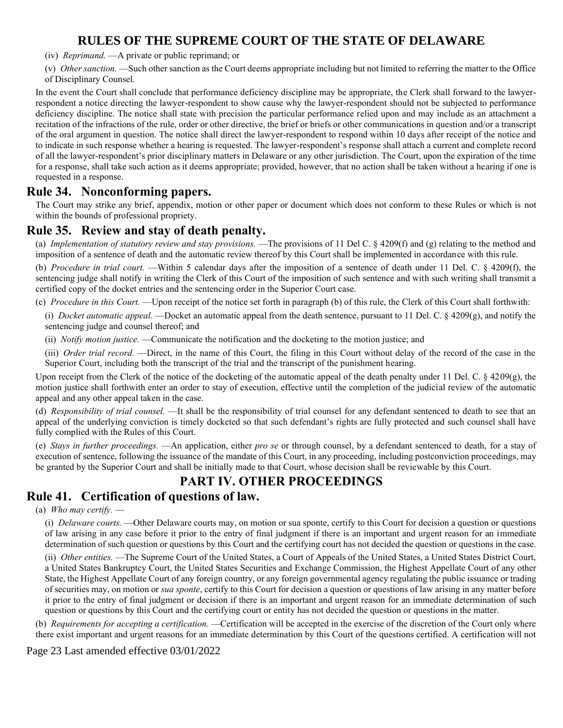(iv) *Reprimand.* —A private or public reprimand; or

(v) *Other sanction.* —Such other sanction as the Court deems appropriate including but not limited to referring the matter to the Office of Disciplinary Counsel.

In the event the Court shall conclude that performance deficiency discipline may be appropriate, the Clerk shall forward to the lawyer-respondent a notice directing the lawyer-respondent to show cause why the lawyer-respondent should not be subjected to performance deficiency discipline. The notice shall state with precision the particular performance relied upon and may include as an attachment a recitation of the infractions of the rule, order or other directive, the brief or briefs or other communications in question and/or a transcript of the oral argument in question. The notice shall direct the lawyer-respondent to respond within 10 days after receipt of the notice and to indicate in such response whether a hearing is requested. The lawyer-respondent's response shall attach a current and complete record of all the lawyer-respondent's prior disciplinary matters in Delaware or any other jurisdiction. The Court, upon the expiration of the time for a response, shall take such action as it deems appropriate; provided, however, that no action shall be taken without a hearing if one is requested in a response.

## Rule 34. Nonconforming papers.

The Court may strike any brief, appendix, motion or other paper or document which does not conform to these Rules or which is not within the bounds of professional propriety.

## Rule 35. Review and stay of death penalty.

(a) *Implementation of statutory review and stay provisions.* —The provisions of 11 Del C. § 4209(f) and (g) relating to the method and imposition of a sentence of death and the automatic review thereof by this Court shall be implemented in accordance with this rule.

(b) *Procedure in trial court.* —Within 5 calendar days after the imposition of a sentence of death under 11 Del. C. § 4209(f), the sentencing judge shall notify in writing the Clerk of this Court of the imposition of such sentence and with such writing shall transmit a certified copy of the docket entries and the sentencing order in the Superior Court case.

(c) *Procedure in this Court.* —Upon receipt of the notice set forth in paragraph (b) of this rule, the Clerk of this Court shall forthwith:

(i) *Docket automatic appeal.* —Docket an automatic appeal from the death sentence, pursuant to 11 Del. C. § 4209(g), and notify the sentencing judge and counsel thereof; and

(ii) *Notify motion justice.* —Communicate the notification and the docketing to the motion justice; and

(iii) *Order trial record.* —Direct, in the name of this Court, the filing in this Court without delay of the record of the case in the Superior Court, including both the transcript of the trial and the transcript of the punishment hearing.

Upon receipt from the Clerk of the notice of the docketing of the automatic appeal of the death penalty under 11 Del. C. § 4209(g), the motion justice shall forthwith enter an order to stay of execution, effective until the completion of the judicial review of the automatic appeal and any other appeal taken in the case.

(d) *Responsibility of trial counsel.* —It shall be the responsibility of trial counsel for any defendant sentenced to death to see that an appeal of the underlying conviction is timely docketed so that such defendant's rights are fully protected and such counsel shall have fully complied with the Rules of this Court.

(e) *Stays in further proceedings.* —An application, either *pro se* or through counsel, by a defendant sentenced to death, for a stay of execution of sentence, following the issuance of the mandate of this Court, in any proceeding, including postconviction proceedings, may be granted by the Superior Court and shall be initially made to that Court, whose decision shall be reviewable by this Court.

# PART IV. OTHER PROCEEDINGS

## Rule 41. Certification of questions of law.

(a) *Who may certify.* —

(i) *Delaware courts.* —Other Delaware courts may, on motion or sua sponte, certify to this Court for decision a question or questions of law arising in any case before it prior to the entry of final judgment if there is an important and urgent reason for an immediate determination of such question or questions by this Court and the certifying court has not decided the question or questions in the case.

(ii) *Other entities.* —The Supreme Court of the United States, a Court of Appeals of the United States, a United States District Court, a United States Bankruptcy Court, the United States Securities and Exchange Commission, the Highest Appellate Court of any other State, the Highest Appellate Court of any foreign country, or any foreign governmental agency regulating the public issuance or trading of securities may, on motion or *sua sponte*, certify to this Court for decision a question or questions of law arising in any matter before it prior to the entry of final judgment or decision if there is an important and urgent reason for an immediate determination of such question or questions by this Court and the certifying court or entity has not decided the question or questions in the matter.

(b) *Requirements for accepting a certification.* —Certification will be accepted in the exercise of the discretion of the Court only where there exist important and urgent reasons for an immediate determination by this Court of the questions certified. A certification will not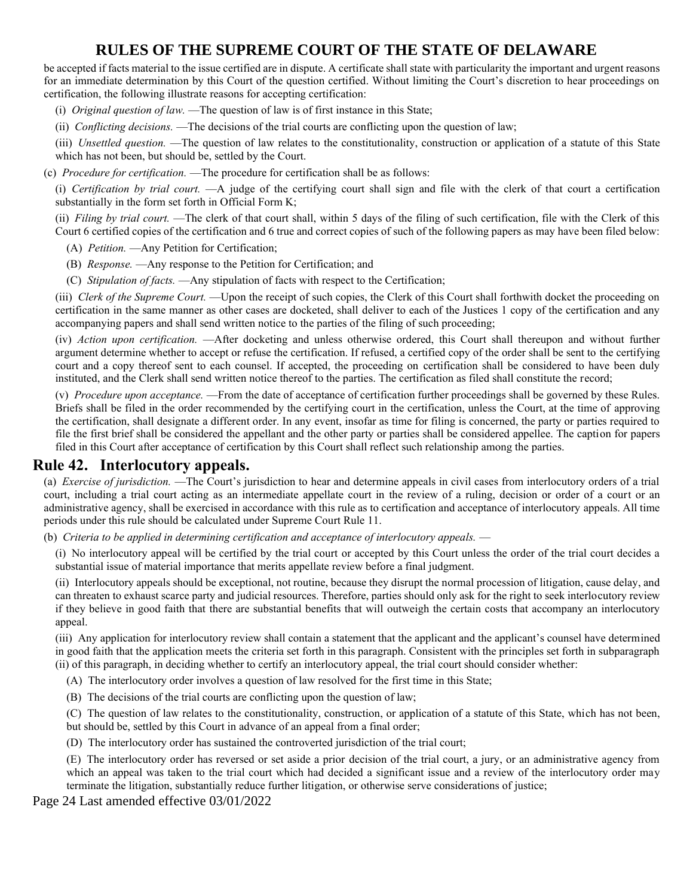be accepted if facts material to the issue certified are in dispute. A certificate shall state with particularity the important and urgent reasons for an immediate determination by this Court of the question certified. Without limiting the Court's discretion to hear proceedings on certification, the following illustrate reasons for accepting certification:

(i) *Original question of law.* —The question of law is of first instance in this State;

(ii) *Conflicting decisions.* —The decisions of the trial courts are conflicting upon the question of law;

(iii) *Unsettled question.* —The question of law relates to the constitutionality, construction or application of a statute of this State which has not been, but should be, settled by the Court.

(c) *Procedure for certification.* —The procedure for certification shall be as follows:

(i) *Certification by trial court.* —A judge of the certifying court shall sign and file with the clerk of that court a certification substantially in the form set forth in Official Form K;

(ii) *Filing by trial court.* —The clerk of that court shall, within 5 days of the filing of such certification, file with the Clerk of this Court 6 certified copies of the certification and 6 true and correct copies of such of the following papers as may have been filed below:

(A) *Petition.* —Any Petition for Certification;

(B) *Response.* —Any response to the Petition for Certification; and

(C) *Stipulation of facts.* —Any stipulation of facts with respect to the Certification;

(iii) *Clerk of the Supreme Court.* —Upon the receipt of such copies, the Clerk of this Court shall forthwith docket the proceeding on certification in the same manner as other cases are docketed, shall deliver to each of the Justices 1 copy of the certification and any accompanying papers and shall send written notice to the parties of the filing of such proceeding;

(iv) *Action upon certification.* —After docketing and unless otherwise ordered, this Court shall thereupon and without further argument determine whether to accept or refuse the certification. If refused, a certified copy of the order shall be sent to the certifying court and a copy thereof sent to each counsel. If accepted, the proceeding on certification shall be considered to have been duly instituted, and the Clerk shall send written notice thereof to the parties. The certification as filed shall constitute the record;

(v) *Procedure upon acceptance.* —From the date of acceptance of certification further proceedings shall be governed by these Rules. Briefs shall be filed in the order recommended by the certifying court in the certification, unless the Court, at the time of approving the certification, shall designate a different order. In any event, insofar as time for filing is concerned, the party or parties required to file the first brief shall be considered the appellant and the other party or parties shall be considered appellee. The caption for papers filed in this Court after acceptance of certification by this Court shall reflect such relationship among the parties.

## Rule 42. Interlocutory appeals.

(a) *Exercise of jurisdiction.* —The Court's jurisdiction to hear and determine appeals in civil cases from interlocutory orders of a trial court, including a trial court acting as an intermediate appellate court in the review of a ruling, decision or order of a court or an administrative agency, shall be exercised in accordance with this rule as to certification and acceptance of interlocutory appeals. All time periods under this rule should be calculated under Supreme Court Rule 11.

(b) *Criteria to be applied in determining certification and acceptance of interlocutory appeals.* —

(i) No interlocutory appeal will be certified by the trial court or accepted by this Court unless the order of the trial court decides a substantial issue of material importance that merits appellate review before a final judgment.

(ii) Interlocutory appeals should be exceptional, not routine, because they disrupt the normal procession of litigation, cause delay, and can threaten to exhaust scarce party and judicial resources. Therefore, parties should only ask for the right to seek interlocutory review if they believe in good faith that there are substantial benefits that will outweigh the certain costs that accompany an interlocutory appeal.

(iii) Any application for interlocutory review shall contain a statement that the applicant and the applicant's counsel have determined in good faith that the application meets the criteria set forth in this paragraph. Consistent with the principles set forth in subparagraph (ii) of this paragraph, in deciding whether to certify an interlocutory appeal, the trial court should consider whether:

(A) The interlocutory order involves a question of law resolved for the first time in this State;

(B) The decisions of the trial courts are conflicting upon the question of law;

(C) The question of law relates to the constitutionality, construction, or application of a statute of this State, which has not been, but should be, settled by this Court in advance of an appeal from a final order;

(D) The interlocutory order has sustained the controverted jurisdiction of the trial court;

(E) The interlocutory order has reversed or set aside a prior decision of the trial court, a jury, or an administrative agency from which an appeal was taken to the trial court which had decided a significant issue and a review of the interlocutory order may terminate the litigation, substantially reduce further litigation, or otherwise serve considerations of justice;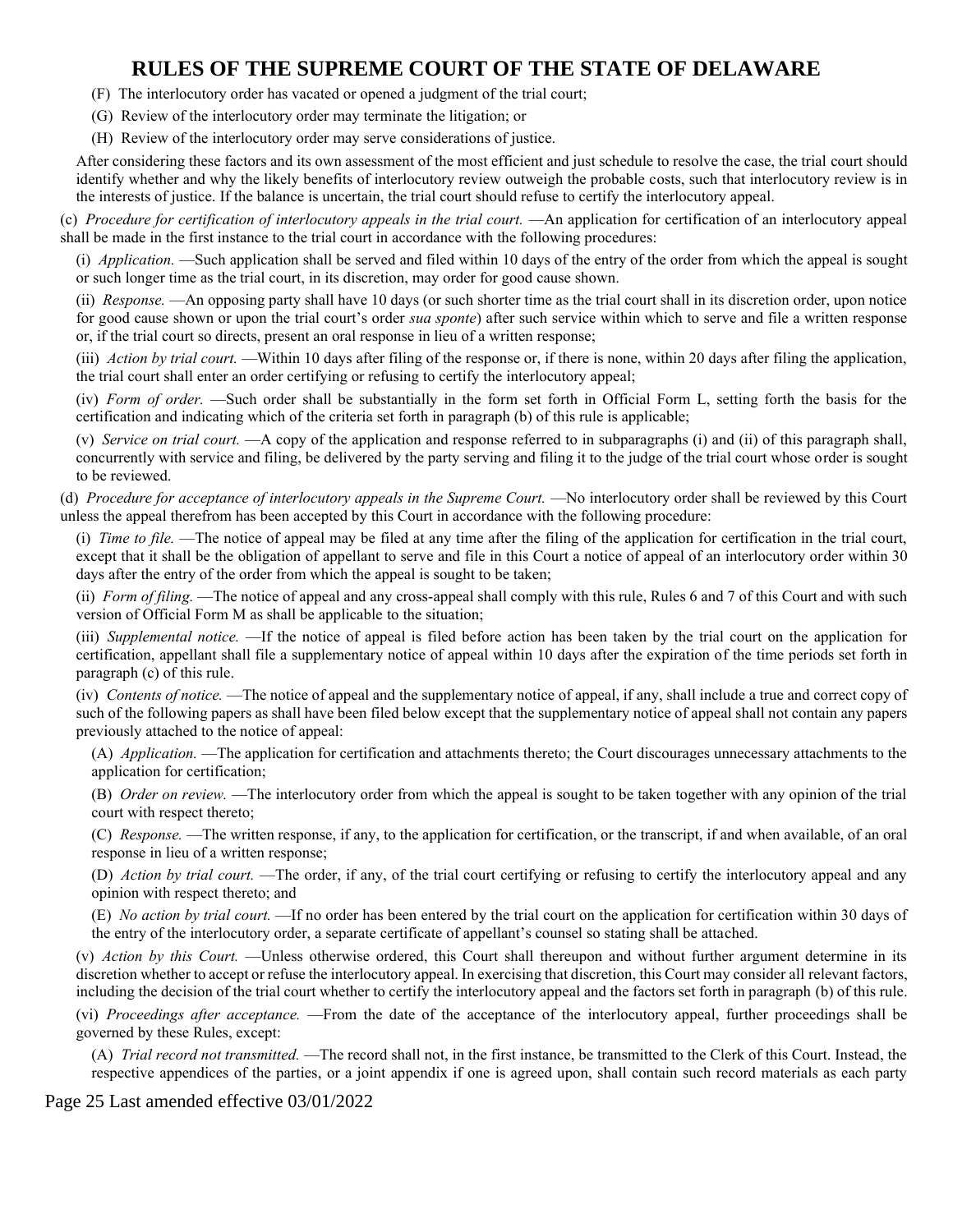(F) The interlocutory order has vacated or opened a judgment of the trial court;

(G) Review of the interlocutory order may terminate the litigation; or

(H) Review of the interlocutory order may serve considerations of justice.

After considering these factors and its own assessment of the most efficient and just schedule to resolve the case, the trial court should identify whether and why the likely benefits of interlocutory review outweigh the probable costs, such that interlocutory review is in the interests of justice. If the balance is uncertain, the trial court should refuse to certify the interlocutory appeal.

(c) *Procedure for certification of interlocutory appeals in the trial court.* —An application for certification of an interlocutory appeal shall be made in the first instance to the trial court in accordance with the following procedures:

(i) *Application.* —Such application shall be served and filed within 10 days of the entry of the order from which the appeal is sought or such longer time as the trial court, in its discretion, may order for good cause shown.

(ii) *Response.* —An opposing party shall have 10 days (or such shorter time as the trial court shall in its discretion order, upon notice for good cause shown or upon the trial court's order *sua sponte*) after such service within which to serve and file a written response or, if the trial court so directs, present an oral response in lieu of a written response;

(iii) *Action by trial court.* —Within 10 days after filing of the response or, if there is none, within 20 days after filing the application, the trial court shall enter an order certifying or refusing to certify the interlocutory appeal;

(iv) *Form of order.* —Such order shall be substantially in the form set forth in Official Form L, setting forth the basis for the certification and indicating which of the criteria set forth in paragraph (b) of this rule is applicable;

(v) *Service on trial court.* —A copy of the application and response referred to in subparagraphs (i) and (ii) of this paragraph shall, concurrently with service and filing, be delivered by the party serving and filing it to the judge of the trial court whose order is sought to be reviewed.

(d) *Procedure for acceptance of interlocutory appeals in the Supreme Court.* —No interlocutory order shall be reviewed by this Court unless the appeal therefrom has been accepted by this Court in accordance with the following procedure:

(i) *Time to file.* —The notice of appeal may be filed at any time after the filing of the application for certification in the trial court, except that it shall be the obligation of appellant to serve and file in this Court a notice of appeal of an interlocutory order within 30 days after the entry of the order from which the appeal is sought to be taken;

(ii) *Form of filing.* —The notice of appeal and any cross-appeal shall comply with this rule, Rules 6 and 7 of this Court and with such version of Official Form M as shall be applicable to the situation;

(iii) *Supplemental notice.* —If the notice of appeal is filed before action has been taken by the trial court on the application for certification, appellant shall file a supplementary notice of appeal within 10 days after the expiration of the time periods set forth in paragraph (c) of this rule.

(iv) *Contents of notice.* —The notice of appeal and the supplementary notice of appeal, if any, shall include a true and correct copy of such of the following papers as shall have been filed below except that the supplementary notice of appeal shall not contain any papers previously attached to the notice of appeal:

(A) *Application.* —The application for certification and attachments thereto; the Court discourages unnecessary attachments to the application for certification;

(B) *Order on review.* —The interlocutory order from which the appeal is sought to be taken together with any opinion of the trial court with respect thereto;

(C) *Response.* —The written response, if any, to the application for certification, or the transcript, if and when available, of an oral response in lieu of a written response;

(D) *Action by trial court.* —The order, if any, of the trial court certifying or refusing to certify the interlocutory appeal and any opinion with respect thereto; and

(E) *No action by trial court.* —If no order has been entered by the trial court on the application for certification within 30 days of the entry of the interlocutory order, a separate certificate of appellant's counsel so stating shall be attached.

(v) *Action by this Court.* —Unless otherwise ordered, this Court shall thereupon and without further argument determine in its discretion whether to accept or refuse the interlocutory appeal. In exercising that discretion, this Court may consider all relevant factors, including the decision of the trial court whether to certify the interlocutory appeal and the factors set forth in paragraph (b) of this rule.

(vi) *Proceedings after acceptance.* —From the date of the acceptance of the interlocutory appeal, further proceedings shall be governed by these Rules, except:

(A) *Trial record not transmitted.* —The record shall not, in the first instance, be transmitted to the Clerk of this Court. Instead, the respective appendices of the parties, or a joint appendix if one is agreed upon, shall contain such record materials as each party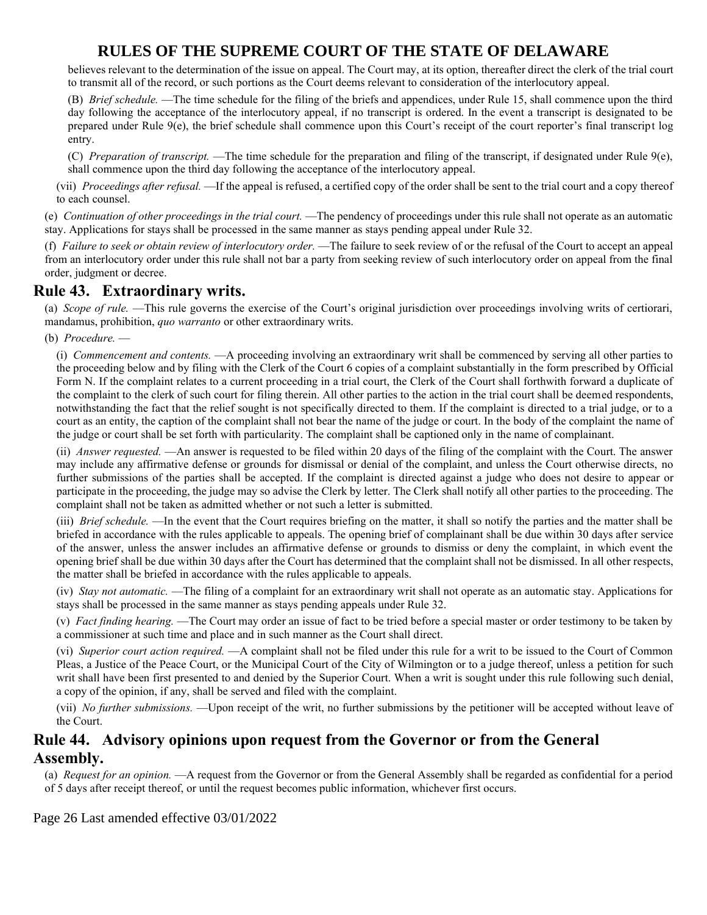believes relevant to the determination of the issue on appeal. The Court may, at its option, thereafter direct the clerk of the trial court to transmit all of the record, or such portions as the Court deems relevant to consideration of the interlocutory appeal.

(B) *Brief schedule.* —The time schedule for the filing of the briefs and appendices, under Rule 15, shall commence upon the third day following the acceptance of the interlocutory appeal, if no transcript is ordered. In the event a transcript is designated to be prepared under Rule 9(e), the brief schedule shall commence upon this Court's receipt of the court reporter's final transcript log entry.

(C) *Preparation of transcript.* —The time schedule for the preparation and filing of the transcript, if designated under Rule 9(e), shall commence upon the third day following the acceptance of the interlocutory appeal.

(vii) *Proceedings after refusal.* —If the appeal is refused, a certified copy of the order shall be sent to the trial court and a copy thereof to each counsel.

(e) *Continuation of other proceedings in the trial court.* —The pendency of proceedings under this rule shall not operate as an automatic stay. Applications for stays shall be processed in the same manner as stays pending appeal under Rule 32.

(f) *Failure to seek or obtain review of interlocutory order.* —The failure to seek review of or the refusal of the Court to accept an appeal from an interlocutory order under this rule shall not bar a party from seeking review of such interlocutory order on appeal from the final order, judgment or decree.

## Rule 43. Extraordinary writs.

(a) *Scope of rule.* —This rule governs the exercise of the Court's original jurisdiction over proceedings involving writs of certiorari, mandamus, prohibition, *quo warranto* or other extraordinary writs.

(b) *Procedure.* —

(i) *Commencement and contents.* —A proceeding involving an extraordinary writ shall be commenced by serving all other parties to the proceeding below and by filing with the Clerk of the Court 6 copies of a complaint substantially in the form prescribed by Official Form N. If the complaint relates to a current proceeding in a trial court, the Clerk of the Court shall forthwith forward a duplicate of the complaint to the clerk of such court for filing therein. All other parties to the action in the trial court shall be deemed respondents, notwithstanding the fact that the relief sought is not specifically directed to them. If the complaint is directed to a trial judge, or to a court as an entity, the caption of the complaint shall not bear the name of the judge or court. In the body of the complaint the name of the judge or court shall be set forth with particularity. The complaint shall be captioned only in the name of complainant.

(ii) *Answer requested.* —An answer is requested to be filed within 20 days of the filing of the complaint with the Court. The answer may include any affirmative defense or grounds for dismissal or denial of the complaint, and unless the Court otherwise directs, no further submissions of the parties shall be accepted. If the complaint is directed against a judge who does not desire to appear or participate in the proceeding, the judge may so advise the Clerk by letter. The Clerk shall notify all other parties to the proceeding. The complaint shall not be taken as admitted whether or not such a letter is submitted.

(iii) *Brief schedule.* —In the event that the Court requires briefing on the matter, it shall so notify the parties and the matter shall be briefed in accordance with the rules applicable to appeals. The opening brief of complainant shall be due within 30 days after service of the answer, unless the answer includes an affirmative defense or grounds to dismiss or deny the complaint, in which event the opening brief shall be due within 30 days after the Court has determined that the complaint shall not be dismissed. In all other respects, the matter shall be briefed in accordance with the rules applicable to appeals.

(iv) *Stay not automatic.* —The filing of a complaint for an extraordinary writ shall not operate as an automatic stay. Applications for stays shall be processed in the same manner as stays pending appeals under Rule 32.

(v) *Fact finding hearing.* —The Court may order an issue of fact to be tried before a special master or order testimony to be taken by a commissioner at such time and place and in such manner as the Court shall direct.

(vi) *Superior court action required.* —A complaint shall not be filed under this rule for a writ to be issued to the Court of Common Pleas, a Justice of the Peace Court, or the Municipal Court of the City of Wilmington or to a judge thereof, unless a petition for such writ shall have been first presented to and denied by the Superior Court. When a writ is sought under this rule following such denial, a copy of the opinion, if any, shall be served and filed with the complaint.

(vii) *No further submissions.* —Upon receipt of the writ, no further submissions by the petitioner will be accepted without leave of the Court.

## Rule 44. Advisory opinions upon request from the Governor or from the General Assembly.

(a) *Request for an opinion.* —A request from the Governor or from the General Assembly shall be regarded as confidential for a period of 5 days after receipt thereof, or until the request becomes public information, whichever first occurs.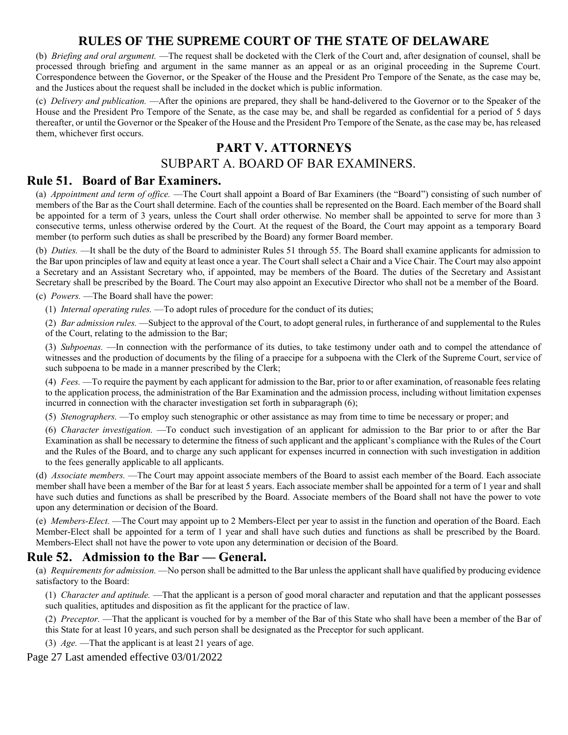(b) *Briefing and oral argument.* —The request shall be docketed with the Clerk of the Court and, after designation of counsel, shall be processed through briefing and argument in the same manner as an appeal or as an original proceeding in the Supreme Court. Correspondence between the Governor, or the Speaker of the House and the President Pro Tempore of the Senate, as the case may be, and the Justices about the request shall be included in the docket which is public information.

(c) *Delivery and publication.* —After the opinions are prepared, they shall be hand-delivered to the Governor or to the Speaker of the House and the President Pro Tempore of the Senate, as the case may be, and shall be regarded as confidential for a period of 5 days thereafter, or until the Governor or the Speaker of the House and the President Pro Tempore of the Senate, as the case may be, has released them, whichever first occurs.

# PART V. ATTORNEYS

## SUBPART A. BOARD OF BAR EXAMINERS.

### Rule 51. Board of Bar Examiners.

(a) *Appointment and term of office.* —The Court shall appoint a Board of Bar Examiners (the "Board") consisting of such number of members of the Bar as the Court shall determine. Each of the counties shall be represented on the Board. Each member of the Board shall be appointed for a term of 3 years, unless the Court shall order otherwise. No member shall be appointed to serve for more than 3 consecutive terms, unless otherwise ordered by the Court. At the request of the Board, the Court may appoint as a temporary Board member (to perform such duties as shall be prescribed by the Board) any former Board member.

(b) *Duties.* —It shall be the duty of the Board to administer Rules 51 through 55. The Board shall examine applicants for admission to the Bar upon principles of law and equity at least once a year. The Court shall select a Chair and a Vice Chair. The Court may also appoint a Secretary and an Assistant Secretary who, if appointed, may be members of the Board. The duties of the Secretary and Assistant Secretary shall be prescribed by the Board. The Court may also appoint an Executive Director who shall not be a member of the Board.

(c) *Powers.* —The Board shall have the power:

(1) *Internal operating rules.* —To adopt rules of procedure for the conduct of its duties;

(2) *Bar admission rules.* —Subject to the approval of the Court, to adopt general rules, in furtherance of and supplemental to the Rules of the Court, relating to the admission to the Bar;

(3) *Subpoenas.* —In connection with the performance of its duties, to take testimony under oath and to compel the attendance of witnesses and the production of documents by the filing of a praecipe for a subpoena with the Clerk of the Supreme Court, service of such subpoena to be made in a manner prescribed by the Clerk;

(4) *Fees.* —To require the payment by each applicant for admission to the Bar, prior to or after examination, of reasonable fees relating to the application process, the administration of the Bar Examination and the admission process, including without limitation expenses incurred in connection with the character investigation set forth in subparagraph (6);

(5) *Stenographers.* —To employ such stenographic or other assistance as may from time to time be necessary or proper; and

(6) *Character investigation.* —To conduct such investigation of an applicant for admission to the Bar prior to or after the Bar Examination as shall be necessary to determine the fitness of such applicant and the applicant's compliance with the Rules of the Court and the Rules of the Board, and to charge any such applicant for expenses incurred in connection with such investigation in addition to the fees generally applicable to all applicants.

(d) *Associate members.* —The Court may appoint associate members of the Board to assist each member of the Board. Each associate member shall have been a member of the Bar for at least 5 years. Each associate member shall be appointed for a term of 1 year and shall have such duties and functions as shall be prescribed by the Board. Associate members of the Board shall not have the power to vote upon any determination or decision of the Board.

(e) *Members-Elect.* —The Court may appoint up to 2 Members-Elect per year to assist in the function and operation of the Board. Each Member-Elect shall be appointed for a term of 1 year and shall have such duties and functions as shall be prescribed by the Board. Members-Elect shall not have the power to vote upon any determination or decision of the Board.

### Rule 52. Admission to the Bar — General.

(a) *Requirements for admission.* —No person shall be admitted to the Bar unless the applicant shall have qualified by producing evidence satisfactory to the Board:

(1) *Character and aptitude.* —That the applicant is a person of good moral character and reputation and that the applicant possesses such qualities, aptitudes and disposition as fit the applicant for the practice of law.

(2) *Preceptor.* —That the applicant is vouched for by a member of the Bar of this State who shall have been a member of the Bar of this State for at least 10 years, and such person shall be designated as the Preceptor for such applicant.

(3) *Age.* —That the applicant is at least 21 years of age.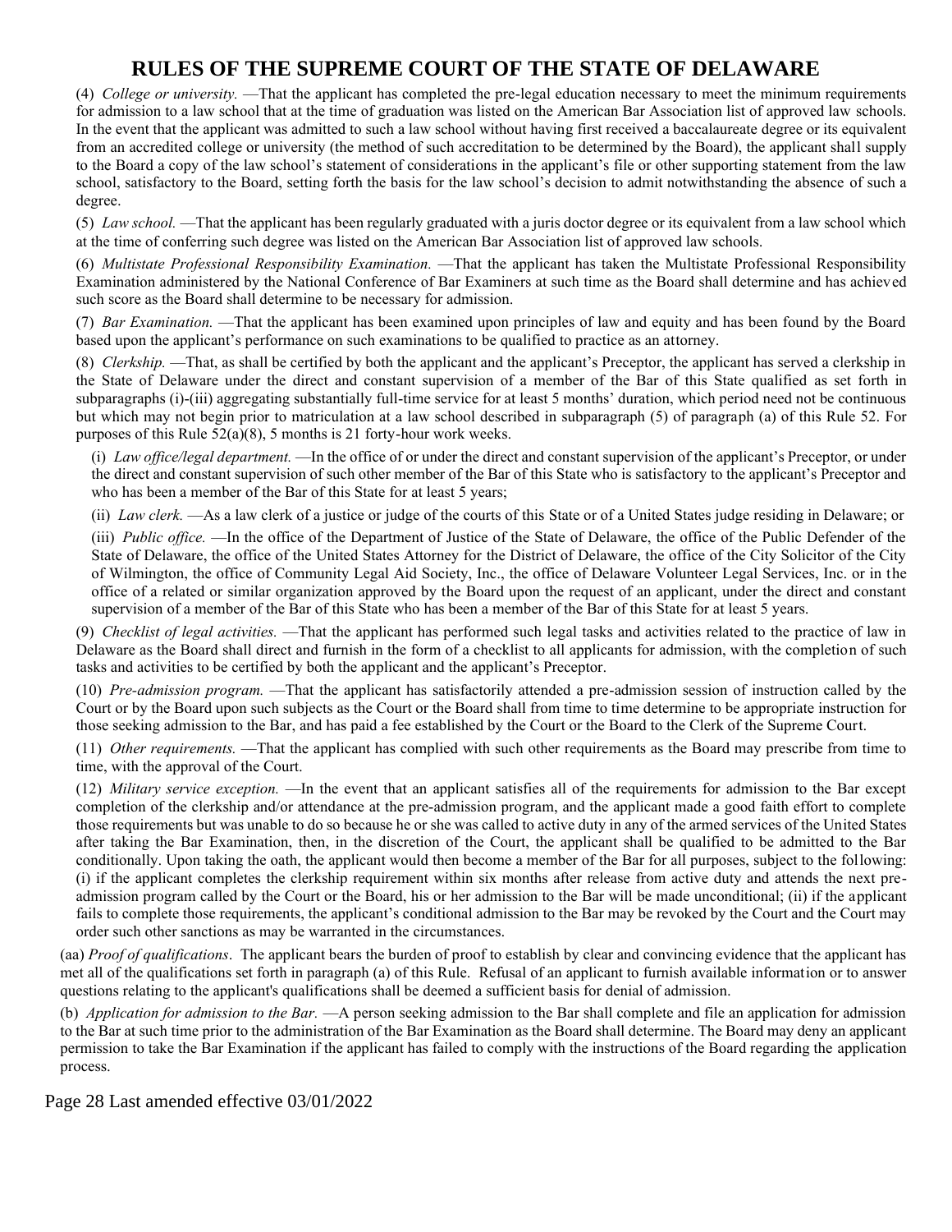(4) *College or university.* —That the applicant has completed the pre-legal education necessary to meet the minimum requirements for admission to a law school that at the time of graduation was listed on the American Bar Association list of approved law schools. In the event that the applicant was admitted to such a law school without having first received a baccalaureate degree or its equivalent from an accredited college or university (the method of such accreditation to be determined by the Board), the applicant shall supply to the Board a copy of the law school's statement of considerations in the applicant's file or other supporting statement from the law school, satisfactory to the Board, setting forth the basis for the law school's decision to admit notwithstanding the absence of such a degree.

(5) *Law school.* —That the applicant has been regularly graduated with a juris doctor degree or its equivalent from a law school which at the time of conferring such degree was listed on the American Bar Association list of approved law schools.

(6) *Multistate Professional Responsibility Examination.* —That the applicant has taken the Multistate Professional Responsibility Examination administered by the National Conference of Bar Examiners at such time as the Board shall determine and has achieved such score as the Board shall determine to be necessary for admission.

(7) *Bar Examination.* —That the applicant has been examined upon principles of law and equity and has been found by the Board based upon the applicant's performance on such examinations to be qualified to practice as an attorney.

(8) *Clerkship.* —That, as shall be certified by both the applicant and the applicant's Preceptor, the applicant has served a clerkship in the State of Delaware under the direct and constant supervision of a member of the Bar of this State qualified as set forth in subparagraphs (i)-(iii) aggregating substantially full-time service for at least 5 months' duration, which period need not be continuous but which may not begin prior to matriculation at a law school described in subparagraph (5) of paragraph (a) of this Rule 52. For purposes of this Rule 52(a)(8), 5 months is 21 forty-hour work weeks.

(i) *Law office/legal department.* —In the office of or under the direct and constant supervision of the applicant's Preceptor, or under the direct and constant supervision of such other member of the Bar of this State who is satisfactory to the applicant's Preceptor and who has been a member of the Bar of this State for at least 5 years;

(ii) *Law clerk.* —As a law clerk of a justice or judge of the courts of this State or of a United States judge residing in Delaware; or

(iii) *Public office.* —In the office of the Department of Justice of the State of Delaware, the office of the Public Defender of the State of Delaware, the office of the United States Attorney for the District of Delaware, the office of the City Solicitor of the City of Wilmington, the office of Community Legal Aid Society, Inc., the office of Delaware Volunteer Legal Services, Inc. or in the office of a related or similar organization approved by the Board upon the request of an applicant, under the direct and constant supervision of a member of the Bar of this State who has been a member of the Bar of this State for at least 5 years.

(9) *Checklist of legal activities.* —That the applicant has performed such legal tasks and activities related to the practice of law in Delaware as the Board shall direct and furnish in the form of a checklist to all applicants for admission, with the completion of such tasks and activities to be certified by both the applicant and the applicant's Preceptor.

(10) *Pre-admission program.* —That the applicant has satisfactorily attended a pre-admission session of instruction called by the Court or by the Board upon such subjects as the Court or the Board shall from time to time determine to be appropriate instruction for those seeking admission to the Bar, and has paid a fee established by the Court or the Board to the Clerk of the Supreme Court.

(11) *Other requirements.* —That the applicant has complied with such other requirements as the Board may prescribe from time to time, with the approval of the Court.

(12) *Military service exception.* —In the event that an applicant satisfies all of the requirements for admission to the Bar except completion of the clerkship and/or attendance at the pre-admission program, and the applicant made a good faith effort to complete those requirements but was unable to do so because he or she was called to active duty in any of the armed services of the United States after taking the Bar Examination, then, in the discretion of the Court, the applicant shall be qualified to be admitted to the Bar conditionally. Upon taking the oath, the applicant would then become a member of the Bar for all purposes, subject to the following: (i) if the applicant completes the clerkship requirement within six months after release from active duty and attends the next pre-admission program called by the Court or the Board, his or her admission to the Bar will be made unconditional; (ii) if the applicant fails to complete those requirements, the applicant's conditional admission to the Bar may be revoked by the Court and the Court may order such other sanctions as may be warranted in the circumstances.

(aa) *Proof of qualifications*. The applicant bears the burden of proof to establish by clear and convincing evidence that the applicant has met all of the qualifications set forth in paragraph (a) of this Rule. Refusal of an applicant to furnish available information or to answer questions relating to the applicant's qualifications shall be deemed a sufficient basis for denial of admission.

(b) *Application for admission to the Bar.* —A person seeking admission to the Bar shall complete and file an application for admission to the Bar at such time prior to the administration of the Bar Examination as the Board shall determine. The Board may deny an applicant permission to take the Bar Examination if the applicant has failed to comply with the instructions of the Board regarding the application process.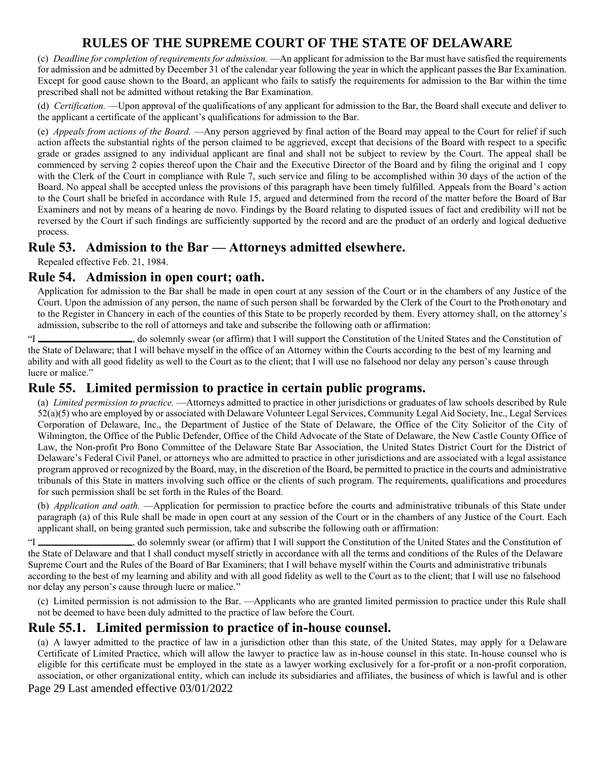(c) *Deadline for completion of requirements for admission.* —An applicant for admission to the Bar must have satisfied the requirements for admission and be admitted by December 31 of the calendar year following the year in which the applicant passes the Bar Examination. Except for good cause shown to the Board, an applicant who fails to satisfy the requirements for admission to the Bar within the time prescribed shall not be admitted without retaking the Bar Examination.

(d) *Certification.* —Upon approval of the qualifications of any applicant for admission to the Bar, the Board shall execute and deliver to the applicant a certificate of the applicant's qualifications for admission to the Bar.

(e) *Appeals from actions of the Board.* —Any person aggrieved by final action of the Board may appeal to the Court for relief if such action affects the substantial rights of the person claimed to be aggrieved, except that decisions of the Board with respect to a specific grade or grades assigned to any individual applicant are final and shall not be subject to review by the Court. The appeal shall be commenced by serving 2 copies thereof upon the Chair and the Executive Director of the Board and by filing the original and 1 copy with the Clerk of the Court in compliance with Rule 7, such service and filing to be accomplished within 30 days of the action of the Board. No appeal shall be accepted unless the provisions of this paragraph have been timely fulfilled. Appeals from the Board's action to the Court shall be briefed in accordance with Rule 15, argued and determined from the record of the matter before the Board of Bar Examiners and not by means of a hearing de novo. Findings by the Board relating to disputed issues of fact and credibility will not be reversed by the Court if such findings are sufficiently supported by the record and are the product of an orderly and logical deductive process.

## Rule 53. Admission to the Bar — Attorneys admitted elsewhere.

Repealed effective Feb. 21, 1984.

## Rule 54. Admission in open court; oath.

Application for admission to the Bar shall be made in open court at any session of the Court or in the chambers of any Justice of the Court. Upon the admission of any person, the name of such person shall be forwarded by the Clerk of the Court to the Prothonotary and to the Register in Chancery in each of the counties of this State to be properly recorded by them. Every attorney shall, on the attorney's admission, subscribe to the roll of attorneys and take and subscribe the following oath or affirmation:

"I ___________________, do solemnly swear (or affirm) that I will support the Constitution of the United States and the Constitution of the State of Delaware; that I will behave myself in the office of an Attorney within the Courts according to the best of my learning and ability and with all good fidelity as well to the Court as to the client; that I will use no falsehood nor delay any person's cause through lucre or malice."

## Rule 55. Limited permission to practice in certain public programs.

(a) *Limited permission to practice.* —Attorneys admitted to practice in other jurisdictions or graduates of law schools described by Rule 52(a)(5) who are employed by or associated with Delaware Volunteer Legal Services, Community Legal Aid Society, Inc., Legal Services Corporation of Delaware, Inc., the Department of Justice of the State of Delaware, the Office of the City Solicitor of the City of Wilmington, the Office of the Public Defender, Office of the Child Advocate of the State of Delaware, the New Castle County Office of Law, the Non-profit Pro Bono Committee of the Delaware State Bar Association, the United States District Court for the District of Delaware's Federal Civil Panel, or attorneys who are admitted to practice in other jurisdictions and are associated with a legal assistance program approved or recognized by the Board, may, in the discretion of the Board, be permitted to practice in the courts and administrative tribunals of this State in matters involving such office or the clients of such program. The requirements, qualifications and procedures for such permission shall be set forth in the Rules of the Board.

(b) *Application and oath.* —Application for permission to practice before the courts and administrative tribunals of this State under paragraph (a) of this Rule shall be made in open court at any session of the Court or in the chambers of any Justice of the Court. Each applicant shall, on being granted such permission, take and subscribe the following oath or affirmation:

"I ___________________, do solemnly swear (or affirm) that I will support the Constitution of the United States and the Constitution of the State of Delaware and that I shall conduct myself strictly in accordance with all the terms and conditions of the Rules of the Delaware Supreme Court and the Rules of the Board of Bar Examiners; that I will behave myself within the Courts and administrative tribunals according to the best of my learning and ability and with all good fidelity as well to the Court as to the client; that I will use no falsehood nor delay any person's cause through lucre or malice."

(c) Limited permission is not admission to the Bar. —Applicants who are granted limited permission to practice under this Rule shall not be deemed to have been duly admitted to the practice of law before the Court.

## Rule 55.1. Limited permission to practice of in-house counsel.

(a) A lawyer admitted to the practice of law in a jurisdiction other than this state, of the United States, may apply for a Delaware Certificate of Limited Practice, which will allow the lawyer to practice law as in-house counsel in this state. In-house counsel who is eligible for this certificate must be employed in the state as a lawyer working exclusively for a for-profit or a non-profit corporation, association, or other organizational entity, which can include its subsidiaries and affiliates, the business of which is lawful and is other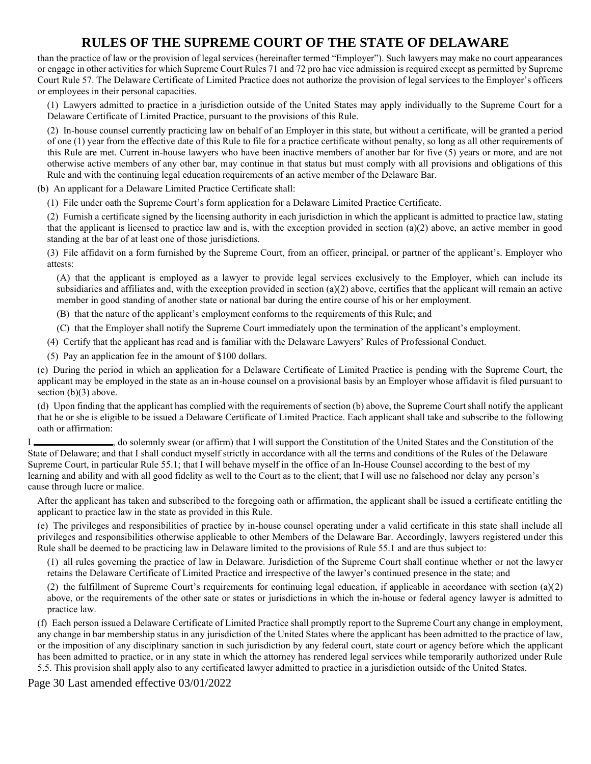than the practice of law or the provision of legal services (hereinafter termed "Employer"). Such lawyers may make no court appearances or engage in other activities for which Supreme Court Rules 71 and 72 pro hac vice admission is required except as permitted by Supreme Court Rule 57. The Delaware Certificate of Limited Practice does not authorize the provision of legal services to the Employer's officers or employees in their personal capacities.

(1) Lawyers admitted to practice in a jurisdiction outside of the United States may apply individually to the Supreme Court for a Delaware Certificate of Limited Practice, pursuant to the provisions of this Rule.

(2) In-house counsel currently practicing law on behalf of an Employer in this state, but without a certificate, will be granted a period of one (1) year from the effective date of this Rule to file for a practice certificate without penalty, so long as all other requirements of this Rule are met. Current in-house lawyers who have been inactive members of another bar for five (5) years or more, and are not otherwise active members of any other bar, may continue in that status but must comply with all provisions and obligations of this Rule and with the continuing legal education requirements of an active member of the Delaware Bar.

(b) An applicant for a Delaware Limited Practice Certificate shall:

(1) File under oath the Supreme Court's form application for a Delaware Limited Practice Certificate.

(2) Furnish a certificate signed by the licensing authority in each jurisdiction in which the applicant is admitted to practice law, stating that the applicant is licensed to practice law and is, with the exception provided in section (a)(2) above, an active member in good standing at the bar of at least one of those jurisdictions.

(3) File affidavit on a form furnished by the Supreme Court, from an officer, principal, or partner of the applicant's. Employer who attests:

(A) that the applicant is employed as a lawyer to provide legal services exclusively to the Employer, which can include its subsidiaries and affiliates and, with the exception provided in section (a)(2) above, certifies that the applicant will remain an active member in good standing of another state or national bar during the entire course of his or her employment.

(B) that the nature of the applicant's employment conforms to the requirements of this Rule; and

(C) that the Employer shall notify the Supreme Court immediately upon the termination of the applicant's employment.

(4) Certify that the applicant has read and is familiar with the Delaware Lawyers' Rules of Professional Conduct.

(5) Pay an application fee in the amount of $100 dollars.

(c) During the period in which an application for a Delaware Certificate of Limited Practice is pending with the Supreme Court, the applicant may be employed in the state as an in-house counsel on a provisional basis by an Employer whose affidavit is filed pursuant to section (b)(3) above.

(d) Upon finding that the applicant has complied with the requirements of section (b) above, the Supreme Court shall notify the applicant that he or she is eligible to be issued a Delaware Certificate of Limited Practice. Each applicant shall take and subscribe to the following oath or affirmation:

I ________________, do solemnly swear (or affirm) that I will support the Constitution of the United States and the Constitution of the State of Delaware; and that I shall conduct myself strictly in accordance with all the terms and conditions of the Rules of the Delaware Supreme Court, in particular Rule 55.1; that I will behave myself in the office of an In-House Counsel according to the best of my learning and ability and with all good fidelity as well to the Court as to the client; that I will use no falsehood nor delay any person's cause through lucre or malice.

After the applicant has taken and subscribed to the foregoing oath or affirmation, the applicant shall be issued a certificate entitling the applicant to practice law in the state as provided in this Rule.

(e) The privileges and responsibilities of practice by in-house counsel operating under a valid certificate in this state shall include all privileges and responsibilities otherwise applicable to other Members of the Delaware Bar. Accordingly, lawyers registered under this Rule shall be deemed to be practicing law in Delaware limited to the provisions of Rule 55.1 and are thus subject to:

(1) all rules governing the practice of law in Delaware. Jurisdiction of the Supreme Court shall continue whether or not the lawyer retains the Delaware Certificate of Limited Practice and irrespective of the lawyer's continued presence in the state; and

(2) the fulfillment of Supreme Court's requirements for continuing legal education, if applicable in accordance with section (a)(2) above, or the requirements of the other sate or states or jurisdictions in which the in-house or federal agency lawyer is admitted to practice law.

(f) Each person issued a Delaware Certificate of Limited Practice shall promptly report to the Supreme Court any change in employment, any change in bar membership status in any jurisdiction of the United States where the applicant has been admitted to the practice of law, or the imposition of any disciplinary sanction in such jurisdiction by any federal court, state court or agency before which the applicant has been admitted to practice, or in any state in which the attorney has rendered legal services while temporarily authorized under Rule 5.5. This provision shall apply also to any certificated lawyer admitted to practice in a jurisdiction outside of the United States.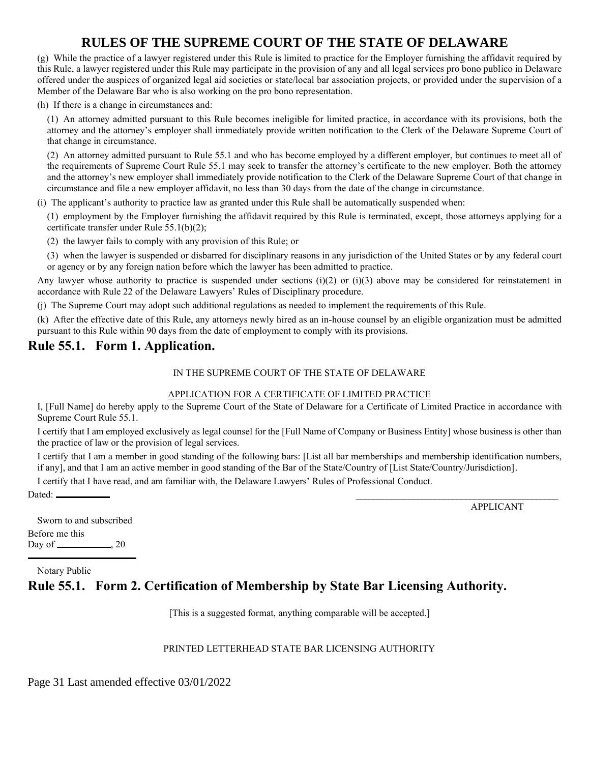(g) While the practice of a lawyer registered under this Rule is limited to practice for the Employer furnishing the affidavit required by this Rule, a lawyer registered under this Rule may participate in the provision of any and all legal services pro bono publico in Delaware offered under the auspices of organized legal aid societies or state/local bar association projects, or provided under the supervision of a Member of the Delaware Bar who is also working on the pro bono representation.

(h) If there is a change in circumstances and:

(1) An attorney admitted pursuant to this Rule becomes ineligible for limited practice, in accordance with its provisions, both the attorney and the attorney's employer shall immediately provide written notification to the Clerk of the Delaware Supreme Court of that change in circumstance.

(2) An attorney admitted pursuant to Rule 55.1 and who has become employed by a different employer, but continues to meet all of the requirements of Supreme Court Rule 55.1 may seek to transfer the attorney's certificate to the new employer. Both the attorney and the attorney's new employer shall immediately provide notification to the Clerk of the Delaware Supreme Court of that change in circumstance and file a new employer affidavit, no less than 30 days from the date of the change in circumstance.

(i) The applicant's authority to practice law as granted under this Rule shall be automatically suspended when:

(1) employment by the Employer furnishing the affidavit required by this Rule is terminated, except, those attorneys applying for a certificate transfer under Rule 55.1(b)(2);

(2) the lawyer fails to comply with any provision of this Rule; or

(3) when the lawyer is suspended or disbarred for disciplinary reasons in any jurisdiction of the United States or by any federal court or agency or by any foreign nation before which the lawyer has been admitted to practice.

Any lawyer whose authority to practice is suspended under sections (i)(2) or (i)(3) above may be considered for reinstatement in accordance with Rule 22 of the Delaware Lawyers' Rules of Disciplinary procedure.

(j) The Supreme Court may adopt such additional regulations as needed to implement the requirements of this Rule.

(k) After the effective date of this Rule, any attorneys newly hired as an in-house counsel by an eligible organization must be admitted pursuant to this Rule within 90 days from the date of employment to comply with its provisions.

## Rule 55.1. Form 1. Application.

IN THE SUPREME COURT OF THE STATE OF DELAWARE

APPLICATION FOR A CERTIFICATE OF LIMITED PRACTICE

I, [Full Name] do hereby apply to the Supreme Court of the State of Delaware for a Certificate of Limited Practice in accordance with Supreme Court Rule 55.1.

I certify that I am employed exclusively as legal counsel for the [Full Name of Company or Business Entity] whose business is other than the practice of law or the provision of legal services.

I certify that I am a member in good standing of the following bars: [List all bar memberships and membership identification numbers, if any], and that I am an active member in good standing of the Bar of the State/Country of [List State/Country/Jurisdiction].

I certify that I have read, and am familiar with, the Delaware Lawyers' Rules of Professional Conduct.

Dated: ___________

_____________________________________________
APPLICANT

Sworn to and subscribed
Before me this
Day of ___________, 20

_____________________
Notary Public

## Rule 55.1. Form 2. Certification of Membership by State Bar Licensing Authority.

[This is a suggested format, anything comparable will be accepted.]

PRINTED LETTERHEAD STATE BAR LICENSING AUTHORITY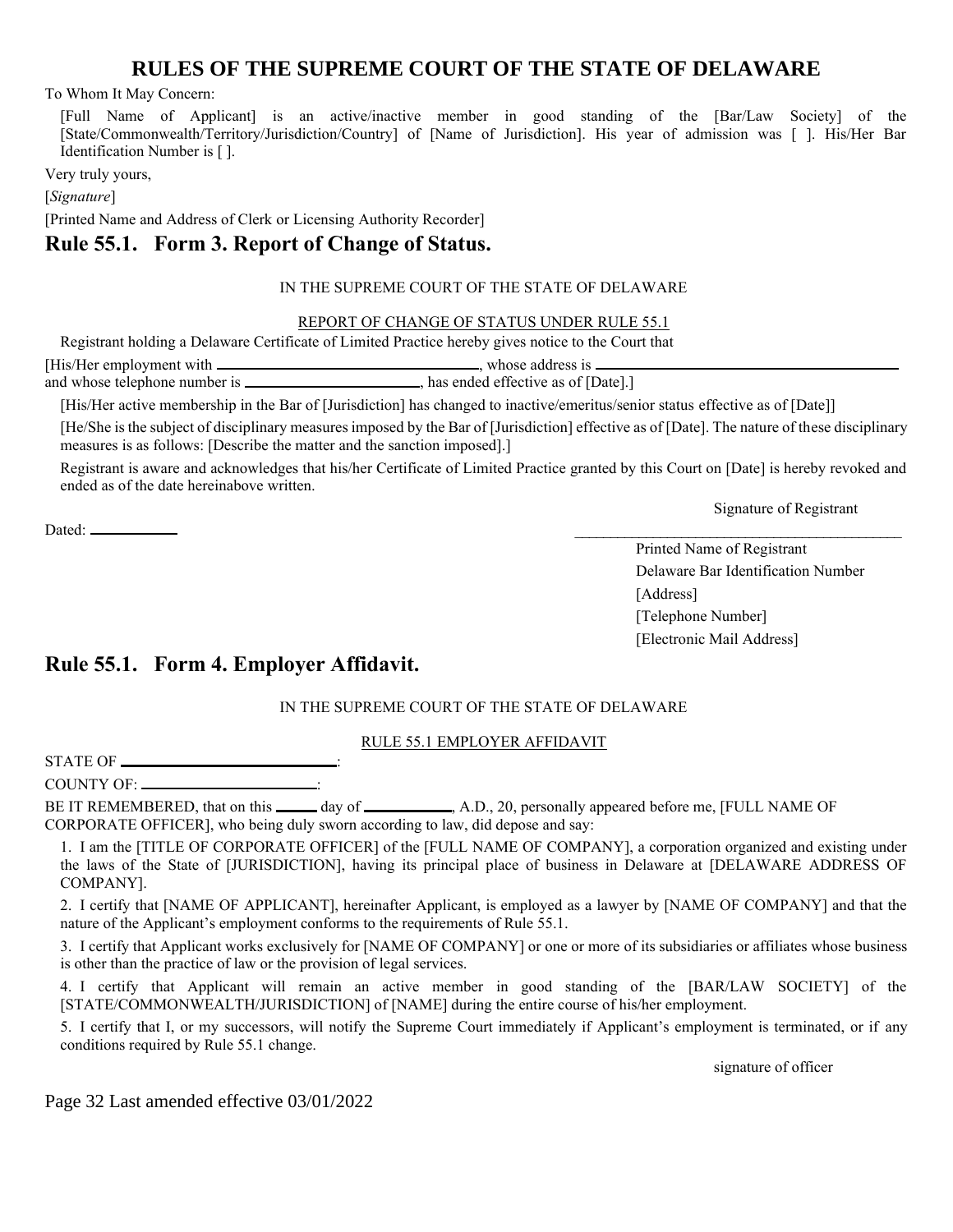To Whom It May Concern:

[Full Name of Applicant] is an active/inactive member in good standing of the [Bar/Law Society] of the [State/Commonwealth/Territory/Jurisdiction/Country] of [Name of Jurisdiction]. His year of admission was [ ]. His/Her Bar Identification Number is [ ].

Very truly yours,

[*Signature*]

[Printed Name and Address of Clerk or Licensing Authority Recorder]

## Rule 55.1. Form 3. Report of Change of Status.

IN THE SUPREME COURT OF THE STATE OF DELAWARE

REPORT OF CHANGE OF STATUS UNDER RULE 55.1

Registrant holding a Delaware Certificate of Limited Practice hereby gives notice to the Court that

[His/Her employment with ______________________, whose address is ______________________ and whose telephone number is ______________________, has ended effective as of [Date].]

[His/Her active membership in the Bar of [Jurisdiction] has changed to inactive/emeritus/senior status effective as of [Date]]

[He/She is the subject of disciplinary measures imposed by the Bar of [Jurisdiction] effective as of [Date]. The nature of these disciplinary measures is as follows: [Describe the matter and the sanction imposed].]

Registrant is aware and acknowledges that his/her Certificate of Limited Practice granted by this Court on [Date] is hereby revoked and ended as of the date hereinabove written.

Signature of Registrant

Dated: ___________

______________________________________

Printed Name of Registrant
Delaware Bar Identification Number
[Address]
[Telephone Number]
[Electronic Mail Address]

## Rule 55.1. Form 4. Employer Affidavit.

IN THE SUPREME COURT OF THE STATE OF DELAWARE

RULE 55.1 EMPLOYER AFFIDAVIT

STATE OF ______________________:

COUNTY OF: ______________________:

BE IT REMEMBERED, that on this _____ day of ___________, A.D., 20, personally appeared before me, [FULL NAME OF CORPORATE OFFICER], who being duly sworn according to law, did depose and say:

1. I am the [TITLE OF CORPORATE OFFICER] of the [FULL NAME OF COMPANY], a corporation organized and existing under the laws of the State of [JURISDICTION], having its principal place of business in Delaware at [DELAWARE ADDRESS OF COMPANY].

2. I certify that [NAME OF APPLICANT], hereinafter Applicant, is employed as a lawyer by [NAME OF COMPANY] and that the nature of the Applicant's employment conforms to the requirements of Rule 55.1.

3. I certify that Applicant works exclusively for [NAME OF COMPANY] or one or more of its subsidiaries or affiliates whose business is other than the practice of law or the provision of legal services.

4. I certify that Applicant will remain an active member in good standing of the [BAR/LAW SOCIETY] of the [STATE/COMMONWEALTH/JURISDICTION] of [NAME] during the entire course of his/her employment.

5. I certify that I, or my successors, will notify the Supreme Court immediately if Applicant's employment is terminated, or if any conditions required by Rule 55.1 change.

signature of officer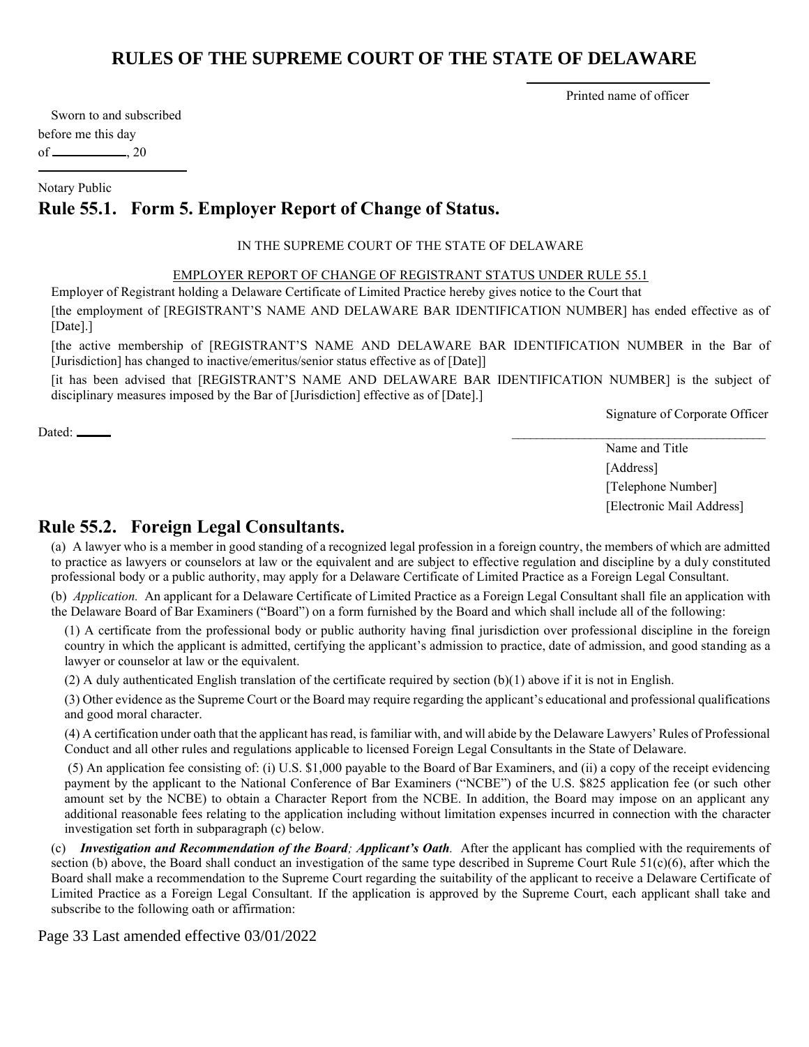______________________

Printed name of officer

Sworn to and subscribed
before me this day
of __________, 20

______________________

Notary Public

## Rule 55.1. Form 5. Employer Report of Change of Status.

IN THE SUPREME COURT OF THE STATE OF DELAWARE

EMPLOYER REPORT OF CHANGE OF REGISTRANT STATUS UNDER RULE 55.1

Employer of Registrant holding a Delaware Certificate of Limited Practice hereby gives notice to the Court that

[the employment of [REGISTRANT'S NAME AND DELAWARE BAR IDENTIFICATION NUMBER] has ended effective as of [Date].]

[the active membership of [REGISTRANT'S NAME AND DELAWARE BAR IDENTIFICATION NUMBER in the Bar of [Jurisdiction] has changed to inactive/emeritus/senior status effective as of [Date]]

[it has been advised that [REGISTRANT'S NAME AND DELAWARE BAR IDENTIFICATION NUMBER] is the subject of disciplinary measures imposed by the Bar of [Jurisdiction] effective as of [Date].]

Signature of Corporate Officer

Dated: _____

______________________________________

Name and Title
[Address]
[Telephone Number]
[Electronic Mail Address]

## Rule 55.2. Foreign Legal Consultants.

(a) A lawyer who is a member in good standing of a recognized legal profession in a foreign country, the members of which are admitted to practice as lawyers or counselors at law or the equivalent and are subject to effective regulation and discipline by a duly constituted professional body or a public authority, may apply for a Delaware Certificate of Limited Practice as a Foreign Legal Consultant.

(b) *Application.* An applicant for a Delaware Certificate of Limited Practice as a Foreign Legal Consultant shall file an application with the Delaware Board of Bar Examiners ("Board") on a form furnished by the Board and which shall include all of the following:

(1) A certificate from the professional body or public authority having final jurisdiction over professional discipline in the foreign country in which the applicant is admitted, certifying the applicant's admission to practice, date of admission, and good standing as a lawyer or counselor at law or the equivalent.

(2) A duly authenticated English translation of the certificate required by section (b)(1) above if it is not in English.

(3) Other evidence as the Supreme Court or the Board may require regarding the applicant's educational and professional qualifications and good moral character.

(4) A certification under oath that the applicant has read, is familiar with, and will abide by the Delaware Lawyers' Rules of Professional Conduct and all other rules and regulations applicable to licensed Foreign Legal Consultants in the State of Delaware.

(5) An application fee consisting of: (i) U.S. $1,000 payable to the Board of Bar Examiners, and (ii) a copy of the receipt evidencing payment by the applicant to the National Conference of Bar Examiners ("NCBE") of the U.S. $825 application fee (or such other amount set by the NCBE) to obtain a Character Report from the NCBE. In addition, the Board may impose on an applicant any additional reasonable fees relating to the application including without limitation expenses incurred in connection with the character investigation set forth in subparagraph (c) below.

(c) ***Investigation and Recommendation of the Board**; **Applicant's Oath**.* After the applicant has complied with the requirements of section (b) above, the Board shall conduct an investigation of the same type described in Supreme Court Rule 51(c)(6), after which the Board shall make a recommendation to the Supreme Court regarding the suitability of the applicant to receive a Delaware Certificate of Limited Practice as a Foreign Legal Consultant. If the application is approved by the Supreme Court, each applicant shall take and subscribe to the following oath or affirmation:

Last amended effective 03/01/2022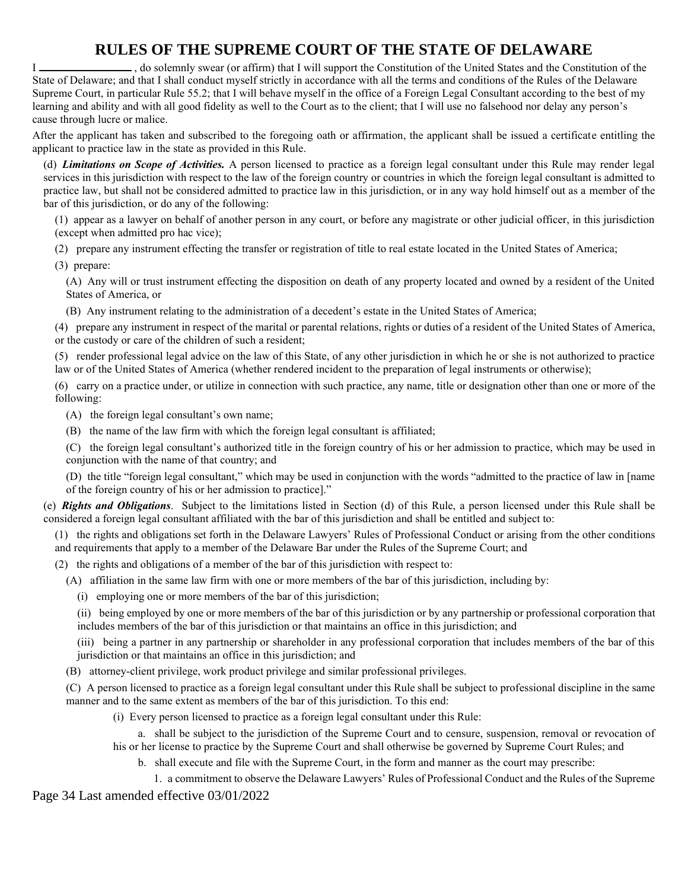I ________________ , do solemnly swear (or affirm) that I will support the Constitution of the United States and the Constitution of the State of Delaware; and that I shall conduct myself strictly in accordance with all the terms and conditions of the Rules of the Delaware Supreme Court, in particular Rule 55.2; that I will behave myself in the office of a Foreign Legal Consultant according to the best of my learning and ability and with all good fidelity as well to the Court as to the client; that I will use no falsehood nor delay any person's cause through lucre or malice.

After the applicant has taken and subscribed to the foregoing oath or affirmation, the applicant shall be issued a certificate entitling the applicant to practice law in the state as provided in this Rule.

(d) ***Limitations on Scope of Activities.*** A person licensed to practice as a foreign legal consultant under this Rule may render legal services in this jurisdiction with respect to the law of the foreign country or countries in which the foreign legal consultant is admitted to practice law, but shall not be considered admitted to practice law in this jurisdiction, or in any way hold himself out as a member of the bar of this jurisdiction, or do any of the following:

(1) appear as a lawyer on behalf of another person in any court, or before any magistrate or other judicial officer, in this jurisdiction (except when admitted pro hac vice);

(2) prepare any instrument effecting the transfer or registration of title to real estate located in the United States of America;

(3) prepare:

(A) Any will or trust instrument effecting the disposition on death of any property located and owned by a resident of the United States of America, or

(B) Any instrument relating to the administration of a decedent's estate in the United States of America;

(4) prepare any instrument in respect of the marital or parental relations, rights or duties of a resident of the United States of America, or the custody or care of the children of such a resident;

(5) render professional legal advice on the law of this State, of any other jurisdiction in which he or she is not authorized to practice law or of the United States of America (whether rendered incident to the preparation of legal instruments or otherwise);

(6) carry on a practice under, or utilize in connection with such practice, any name, title or designation other than one or more of the following:

(A) the foreign legal consultant's own name;

(B) the name of the law firm with which the foreign legal consultant is affiliated;

(C) the foreign legal consultant's authorized title in the foreign country of his or her admission to practice, which may be used in conjunction with the name of that country; and

(D) the title "foreign legal consultant," which may be used in conjunction with the words "admitted to the practice of law in [name of the foreign country of his or her admission to practice]."

(e) ***Rights and Obligations***. Subject to the limitations listed in Section (d) of this Rule, a person licensed under this Rule shall be considered a foreign legal consultant affiliated with the bar of this jurisdiction and shall be entitled and subject to:

(1) the rights and obligations set forth in the Delaware Lawyers' Rules of Professional Conduct or arising from the other conditions and requirements that apply to a member of the Delaware Bar under the Rules of the Supreme Court; and

(2) the rights and obligations of a member of the bar of this jurisdiction with respect to:

(A) affiliation in the same law firm with one or more members of the bar of this jurisdiction, including by:

(i) employing one or more members of the bar of this jurisdiction;

(ii) being employed by one or more members of the bar of this jurisdiction or by any partnership or professional corporation that includes members of the bar of this jurisdiction or that maintains an office in this jurisdiction; and

(iii) being a partner in any partnership or shareholder in any professional corporation that includes members of the bar of this jurisdiction or that maintains an office in this jurisdiction; and

(B) attorney-client privilege, work product privilege and similar professional privileges.

(C) A person licensed to practice as a foreign legal consultant under this Rule shall be subject to professional discipline in the same manner and to the same extent as members of the bar of this jurisdiction. To this end:

(i) Every person licensed to practice as a foreign legal consultant under this Rule:

a. shall be subject to the jurisdiction of the Supreme Court and to censure, suspension, removal or revocation of his or her license to practice by the Supreme Court and shall otherwise be governed by Supreme Court Rules; and

b. shall execute and file with the Supreme Court, in the form and manner as the court may prescribe:

1. a commitment to observe the Delaware Lawyers' Rules of Professional Conduct and the Rules of the Supreme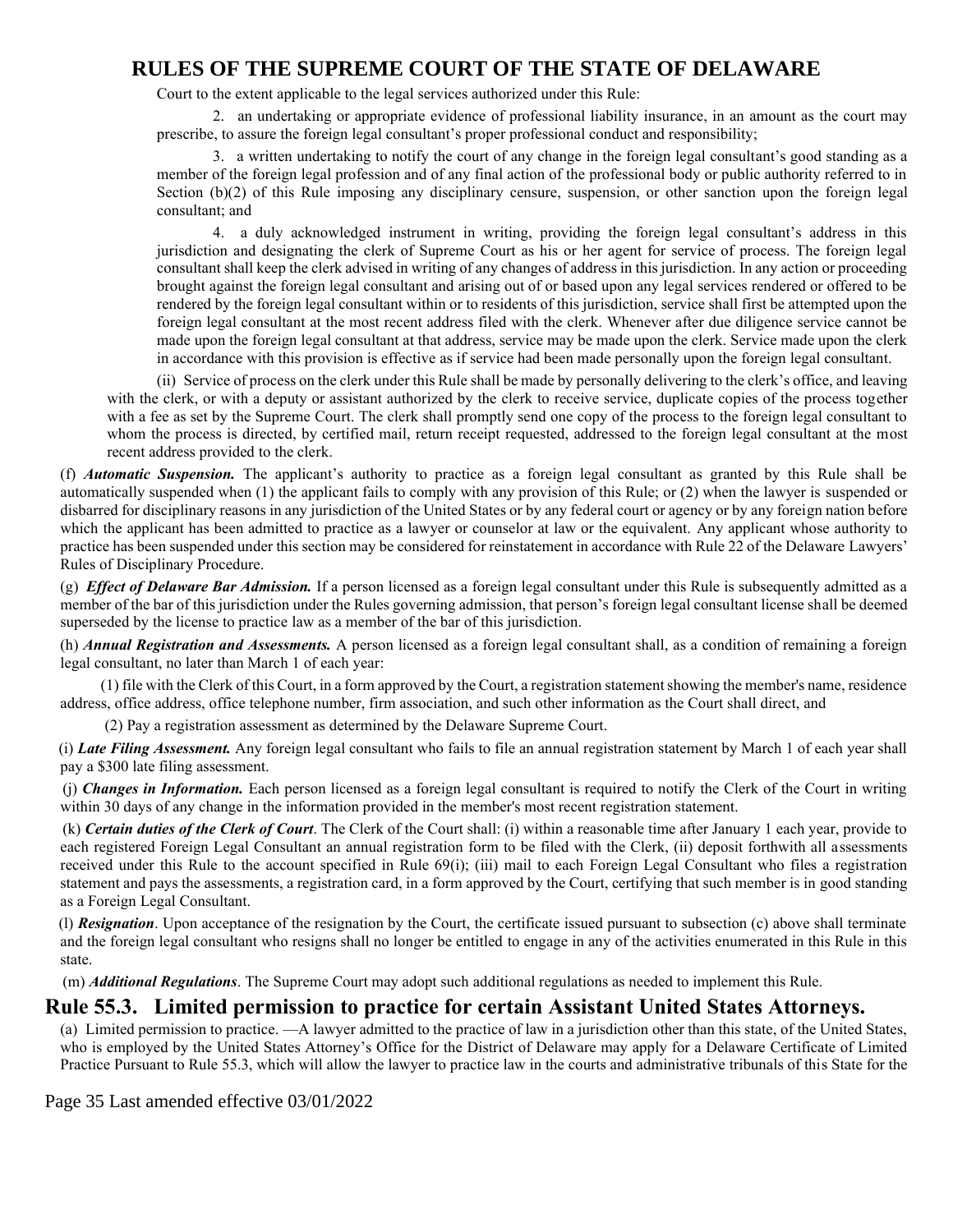Court to the extent applicable to the legal services authorized under this Rule:

2. an undertaking or appropriate evidence of professional liability insurance, in an amount as the court may prescribe, to assure the foreign legal consultant's proper professional conduct and responsibility;

3. a written undertaking to notify the court of any change in the foreign legal consultant's good standing as a member of the foreign legal profession and of any final action of the professional body or public authority referred to in Section (b)(2) of this Rule imposing any disciplinary censure, suspension, or other sanction upon the foreign legal consultant; and

4. a duly acknowledged instrument in writing, providing the foreign legal consultant's address in this jurisdiction and designating the clerk of Supreme Court as his or her agent for service of process. The foreign legal consultant shall keep the clerk advised in writing of any changes of address in this jurisdiction. In any action or proceeding brought against the foreign legal consultant and arising out of or based upon any legal services rendered or offered to be rendered by the foreign legal consultant within or to residents of this jurisdiction, service shall first be attempted upon the foreign legal consultant at the most recent address filed with the clerk. Whenever after due diligence service cannot be made upon the foreign legal consultant at that address, service may be made upon the clerk. Service made upon the clerk in accordance with this provision is effective as if service had been made personally upon the foreign legal consultant.

(ii) Service of process on the clerk under this Rule shall be made by personally delivering to the clerk's office, and leaving with the clerk, or with a deputy or assistant authorized by the clerk to receive service, duplicate copies of the process together with a fee as set by the Supreme Court. The clerk shall promptly send one copy of the process to the foreign legal consultant to whom the process is directed, by certified mail, return receipt requested, addressed to the foreign legal consultant at the most recent address provided to the clerk.

(f) ***Automatic Suspension.*** The applicant's authority to practice as a foreign legal consultant as granted by this Rule shall be automatically suspended when (1) the applicant fails to comply with any provision of this Rule; or (2) when the lawyer is suspended or disbarred for disciplinary reasons in any jurisdiction of the United States or by any federal court or agency or by any foreign nation before which the applicant has been admitted to practice as a lawyer or counselor at law or the equivalent. Any applicant whose authority to practice has been suspended under this section may be considered for reinstatement in accordance with Rule 22 of the Delaware Lawyers' Rules of Disciplinary Procedure.

(g) ***Effect of Delaware Bar Admission.*** If a person licensed as a foreign legal consultant under this Rule is subsequently admitted as a member of the bar of this jurisdiction under the Rules governing admission, that person's foreign legal consultant license shall be deemed superseded by the license to practice law as a member of the bar of this jurisdiction.

(h) ***Annual Registration and Assessments.*** A person licensed as a foreign legal consultant shall, as a condition of remaining a foreign legal consultant, no later than March 1 of each year:

(1) file with the Clerk of this Court, in a form approved by the Court, a registration statement showing the member's name, residence address, office address, office telephone number, firm association, and such other information as the Court shall direct, and

(2) Pay a registration assessment as determined by the Delaware Supreme Court.

(i) ***Late Filing Assessment.*** Any foreign legal consultant who fails to file an annual registration statement by March 1 of each year shall pay a $300 late filing assessment.

(j) ***Changes in Information.*** Each person licensed as a foreign legal consultant is required to notify the Clerk of the Court in writing within 30 days of any change in the information provided in the member's most recent registration statement.

(k) ***Certain duties of the Clerk of Court***. The Clerk of the Court shall: (i) within a reasonable time after January 1 each year, provide to each registered Foreign Legal Consultant an annual registration form to be filed with the Clerk, (ii) deposit forthwith all assessments received under this Rule to the account specified in Rule 69(i); (iii) mail to each Foreign Legal Consultant who files a registration statement and pays the assessments, a registration card, in a form approved by the Court, certifying that such member is in good standing as a Foreign Legal Consultant.

(l) ***Resignation***. Upon acceptance of the resignation by the Court, the certificate issued pursuant to subsection (c) above shall terminate and the foreign legal consultant who resigns shall no longer be entitled to engage in any of the activities enumerated in this Rule in this state.

(m) ***Additional Regulations***. The Supreme Court may adopt such additional regulations as needed to implement this Rule.

## Rule 55.3. Limited permission to practice for certain Assistant United States Attorneys.

(a) Limited permission to practice. —A lawyer admitted to the practice of law in a jurisdiction other than this state, of the United States, who is employed by the United States Attorney's Office for the District of Delaware may apply for a Delaware Certificate of Limited Practice Pursuant to Rule 55.3, which will allow the lawyer to practice law in the courts and administrative tribunals of this State for the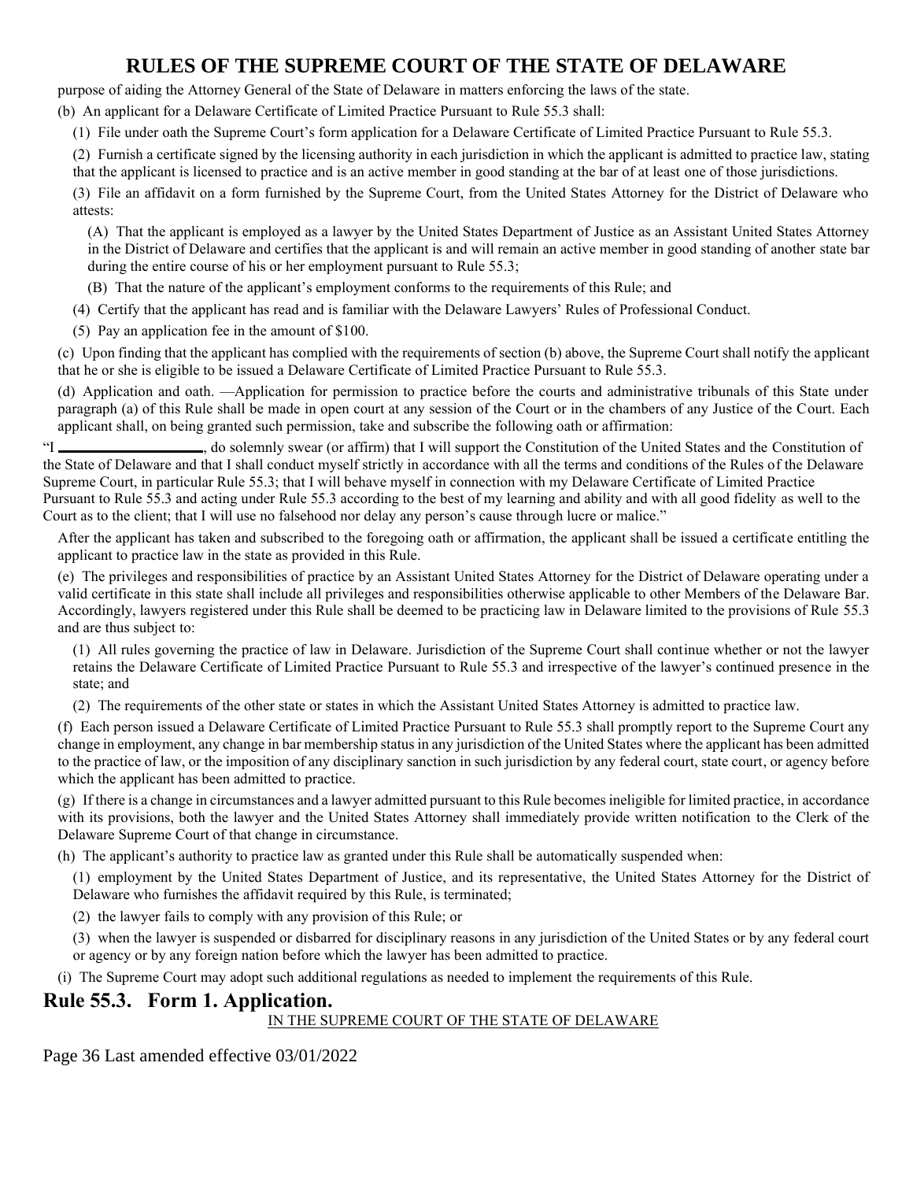purpose of aiding the Attorney General of the State of Delaware in matters enforcing the laws of the state.

(b) An applicant for a Delaware Certificate of Limited Practice Pursuant to Rule 55.3 shall:

(1) File under oath the Supreme Court's form application for a Delaware Certificate of Limited Practice Pursuant to Rule 55.3.

(2) Furnish a certificate signed by the licensing authority in each jurisdiction in which the applicant is admitted to practice law, stating that the applicant is licensed to practice and is an active member in good standing at the bar of at least one of those jurisdictions.

(3) File an affidavit on a form furnished by the Supreme Court, from the United States Attorney for the District of Delaware who attests:

(A) That the applicant is employed as a lawyer by the United States Department of Justice as an Assistant United States Attorney in the District of Delaware and certifies that the applicant is and will remain an active member in good standing of another state bar during the entire course of his or her employment pursuant to Rule 55.3;

(B) That the nature of the applicant's employment conforms to the requirements of this Rule; and

(4) Certify that the applicant has read and is familiar with the Delaware Lawyers' Rules of Professional Conduct.

(5) Pay an application fee in the amount of $100.

(c) Upon finding that the applicant has complied with the requirements of section (b) above, the Supreme Court shall notify the applicant that he or she is eligible to be issued a Delaware Certificate of Limited Practice Pursuant to Rule 55.3.

(d) Application and oath. —Application for permission to practice before the courts and administrative tribunals of this State under paragraph (a) of this Rule shall be made in open court at any session of the Court or in the chambers of any Justice of the Court. Each applicant shall, on being granted such permission, take and subscribe the following oath or affirmation:

"I \_\_\_\_\_\_\_\_\_\_\_\_\_\_\_\_\_\_, do solemnly swear (or affirm) that I will support the Constitution of the United States and the Constitution of the State of Delaware and that I shall conduct myself strictly in accordance with all the terms and conditions of the Rules of the Delaware Supreme Court, in particular Rule 55.3; that I will behave myself in connection with my Delaware Certificate of Limited Practice Pursuant to Rule 55.3 and acting under Rule 55.3 according to the best of my learning and ability and with all good fidelity as well to the Court as to the client; that I will use no falsehood nor delay any person's cause through lucre or malice."

After the applicant has taken and subscribed to the foregoing oath or affirmation, the applicant shall be issued a certificate entitling the applicant to practice law in the state as provided in this Rule.

(e) The privileges and responsibilities of practice by an Assistant United States Attorney for the District of Delaware operating under a valid certificate in this state shall include all privileges and responsibilities otherwise applicable to other Members of the Delaware Bar. Accordingly, lawyers registered under this Rule shall be deemed to be practicing law in Delaware limited to the provisions of Rule 55.3 and are thus subject to:

(1) All rules governing the practice of law in Delaware. Jurisdiction of the Supreme Court shall continue whether or not the lawyer retains the Delaware Certificate of Limited Practice Pursuant to Rule 55.3 and irrespective of the lawyer's continued presence in the state; and

(2) The requirements of the other state or states in which the Assistant United States Attorney is admitted to practice law.

(f) Each person issued a Delaware Certificate of Limited Practice Pursuant to Rule 55.3 shall promptly report to the Supreme Court any change in employment, any change in bar membership status in any jurisdiction of the United States where the applicant has been admitted to the practice of law, or the imposition of any disciplinary sanction in such jurisdiction by any federal court, state court, or agency before which the applicant has been admitted to practice.

(g) If there is a change in circumstances and a lawyer admitted pursuant to this Rule becomes ineligible for limited practice, in accordance with its provisions, both the lawyer and the United States Attorney shall immediately provide written notification to the Clerk of the Delaware Supreme Court of that change in circumstance.

(h) The applicant's authority to practice law as granted under this Rule shall be automatically suspended when:

(1) employment by the United States Department of Justice, and its representative, the United States Attorney for the District of Delaware who furnishes the affidavit required by this Rule, is terminated;

(2) the lawyer fails to comply with any provision of this Rule; or

(3) when the lawyer is suspended or disbarred for disciplinary reasons in any jurisdiction of the United States or by any federal court or agency or by any foreign nation before which the lawyer has been admitted to practice.

(i) The Supreme Court may adopt such additional regulations as needed to implement the requirements of this Rule.

## Rule 55.3. Form 1. Application.

IN THE SUPREME COURT OF THE STATE OF DELAWARE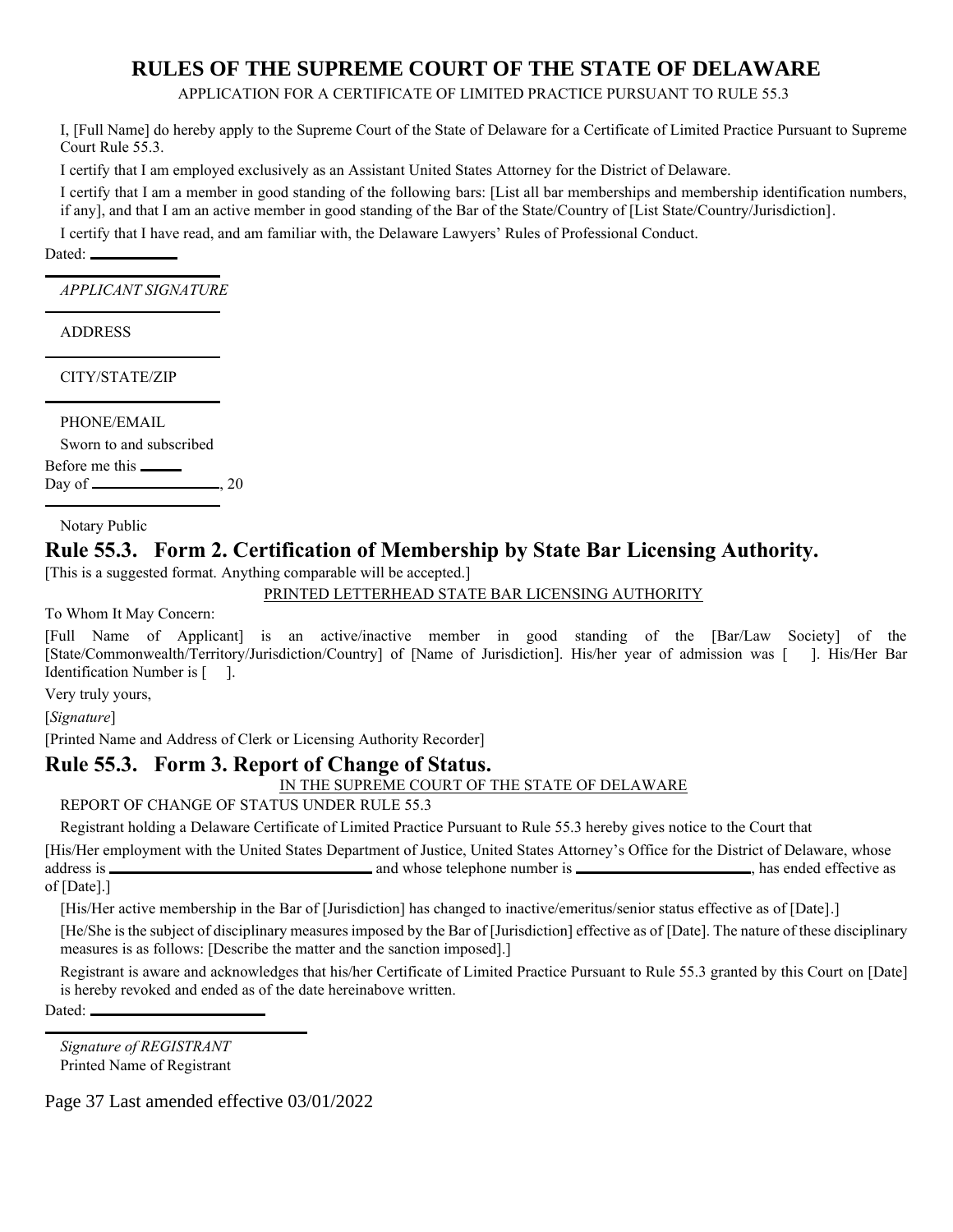# RULES OF THE SUPREME COURT OF THE STATE OF DELAWARE

APPLICATION FOR A CERTIFICATE OF LIMITED PRACTICE PURSUANT TO RULE 55.3

I, [Full Name] do hereby apply to the Supreme Court of the State of Delaware for a Certificate of Limited Practice Pursuant to Supreme Court Rule 55.3.

I certify that I am employed exclusively as an Assistant United States Attorney for the District of Delaware.

I certify that I am a member in good standing of the following bars: [List all bar memberships and membership identification numbers, if any], and that I am an active member in good standing of the Bar of the State/Country of [List State/Country/Jurisdiction].

I certify that I have read, and am familiar with, the Delaware Lawyers' Rules of Professional Conduct.

Dated: ___________

_______________________

*APPLICANT SIGNATURE*

_______________________

ADDRESS

_______________________

CITY/STATE/ZIP

_______________________

PHONE/EMAIL

Sworn to and subscribed

Before me this ______

Day of _________________, 20

_______________________

Notary Public

## Rule 55.3. Form 2. Certification of Membership by State Bar Licensing Authority.

[This is a suggested format. Anything comparable will be accepted.]

PRINTED LETTERHEAD STATE BAR LICENSING AUTHORITY

To Whom It May Concern:

[Full Name of Applicant] is an active/inactive member in good standing of the [Bar/Law Society] of the [State/Commonwealth/Territory/Jurisdiction/Country] of [Name of Jurisdiction]. His/her year of admission was [ ]. His/Her Bar Identification Number is [ ].

Very truly yours,

[*Signature*]

[Printed Name and Address of Clerk or Licensing Authority Recorder]

## Rule 55.3. Form 3. Report of Change of Status.

IN THE SUPREME COURT OF THE STATE OF DELAWARE

REPORT OF CHANGE OF STATUS UNDER RULE 55.3

Registrant holding a Delaware Certificate of Limited Practice Pursuant to Rule 55.3 hereby gives notice to the Court that

[His/Her employment with the United States Department of Justice, United States Attorney's Office for the District of Delaware, whose address is ______________________________ and whose telephone number is ____________________, has ended effective as of [Date].]

[His/Her active membership in the Bar of [Jurisdiction] has changed to inactive/emeritus/senior status effective as of [Date].]

[He/She is the subject of disciplinary measures imposed by the Bar of [Jurisdiction] effective as of [Date]. The nature of these disciplinary measures is as follows: [Describe the matter and the sanction imposed].]

Registrant is aware and acknowledges that his/her Certificate of Limited Practice Pursuant to Rule 55.3 granted by this Court on [Date] is hereby revoked and ended as of the date hereinabove written.

Dated: ____________________

______________________________

*Signature of REGISTRANT*

Printed Name of Registrant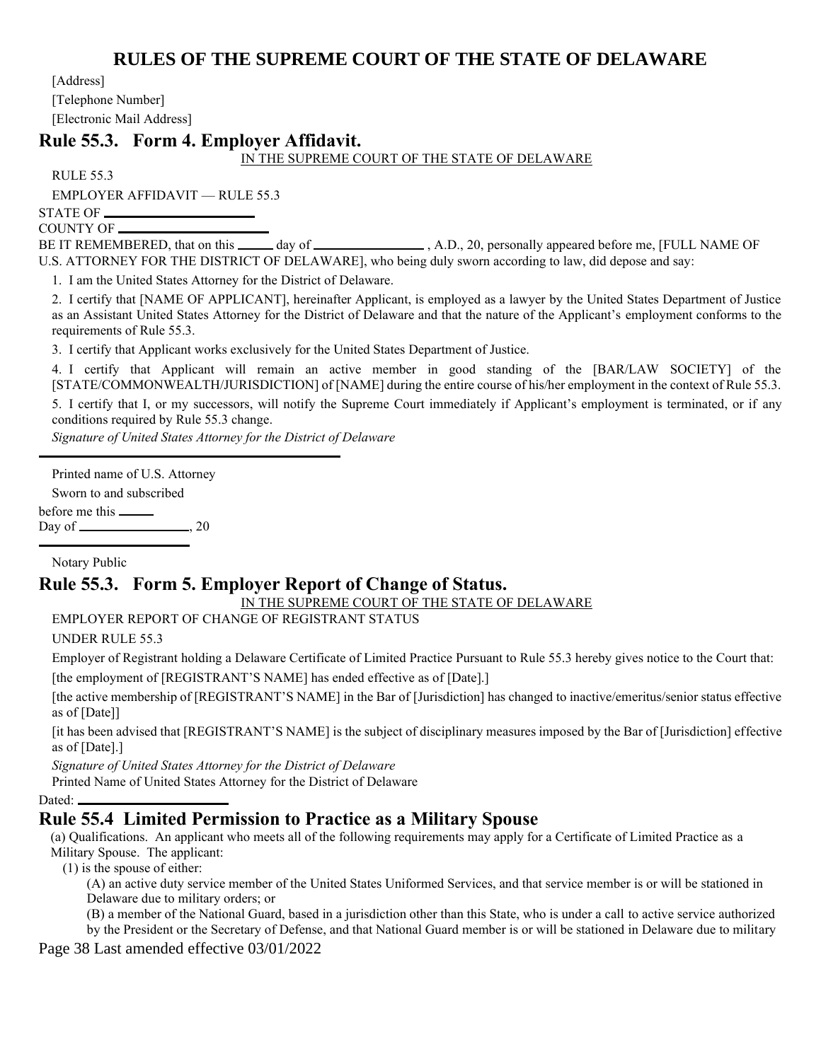[Address]

[Telephone Number]

[Electronic Mail Address]

## Rule 55.3. Form 4. Employer Affidavit.

IN THE SUPREME COURT OF THE STATE OF DELAWARE

RULE 55.3

EMPLOYER AFFIDAVIT — RULE 55.3

STATE OF ____________________

COUNTY OF ____________________

BE IT REMEMBERED, that on this _____ day of ________________ , A.D., 20, personally appeared before me, [FULL NAME OF U.S. ATTORNEY FOR THE DISTRICT OF DELAWARE], who being duly sworn according to law, did depose and say:

1. I am the United States Attorney for the District of Delaware.

2. I certify that [NAME OF APPLICANT], hereinafter Applicant, is employed as a lawyer by the United States Department of Justice as an Assistant United States Attorney for the District of Delaware and that the nature of the Applicant's employment conforms to the requirements of Rule 55.3.

3. I certify that Applicant works exclusively for the United States Department of Justice.

4. I certify that Applicant will remain an active member in good standing of the [BAR/LAW SOCIETY] of the [STATE/COMMONWEALTH/JURISDICTION] of [NAME] during the entire course of his/her employment in the context of Rule 55.3.

5. I certify that I, or my successors, will notify the Supreme Court immediately if Applicant's employment is terminated, or if any conditions required by Rule 55.3 change.

*Signature of United States Attorney for the District of Delaware*

______________________________

Printed name of U.S. Attorney

Sworn to and subscribed

before me this _____

Day of ________________, 20

______________________

Notary Public

## Rule 55.3. Form 5. Employer Report of Change of Status.

IN THE SUPREME COURT OF THE STATE OF DELAWARE

EMPLOYER REPORT OF CHANGE OF REGISTRANT STATUS

UNDER RULE 55.3

Employer of Registrant holding a Delaware Certificate of Limited Practice Pursuant to Rule 55.3 hereby gives notice to the Court that:

[the employment of [REGISTRANT'S NAME] has ended effective as of [Date].]

[the active membership of [REGISTRANT'S NAME] in the Bar of [Jurisdiction] has changed to inactive/emeritus/senior status effective as of [Date]]

[it has been advised that [REGISTRANT'S NAME] is the subject of disciplinary measures imposed by the Bar of [Jurisdiction] effective as of [Date].]

*Signature of United States Attorney for the District of Delaware*

Printed Name of United States Attorney for the District of Delaware

Dated: ____________________

## Rule 55.4 Limited Permission to Practice as a Military Spouse

(a) Qualifications. An applicant who meets all of the following requirements may apply for a Certificate of Limited Practice as a Military Spouse. The applicant:

(1) is the spouse of either:

(A) an active duty service member of the United States Uniformed Services, and that service member is or will be stationed in Delaware due to military orders; or

(B) a member of the National Guard, based in a jurisdiction other than this State, who is under a call to active service authorized by the President or the Secretary of Defense, and that National Guard member is or will be stationed in Delaware due to military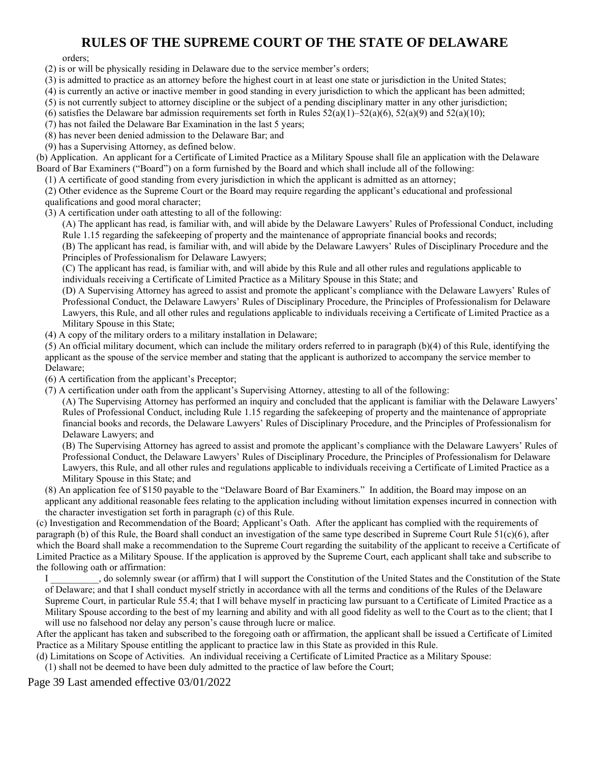orders;

(2) is or will be physically residing in Delaware due to the service member's orders;

(3) is admitted to practice as an attorney before the highest court in at least one state or jurisdiction in the United States;

(4) is currently an active or inactive member in good standing in every jurisdiction to which the applicant has been admitted;

(5) is not currently subject to attorney discipline or the subject of a pending disciplinary matter in any other jurisdiction;

(6) satisfies the Delaware bar admission requirements set forth in Rules 52(a)(1)–52(a)(6), 52(a)(9) and 52(a)(10);

(7) has not failed the Delaware Bar Examination in the last 5 years;

(8) has never been denied admission to the Delaware Bar; and

(9) has a Supervising Attorney, as defined below.

(b) Application. An applicant for a Certificate of Limited Practice as a Military Spouse shall file an application with the Delaware Board of Bar Examiners ("Board") on a form furnished by the Board and which shall include all of the following:

(1) A certificate of good standing from every jurisdiction in which the applicant is admitted as an attorney;

(2) Other evidence as the Supreme Court or the Board may require regarding the applicant's educational and professional qualifications and good moral character;

(3) A certification under oath attesting to all of the following:

(A) The applicant has read, is familiar with, and will abide by the Delaware Lawyers' Rules of Professional Conduct, including Rule 1.15 regarding the safekeeping of property and the maintenance of appropriate financial books and records;

(B) The applicant has read, is familiar with, and will abide by the Delaware Lawyers' Rules of Disciplinary Procedure and the Principles of Professionalism for Delaware Lawyers;

(C) The applicant has read, is familiar with, and will abide by this Rule and all other rules and regulations applicable to individuals receiving a Certificate of Limited Practice as a Military Spouse in this State; and

(D) A Supervising Attorney has agreed to assist and promote the applicant's compliance with the Delaware Lawyers' Rules of Professional Conduct, the Delaware Lawyers' Rules of Disciplinary Procedure, the Principles of Professionalism for Delaware Lawyers, this Rule, and all other rules and regulations applicable to individuals receiving a Certificate of Limited Practice as a Military Spouse in this State;

(4) A copy of the military orders to a military installation in Delaware;

(5) An official military document, which can include the military orders referred to in paragraph (b)(4) of this Rule, identifying the applicant as the spouse of the service member and stating that the applicant is authorized to accompany the service member to Delaware;

(6) A certification from the applicant's Preceptor;

(7) A certification under oath from the applicant's Supervising Attorney, attesting to all of the following:

(A) The Supervising Attorney has performed an inquiry and concluded that the applicant is familiar with the Delaware Lawyers' Rules of Professional Conduct, including Rule 1.15 regarding the safekeeping of property and the maintenance of appropriate financial books and records, the Delaware Lawyers' Rules of Disciplinary Procedure, and the Principles of Professionalism for Delaware Lawyers; and

(B) The Supervising Attorney has agreed to assist and promote the applicant's compliance with the Delaware Lawyers' Rules of Professional Conduct, the Delaware Lawyers' Rules of Disciplinary Procedure, the Principles of Professionalism for Delaware Lawyers, this Rule, and all other rules and regulations applicable to individuals receiving a Certificate of Limited Practice as a Military Spouse in this State; and

(8) An application fee of $150 payable to the "Delaware Board of Bar Examiners." In addition, the Board may impose on an applicant any additional reasonable fees relating to the application including without limitation expenses incurred in connection with the character investigation set forth in paragraph (c) of this Rule.

(c) Investigation and Recommendation of the Board; Applicant's Oath. After the applicant has complied with the requirements of paragraph (b) of this Rule, the Board shall conduct an investigation of the same type described in Supreme Court Rule 51(c)(6), after which the Board shall make a recommendation to the Supreme Court regarding the suitability of the applicant to receive a Certificate of Limited Practice as a Military Spouse. If the application is approved by the Supreme Court, each applicant shall take and subscribe to the following oath or affirmation:

I __________, do solemnly swear (or affirm) that I will support the Constitution of the United States and the Constitution of the State of Delaware; and that I shall conduct myself strictly in accordance with all the terms and conditions of the Rules of the Delaware Supreme Court, in particular Rule 55.4; that I will behave myself in practicing law pursuant to a Certificate of Limited Practice as a Military Spouse according to the best of my learning and ability and with all good fidelity as well to the Court as to the client; that I will use no falsehood nor delay any person's cause through lucre or malice.

After the applicant has taken and subscribed to the foregoing oath or affirmation, the applicant shall be issued a Certificate of Limited Practice as a Military Spouse entitling the applicant to practice law in this State as provided in this Rule.

(d) Limitations on Scope of Activities. An individual receiving a Certificate of Limited Practice as a Military Spouse:

(1) shall not be deemed to have been duly admitted to the practice of law before the Court;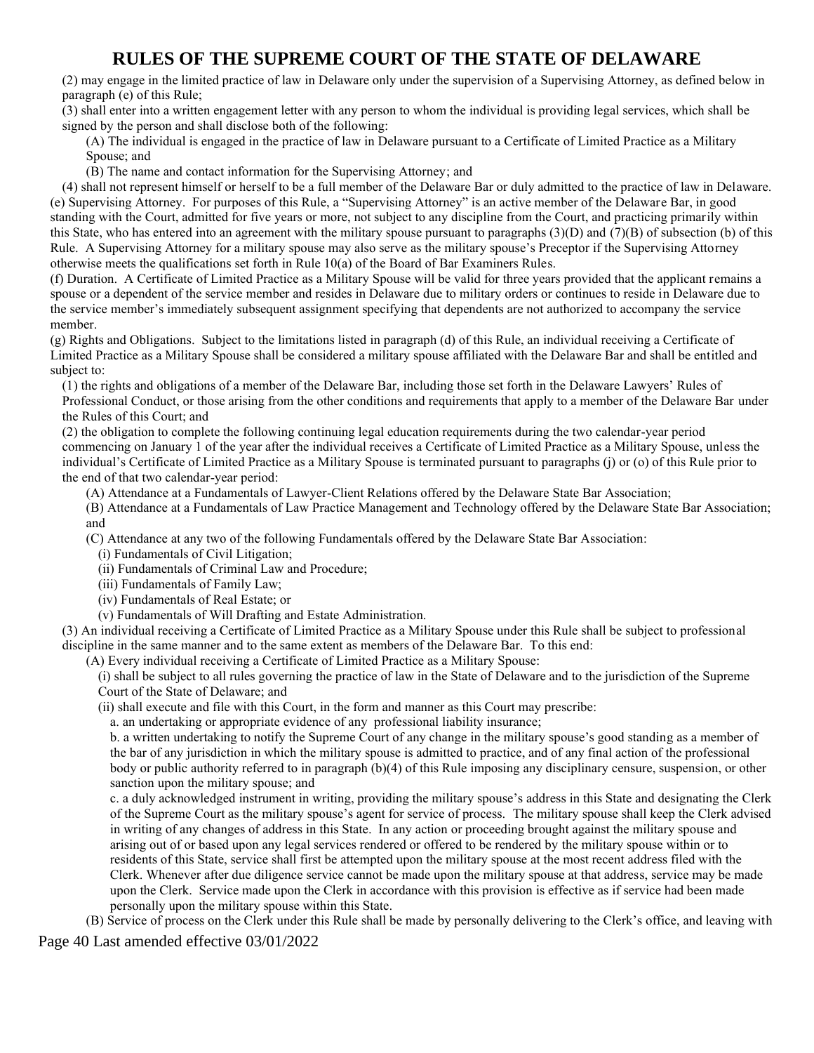(2) may engage in the limited practice of law in Delaware only under the supervision of a Supervising Attorney, as defined below in paragraph (e) of this Rule;

(3) shall enter into a written engagement letter with any person to whom the individual is providing legal services, which shall be signed by the person and shall disclose both of the following:

(A) The individual is engaged in the practice of law in Delaware pursuant to a Certificate of Limited Practice as a Military Spouse; and

(B) The name and contact information for the Supervising Attorney; and

(4) shall not represent himself or herself to be a full member of the Delaware Bar or duly admitted to the practice of law in Delaware.

(e) Supervising Attorney. For purposes of this Rule, a "Supervising Attorney" is an active member of the Delaware Bar, in good standing with the Court, admitted for five years or more, not subject to any discipline from the Court, and practicing primarily within this State, who has entered into an agreement with the military spouse pursuant to paragraphs (3)(D) and (7)(B) of subsection (b) of this Rule. A Supervising Attorney for a military spouse may also serve as the military spouse's Preceptor if the Supervising Attorney otherwise meets the qualifications set forth in Rule 10(a) of the Board of Bar Examiners Rules.

(f) Duration. A Certificate of Limited Practice as a Military Spouse will be valid for three years provided that the applicant remains a spouse or a dependent of the service member and resides in Delaware due to military orders or continues to reside in Delaware due to the service member's immediately subsequent assignment specifying that dependents are not authorized to accompany the service member.

(g) Rights and Obligations. Subject to the limitations listed in paragraph (d) of this Rule, an individual receiving a Certificate of Limited Practice as a Military Spouse shall be considered a military spouse affiliated with the Delaware Bar and shall be entitled and subject to:

(1) the rights and obligations of a member of the Delaware Bar, including those set forth in the Delaware Lawyers' Rules of Professional Conduct, or those arising from the other conditions and requirements that apply to a member of the Delaware Bar under the Rules of this Court; and

(2) the obligation to complete the following continuing legal education requirements during the two calendar-year period commencing on January 1 of the year after the individual receives a Certificate of Limited Practice as a Military Spouse, unless the individual's Certificate of Limited Practice as a Military Spouse is terminated pursuant to paragraphs (j) or (o) of this Rule prior to the end of that two calendar-year period:

(A) Attendance at a Fundamentals of Lawyer-Client Relations offered by the Delaware State Bar Association;

(B) Attendance at a Fundamentals of Law Practice Management and Technology offered by the Delaware State Bar Association; and

(C) Attendance at any two of the following Fundamentals offered by the Delaware State Bar Association:

(i) Fundamentals of Civil Litigation;

(ii) Fundamentals of Criminal Law and Procedure;

(iii) Fundamentals of Family Law;

(iv) Fundamentals of Real Estate; or

(v) Fundamentals of Will Drafting and Estate Administration.

(3) An individual receiving a Certificate of Limited Practice as a Military Spouse under this Rule shall be subject to professional discipline in the same manner and to the same extent as members of the Delaware Bar. To this end:

(A) Every individual receiving a Certificate of Limited Practice as a Military Spouse:

(i) shall be subject to all rules governing the practice of law in the State of Delaware and to the jurisdiction of the Supreme Court of the State of Delaware; and

(ii) shall execute and file with this Court, in the form and manner as this Court may prescribe:

a. an undertaking or appropriate evidence of any professional liability insurance;

b. a written undertaking to notify the Supreme Court of any change in the military spouse's good standing as a member of the bar of any jurisdiction in which the military spouse is admitted to practice, and of any final action of the professional body or public authority referred to in paragraph (b)(4) of this Rule imposing any disciplinary censure, suspension, or other sanction upon the military spouse; and

c. a duly acknowledged instrument in writing, providing the military spouse's address in this State and designating the Clerk of the Supreme Court as the military spouse's agent for service of process. The military spouse shall keep the Clerk advised in writing of any changes of address in this State. In any action or proceeding brought against the military spouse and arising out of or based upon any legal services rendered or offered to be rendered by the military spouse within or to residents of this State, service shall first be attempted upon the military spouse at the most recent address filed with the Clerk. Whenever after due diligence service cannot be made upon the military spouse at that address, service may be made upon the Clerk. Service made upon the Clerk in accordance with this provision is effective as if service had been made personally upon the military spouse within this State.

(B) Service of process on the Clerk under this Rule shall be made by personally delivering to the Clerk's office, and leaving with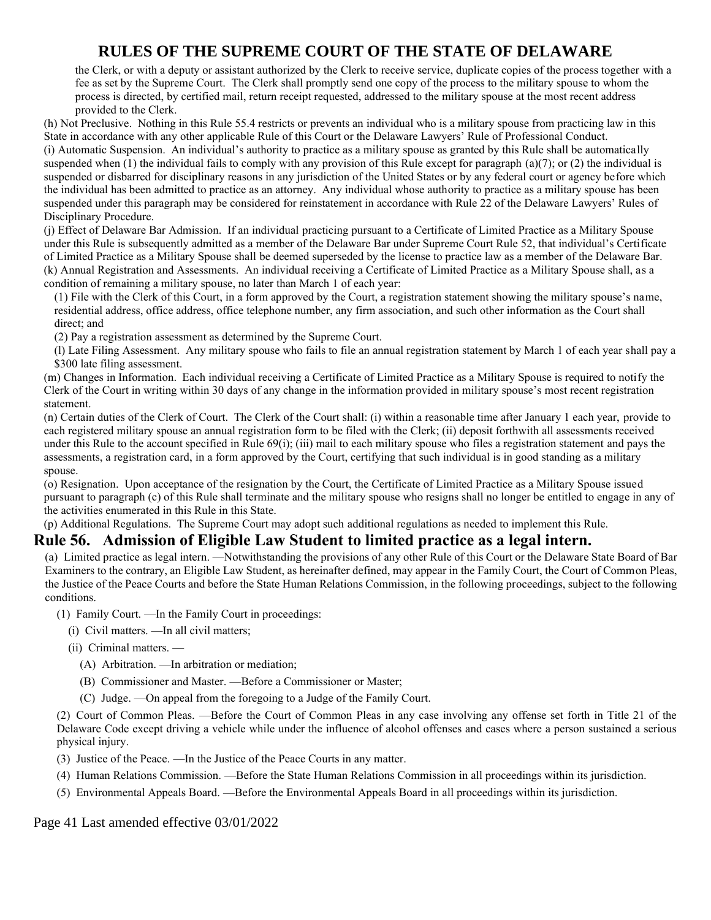the Clerk, or with a deputy or assistant authorized by the Clerk to receive service, duplicate copies of the process together with a fee as set by the Supreme Court. The Clerk shall promptly send one copy of the process to the military spouse to whom the process is directed, by certified mail, return receipt requested, addressed to the military spouse at the most recent address provided to the Clerk.

(h) Not Preclusive. Nothing in this Rule 55.4 restricts or prevents an individual who is a military spouse from practicing law in this State in accordance with any other applicable Rule of this Court or the Delaware Lawyers' Rule of Professional Conduct.

(i) Automatic Suspension. An individual's authority to practice as a military spouse as granted by this Rule shall be automatically suspended when (1) the individual fails to comply with any provision of this Rule except for paragraph (a)(7); or (2) the individual is suspended or disbarred for disciplinary reasons in any jurisdiction of the United States or by any federal court or agency before which the individual has been admitted to practice as an attorney. Any individual whose authority to practice as a military spouse has been suspended under this paragraph may be considered for reinstatement in accordance with Rule 22 of the Delaware Lawyers' Rules of Disciplinary Procedure.

(j) Effect of Delaware Bar Admission. If an individual practicing pursuant to a Certificate of Limited Practice as a Military Spouse under this Rule is subsequently admitted as a member of the Delaware Bar under Supreme Court Rule 52, that individual's Certificate of Limited Practice as a Military Spouse shall be deemed superseded by the license to practice law as a member of the Delaware Bar.

(k) Annual Registration and Assessments. An individual receiving a Certificate of Limited Practice as a Military Spouse shall, as a condition of remaining a military spouse, no later than March 1 of each year:

(1) File with the Clerk of this Court, in a form approved by the Court, a registration statement showing the military spouse's name, residential address, office address, office telephone number, any firm association, and such other information as the Court shall direct; and

(2) Pay a registration assessment as determined by the Supreme Court.

(l) Late Filing Assessment. Any military spouse who fails to file an annual registration statement by March 1 of each year shall pay a $300 late filing assessment.

(m) Changes in Information. Each individual receiving a Certificate of Limited Practice as a Military Spouse is required to notify the Clerk of the Court in writing within 30 days of any change in the information provided in military spouse's most recent registration statement.

(n) Certain duties of the Clerk of Court. The Clerk of the Court shall: (i) within a reasonable time after January 1 each year, provide to each registered military spouse an annual registration form to be filed with the Clerk; (ii) deposit forthwith all assessments received under this Rule to the account specified in Rule 69(i); (iii) mail to each military spouse who files a registration statement and pays the assessments, a registration card, in a form approved by the Court, certifying that such individual is in good standing as a military spouse.

(o) Resignation. Upon acceptance of the resignation by the Court, the Certificate of Limited Practice as a Military Spouse issued pursuant to paragraph (c) of this Rule shall terminate and the military spouse who resigns shall no longer be entitled to engage in any of the activities enumerated in this Rule in this State.

(p) Additional Regulations. The Supreme Court may adopt such additional regulations as needed to implement this Rule.

## Rule 56. Admission of Eligible Law Student to limited practice as a legal intern.

(a) Limited practice as legal intern. —Notwithstanding the provisions of any other Rule of this Court or the Delaware State Board of Bar Examiners to the contrary, an Eligible Law Student, as hereinafter defined, may appear in the Family Court, the Court of Common Pleas, the Justice of the Peace Courts and before the State Human Relations Commission, in the following proceedings, subject to the following conditions.

(1) Family Court. —In the Family Court in proceedings:

(i) Civil matters. —In all civil matters;

(ii) Criminal matters. —

(A) Arbitration. —In arbitration or mediation;

(B) Commissioner and Master. —Before a Commissioner or Master;

(C) Judge. —On appeal from the foregoing to a Judge of the Family Court.

(2) Court of Common Pleas. —Before the Court of Common Pleas in any case involving any offense set forth in Title 21 of the Delaware Code except driving a vehicle while under the influence of alcohol offenses and cases where a person sustained a serious physical injury.

(3) Justice of the Peace. —In the Justice of the Peace Courts in any matter.

(4) Human Relations Commission. —Before the State Human Relations Commission in all proceedings within its jurisdiction.

(5) Environmental Appeals Board. —Before the Environmental Appeals Board in all proceedings within its jurisdiction.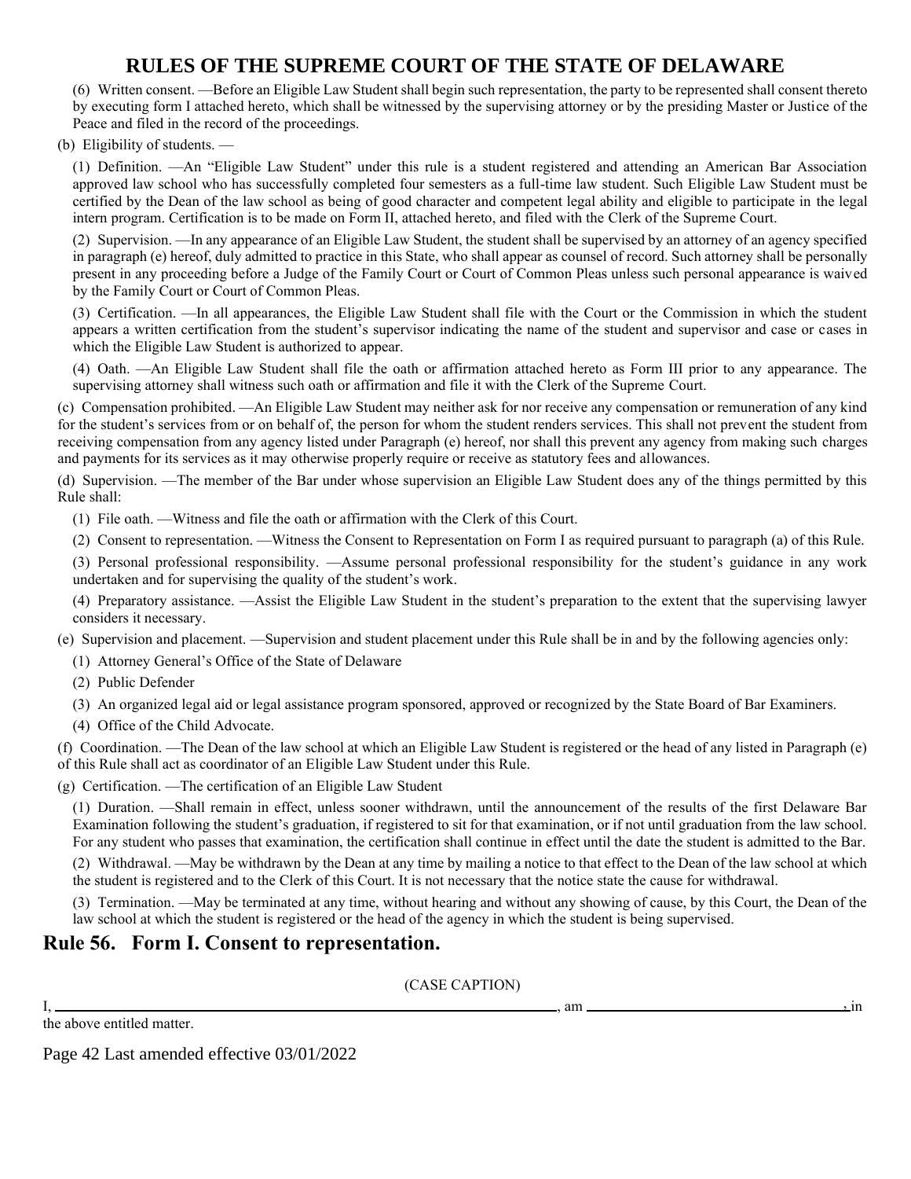(6) Written consent. —Before an Eligible Law Student shall begin such representation, the party to be represented shall consent thereto by executing form I attached hereto, which shall be witnessed by the supervising attorney or by the presiding Master or Justice of the Peace and filed in the record of the proceedings.

(b) Eligibility of students. —

(1) Definition. —An "Eligible Law Student" under this rule is a student registered and attending an American Bar Association approved law school who has successfully completed four semesters as a full-time law student. Such Eligible Law Student must be certified by the Dean of the law school as being of good character and competent legal ability and eligible to participate in the legal intern program. Certification is to be made on Form II, attached hereto, and filed with the Clerk of the Supreme Court.

(2) Supervision. —In any appearance of an Eligible Law Student, the student shall be supervised by an attorney of an agency specified in paragraph (e) hereof, duly admitted to practice in this State, who shall appear as counsel of record. Such attorney shall be personally present in any proceeding before a Judge of the Family Court or Court of Common Pleas unless such personal appearance is waived by the Family Court or Court of Common Pleas.

(3) Certification. —In all appearances, the Eligible Law Student shall file with the Court or the Commission in which the student appears a written certification from the student's supervisor indicating the name of the student and supervisor and case or cases in which the Eligible Law Student is authorized to appear.

(4) Oath. —An Eligible Law Student shall file the oath or affirmation attached hereto as Form III prior to any appearance. The supervising attorney shall witness such oath or affirmation and file it with the Clerk of the Supreme Court.

(c) Compensation prohibited. —An Eligible Law Student may neither ask for nor receive any compensation or remuneration of any kind for the student's services from or on behalf of, the person for whom the student renders services. This shall not prevent the student from receiving compensation from any agency listed under Paragraph (e) hereof, nor shall this prevent any agency from making such charges and payments for its services as it may otherwise properly require or receive as statutory fees and allowances.

(d) Supervision. —The member of the Bar under whose supervision an Eligible Law Student does any of the things permitted by this Rule shall:

(1) File oath. —Witness and file the oath or affirmation with the Clerk of this Court.

(2) Consent to representation. —Witness the Consent to Representation on Form I as required pursuant to paragraph (a) of this Rule.

(3) Personal professional responsibility. —Assume personal professional responsibility for the student's guidance in any work undertaken and for supervising the quality of the student's work.

(4) Preparatory assistance. —Assist the Eligible Law Student in the student's preparation to the extent that the supervising lawyer considers it necessary.

(e) Supervision and placement. —Supervision and student placement under this Rule shall be in and by the following agencies only:

(1) Attorney General's Office of the State of Delaware

(2) Public Defender

(3) An organized legal aid or legal assistance program sponsored, approved or recognized by the State Board of Bar Examiners.

(4) Office of the Child Advocate.

(f) Coordination. —The Dean of the law school at which an Eligible Law Student is registered or the head of any listed in Paragraph (e) of this Rule shall act as coordinator of an Eligible Law Student under this Rule.

(g) Certification. —The certification of an Eligible Law Student

(1) Duration. —Shall remain in effect, unless sooner withdrawn, until the announcement of the results of the first Delaware Bar Examination following the student's graduation, if registered to sit for that examination, or if not until graduation from the law school. For any student who passes that examination, the certification shall continue in effect until the date the student is admitted to the Bar.

(2) Withdrawal. —May be withdrawn by the Dean at any time by mailing a notice to that effect to the Dean of the law school at which the student is registered and to the Clerk of this Court. It is not necessary that the notice state the cause for withdrawal.

(3) Termination. —May be terminated at any time, without hearing and without any showing of cause, by this Court, the Dean of the law school at which the student is registered or the head of the agency in which the student is being supervised.

## Rule 56. Form I. Consent to representation.

(CASE CAPTION)

I, ______________________________, am ______________________________, in the above entitled matter.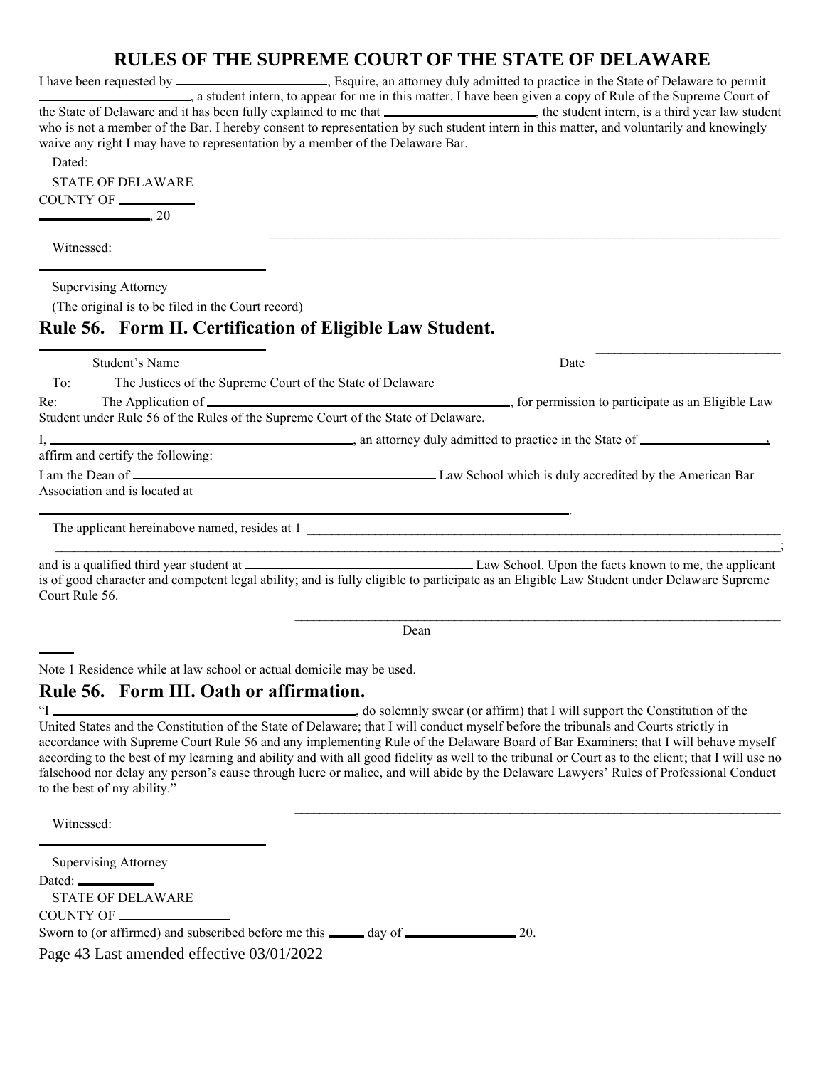# RULES OF THE SUPREME COURT OF THE STATE OF DELAWARE

I have been requested by ______________________, Esquire, an attorney duly admitted to practice in the State of Delaware to permit ______________________, a student intern, to appear for me in this matter. I have been given a copy of Rule of the Supreme Court of the State of Delaware and it has been fully explained to me that ______________________, the student intern, is a third year law student who is not a member of the Bar. I hereby consent to representation by such student intern in this matter, and voluntarily and knowingly waive any right I may have to representation by a member of the Delaware Bar.

Dated:

STATE OF DELAWARE

COUNTY OF ___________

________________, 20

______________________________________________________________________________

Witnessed:

______________________________

Supervising Attorney

(The original is to be filed in the Court record)

## Rule 56. Form II. Certification of Eligible Law Student.

______________________________ ______________________________

Student's Name Date

To: The Justices of the Supreme Court of the State of Delaware

Re: The Application of ______________________________________, for permission to participate as an Eligible Law Student under Rule 56 of the Rules of the Supreme Court of the State of Delaware.

I, ______________________________________, an attorney duly admitted to practice in the State of __________________, affirm and certify the following:

I am the Dean of ______________________________________ Law School which is duly accredited by the American Bar Association and is located at

______________________________________________________________.

The applicant hereinabove named, resides at 1 ______________________________________________________________

______________________________________________________________________________;

and is a qualified third year student at ______________________________ Law School. Upon the facts known to me, the applicant is of good character and competent legal ability; and is fully eligible to participate as an Eligible Law Student under Delaware Supreme Court Rule 56.

______________________________________________________________________________

Dean

Note 1 Residence while at law school or actual domicile may be used.

## Rule 56. Form III. Oath or affirmation.

"I ______________________________________, do solemnly swear (or affirm) that I will support the Constitution of the United States and the Constitution of the State of Delaware; that I will conduct myself before the tribunals and Courts strictly in accordance with Supreme Court Rule 56 and any implementing Rule of the Delaware Board of Bar Examiners; that I will behave myself according to the best of my learning and ability and with all good fidelity as well to the tribunal or Court as to the client; that I will use no falsehood nor delay any person's cause through lucre or malice, and will abide by the Delaware Lawyers' Rules of Professional Conduct to the best of my ability."

______________________________________________________________________________

Witnessed:

______________________________

Supervising Attorney

Dated: ___________

STATE OF DELAWARE

COUNTY OF ________________

Sworn to (or affirmed) and subscribed before me this _____ day of ________________ 20.

Last amended effective 03/01/2022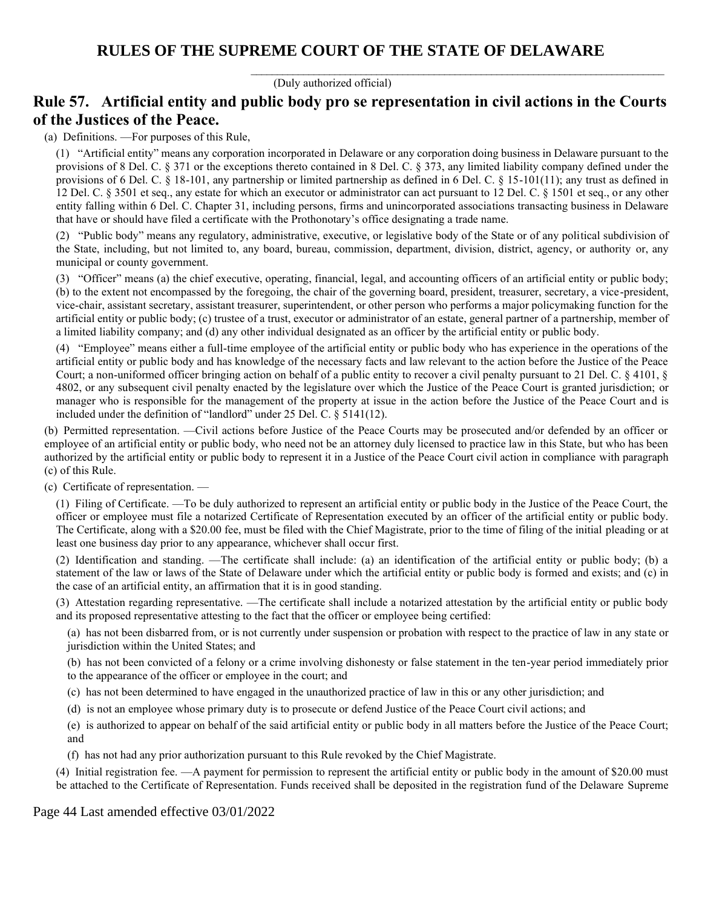\_\_\_\_\_\_\_\_\_\_\_\_\_\_\_\_\_\_\_\_\_\_\_\_\_\_\_\_\_\_\_\_\_\_\_\_\_\_\_\_\_\_\_\_\_\_\_\_\_\_\_\_\_\_\_\_\_\_\_\_\_\_\_\_\_\_\_\_\_\_\_\_\_\_

(Duly authorized official)

## Rule 57. Artificial entity and public body pro se representation in civil actions in the Courts of the Justices of the Peace.

(a) Definitions. —For purposes of this Rule,

(1) "Artificial entity" means any corporation incorporated in Delaware or any corporation doing business in Delaware pursuant to the provisions of 8 Del. C. § 371 or the exceptions thereto contained in 8 Del. C. § 373, any limited liability company defined under the provisions of 6 Del. C. § 18-101, any partnership or limited partnership as defined in 6 Del. C. § 15-101(11); any trust as defined in 12 Del. C. § 3501 et seq., any estate for which an executor or administrator can act pursuant to 12 Del. C. § 1501 et seq., or any other entity falling within 6 Del. C. Chapter 31, including persons, firms and unincorporated associations transacting business in Delaware that have or should have filed a certificate with the Prothonotary's office designating a trade name.

(2) "Public body" means any regulatory, administrative, executive, or legislative body of the State or of any political subdivision of the State, including, but not limited to, any board, bureau, commission, department, division, district, agency, or authority or, any municipal or county government.

(3) "Officer" means (a) the chief executive, operating, financial, legal, and accounting officers of an artificial entity or public body; (b) to the extent not encompassed by the foregoing, the chair of the governing board, president, treasurer, secretary, a vice-president, vice-chair, assistant secretary, assistant treasurer, superintendent, or other person who performs a major policymaking function for the artificial entity or public body; (c) trustee of a trust, executor or administrator of an estate, general partner of a partnership, member of a limited liability company; and (d) any other individual designated as an officer by the artificial entity or public body.

(4) "Employee" means either a full-time employee of the artificial entity or public body who has experience in the operations of the artificial entity or public body and has knowledge of the necessary facts and law relevant to the action before the Justice of the Peace Court; a non-uniformed officer bringing action on behalf of a public entity to recover a civil penalty pursuant to 21 Del. C. § 4101, § 4802, or any subsequent civil penalty enacted by the legislature over which the Justice of the Peace Court is granted jurisdiction; or manager who is responsible for the management of the property at issue in the action before the Justice of the Peace Court and is included under the definition of "landlord" under 25 Del. C. § 5141(12).

(b) Permitted representation. —Civil actions before Justice of the Peace Courts may be prosecuted and/or defended by an officer or employee of an artificial entity or public body, who need not be an attorney duly licensed to practice law in this State, but who has been authorized by the artificial entity or public body to represent it in a Justice of the Peace Court civil action in compliance with paragraph (c) of this Rule.

(c) Certificate of representation. —

(1) Filing of Certificate. —To be duly authorized to represent an artificial entity or public body in the Justice of the Peace Court, the officer or employee must file a notarized Certificate of Representation executed by an officer of the artificial entity or public body. The Certificate, along with a $20.00 fee, must be filed with the Chief Magistrate, prior to the time of filing of the initial pleading or at least one business day prior to any appearance, whichever shall occur first.

(2) Identification and standing. —The certificate shall include: (a) an identification of the artificial entity or public body; (b) a statement of the law or laws of the State of Delaware under which the artificial entity or public body is formed and exists; and (c) in the case of an artificial entity, an affirmation that it is in good standing.

(3) Attestation regarding representative. —The certificate shall include a notarized attestation by the artificial entity or public body and its proposed representative attesting to the fact that the officer or employee being certified:

(a) has not been disbarred from, or is not currently under suspension or probation with respect to the practice of law in any state or jurisdiction within the United States; and

(b) has not been convicted of a felony or a crime involving dishonesty or false statement in the ten-year period immediately prior to the appearance of the officer or employee in the court; and

(c) has not been determined to have engaged in the unauthorized practice of law in this or any other jurisdiction; and

(d) is not an employee whose primary duty is to prosecute or defend Justice of the Peace Court civil actions; and

(e) is authorized to appear on behalf of the said artificial entity or public body in all matters before the Justice of the Peace Court; and

(f) has not had any prior authorization pursuant to this Rule revoked by the Chief Magistrate.

(4) Initial registration fee. —A payment for permission to represent the artificial entity or public body in the amount of $20.00 must be attached to the Certificate of Representation. Funds received shall be deposited in the registration fund of the Delaware Supreme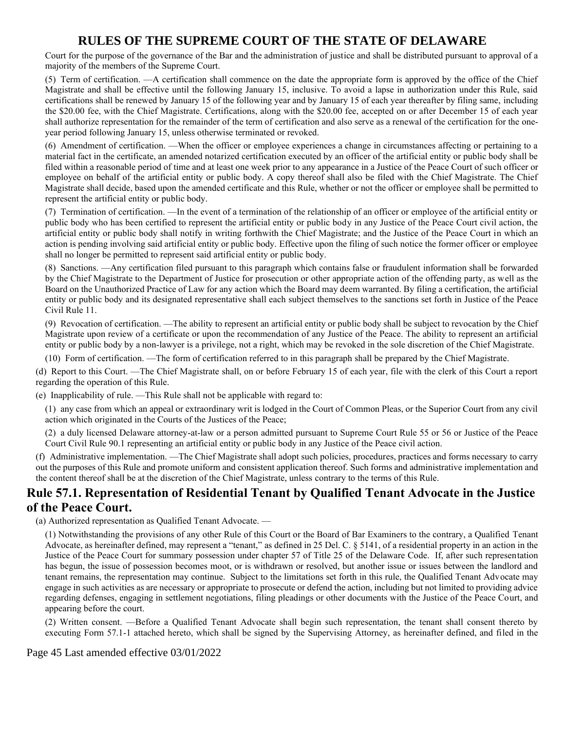Court for the purpose of the governance of the Bar and the administration of justice and shall be distributed pursuant to approval of a majority of the members of the Supreme Court.

(5) Term of certification. —A certification shall commence on the date the appropriate form is approved by the office of the Chief Magistrate and shall be effective until the following January 15, inclusive. To avoid a lapse in authorization under this Rule, said certifications shall be renewed by January 15 of the following year and by January 15 of each year thereafter by filing same, including the $20.00 fee, with the Chief Magistrate. Certifications, along with the $20.00 fee, accepted on or after December 15 of each year shall authorize representation for the remainder of the term of certification and also serve as a renewal of the certification for the one-year period following January 15, unless otherwise terminated or revoked.

(6) Amendment of certification. —When the officer or employee experiences a change in circumstances affecting or pertaining to a material fact in the certificate, an amended notarized certification executed by an officer of the artificial entity or public body shall be filed within a reasonable period of time and at least one week prior to any appearance in a Justice of the Peace Court of such officer or employee on behalf of the artificial entity or public body. A copy thereof shall also be filed with the Chief Magistrate. The Chief Magistrate shall decide, based upon the amended certificate and this Rule, whether or not the officer or employee shall be permitted to represent the artificial entity or public body.

(7) Termination of certification. —In the event of a termination of the relationship of an officer or employee of the artificial entity or public body who has been certified to represent the artificial entity or public body in any Justice of the Peace Court civil action, the artificial entity or public body shall notify in writing forthwith the Chief Magistrate; and the Justice of the Peace Court in which an action is pending involving said artificial entity or public body. Effective upon the filing of such notice the former officer or employee shall no longer be permitted to represent said artificial entity or public body.

(8) Sanctions. —Any certification filed pursuant to this paragraph which contains false or fraudulent information shall be forwarded by the Chief Magistrate to the Department of Justice for prosecution or other appropriate action of the offending party, as well as the Board on the Unauthorized Practice of Law for any action which the Board may deem warranted. By filing a certification, the artificial entity or public body and its designated representative shall each subject themselves to the sanctions set forth in Justice of the Peace Civil Rule 11.

(9) Revocation of certification. —The ability to represent an artificial entity or public body shall be subject to revocation by the Chief Magistrate upon review of a certificate or upon the recommendation of any Justice of the Peace. The ability to represent an artificial entity or public body by a non-lawyer is a privilege, not a right, which may be revoked in the sole discretion of the Chief Magistrate.

(10) Form of certification. —The form of certification referred to in this paragraph shall be prepared by the Chief Magistrate.

(d) Report to this Court. —The Chief Magistrate shall, on or before February 15 of each year, file with the clerk of this Court a report regarding the operation of this Rule.

(e) Inapplicability of rule. —This Rule shall not be applicable with regard to:

(1) any case from which an appeal or extraordinary writ is lodged in the Court of Common Pleas, or the Superior Court from any civil action which originated in the Courts of the Justices of the Peace;

(2) a duly licensed Delaware attorney-at-law or a person admitted pursuant to Supreme Court Rule 55 or 56 or Justice of the Peace Court Civil Rule 90.1 representing an artificial entity or public body in any Justice of the Peace civil action.

(f) Administrative implementation. —The Chief Magistrate shall adopt such policies, procedures, practices and forms necessary to carry out the purposes of this Rule and promote uniform and consistent application thereof. Such forms and administrative implementation and the content thereof shall be at the discretion of the Chief Magistrate, unless contrary to the terms of this Rule.

## Rule 57.1. Representation of Residential Tenant by Qualified Tenant Advocate in the Justice of the Peace Court.

(a) Authorized representation as Qualified Tenant Advocate. —

(1) Notwithstanding the provisions of any other Rule of this Court or the Board of Bar Examiners to the contrary, a Qualified Tenant Advocate, as hereinafter defined, may represent a "tenant," as defined in 25 Del. C. § 5141, of a residential property in an action in the Justice of the Peace Court for summary possession under chapter 57 of Title 25 of the Delaware Code. If, after such representation has begun, the issue of possession becomes moot, or is withdrawn or resolved, but another issue or issues between the landlord and tenant remains, the representation may continue. Subject to the limitations set forth in this rule, the Qualified Tenant Advocate may engage in such activities as are necessary or appropriate to prosecute or defend the action, including but not limited to providing advice regarding defenses, engaging in settlement negotiations, filing pleadings or other documents with the Justice of the Peace Court, and appearing before the court.

(2) Written consent. —Before a Qualified Tenant Advocate shall begin such representation, the tenant shall consent thereto by executing Form 57.1-1 attached hereto, which shall be signed by the Supervising Attorney, as hereinafter defined, and filed in the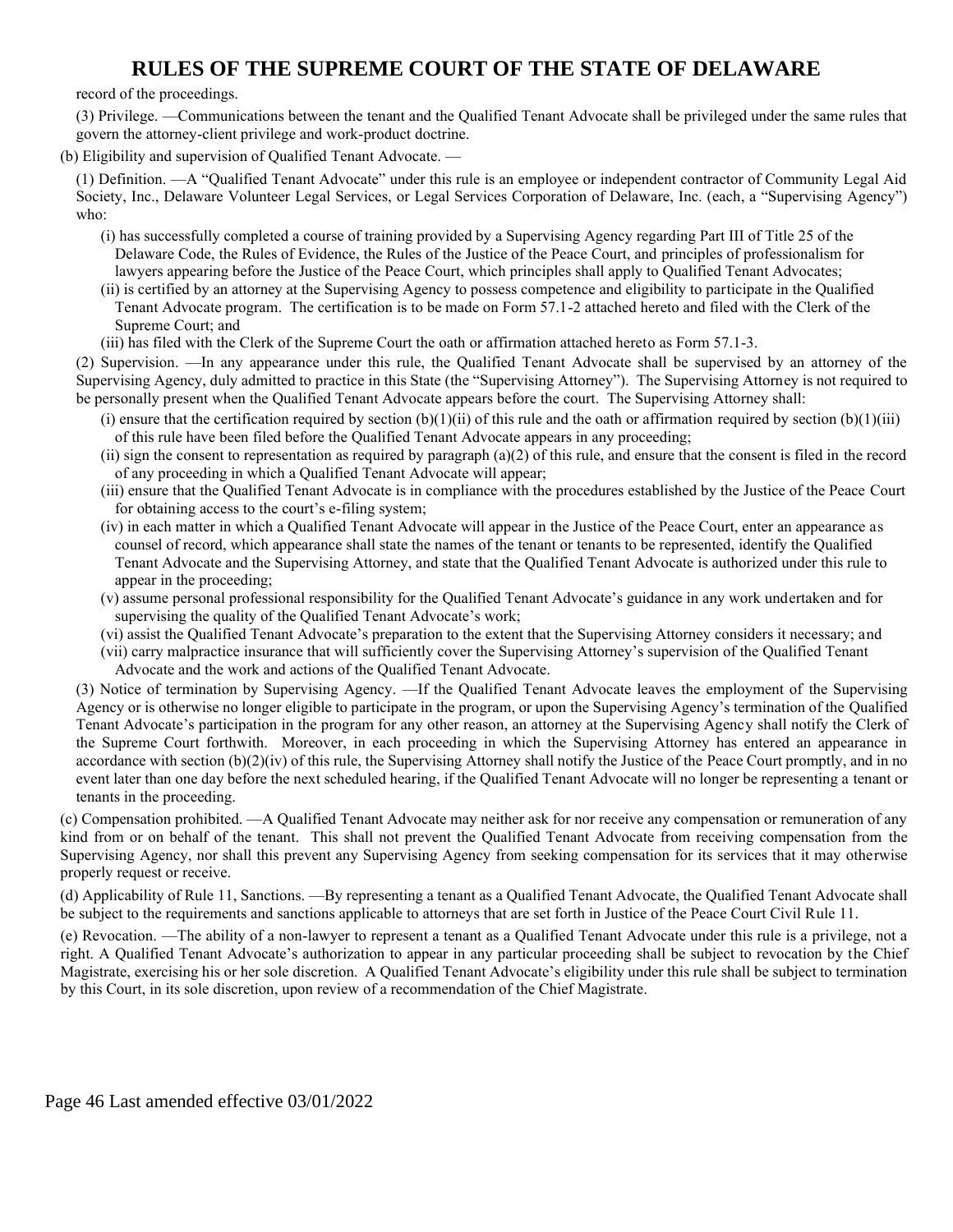record of the proceedings.

(3) Privilege. —Communications between the tenant and the Qualified Tenant Advocate shall be privileged under the same rules that govern the attorney-client privilege and work-product doctrine.

(b) Eligibility and supervision of Qualified Tenant Advocate. —

(1) Definition. —A "Qualified Tenant Advocate" under this rule is an employee or independent contractor of Community Legal Aid Society, Inc., Delaware Volunteer Legal Services, or Legal Services Corporation of Delaware, Inc. (each, a "Supervising Agency") who:

(i) has successfully completed a course of training provided by a Supervising Agency regarding Part III of Title 25 of the Delaware Code, the Rules of Evidence, the Rules of the Justice of the Peace Court, and principles of professionalism for lawyers appearing before the Justice of the Peace Court, which principles shall apply to Qualified Tenant Advocates;

(ii) is certified by an attorney at the Supervising Agency to possess competence and eligibility to participate in the Qualified Tenant Advocate program. The certification is to be made on Form 57.1-2 attached hereto and filed with the Clerk of the Supreme Court; and

(iii) has filed with the Clerk of the Supreme Court the oath or affirmation attached hereto as Form 57.1-3.

(2) Supervision. —In any appearance under this rule, the Qualified Tenant Advocate shall be supervised by an attorney of the Supervising Agency, duly admitted to practice in this State (the "Supervising Attorney"). The Supervising Attorney is not required to be personally present when the Qualified Tenant Advocate appears before the court. The Supervising Attorney shall:

(i) ensure that the certification required by section (b)(1)(ii) of this rule and the oath or affirmation required by section (b)(1)(iii) of this rule have been filed before the Qualified Tenant Advocate appears in any proceeding;

(ii) sign the consent to representation as required by paragraph (a)(2) of this rule, and ensure that the consent is filed in the record of any proceeding in which a Qualified Tenant Advocate will appear;

(iii) ensure that the Qualified Tenant Advocate is in compliance with the procedures established by the Justice of the Peace Court for obtaining access to the court's e-filing system;

(iv) in each matter in which a Qualified Tenant Advocate will appear in the Justice of the Peace Court, enter an appearance as counsel of record, which appearance shall state the names of the tenant or tenants to be represented, identify the Qualified Tenant Advocate and the Supervising Attorney, and state that the Qualified Tenant Advocate is authorized under this rule to appear in the proceeding;

(v) assume personal professional responsibility for the Qualified Tenant Advocate's guidance in any work undertaken and for supervising the quality of the Qualified Tenant Advocate's work;

(vi) assist the Qualified Tenant Advocate's preparation to the extent that the Supervising Attorney considers it necessary; and

(vii) carry malpractice insurance that will sufficiently cover the Supervising Attorney's supervision of the Qualified Tenant Advocate and the work and actions of the Qualified Tenant Advocate.

(3) Notice of termination by Supervising Agency. —If the Qualified Tenant Advocate leaves the employment of the Supervising Agency or is otherwise no longer eligible to participate in the program, or upon the Supervising Agency's termination of the Qualified Tenant Advocate's participation in the program for any other reason, an attorney at the Supervising Agency shall notify the Clerk of the Supreme Court forthwith. Moreover, in each proceeding in which the Supervising Attorney has entered an appearance in accordance with section (b)(2)(iv) of this rule, the Supervising Attorney shall notify the Justice of the Peace Court promptly, and in no event later than one day before the next scheduled hearing, if the Qualified Tenant Advocate will no longer be representing a tenant or tenants in the proceeding.

(c) Compensation prohibited. —A Qualified Tenant Advocate may neither ask for nor receive any compensation or remuneration of any kind from or on behalf of the tenant. This shall not prevent the Qualified Tenant Advocate from receiving compensation from the Supervising Agency, nor shall this prevent any Supervising Agency from seeking compensation for its services that it may otherwise properly request or receive.

(d) Applicability of Rule 11, Sanctions. —By representing a tenant as a Qualified Tenant Advocate, the Qualified Tenant Advocate shall be subject to the requirements and sanctions applicable to attorneys that are set forth in Justice of the Peace Court Civil Rule 11.

(e) Revocation. —The ability of a non-lawyer to represent a tenant as a Qualified Tenant Advocate under this rule is a privilege, not a right. A Qualified Tenant Advocate's authorization to appear in any particular proceeding shall be subject to revocation by the Chief Magistrate, exercising his or her sole discretion. A Qualified Tenant Advocate's eligibility under this rule shall be subject to termination by this Court, in its sole discretion, upon review of a recommendation of the Chief Magistrate.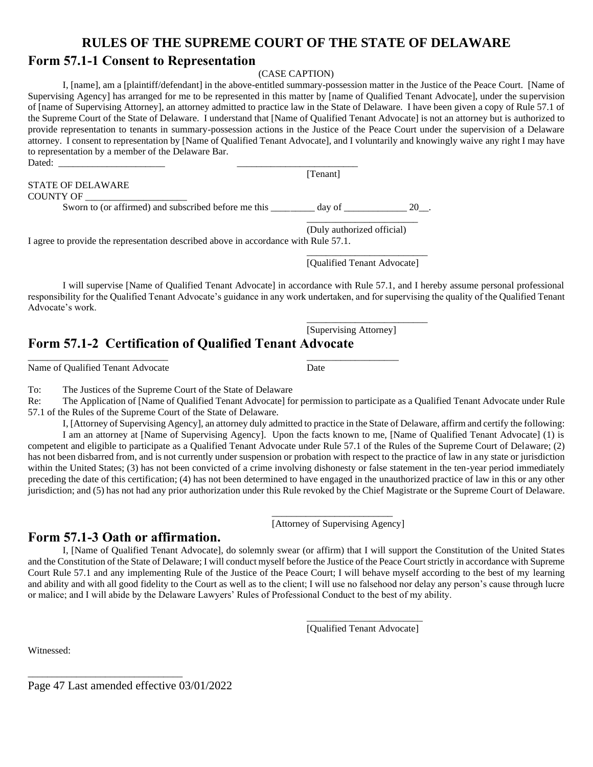## RULES OF THE SUPREME COURT OF THE STATE OF DELAWARE

## Form 57.1-1 Consent to Representation

(CASE CAPTION)

I, [name], am a [plaintiff/defendant] in the above-entitled summary-possession matter in the Justice of the Peace Court. [Name of Supervising Agency] has arranged for me to be represented in this matter by [name of Qualified Tenant Advocate], under the supervision of [name of Supervising Attorney], an attorney admitted to practice law in the State of Delaware. I have been given a copy of Rule 57.1 of the Supreme Court of the State of Delaware. I understand that [Name of Qualified Tenant Advocate] is not an attorney but is authorized to provide representation to tenants in summary-possession actions in the Justice of the Peace Court under the supervision of a Delaware attorney. I consent to representation by [Name of Qualified Tenant Advocate], and I voluntarily and knowingly waive any right I may have to representation by a member of the Delaware Bar.

Dated: ______________________ ________________________

[Tenant]

STATE OF DELAWARE
COUNTY OF ____________________

Sworn to (or affirmed) and subscribed before me this _________ day of _____________ 20__.

_______________________
(Duly authorized official)

I agree to provide the representation described above in accordance with Rule 57.1.

________________________
[Qualified Tenant Advocate]

I will supervise [Name of Qualified Tenant Advocate] in accordance with Rule 57.1, and I hereby assume personal professional responsibility for the Qualified Tenant Advocate's guidance in any work undertaken, and for supervising the quality of the Qualified Tenant Advocate's work.

________________________
[Supervising Attorney]

## Form 57.1-2 Certification of Qualified Tenant Advocate

____________________________ __________________
Name of Qualified Tenant Advocate Date

To: The Justices of the Supreme Court of the State of Delaware

Re: The Application of [Name of Qualified Tenant Advocate] for permission to participate as a Qualified Tenant Advocate under Rule 57.1 of the Rules of the Supreme Court of the State of Delaware.

I, [Attorney of Supervising Agency], an attorney duly admitted to practice in the State of Delaware, affirm and certify the following:

I am an attorney at [Name of Supervising Agency]. Upon the facts known to me, [Name of Qualified Tenant Advocate] (1) is competent and eligible to participate as a Qualified Tenant Advocate under Rule 57.1 of the Rules of the Supreme Court of Delaware; (2) has not been disbarred from, and is not currently under suspension or probation with respect to the practice of law in any state or jurisdiction within the United States; (3) has not been convicted of a crime involving dishonesty or false statement in the ten-year period immediately preceding the date of this certification; (4) has not been determined to have engaged in the unauthorized practice of law in this or any other jurisdiction; and (5) has not had any prior authorization under this Rule revoked by the Chief Magistrate or the Supreme Court of Delaware.

________________________
[Attorney of Supervising Agency]

## Form 57.1-3 Oath or affirmation.

I, [Name of Qualified Tenant Advocate], do solemnly swear (or affirm) that I will support the Constitution of the United States and the Constitution of the State of Delaware; I will conduct myself before the Justice of the Peace Court strictly in accordance with Supreme Court Rule 57.1 and any implementing Rule of the Justice of the Peace Court; I will behave myself according to the best of my learning and ability and with all good fidelity to the Court as well as to the client; I will use no falsehood nor delay any person's cause through lucre or malice; and I will abide by the Delaware Lawyers' Rules of Professional Conduct to the best of my ability.

_______________________
[Qualified Tenant Advocate]

Witnessed:

_____________________________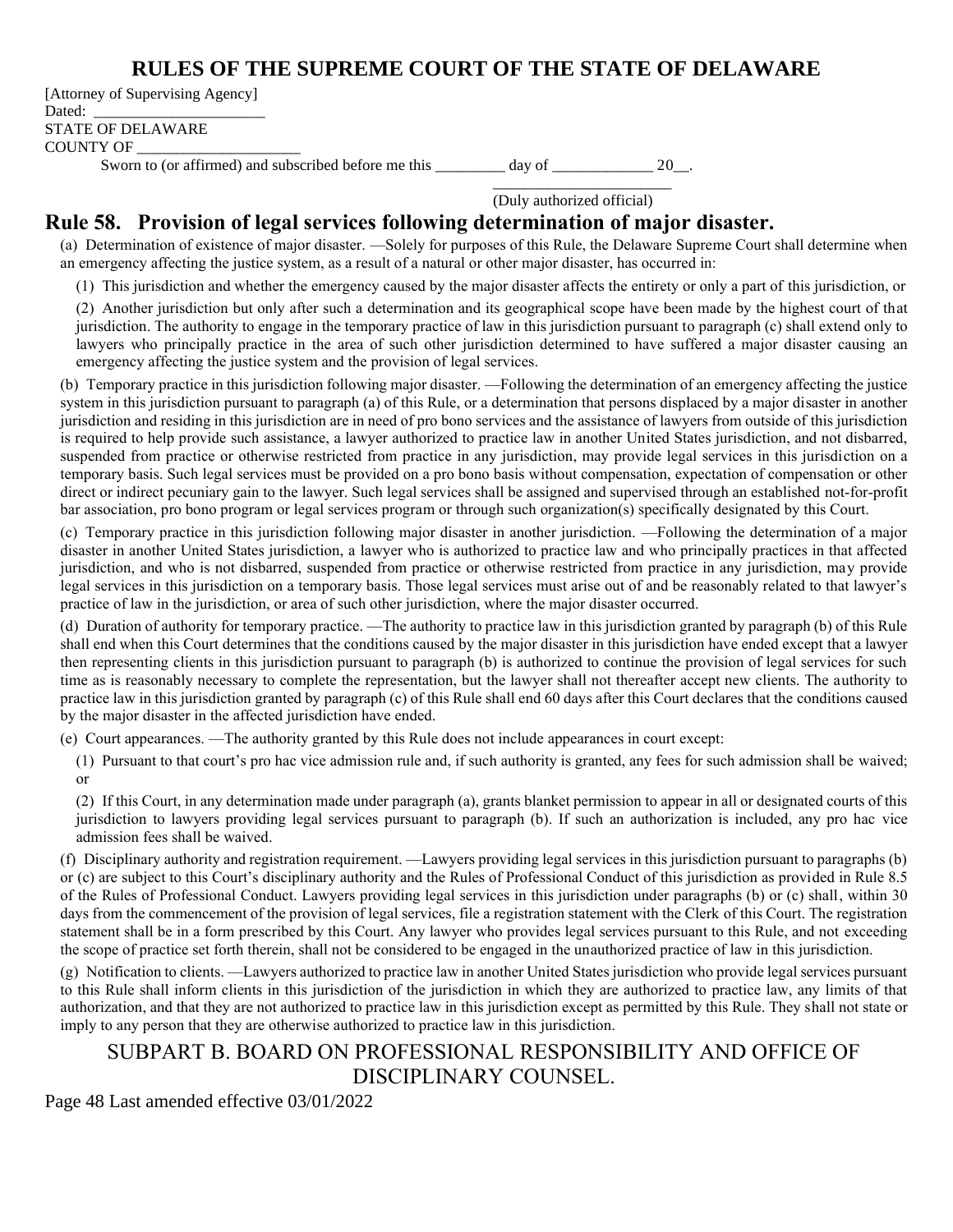[Attorney of Supervising Agency]
Dated: ______________________
STATE OF DELAWARE
COUNTY OF ____________________

Sworn to (or affirmed) and subscribed before me this _________ day of _____________ 20__.

_______________________
(Duly authorized official)

## Rule 58. Provision of legal services following determination of major disaster.

(a) Determination of existence of major disaster. —Solely for purposes of this Rule, the Delaware Supreme Court shall determine when an emergency affecting the justice system, as a result of a natural or other major disaster, has occurred in:

(1) This jurisdiction and whether the emergency caused by the major disaster affects the entirety or only a part of this jurisdiction, or

(2) Another jurisdiction but only after such a determination and its geographical scope have been made by the highest court of that jurisdiction. The authority to engage in the temporary practice of law in this jurisdiction pursuant to paragraph (c) shall extend only to lawyers who principally practice in the area of such other jurisdiction determined to have suffered a major disaster causing an emergency affecting the justice system and the provision of legal services.

(b) Temporary practice in this jurisdiction following major disaster. —Following the determination of an emergency affecting the justice system in this jurisdiction pursuant to paragraph (a) of this Rule, or a determination that persons displaced by a major disaster in another jurisdiction and residing in this jurisdiction are in need of pro bono services and the assistance of lawyers from outside of this jurisdiction is required to help provide such assistance, a lawyer authorized to practice law in another United States jurisdiction, and not disbarred, suspended from practice or otherwise restricted from practice in any jurisdiction, may provide legal services in this jurisdiction on a temporary basis. Such legal services must be provided on a pro bono basis without compensation, expectation of compensation or other direct or indirect pecuniary gain to the lawyer. Such legal services shall be assigned and supervised through an established not-for-profit bar association, pro bono program or legal services program or through such organization(s) specifically designated by this Court.

(c) Temporary practice in this jurisdiction following major disaster in another jurisdiction. —Following the determination of a major disaster in another United States jurisdiction, a lawyer who is authorized to practice law and who principally practices in that affected jurisdiction, and who is not disbarred, suspended from practice or otherwise restricted from practice in any jurisdiction, may provide legal services in this jurisdiction on a temporary basis. Those legal services must arise out of and be reasonably related to that lawyer's practice of law in the jurisdiction, or area of such other jurisdiction, where the major disaster occurred.

(d) Duration of authority for temporary practice. —The authority to practice law in this jurisdiction granted by paragraph (b) of this Rule shall end when this Court determines that the conditions caused by the major disaster in this jurisdiction have ended except that a lawyer then representing clients in this jurisdiction pursuant to paragraph (b) is authorized to continue the provision of legal services for such time as is reasonably necessary to complete the representation, but the lawyer shall not thereafter accept new clients. The authority to practice law in this jurisdiction granted by paragraph (c) of this Rule shall end 60 days after this Court declares that the conditions caused by the major disaster in the affected jurisdiction have ended.

(e) Court appearances. —The authority granted by this Rule does not include appearances in court except:

(1) Pursuant to that court's pro hac vice admission rule and, if such authority is granted, any fees for such admission shall be waived; or

(2) If this Court, in any determination made under paragraph (a), grants blanket permission to appear in all or designated courts of this jurisdiction to lawyers providing legal services pursuant to paragraph (b). If such an authorization is included, any pro hac vice admission fees shall be waived.

(f) Disciplinary authority and registration requirement. —Lawyers providing legal services in this jurisdiction pursuant to paragraphs (b) or (c) are subject to this Court's disciplinary authority and the Rules of Professional Conduct of this jurisdiction as provided in Rule 8.5 of the Rules of Professional Conduct. Lawyers providing legal services in this jurisdiction under paragraphs (b) or (c) shall, within 30 days from the commencement of the provision of legal services, file a registration statement with the Clerk of this Court. The registration statement shall be in a form prescribed by this Court. Any lawyer who provides legal services pursuant to this Rule, and not exceeding the scope of practice set forth therein, shall not be considered to be engaged in the unauthorized practice of law in this jurisdiction.

(g) Notification to clients. —Lawyers authorized to practice law in another United States jurisdiction who provide legal services pursuant to this Rule shall inform clients in this jurisdiction of the jurisdiction in which they are authorized to practice law, any limits of that authorization, and that they are not authorized to practice law in this jurisdiction except as permitted by this Rule. They shall not state or imply to any person that they are otherwise authorized to practice law in this jurisdiction.

## SUBPART B. BOARD ON PROFESSIONAL RESPONSIBILITY AND OFFICE OF DISCIPLINARY COUNSEL.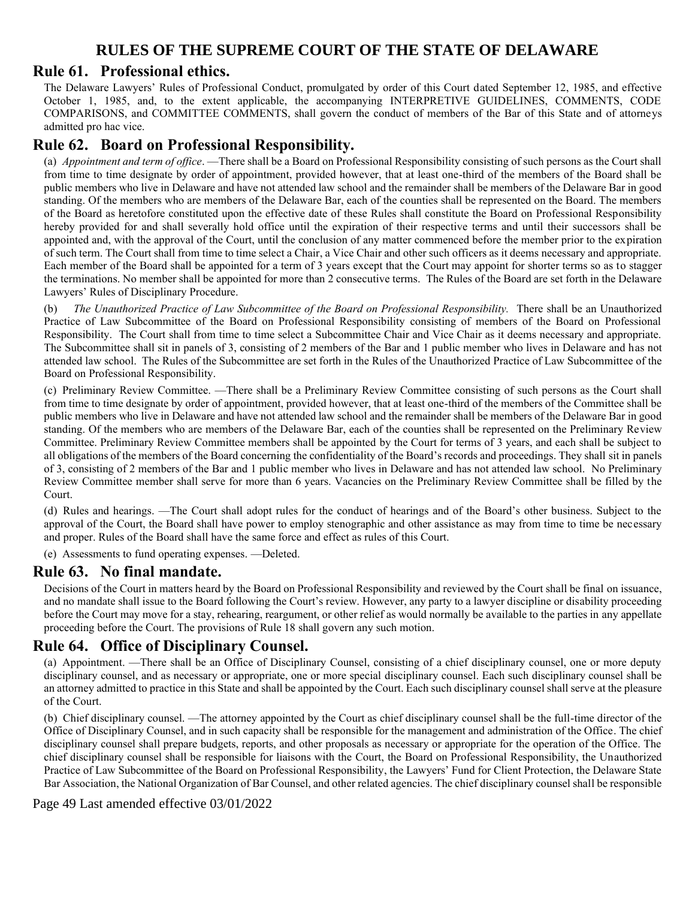# RULES OF THE SUPREME COURT OF THE STATE OF DELAWARE

## Rule 61. Professional ethics.

The Delaware Lawyers' Rules of Professional Conduct, promulgated by order of this Court dated September 12, 1985, and effective October 1, 1985, and, to the extent applicable, the accompanying INTERPRETIVE GUIDELINES, COMMENTS, CODE COMPARISONS, and COMMITTEE COMMENTS, shall govern the conduct of members of the Bar of this State and of attorneys admitted pro hac vice.

## Rule 62. Board on Professional Responsibility.

(a) *Appointment and term of office*. —There shall be a Board on Professional Responsibility consisting of such persons as the Court shall from time to time designate by order of appointment, provided however, that at least one-third of the members of the Board shall be public members who live in Delaware and have not attended law school and the remainder shall be members of the Delaware Bar in good standing. Of the members who are members of the Delaware Bar, each of the counties shall be represented on the Board. The members of the Board as heretofore constituted upon the effective date of these Rules shall constitute the Board on Professional Responsibility hereby provided for and shall severally hold office until the expiration of their respective terms and until their successors shall be appointed and, with the approval of the Court, until the conclusion of any matter commenced before the member prior to the expiration of such term. The Court shall from time to time select a Chair, a Vice Chair and other such officers as it deems necessary and appropriate. Each member of the Board shall be appointed for a term of 3 years except that the Court may appoint for shorter terms so as to stagger the terminations. No member shall be appointed for more than 2 consecutive terms. The Rules of the Board are set forth in the Delaware Lawyers' Rules of Disciplinary Procedure.

(b) *The Unauthorized Practice of Law Subcommittee of the Board on Professional Responsibility.* There shall be an Unauthorized Practice of Law Subcommittee of the Board on Professional Responsibility consisting of members of the Board on Professional Responsibility. The Court shall from time to time select a Subcommittee Chair and Vice Chair as it deems necessary and appropriate. The Subcommittee shall sit in panels of 3, consisting of 2 members of the Bar and 1 public member who lives in Delaware and has not attended law school. The Rules of the Subcommittee are set forth in the Rules of the Unauthorized Practice of Law Subcommittee of the Board on Professional Responsibility.

(c) Preliminary Review Committee. —There shall be a Preliminary Review Committee consisting of such persons as the Court shall from time to time designate by order of appointment, provided however, that at least one-third of the members of the Committee shall be public members who live in Delaware and have not attended law school and the remainder shall be members of the Delaware Bar in good standing. Of the members who are members of the Delaware Bar, each of the counties shall be represented on the Preliminary Review Committee. Preliminary Review Committee members shall be appointed by the Court for terms of 3 years, and each shall be subject to all obligations of the members of the Board concerning the confidentiality of the Board's records and proceedings. They shall sit in panels of 3, consisting of 2 members of the Bar and 1 public member who lives in Delaware and has not attended law school. No Preliminary Review Committee member shall serve for more than 6 years. Vacancies on the Preliminary Review Committee shall be filled by the Court.

(d) Rules and hearings. —The Court shall adopt rules for the conduct of hearings and of the Board's other business. Subject to the approval of the Court, the Board shall have power to employ stenographic and other assistance as may from time to time be necessary and proper. Rules of the Board shall have the same force and effect as rules of this Court.

(e) Assessments to fund operating expenses. —Deleted.

## Rule 63. No final mandate.

Decisions of the Court in matters heard by the Board on Professional Responsibility and reviewed by the Court shall be final on issuance, and no mandate shall issue to the Board following the Court's review. However, any party to a lawyer discipline or disability proceeding before the Court may move for a stay, rehearing, reargument, or other relief as would normally be available to the parties in any appellate proceeding before the Court. The provisions of Rule 18 shall govern any such motion.

## Rule 64. Office of Disciplinary Counsel.

(a) Appointment. —There shall be an Office of Disciplinary Counsel, consisting of a chief disciplinary counsel, one or more deputy disciplinary counsel, and as necessary or appropriate, one or more special disciplinary counsel. Each such disciplinary counsel shall be an attorney admitted to practice in this State and shall be appointed by the Court. Each such disciplinary counsel shall serve at the pleasure of the Court.

(b) Chief disciplinary counsel. —The attorney appointed by the Court as chief disciplinary counsel shall be the full-time director of the Office of Disciplinary Counsel, and in such capacity shall be responsible for the management and administration of the Office. The chief disciplinary counsel shall prepare budgets, reports, and other proposals as necessary or appropriate for the operation of the Office. The chief disciplinary counsel shall be responsible for liaisons with the Court, the Board on Professional Responsibility, the Unauthorized Practice of Law Subcommittee of the Board on Professional Responsibility, the Lawyers' Fund for Client Protection, the Delaware State Bar Association, the National Organization of Bar Counsel, and other related agencies. The chief disciplinary counsel shall be responsible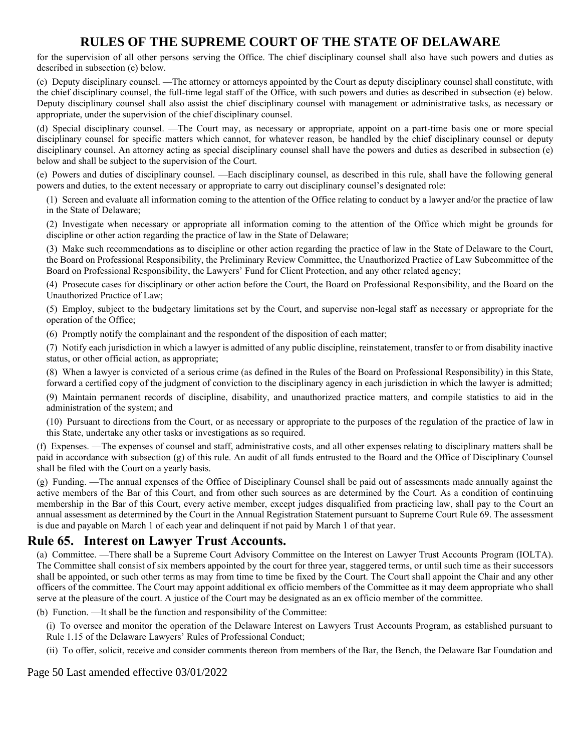for the supervision of all other persons serving the Office. The chief disciplinary counsel shall also have such powers and duties as described in subsection (e) below.

(c) Deputy disciplinary counsel. —The attorney or attorneys appointed by the Court as deputy disciplinary counsel shall constitute, with the chief disciplinary counsel, the full-time legal staff of the Office, with such powers and duties as described in subsection (e) below. Deputy disciplinary counsel shall also assist the chief disciplinary counsel with management or administrative tasks, as necessary or appropriate, under the supervision of the chief disciplinary counsel.

(d) Special disciplinary counsel. —The Court may, as necessary or appropriate, appoint on a part-time basis one or more special disciplinary counsel for specific matters which cannot, for whatever reason, be handled by the chief disciplinary counsel or deputy disciplinary counsel. An attorney acting as special disciplinary counsel shall have the powers and duties as described in subsection (e) below and shall be subject to the supervision of the Court.

(e) Powers and duties of disciplinary counsel. —Each disciplinary counsel, as described in this rule, shall have the following general powers and duties, to the extent necessary or appropriate to carry out disciplinary counsel's designated role:

(1) Screen and evaluate all information coming to the attention of the Office relating to conduct by a lawyer and/or the practice of law in the State of Delaware;

(2) Investigate when necessary or appropriate all information coming to the attention of the Office which might be grounds for discipline or other action regarding the practice of law in the State of Delaware;

(3) Make such recommendations as to discipline or other action regarding the practice of law in the State of Delaware to the Court, the Board on Professional Responsibility, the Preliminary Review Committee, the Unauthorized Practice of Law Subcommittee of the Board on Professional Responsibility, the Lawyers' Fund for Client Protection, and any other related agency;

(4) Prosecute cases for disciplinary or other action before the Court, the Board on Professional Responsibility, and the Board on the Unauthorized Practice of Law;

(5) Employ, subject to the budgetary limitations set by the Court, and supervise non-legal staff as necessary or appropriate for the operation of the Office;

(6) Promptly notify the complainant and the respondent of the disposition of each matter;

(7) Notify each jurisdiction in which a lawyer is admitted of any public discipline, reinstatement, transfer to or from disability inactive status, or other official action, as appropriate;

(8) When a lawyer is convicted of a serious crime (as defined in the Rules of the Board on Professional Responsibility) in this State, forward a certified copy of the judgment of conviction to the disciplinary agency in each jurisdiction in which the lawyer is admitted;

(9) Maintain permanent records of discipline, disability, and unauthorized practice matters, and compile statistics to aid in the administration of the system; and

(10) Pursuant to directions from the Court, or as necessary or appropriate to the purposes of the regulation of the practice of law in this State, undertake any other tasks or investigations as so required.

(f) Expenses. —The expenses of counsel and staff, administrative costs, and all other expenses relating to disciplinary matters shall be paid in accordance with subsection (g) of this rule. An audit of all funds entrusted to the Board and the Office of Disciplinary Counsel shall be filed with the Court on a yearly basis.

(g) Funding. —The annual expenses of the Office of Disciplinary Counsel shall be paid out of assessments made annually against the active members of the Bar of this Court, and from other such sources as are determined by the Court. As a condition of continuing membership in the Bar of this Court, every active member, except judges disqualified from practicing law, shall pay to the Court an annual assessment as determined by the Court in the Annual Registration Statement pursuant to Supreme Court Rule 69. The assessment is due and payable on March 1 of each year and delinquent if not paid by March 1 of that year.

## Rule 65. Interest on Lawyer Trust Accounts.

(a) Committee. —There shall be a Supreme Court Advisory Committee on the Interest on Lawyer Trust Accounts Program (IOLTA). The Committee shall consist of six members appointed by the court for three year, staggered terms, or until such time as their successors shall be appointed, or such other terms as may from time to time be fixed by the Court. The Court shall appoint the Chair and any other officers of the committee. The Court may appoint additional ex officio members of the Committee as it may deem appropriate who shall serve at the pleasure of the court. A justice of the Court may be designated as an ex officio member of the committee.

(b) Function. —It shall be the function and responsibility of the Committee:

(i) To oversee and monitor the operation of the Delaware Interest on Lawyers Trust Accounts Program, as established pursuant to Rule 1.15 of the Delaware Lawyers' Rules of Professional Conduct;

(ii) To offer, solicit, receive and consider comments thereon from members of the Bar, the Bench, the Delaware Bar Foundation and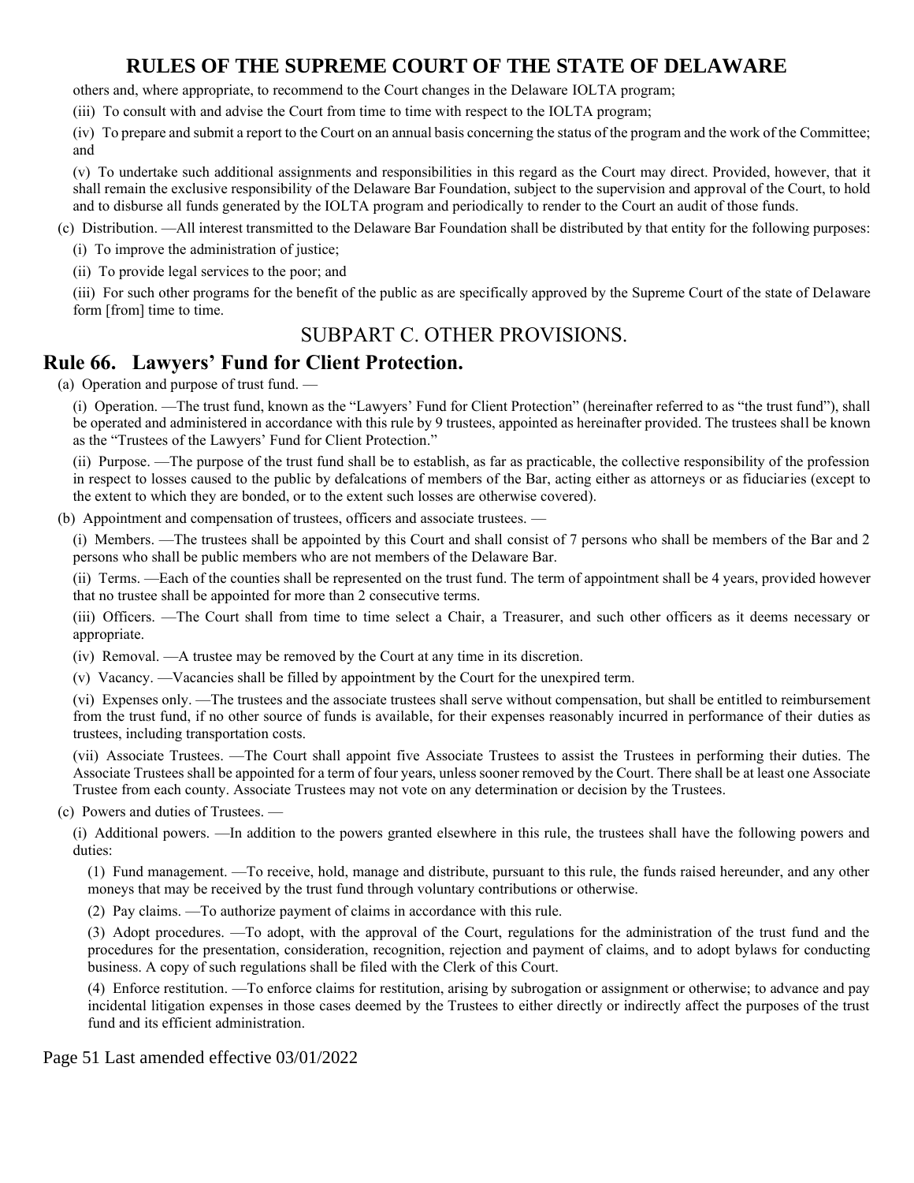others and, where appropriate, to recommend to the Court changes in the Delaware IOLTA program;

(iii) To consult with and advise the Court from time to time with respect to the IOLTA program;

(iv) To prepare and submit a report to the Court on an annual basis concerning the status of the program and the work of the Committee; and

(v) To undertake such additional assignments and responsibilities in this regard as the Court may direct. Provided, however, that it shall remain the exclusive responsibility of the Delaware Bar Foundation, subject to the supervision and approval of the Court, to hold and to disburse all funds generated by the IOLTA program and periodically to render to the Court an audit of those funds.

(c) Distribution. —All interest transmitted to the Delaware Bar Foundation shall be distributed by that entity for the following purposes:

(i) To improve the administration of justice;

(ii) To provide legal services to the poor; and

(iii) For such other programs for the benefit of the public as are specifically approved by the Supreme Court of the state of Delaware form [from] time to time.

## SUBPART C. OTHER PROVISIONS.

## Rule 66. Lawyers' Fund for Client Protection.

(a) Operation and purpose of trust fund. —

(i) Operation. —The trust fund, known as the "Lawyers' Fund for Client Protection" (hereinafter referred to as "the trust fund"), shall be operated and administered in accordance with this rule by 9 trustees, appointed as hereinafter provided. The trustees shall be known as the "Trustees of the Lawyers' Fund for Client Protection."

(ii) Purpose. —The purpose of the trust fund shall be to establish, as far as practicable, the collective responsibility of the profession in respect to losses caused to the public by defalcations of members of the Bar, acting either as attorneys or as fiduciaries (except to the extent to which they are bonded, or to the extent such losses are otherwise covered).

(b) Appointment and compensation of trustees, officers and associate trustees. —

(i) Members. —The trustees shall be appointed by this Court and shall consist of 7 persons who shall be members of the Bar and 2 persons who shall be public members who are not members of the Delaware Bar.

(ii) Terms. —Each of the counties shall be represented on the trust fund. The term of appointment shall be 4 years, provided however that no trustee shall be appointed for more than 2 consecutive terms.

(iii) Officers. —The Court shall from time to time select a Chair, a Treasurer, and such other officers as it deems necessary or appropriate.

(iv) Removal. —A trustee may be removed by the Court at any time in its discretion.

(v) Vacancy. —Vacancies shall be filled by appointment by the Court for the unexpired term.

(vi) Expenses only. —The trustees and the associate trustees shall serve without compensation, but shall be entitled to reimbursement from the trust fund, if no other source of funds is available, for their expenses reasonably incurred in performance of their duties as trustees, including transportation costs.

(vii) Associate Trustees. —The Court shall appoint five Associate Trustees to assist the Trustees in performing their duties. The Associate Trustees shall be appointed for a term of four years, unless sooner removed by the Court. There shall be at least one Associate Trustee from each county. Associate Trustees may not vote on any determination or decision by the Trustees.

(c) Powers and duties of Trustees. —

(i) Additional powers. —In addition to the powers granted elsewhere in this rule, the trustees shall have the following powers and duties:

(1) Fund management. —To receive, hold, manage and distribute, pursuant to this rule, the funds raised hereunder, and any other moneys that may be received by the trust fund through voluntary contributions or otherwise.

(2) Pay claims. —To authorize payment of claims in accordance with this rule.

(3) Adopt procedures. —To adopt, with the approval of the Court, regulations for the administration of the trust fund and the procedures for the presentation, consideration, recognition, rejection and payment of claims, and to adopt bylaws for conducting business. A copy of such regulations shall be filed with the Clerk of this Court.

(4) Enforce restitution. —To enforce claims for restitution, arising by subrogation or assignment or otherwise; to advance and pay incidental litigation expenses in those cases deemed by the Trustees to either directly or indirectly affect the purposes of the trust fund and its efficient administration.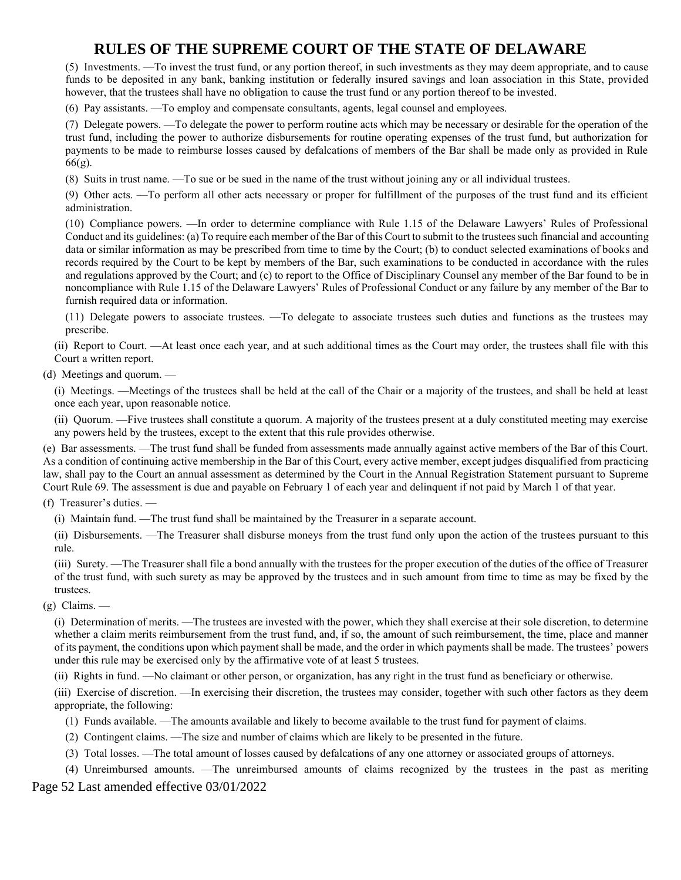(5) Investments. —To invest the trust fund, or any portion thereof, in such investments as they may deem appropriate, and to cause funds to be deposited in any bank, banking institution or federally insured savings and loan association in this State, provided however, that the trustees shall have no obligation to cause the trust fund or any portion thereof to be invested.

(6) Pay assistants. —To employ and compensate consultants, agents, legal counsel and employees.

(7) Delegate powers. —To delegate the power to perform routine acts which may be necessary or desirable for the operation of the trust fund, including the power to authorize disbursements for routine operating expenses of the trust fund, but authorization for payments to be made to reimburse losses caused by defalcations of members of the Bar shall be made only as provided in Rule 66(g).

(8) Suits in trust name. —To sue or be sued in the name of the trust without joining any or all individual trustees.

(9) Other acts. —To perform all other acts necessary or proper for fulfillment of the purposes of the trust fund and its efficient administration.

(10) Compliance powers. —In order to determine compliance with Rule 1.15 of the Delaware Lawyers' Rules of Professional Conduct and its guidelines: (a) To require each member of the Bar of this Court to submit to the trustees such financial and accounting data or similar information as may be prescribed from time to time by the Court; (b) to conduct selected examinations of books and records required by the Court to be kept by members of the Bar, such examinations to be conducted in accordance with the rules and regulations approved by the Court; and (c) to report to the Office of Disciplinary Counsel any member of the Bar found to be in noncompliance with Rule 1.15 of the Delaware Lawyers' Rules of Professional Conduct or any failure by any member of the Bar to furnish required data or information.

(11) Delegate powers to associate trustees. —To delegate to associate trustees such duties and functions as the trustees may prescribe.

(ii) Report to Court. —At least once each year, and at such additional times as the Court may order, the trustees shall file with this Court a written report.

(d) Meetings and quorum. —

(i) Meetings. —Meetings of the trustees shall be held at the call of the Chair or a majority of the trustees, and shall be held at least once each year, upon reasonable notice.

(ii) Quorum. —Five trustees shall constitute a quorum. A majority of the trustees present at a duly constituted meeting may exercise any powers held by the trustees, except to the extent that this rule provides otherwise.

(e) Bar assessments. —The trust fund shall be funded from assessments made annually against active members of the Bar of this Court. As a condition of continuing active membership in the Bar of this Court, every active member, except judges disqualified from practicing law, shall pay to the Court an annual assessment as determined by the Court in the Annual Registration Statement pursuant to Supreme Court Rule 69. The assessment is due and payable on February 1 of each year and delinquent if not paid by March 1 of that year.

(f) Treasurer's duties. —

(i) Maintain fund. —The trust fund shall be maintained by the Treasurer in a separate account.

(ii) Disbursements. —The Treasurer shall disburse moneys from the trust fund only upon the action of the trustees pursuant to this rule.

(iii) Surety. —The Treasurer shall file a bond annually with the trustees for the proper execution of the duties of the office of Treasurer of the trust fund, with such surety as may be approved by the trustees and in such amount from time to time as may be fixed by the trustees.

(g) Claims. —

(i) Determination of merits. —The trustees are invested with the power, which they shall exercise at their sole discretion, to determine whether a claim merits reimbursement from the trust fund, and, if so, the amount of such reimbursement, the time, place and manner of its payment, the conditions upon which payment shall be made, and the order in which payments shall be made. The trustees' powers under this rule may be exercised only by the affirmative vote of at least 5 trustees.

(ii) Rights in fund. —No claimant or other person, or organization, has any right in the trust fund as beneficiary or otherwise.

(iii) Exercise of discretion. —In exercising their discretion, the trustees may consider, together with such other factors as they deem appropriate, the following:

(1) Funds available. —The amounts available and likely to become available to the trust fund for payment of claims.

(2) Contingent claims. —The size and number of claims which are likely to be presented in the future.

(3) Total losses. —The total amount of losses caused by defalcations of any one attorney or associated groups of attorneys.

(4) Unreimbursed amounts. —The unreimbursed amounts of claims recognized by the trustees in the past as meriting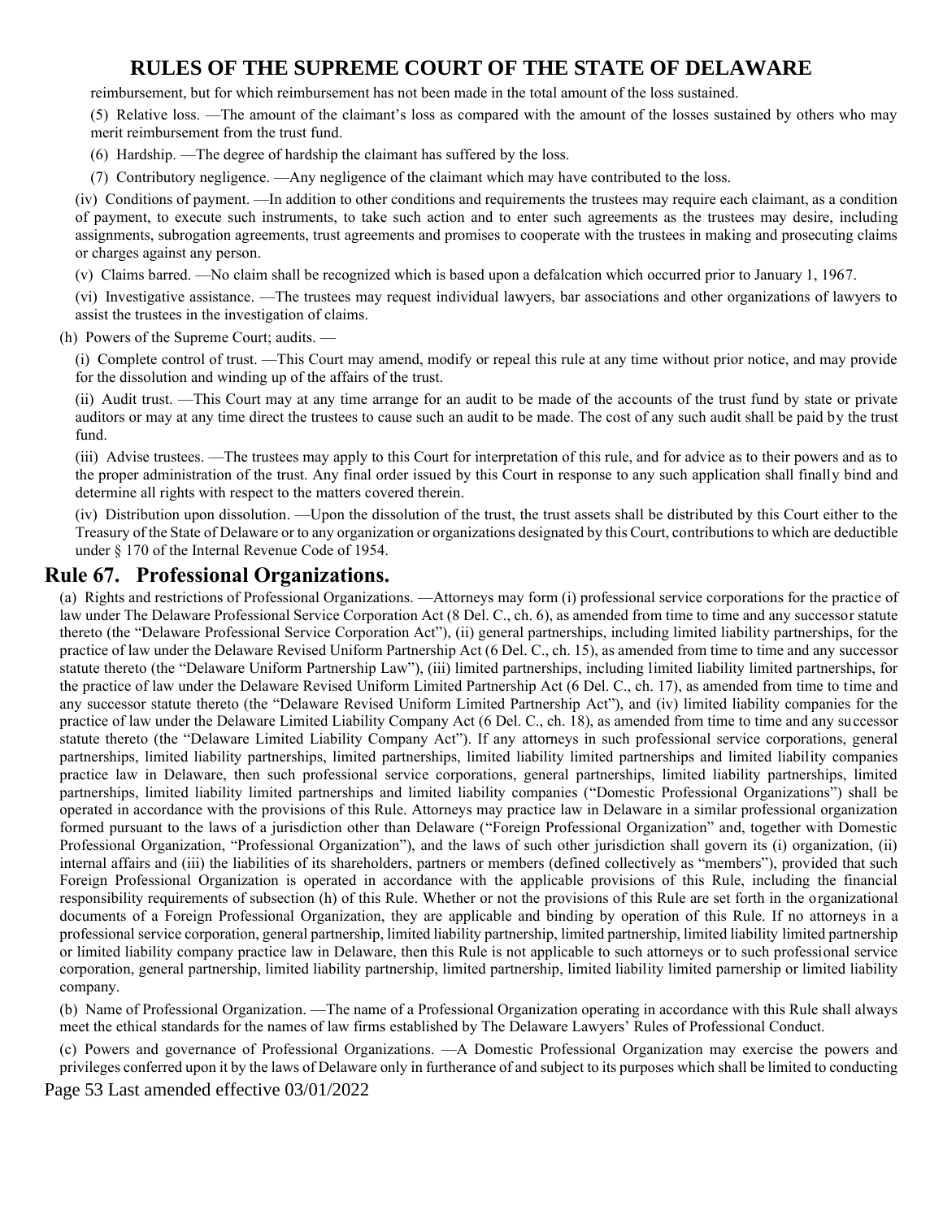reimbursement, but for which reimbursement has not been made in the total amount of the loss sustained.

(5) Relative loss. —The amount of the claimant's loss as compared with the amount of the losses sustained by others who may merit reimbursement from the trust fund.

(6) Hardship. —The degree of hardship the claimant has suffered by the loss.

(7) Contributory negligence. —Any negligence of the claimant which may have contributed to the loss.

(iv) Conditions of payment. —In addition to other conditions and requirements the trustees may require each claimant, as a condition of payment, to execute such instruments, to take such action and to enter such agreements as the trustees may desire, including assignments, subrogation agreements, trust agreements and promises to cooperate with the trustees in making and prosecuting claims or charges against any person.

(v) Claims barred. —No claim shall be recognized which is based upon a defalcation which occurred prior to January 1, 1967.

(vi) Investigative assistance. —The trustees may request individual lawyers, bar associations and other organizations of lawyers to assist the trustees in the investigation of claims.

(h) Powers of the Supreme Court; audits. —

(i) Complete control of trust. —This Court may amend, modify or repeal this rule at any time without prior notice, and may provide for the dissolution and winding up of the affairs of the trust.

(ii) Audit trust. —This Court may at any time arrange for an audit to be made of the accounts of the trust fund by state or private auditors or may at any time direct the trustees to cause such an audit to be made. The cost of any such audit shall be paid by the trust fund.

(iii) Advise trustees. —The trustees may apply to this Court for interpretation of this rule, and for advice as to their powers and as to the proper administration of the trust. Any final order issued by this Court in response to any such application shall finally bind and determine all rights with respect to the matters covered therein.

(iv) Distribution upon dissolution. —Upon the dissolution of the trust, the trust assets shall be distributed by this Court either to the Treasury of the State of Delaware or to any organization or organizations designated by this Court, contributions to which are deductible under § 170 of the Internal Revenue Code of 1954.

## Rule 67. Professional Organizations.

(a) Rights and restrictions of Professional Organizations. —Attorneys may form (i) professional service corporations for the practice of law under The Delaware Professional Service Corporation Act (8 Del. C., ch. 6), as amended from time to time and any successor statute thereto (the "Delaware Professional Service Corporation Act"), (ii) general partnerships, including limited liability partnerships, for the practice of law under the Delaware Revised Uniform Partnership Act (6 Del. C., ch. 15), as amended from time to time and any successor statute thereto (the "Delaware Uniform Partnership Law"), (iii) limited partnerships, including limited liability limited partnerships, for the practice of law under the Delaware Revised Uniform Limited Partnership Act (6 Del. C., ch. 17), as amended from time to time and any successor statute thereto (the "Delaware Revised Uniform Limited Partnership Act"), and (iv) limited liability companies for the practice of law under the Delaware Limited Liability Company Act (6 Del. C., ch. 18), as amended from time to time and any successor statute thereto (the "Delaware Limited Liability Company Act"). If any attorneys in such professional service corporations, general partnerships, limited liability partnerships, limited partnerships, limited liability limited partnerships and limited liability companies practice law in Delaware, then such professional service corporations, general partnerships, limited liability partnerships, limited partnerships, limited liability limited partnerships and limited liability companies ("Domestic Professional Organizations") shall be operated in accordance with the provisions of this Rule. Attorneys may practice law in Delaware in a similar professional organization formed pursuant to the laws of a jurisdiction other than Delaware ("Foreign Professional Organization" and, together with Domestic Professional Organization, "Professional Organization"), and the laws of such other jurisdiction shall govern its (i) organization, (ii) internal affairs and (iii) the liabilities of its shareholders, partners or members (defined collectively as "members"), provided that such Foreign Professional Organization is operated in accordance with the applicable provisions of this Rule, including the financial responsibility requirements of subsection (h) of this Rule. Whether or not the provisions of this Rule are set forth in the organizational documents of a Foreign Professional Organization, they are applicable and binding by operation of this Rule. If no attorneys in a professional service corporation, general partnership, limited liability partnership, limited partnership, limited liability limited partnership or limited liability company practice law in Delaware, then this Rule is not applicable to such attorneys or to such professional service corporation, general partnership, limited liability partnership, limited partnership, limited liability limited parnership or limited liability company.

(b) Name of Professional Organization. —The name of a Professional Organization operating in accordance with this Rule shall always meet the ethical standards for the names of law firms established by The Delaware Lawyers' Rules of Professional Conduct.

(c) Powers and governance of Professional Organizations. —A Domestic Professional Organization may exercise the powers and privileges conferred upon it by the laws of Delaware only in furtherance of and subject to its purposes which shall be limited to conducting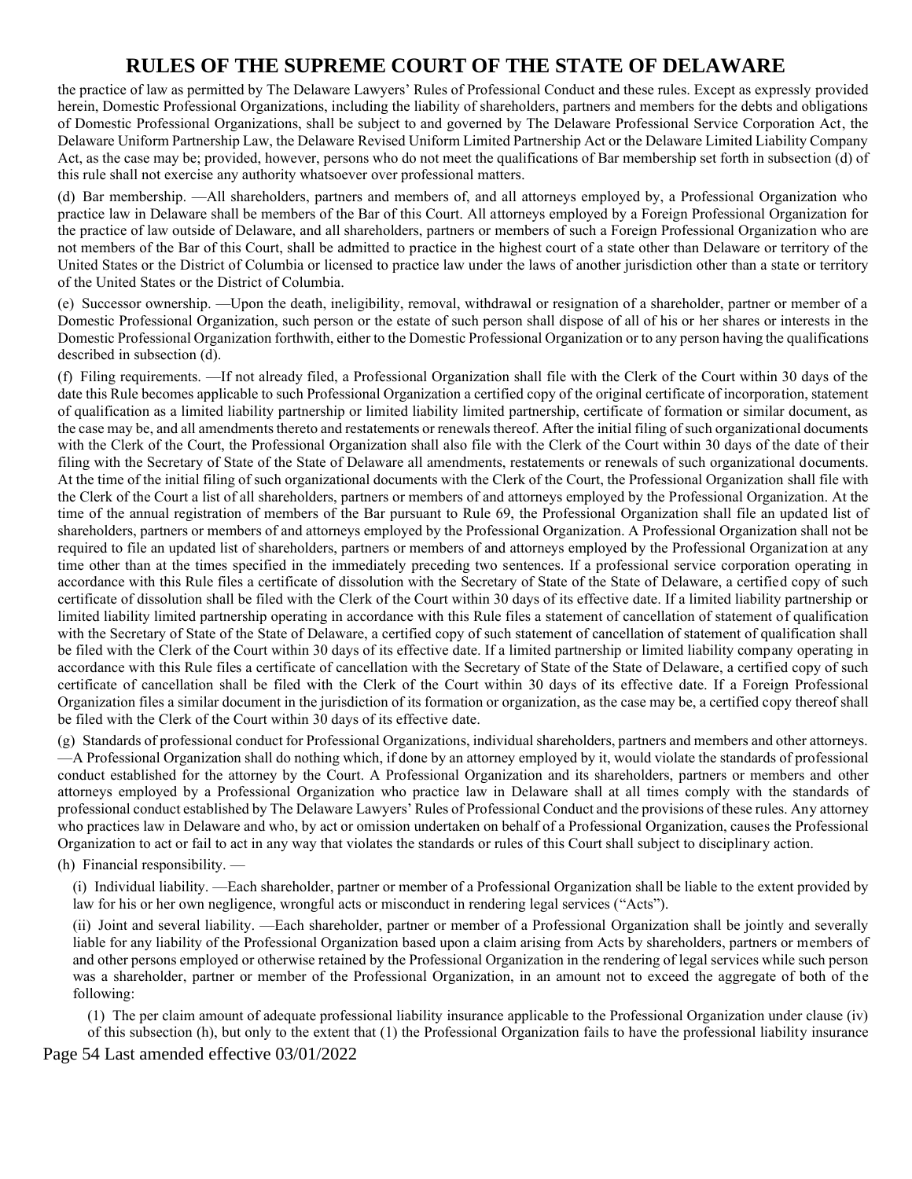the practice of law as permitted by The Delaware Lawyers' Rules of Professional Conduct and these rules. Except as expressly provided herein, Domestic Professional Organizations, including the liability of shareholders, partners and members for the debts and obligations of Domestic Professional Organizations, shall be subject to and governed by The Delaware Professional Service Corporation Act, the Delaware Uniform Partnership Law, the Delaware Revised Uniform Limited Partnership Act or the Delaware Limited Liability Company Act, as the case may be; provided, however, persons who do not meet the qualifications of Bar membership set forth in subsection (d) of this rule shall not exercise any authority whatsoever over professional matters.

(d) Bar membership. —All shareholders, partners and members of, and all attorneys employed by, a Professional Organization who practice law in Delaware shall be members of the Bar of this Court. All attorneys employed by a Foreign Professional Organization for the practice of law outside of Delaware, and all shareholders, partners or members of such a Foreign Professional Organization who are not members of the Bar of this Court, shall be admitted to practice in the highest court of a state other than Delaware or territory of the United States or the District of Columbia or licensed to practice law under the laws of another jurisdiction other than a state or territory of the United States or the District of Columbia.

(e) Successor ownership. —Upon the death, ineligibility, removal, withdrawal or resignation of a shareholder, partner or member of a Domestic Professional Organization, such person or the estate of such person shall dispose of all of his or her shares or interests in the Domestic Professional Organization forthwith, either to the Domestic Professional Organization or to any person having the qualifications described in subsection (d).

(f) Filing requirements. —If not already filed, a Professional Organization shall file with the Clerk of the Court within 30 days of the date this Rule becomes applicable to such Professional Organization a certified copy of the original certificate of incorporation, statement of qualification as a limited liability partnership or limited liability limited partnership, certificate of formation or similar document, as the case may be, and all amendments thereto and restatements or renewals thereof. After the initial filing of such organizational documents with the Clerk of the Court, the Professional Organization shall also file with the Clerk of the Court within 30 days of the date of their filing with the Secretary of State of the State of Delaware all amendments, restatements or renewals of such organizational documents. At the time of the initial filing of such organizational documents with the Clerk of the Court, the Professional Organization shall file with the Clerk of the Court a list of all shareholders, partners or members of and attorneys employed by the Professional Organization. At the time of the annual registration of members of the Bar pursuant to Rule 69, the Professional Organization shall file an updated list of shareholders, partners or members of and attorneys employed by the Professional Organization. A Professional Organization shall not be required to file an updated list of shareholders, partners or members of and attorneys employed by the Professional Organization at any time other than at the times specified in the immediately preceding two sentences. If a professional service corporation operating in accordance with this Rule files a certificate of dissolution with the Secretary of State of the State of Delaware, a certified copy of such certificate of dissolution shall be filed with the Clerk of the Court within 30 days of its effective date. If a limited liability partnership or limited liability limited partnership operating in accordance with this Rule files a statement of cancellation of statement of qualification with the Secretary of State of the State of Delaware, a certified copy of such statement of cancellation of statement of qualification shall be filed with the Clerk of the Court within 30 days of its effective date. If a limited partnership or limited liability company operating in accordance with this Rule files a certificate of cancellation with the Secretary of State of the State of Delaware, a certified copy of such certificate of cancellation shall be filed with the Clerk of the Court within 30 days of its effective date. If a Foreign Professional Organization files a similar document in the jurisdiction of its formation or organization, as the case may be, a certified copy thereof shall be filed with the Clerk of the Court within 30 days of its effective date.

(g) Standards of professional conduct for Professional Organizations, individual shareholders, partners and members and other attorneys. —A Professional Organization shall do nothing which, if done by an attorney employed by it, would violate the standards of professional conduct established for the attorney by the Court. A Professional Organization and its shareholders, partners or members and other attorneys employed by a Professional Organization who practice law in Delaware shall at all times comply with the standards of professional conduct established by The Delaware Lawyers' Rules of Professional Conduct and the provisions of these rules. Any attorney who practices law in Delaware and who, by act or omission undertaken on behalf of a Professional Organization, causes the Professional Organization to act or fail to act in any way that violates the standards or rules of this Court shall subject to disciplinary action.

(h) Financial responsibility. —

(i) Individual liability. —Each shareholder, partner or member of a Professional Organization shall be liable to the extent provided by law for his or her own negligence, wrongful acts or misconduct in rendering legal services ("Acts").

(ii) Joint and several liability. —Each shareholder, partner or member of a Professional Organization shall be jointly and severally liable for any liability of the Professional Organization based upon a claim arising from Acts by shareholders, partners or members of and other persons employed or otherwise retained by the Professional Organization in the rendering of legal services while such person was a shareholder, partner or member of the Professional Organization, in an amount not to exceed the aggregate of both of the following:

(1) The per claim amount of adequate professional liability insurance applicable to the Professional Organization under clause (iv) of this subsection (h), but only to the extent that (1) the Professional Organization fails to have the professional liability insurance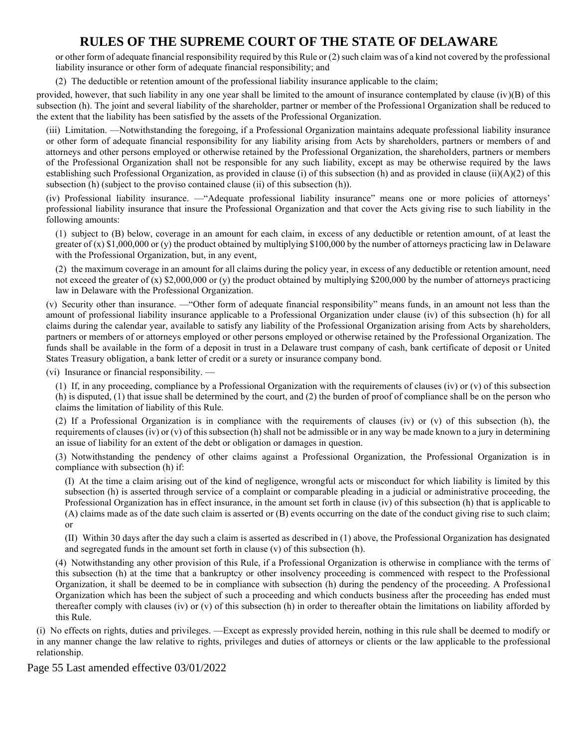or other form of adequate financial responsibility required by this Rule or (2) such claim was of a kind not covered by the professional liability insurance or other form of adequate financial responsibility; and

(2) The deductible or retention amount of the professional liability insurance applicable to the claim;

provided, however, that such liability in any one year shall be limited to the amount of insurance contemplated by clause (iv)(B) of this subsection (h). The joint and several liability of the shareholder, partner or member of the Professional Organization shall be reduced to the extent that the liability has been satisfied by the assets of the Professional Organization.

(iii) Limitation. —Notwithstanding the foregoing, if a Professional Organization maintains adequate professional liability insurance or other form of adequate financial responsibility for any liability arising from Acts by shareholders, partners or members of and attorneys and other persons employed or otherwise retained by the Professional Organization, the shareholders, partners or members of the Professional Organization shall not be responsible for any such liability, except as may be otherwise required by the laws establishing such Professional Organization, as provided in clause (i) of this subsection (h) and as provided in clause (ii)(A)(2) of this subsection (h) (subject to the proviso contained clause (ii) of this subsection (h)).

(iv) Professional liability insurance. —"Adequate professional liability insurance" means one or more policies of attorneys' professional liability insurance that insure the Professional Organization and that cover the Acts giving rise to such liability in the following amounts:

(1) subject to (B) below, coverage in an amount for each claim, in excess of any deductible or retention amount, of at least the greater of (x) $1,000,000 or (y) the product obtained by multiplying $100,000 by the number of attorneys practicing law in Delaware with the Professional Organization, but, in any event,

(2) the maximum coverage in an amount for all claims during the policy year, in excess of any deductible or retention amount, need not exceed the greater of (x) $2,000,000 or (y) the product obtained by multiplying $200,000 by the number of attorneys practicing law in Delaware with the Professional Organization.

(v) Security other than insurance. —"Other form of adequate financial responsibility" means funds, in an amount not less than the amount of professional liability insurance applicable to a Professional Organization under clause (iv) of this subsection (h) for all claims during the calendar year, available to satisfy any liability of the Professional Organization arising from Acts by shareholders, partners or members of or attorneys employed or other persons employed or otherwise retained by the Professional Organization. The funds shall be available in the form of a deposit in trust in a Delaware trust company of cash, bank certificate of deposit or United States Treasury obligation, a bank letter of credit or a surety or insurance company bond.

(vi) Insurance or financial responsibility. —

(1) If, in any proceeding, compliance by a Professional Organization with the requirements of clauses (iv) or (v) of this subsection (h) is disputed, (1) that issue shall be determined by the court, and (2) the burden of proof of compliance shall be on the person who claims the limitation of liability of this Rule.

(2) If a Professional Organization is in compliance with the requirements of clauses (iv) or (v) of this subsection (h), the requirements of clauses (iv) or (v) of this subsection (h) shall not be admissible or in any way be made known to a jury in determining an issue of liability for an extent of the debt or obligation or damages in question.

(3) Notwithstanding the pendency of other claims against a Professional Organization, the Professional Organization is in compliance with subsection (h) if:

(I) At the time a claim arising out of the kind of negligence, wrongful acts or misconduct for which liability is limited by this subsection (h) is asserted through service of a complaint or comparable pleading in a judicial or administrative proceeding, the Professional Organization has in effect insurance, in the amount set forth in clause (iv) of this subsection (h) that is applicable to (A) claims made as of the date such claim is asserted or (B) events occurring on the date of the conduct giving rise to such claim; or

(II) Within 30 days after the day such a claim is asserted as described in (1) above, the Professional Organization has designated and segregated funds in the amount set forth in clause (v) of this subsection (h).

(4) Notwithstanding any other provision of this Rule, if a Professional Organization is otherwise in compliance with the terms of this subsection (h) at the time that a bankruptcy or other insolvency proceeding is commenced with respect to the Professional Organization, it shall be deemed to be in compliance with subsection (h) during the pendency of the proceeding. A Professional Organization which has been the subject of such a proceeding and which conducts business after the proceeding has ended must thereafter comply with clauses (iv) or (v) of this subsection (h) in order to thereafter obtain the limitations on liability afforded by this Rule.

(i) No effects on rights, duties and privileges. —Except as expressly provided herein, nothing in this rule shall be deemed to modify or in any manner change the law relative to rights, privileges and duties of attorneys or clients or the law applicable to the professional relationship.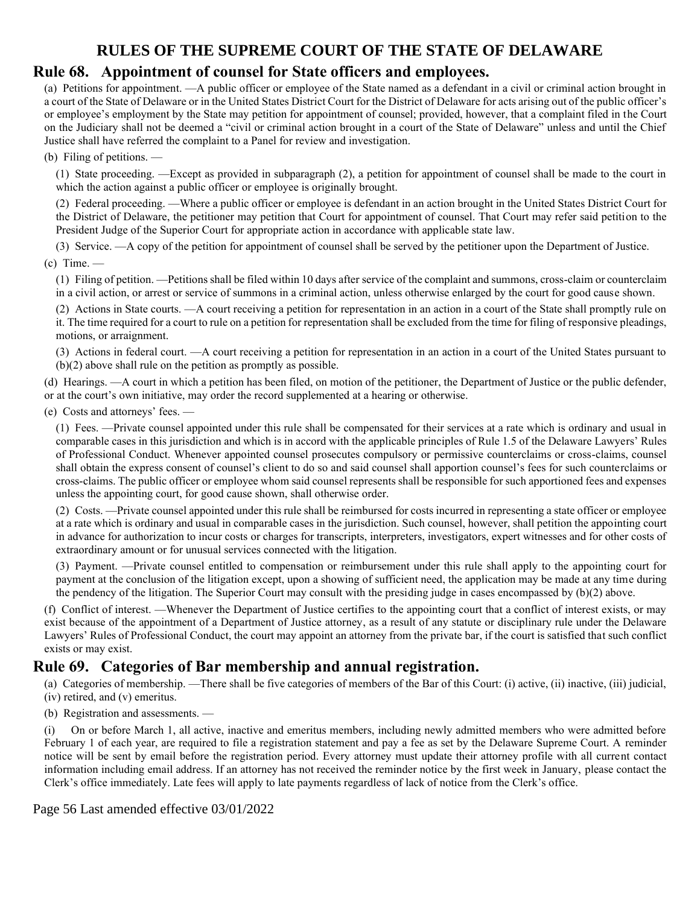# RULES OF THE SUPREME COURT OF THE STATE OF DELAWARE

## Rule 68. Appointment of counsel for State officers and employees.

(a) Petitions for appointment. —A public officer or employee of the State named as a defendant in a civil or criminal action brought in a court of the State of Delaware or in the United States District Court for the District of Delaware for acts arising out of the public officer's or employee's employment by the State may petition for appointment of counsel; provided, however, that a complaint filed in the Court on the Judiciary shall not be deemed a "civil or criminal action brought in a court of the State of Delaware" unless and until the Chief Justice shall have referred the complaint to a Panel for review and investigation.

(b) Filing of petitions. —

(1) State proceeding. —Except as provided in subparagraph (2), a petition for appointment of counsel shall be made to the court in which the action against a public officer or employee is originally brought.

(2) Federal proceeding. —Where a public officer or employee is defendant in an action brought in the United States District Court for the District of Delaware, the petitioner may petition that Court for appointment of counsel. That Court may refer said petition to the President Judge of the Superior Court for appropriate action in accordance with applicable state law.

(3) Service. —A copy of the petition for appointment of counsel shall be served by the petitioner upon the Department of Justice.

(c) Time. —

(1) Filing of petition. —Petitions shall be filed within 10 days after service of the complaint and summons, cross-claim or counterclaim in a civil action, or arrest or service of summons in a criminal action, unless otherwise enlarged by the court for good cause shown.

(2) Actions in State courts. —A court receiving a petition for representation in an action in a court of the State shall promptly rule on it. The time required for a court to rule on a petition for representation shall be excluded from the time for filing of responsive pleadings, motions, or arraignment.

(3) Actions in federal court. —A court receiving a petition for representation in an action in a court of the United States pursuant to (b)(2) above shall rule on the petition as promptly as possible.

(d) Hearings. —A court in which a petition has been filed, on motion of the petitioner, the Department of Justice or the public defender, or at the court's own initiative, may order the record supplemented at a hearing or otherwise.

(e) Costs and attorneys' fees. —

(1) Fees. —Private counsel appointed under this rule shall be compensated for their services at a rate which is ordinary and usual in comparable cases in this jurisdiction and which is in accord with the applicable principles of Rule 1.5 of the Delaware Lawyers' Rules of Professional Conduct. Whenever appointed counsel prosecutes compulsory or permissive counterclaims or cross-claims, counsel shall obtain the express consent of counsel's client to do so and said counsel shall apportion counsel's fees for such counterclaims or cross-claims. The public officer or employee whom said counsel represents shall be responsible for such apportioned fees and expenses unless the appointing court, for good cause shown, shall otherwise order.

(2) Costs. —Private counsel appointed under this rule shall be reimbursed for costs incurred in representing a state officer or employee at a rate which is ordinary and usual in comparable cases in the jurisdiction. Such counsel, however, shall petition the appointing court in advance for authorization to incur costs or charges for transcripts, interpreters, investigators, expert witnesses and for other costs of extraordinary amount or for unusual services connected with the litigation.

(3) Payment. —Private counsel entitled to compensation or reimbursement under this rule shall apply to the appointing court for payment at the conclusion of the litigation except, upon a showing of sufficient need, the application may be made at any time during the pendency of the litigation. The Superior Court may consult with the presiding judge in cases encompassed by (b)(2) above.

(f) Conflict of interest. —Whenever the Department of Justice certifies to the appointing court that a conflict of interest exists, or may exist because of the appointment of a Department of Justice attorney, as a result of any statute or disciplinary rule under the Delaware Lawyers' Rules of Professional Conduct, the court may appoint an attorney from the private bar, if the court is satisfied that such conflict exists or may exist.

## Rule 69. Categories of Bar membership and annual registration.

(a) Categories of membership. —There shall be five categories of members of the Bar of this Court: (i) active, (ii) inactive, (iii) judicial, (iv) retired, and (v) emeritus.

(b) Registration and assessments. —

(i) On or before March 1, all active, inactive and emeritus members, including newly admitted members who were admitted before February 1 of each year, are required to file a registration statement and pay a fee as set by the Delaware Supreme Court. A reminder notice will be sent by email before the registration period. Every attorney must update their attorney profile with all current contact information including email address. If an attorney has not received the reminder notice by the first week in January, please contact the Clerk's office immediately. Late fees will apply to late payments regardless of lack of notice from the Clerk's office.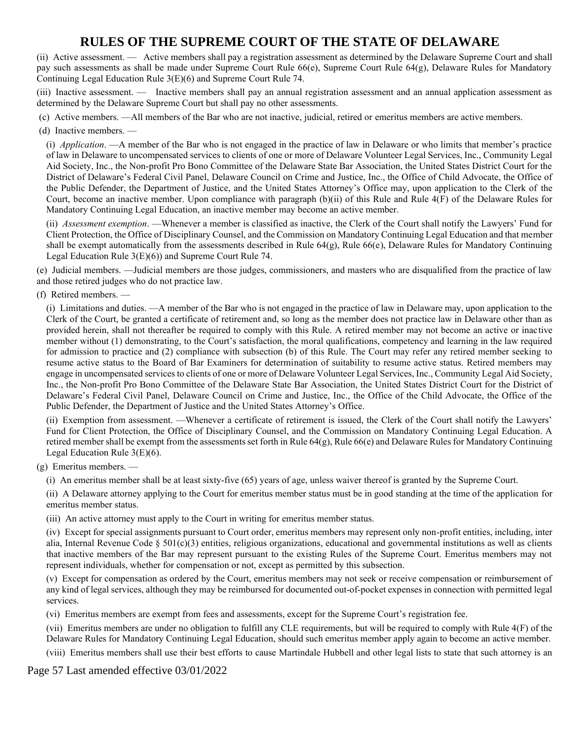(ii) Active assessment. — Active members shall pay a registration assessment as determined by the Delaware Supreme Court and shall pay such assessments as shall be made under Supreme Court Rule 66(e), Supreme Court Rule 64(g), Delaware Rules for Mandatory Continuing Legal Education Rule 3(E)(6) and Supreme Court Rule 74.

(iii) Inactive assessment. — Inactive members shall pay an annual registration assessment and an annual application assessment as determined by the Delaware Supreme Court but shall pay no other assessments.

(c) Active members. —All members of the Bar who are not inactive, judicial, retired or emeritus members are active members.

(d) Inactive members. —

(i) *Application*. —A member of the Bar who is not engaged in the practice of law in Delaware or who limits that member's practice of law in Delaware to uncompensated services to clients of one or more of Delaware Volunteer Legal Services, Inc., Community Legal Aid Society, Inc., the Non-profit Pro Bono Committee of the Delaware State Bar Association, the United States District Court for the District of Delaware's Federal Civil Panel, Delaware Council on Crime and Justice, Inc., the Office of Child Advocate, the Office of the Public Defender, the Department of Justice, and the United States Attorney's Office may, upon application to the Clerk of the Court, become an inactive member. Upon compliance with paragraph (b)(ii) of this Rule and Rule 4(F) of the Delaware Rules for Mandatory Continuing Legal Education, an inactive member may become an active member.

(ii) *Assessment exemption*. —Whenever a member is classified as inactive, the Clerk of the Court shall notify the Lawyers' Fund for Client Protection, the Office of Disciplinary Counsel, and the Commission on Mandatory Continuing Legal Education and that member shall be exempt automatically from the assessments described in Rule 64(g), Rule 66(e), Delaware Rules for Mandatory Continuing Legal Education Rule 3(E)(6)) and Supreme Court Rule 74.

(e) Judicial members. —Judicial members are those judges, commissioners, and masters who are disqualified from the practice of law and those retired judges who do not practice law.

(f) Retired members. —

(i) Limitations and duties. —A member of the Bar who is not engaged in the practice of law in Delaware may, upon application to the Clerk of the Court, be granted a certificate of retirement and, so long as the member does not practice law in Delaware other than as provided herein, shall not thereafter be required to comply with this Rule. A retired member may not become an active or inactive member without (1) demonstrating, to the Court's satisfaction, the moral qualifications, competency and learning in the law required for admission to practice and (2) compliance with subsection (b) of this Rule. The Court may refer any retired member seeking to resume active status to the Board of Bar Examiners for determination of suitability to resume active status. Retired members may engage in uncompensated services to clients of one or more of Delaware Volunteer Legal Services, Inc., Community Legal Aid Society, Inc., the Non-profit Pro Bono Committee of the Delaware State Bar Association, the United States District Court for the District of Delaware's Federal Civil Panel, Delaware Council on Crime and Justice, Inc., the Office of the Child Advocate, the Office of the Public Defender, the Department of Justice and the United States Attorney's Office.

(ii) Exemption from assessment. —Whenever a certificate of retirement is issued, the Clerk of the Court shall notify the Lawyers' Fund for Client Protection, the Office of Disciplinary Counsel, and the Commission on Mandatory Continuing Legal Education. A retired member shall be exempt from the assessments set forth in Rule 64(g), Rule 66(e) and Delaware Rules for Mandatory Continuing Legal Education Rule 3(E)(6).

(g) Emeritus members. —

(i) An emeritus member shall be at least sixty-five (65) years of age, unless waiver thereof is granted by the Supreme Court.

(ii) A Delaware attorney applying to the Court for emeritus member status must be in good standing at the time of the application for emeritus member status.

(iii) An active attorney must apply to the Court in writing for emeritus member status.

(iv) Except for special assignments pursuant to Court order, emeritus members may represent only non-profit entities, including, inter alia, Internal Revenue Code § 501(c)(3) entities, religious organizations, educational and governmental institutions as well as clients that inactive members of the Bar may represent pursuant to the existing Rules of the Supreme Court. Emeritus members may not represent individuals, whether for compensation or not, except as permitted by this subsection.

(v) Except for compensation as ordered by the Court, emeritus members may not seek or receive compensation or reimbursement of any kind of legal services, although they may be reimbursed for documented out-of-pocket expenses in connection with permitted legal services.

(vi) Emeritus members are exempt from fees and assessments, except for the Supreme Court's registration fee.

(vii) Emeritus members are under no obligation to fulfill any CLE requirements, but will be required to comply with Rule 4(F) of the Delaware Rules for Mandatory Continuing Legal Education, should such emeritus member apply again to become an active member.

(viii) Emeritus members shall use their best efforts to cause Martindale Hubbell and other legal lists to state that such attorney is an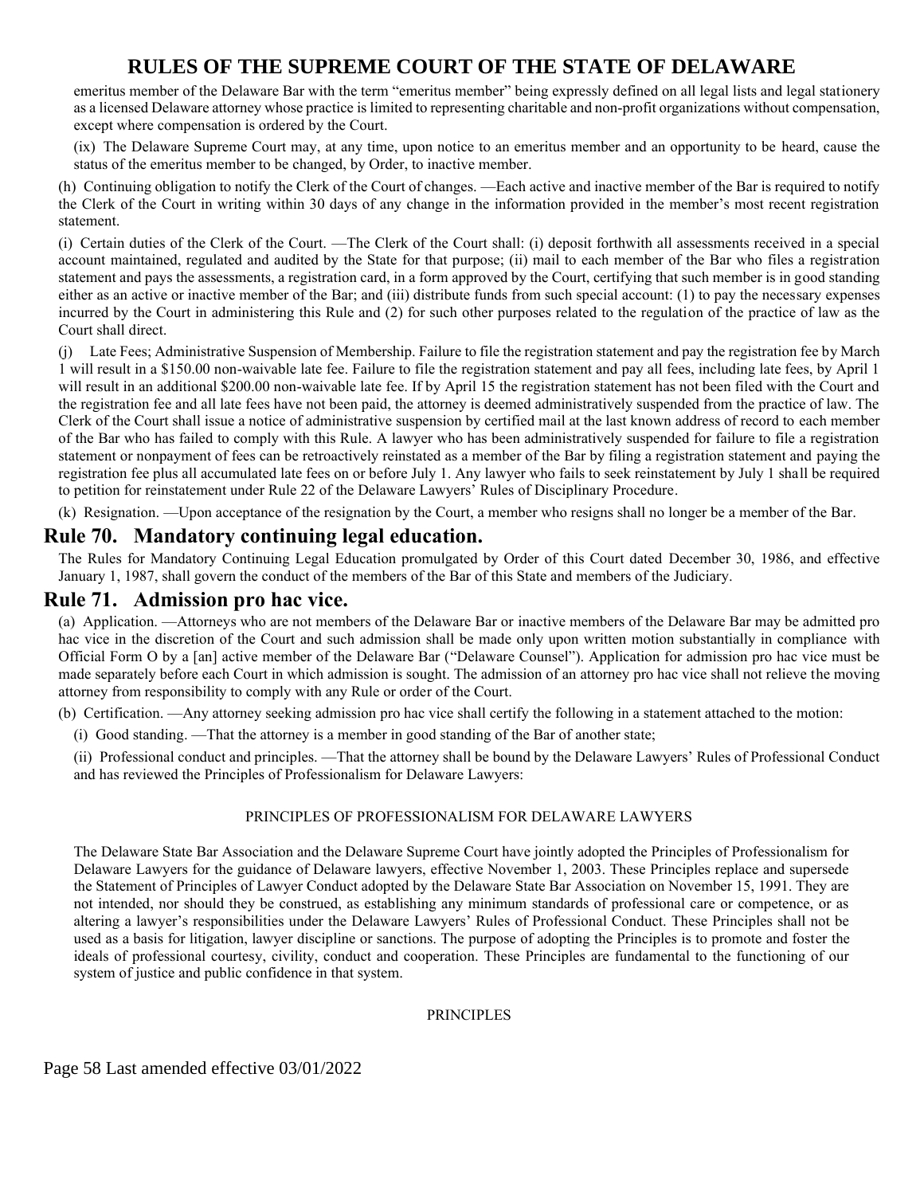emeritus member of the Delaware Bar with the term "emeritus member" being expressly defined on all legal lists and legal stationery as a licensed Delaware attorney whose practice is limited to representing charitable and non-profit organizations without compensation, except where compensation is ordered by the Court.

(ix) The Delaware Supreme Court may, at any time, upon notice to an emeritus member and an opportunity to be heard, cause the status of the emeritus member to be changed, by Order, to inactive member.

(h) Continuing obligation to notify the Clerk of the Court of changes. —Each active and inactive member of the Bar is required to notify the Clerk of the Court in writing within 30 days of any change in the information provided in the member's most recent registration statement.

(i) Certain duties of the Clerk of the Court. —The Clerk of the Court shall: (i) deposit forthwith all assessments received in a special account maintained, regulated and audited by the State for that purpose; (ii) mail to each member of the Bar who files a registration statement and pays the assessments, a registration card, in a form approved by the Court, certifying that such member is in good standing either as an active or inactive member of the Bar; and (iii) distribute funds from such special account: (1) to pay the necessary expenses incurred by the Court in administering this Rule and (2) for such other purposes related to the regulation of the practice of law as the Court shall direct.

(j) Late Fees; Administrative Suspension of Membership. Failure to file the registration statement and pay the registration fee by March 1 will result in a $150.00 non-waivable late fee. Failure to file the registration statement and pay all fees, including late fees, by April 1 will result in an additional $200.00 non-waivable late fee. If by April 15 the registration statement has not been filed with the Court and the registration fee and all late fees have not been paid, the attorney is deemed administratively suspended from the practice of law. The Clerk of the Court shall issue a notice of administrative suspension by certified mail at the last known address of record to each member of the Bar who has failed to comply with this Rule. A lawyer who has been administratively suspended for failure to file a registration statement or nonpayment of fees can be retroactively reinstated as a member of the Bar by filing a registration statement and paying the registration fee plus all accumulated late fees on or before July 1. Any lawyer who fails to seek reinstatement by July 1 shall be required to petition for reinstatement under Rule 22 of the Delaware Lawyers' Rules of Disciplinary Procedure.

(k) Resignation. —Upon acceptance of the resignation by the Court, a member who resigns shall no longer be a member of the Bar.

## Rule 70. Mandatory continuing legal education.

The Rules for Mandatory Continuing Legal Education promulgated by Order of this Court dated December 30, 1986, and effective January 1, 1987, shall govern the conduct of the members of the Bar of this State and members of the Judiciary.

## Rule 71. Admission pro hac vice.

(a) Application. —Attorneys who are not members of the Delaware Bar or inactive members of the Delaware Bar may be admitted pro hac vice in the discretion of the Court and such admission shall be made only upon written motion substantially in compliance with Official Form O by a [an] active member of the Delaware Bar ("Delaware Counsel"). Application for admission pro hac vice must be made separately before each Court in which admission is sought. The admission of an attorney pro hac vice shall not relieve the moving attorney from responsibility to comply with any Rule or order of the Court.

(b) Certification. —Any attorney seeking admission pro hac vice shall certify the following in a statement attached to the motion:

(i) Good standing. —That the attorney is a member in good standing of the Bar of another state;

(ii) Professional conduct and principles. —That the attorney shall be bound by the Delaware Lawyers' Rules of Professional Conduct and has reviewed the Principles of Professionalism for Delaware Lawyers:

PRINCIPLES OF PROFESSIONALISM FOR DELAWARE LAWYERS

The Delaware State Bar Association and the Delaware Supreme Court have jointly adopted the Principles of Professionalism for Delaware Lawyers for the guidance of Delaware lawyers, effective November 1, 2003. These Principles replace and supersede the Statement of Principles of Lawyer Conduct adopted by the Delaware State Bar Association on November 15, 1991. They are not intended, nor should they be construed, as establishing any minimum standards of professional care or competence, or as altering a lawyer's responsibilities under the Delaware Lawyers' Rules of Professional Conduct. These Principles shall not be used as a basis for litigation, lawyer discipline or sanctions. The purpose of adopting the Principles is to promote and foster the ideals of professional courtesy, civility, conduct and cooperation. These Principles are fundamental to the functioning of our system of justice and public confidence in that system.

PRINCIPLES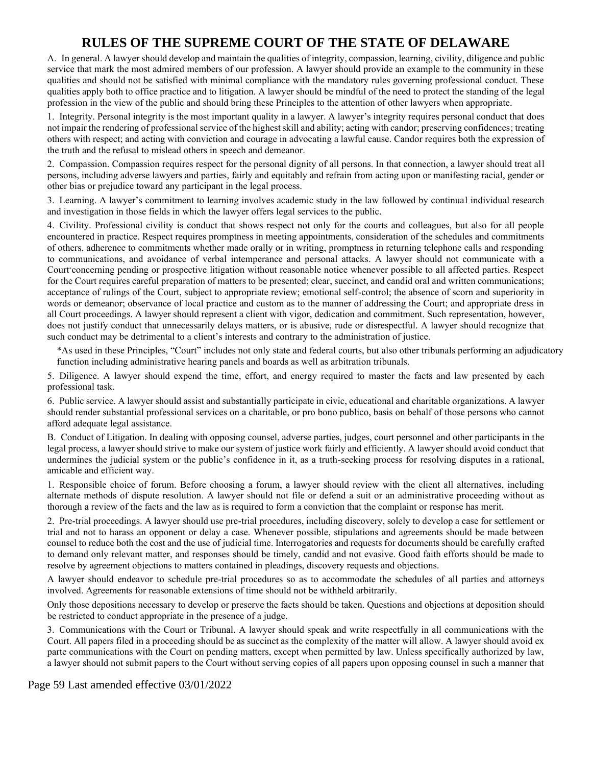# RULES OF THE SUPREME COURT OF THE STATE OF DELAWARE

A. In general. A lawyer should develop and maintain the qualities of integrity, compassion, learning, civility, diligence and public service that mark the most admired members of our profession. A lawyer should provide an example to the community in these qualities and should not be satisfied with minimal compliance with the mandatory rules governing professional conduct. These qualities apply both to office practice and to litigation. A lawyer should be mindful of the need to protect the standing of the legal profession in the view of the public and should bring these Principles to the attention of other lawyers when appropriate.

1. Integrity. Personal integrity is the most important quality in a lawyer. A lawyer's integrity requires personal conduct that does not impair the rendering of professional service of the highest skill and ability; acting with candor; preserving confidences; treating others with respect; and acting with conviction and courage in advocating a lawful cause. Candor requires both the expression of the truth and the refusal to mislead others in speech and demeanor.

2. Compassion. Compassion requires respect for the personal dignity of all persons. In that connection, a lawyer should treat all persons, including adverse lawyers and parties, fairly and equitably and refrain from acting upon or manifesting racial, gender or other bias or prejudice toward any participant in the legal process.

3. Learning. A lawyer's commitment to learning involves academic study in the law followed by continual individual research and investigation in those fields in which the lawyer offers legal services to the public.

4. Civility. Professional civility is conduct that shows respect not only for the courts and colleagues, but also for all people encountered in practice. Respect requires promptness in meeting appointments, consideration of the schedules and commitments of others, adherence to commitments whether made orally or in writing, promptness in returning telephone calls and responding to communications, and avoidance of verbal intemperance and personal attacks. A lawyer should not communicate with a Court* concerning pending or prospective litigation without reasonable notice whenever possible to all affected parties. Respect for the Court requires careful preparation of matters to be presented; clear, succinct, and candid oral and written communications; acceptance of rulings of the Court, subject to appropriate review; emotional self-control; the absence of scorn and superiority in words or demeanor; observance of local practice and custom as to the manner of addressing the Court; and appropriate dress in all Court proceedings. A lawyer should represent a client with vigor, dedication and commitment. Such representation, however, does not justify conduct that unnecessarily delays matters, or is abusive, rude or disrespectful. A lawyer should recognize that such conduct may be detrimental to a client's interests and contrary to the administration of justice.

*As used in these Principles, "Court" includes not only state and federal courts, but also other tribunals performing an adjudicatory function including administrative hearing panels and boards as well as arbitration tribunals.

5. Diligence. A lawyer should expend the time, effort, and energy required to master the facts and law presented by each professional task.

6. Public service. A lawyer should assist and substantially participate in civic, educational and charitable organizations. A lawyer should render substantial professional services on a charitable, or pro bono publico, basis on behalf of those persons who cannot afford adequate legal assistance.

B. Conduct of Litigation. In dealing with opposing counsel, adverse parties, judges, court personnel and other participants in the legal process, a lawyer should strive to make our system of justice work fairly and efficiently. A lawyer should avoid conduct that undermines the judicial system or the public's confidence in it, as a truth-seeking process for resolving disputes in a rational, amicable and efficient way.

1. Responsible choice of forum. Before choosing a forum, a lawyer should review with the client all alternatives, including alternate methods of dispute resolution. A lawyer should not file or defend a suit or an administrative proceeding without as thorough a review of the facts and the law as is required to form a conviction that the complaint or response has merit.

2. Pre-trial proceedings. A lawyer should use pre-trial procedures, including discovery, solely to develop a case for settlement or trial and not to harass an opponent or delay a case. Whenever possible, stipulations and agreements should be made between counsel to reduce both the cost and the use of judicial time. Interrogatories and requests for documents should be carefully crafted to demand only relevant matter, and responses should be timely, candid and not evasive. Good faith efforts should be made to resolve by agreement objections to matters contained in pleadings, discovery requests and objections.

A lawyer should endeavor to schedule pre-trial procedures so as to accommodate the schedules of all parties and attorneys involved. Agreements for reasonable extensions of time should not be withheld arbitrarily.

Only those depositions necessary to develop or preserve the facts should be taken. Questions and objections at deposition should be restricted to conduct appropriate in the presence of a judge.

3. Communications with the Court or Tribunal. A lawyer should speak and write respectfully in all communications with the Court. All papers filed in a proceeding should be as succinct as the complexity of the matter will allow. A lawyer should avoid ex parte communications with the Court on pending matters, except when permitted by law. Unless specifically authorized by law, a lawyer should not submit papers to the Court without serving copies of all papers upon opposing counsel in such a manner that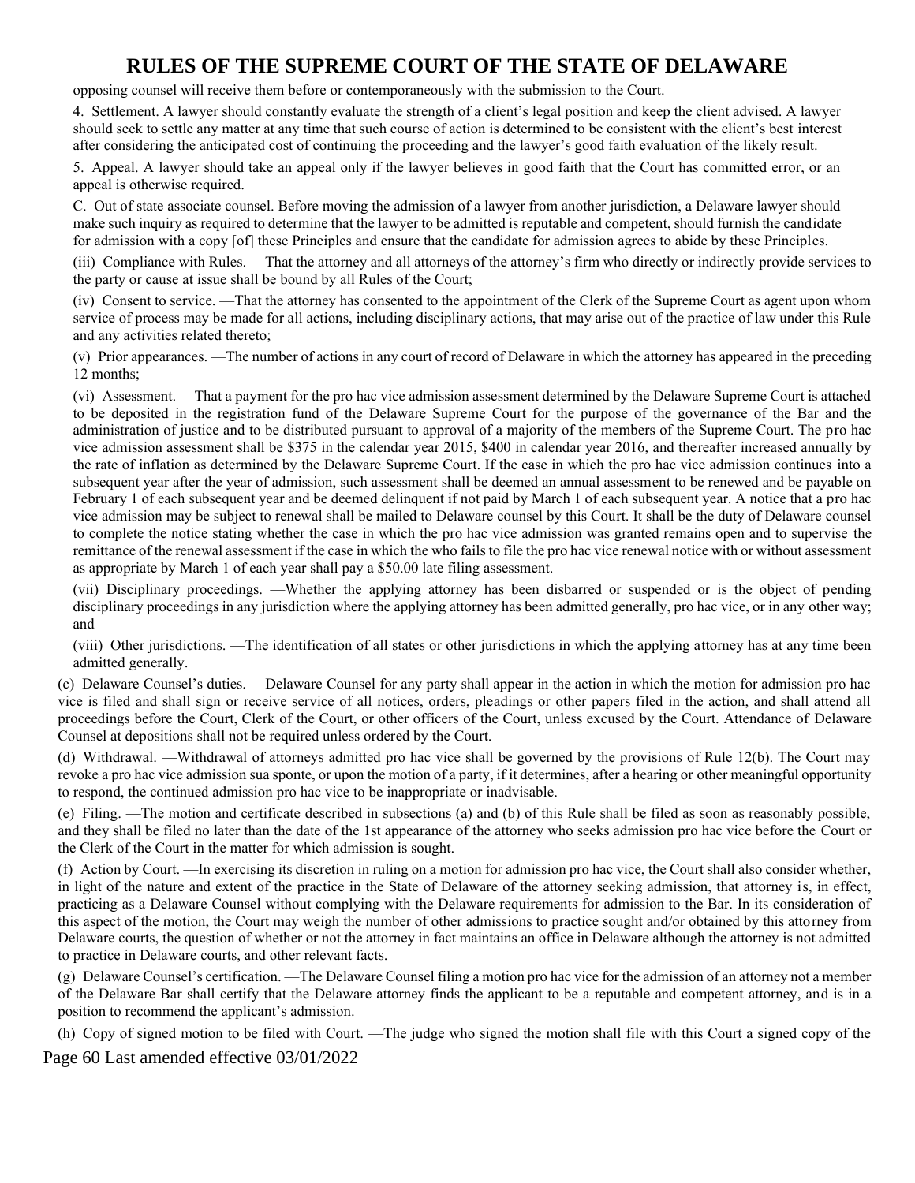opposing counsel will receive them before or contemporaneously with the submission to the Court.

4. Settlement. A lawyer should constantly evaluate the strength of a client's legal position and keep the client advised. A lawyer should seek to settle any matter at any time that such course of action is determined to be consistent with the client's best interest after considering the anticipated cost of continuing the proceeding and the lawyer's good faith evaluation of the likely result.

5. Appeal. A lawyer should take an appeal only if the lawyer believes in good faith that the Court has committed error, or an appeal is otherwise required.

C. Out of state associate counsel. Before moving the admission of a lawyer from another jurisdiction, a Delaware lawyer should make such inquiry as required to determine that the lawyer to be admitted is reputable and competent, should furnish the candidate for admission with a copy [of] these Principles and ensure that the candidate for admission agrees to abide by these Principles.

(iii) Compliance with Rules. —That the attorney and all attorneys of the attorney's firm who directly or indirectly provide services to the party or cause at issue shall be bound by all Rules of the Court;

(iv) Consent to service. —That the attorney has consented to the appointment of the Clerk of the Supreme Court as agent upon whom service of process may be made for all actions, including disciplinary actions, that may arise out of the practice of law under this Rule and any activities related thereto;

(v) Prior appearances. —The number of actions in any court of record of Delaware in which the attorney has appeared in the preceding 12 months;

(vi) Assessment. —That a payment for the pro hac vice admission assessment determined by the Delaware Supreme Court is attached to be deposited in the registration fund of the Delaware Supreme Court for the purpose of the governance of the Bar and the administration of justice and to be distributed pursuant to approval of a majority of the members of the Supreme Court. The pro hac vice admission assessment shall be $375 in the calendar year 2015, $400 in calendar year 2016, and thereafter increased annually by the rate of inflation as determined by the Delaware Supreme Court. If the case in which the pro hac vice admission continues into a subsequent year after the year of admission, such assessment shall be deemed an annual assessment to be renewed and be payable on February 1 of each subsequent year and be deemed delinquent if not paid by March 1 of each subsequent year. A notice that a pro hac vice admission may be subject to renewal shall be mailed to Delaware counsel by this Court. It shall be the duty of Delaware counsel to complete the notice stating whether the case in which the pro hac vice admission was granted remains open and to supervise the remittance of the renewal assessment if the case in which the who fails to file the pro hac vice renewal notice with or without assessment as appropriate by March 1 of each year shall pay a $50.00 late filing assessment.

(vii) Disciplinary proceedings. —Whether the applying attorney has been disbarred or suspended or is the object of pending disciplinary proceedings in any jurisdiction where the applying attorney has been admitted generally, pro hac vice, or in any other way; and

(viii) Other jurisdictions. —The identification of all states or other jurisdictions in which the applying attorney has at any time been admitted generally.

(c) Delaware Counsel's duties. —Delaware Counsel for any party shall appear in the action in which the motion for admission pro hac vice is filed and shall sign or receive service of all notices, orders, pleadings or other papers filed in the action, and shall attend all proceedings before the Court, Clerk of the Court, or other officers of the Court, unless excused by the Court. Attendance of Delaware Counsel at depositions shall not be required unless ordered by the Court.

(d) Withdrawal. —Withdrawal of attorneys admitted pro hac vice shall be governed by the provisions of Rule 12(b). The Court may revoke a pro hac vice admission sua sponte, or upon the motion of a party, if it determines, after a hearing or other meaningful opportunity to respond, the continued admission pro hac vice to be inappropriate or inadvisable.

(e) Filing. —The motion and certificate described in subsections (a) and (b) of this Rule shall be filed as soon as reasonably possible, and they shall be filed no later than the date of the 1st appearance of the attorney who seeks admission pro hac vice before the Court or the Clerk of the Court in the matter for which admission is sought.

(f) Action by Court. —In exercising its discretion in ruling on a motion for admission pro hac vice, the Court shall also consider whether, in light of the nature and extent of the practice in the State of Delaware of the attorney seeking admission, that attorney is, in effect, practicing as a Delaware Counsel without complying with the Delaware requirements for admission to the Bar. In its consideration of this aspect of the motion, the Court may weigh the number of other admissions to practice sought and/or obtained by this attorney from Delaware courts, the question of whether or not the attorney in fact maintains an office in Delaware although the attorney is not admitted to practice in Delaware courts, and other relevant facts.

(g) Delaware Counsel's certification. —The Delaware Counsel filing a motion pro hac vice for the admission of an attorney not a member of the Delaware Bar shall certify that the Delaware attorney finds the applicant to be a reputable and competent attorney, and is in a position to recommend the applicant's admission.

(h) Copy of signed motion to be filed with Court. —The judge who signed the motion shall file with this Court a signed copy of the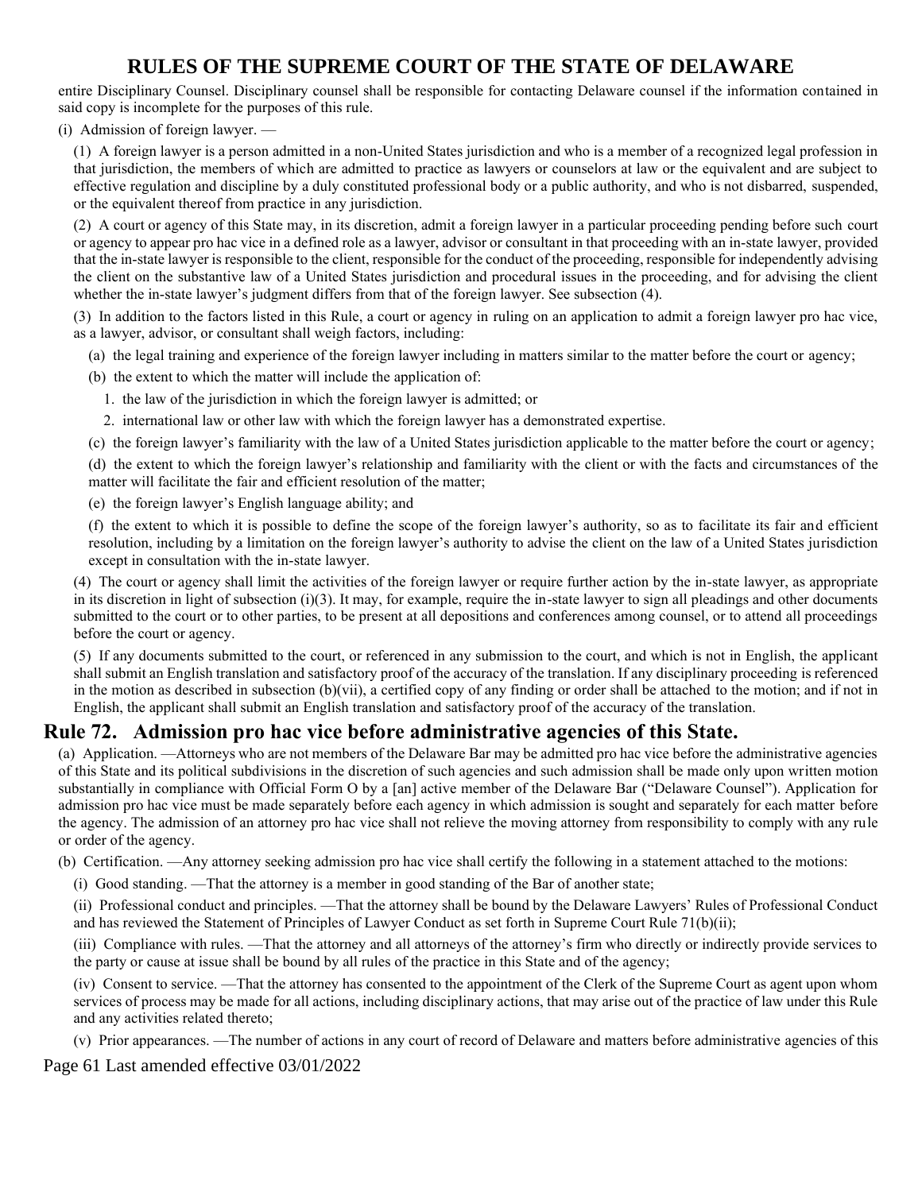entire Disciplinary Counsel. Disciplinary counsel shall be responsible for contacting Delaware counsel if the information contained in said copy is incomplete for the purposes of this rule.

(i) Admission of foreign lawyer. —

(1) A foreign lawyer is a person admitted in a non-United States jurisdiction and who is a member of a recognized legal profession in that jurisdiction, the members of which are admitted to practice as lawyers or counselors at law or the equivalent and are subject to effective regulation and discipline by a duly constituted professional body or a public authority, and who is not disbarred, suspended, or the equivalent thereof from practice in any jurisdiction.

(2) A court or agency of this State may, in its discretion, admit a foreign lawyer in a particular proceeding pending before such court or agency to appear pro hac vice in a defined role as a lawyer, advisor or consultant in that proceeding with an in-state lawyer, provided that the in-state lawyer is responsible to the client, responsible for the conduct of the proceeding, responsible for independently advising the client on the substantive law of a United States jurisdiction and procedural issues in the proceeding, and for advising the client whether the in-state lawyer's judgment differs from that of the foreign lawyer. See subsection (4).

(3) In addition to the factors listed in this Rule, a court or agency in ruling on an application to admit a foreign lawyer pro hac vice, as a lawyer, advisor, or consultant shall weigh factors, including:

(a) the legal training and experience of the foreign lawyer including in matters similar to the matter before the court or agency;

(b) the extent to which the matter will include the application of:

1. the law of the jurisdiction in which the foreign lawyer is admitted; or

2. international law or other law with which the foreign lawyer has a demonstrated expertise.

(c) the foreign lawyer's familiarity with the law of a United States jurisdiction applicable to the matter before the court or agency;

(d) the extent to which the foreign lawyer's relationship and familiarity with the client or with the facts and circumstances of the matter will facilitate the fair and efficient resolution of the matter;

(e) the foreign lawyer's English language ability; and

(f) the extent to which it is possible to define the scope of the foreign lawyer's authority, so as to facilitate its fair and efficient resolution, including by a limitation on the foreign lawyer's authority to advise the client on the law of a United States jurisdiction except in consultation with the in-state lawyer.

(4) The court or agency shall limit the activities of the foreign lawyer or require further action by the in-state lawyer, as appropriate in its discretion in light of subsection (i)(3). It may, for example, require the in-state lawyer to sign all pleadings and other documents submitted to the court or to other parties, to be present at all depositions and conferences among counsel, or to attend all proceedings before the court or agency.

(5) If any documents submitted to the court, or referenced in any submission to the court, and which is not in English, the applicant shall submit an English translation and satisfactory proof of the accuracy of the translation. If any disciplinary proceeding is referenced in the motion as described in subsection (b)(vii), a certified copy of any finding or order shall be attached to the motion; and if not in English, the applicant shall submit an English translation and satisfactory proof of the accuracy of the translation.

## Rule 72. Admission pro hac vice before administrative agencies of this State.

(a) Application. —Attorneys who are not members of the Delaware Bar may be admitted pro hac vice before the administrative agencies of this State and its political subdivisions in the discretion of such agencies and such admission shall be made only upon written motion substantially in compliance with Official Form O by a [an] active member of the Delaware Bar ("Delaware Counsel"). Application for admission pro hac vice must be made separately before each agency in which admission is sought and separately for each matter before the agency. The admission of an attorney pro hac vice shall not relieve the moving attorney from responsibility to comply with any rule or order of the agency.

(b) Certification. —Any attorney seeking admission pro hac vice shall certify the following in a statement attached to the motions:

(i) Good standing. —That the attorney is a member in good standing of the Bar of another state;

(ii) Professional conduct and principles. —That the attorney shall be bound by the Delaware Lawyers' Rules of Professional Conduct and has reviewed the Statement of Principles of Lawyer Conduct as set forth in Supreme Court Rule 71(b)(ii);

(iii) Compliance with rules. —That the attorney and all attorneys of the attorney's firm who directly or indirectly provide services to the party or cause at issue shall be bound by all rules of the practice in this State and of the agency;

(iv) Consent to service. —That the attorney has consented to the appointment of the Clerk of the Supreme Court as agent upon whom services of process may be made for all actions, including disciplinary actions, that may arise out of the practice of law under this Rule and any activities related thereto;

(v) Prior appearances. —The number of actions in any court of record of Delaware and matters before administrative agencies of this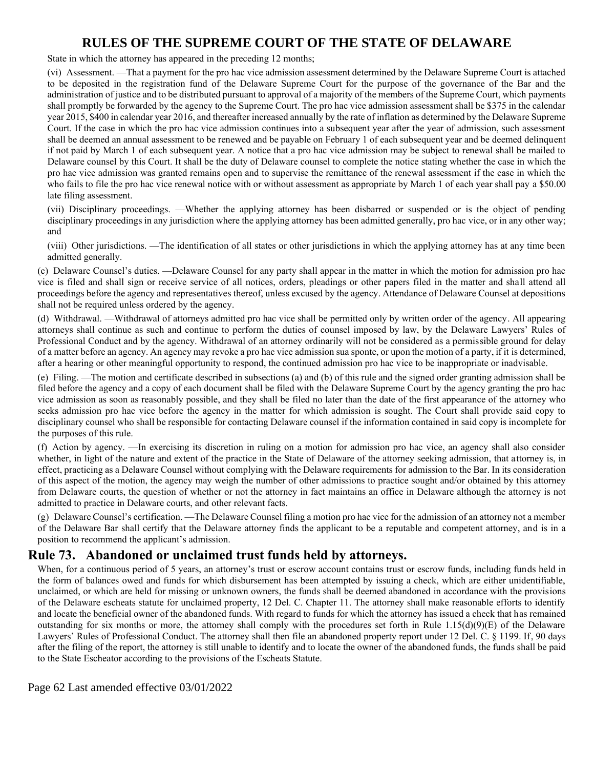State in which the attorney has appeared in the preceding 12 months;

(vi) Assessment. —That a payment for the pro hac vice admission assessment determined by the Delaware Supreme Court is attached to be deposited in the registration fund of the Delaware Supreme Court for the purpose of the governance of the Bar and the administration of justice and to be distributed pursuant to approval of a majority of the members of the Supreme Court, which payments shall promptly be forwarded by the agency to the Supreme Court. The pro hac vice admission assessment shall be $375 in the calendar year 2015, $400 in calendar year 2016, and thereafter increased annually by the rate of inflation as determined by the Delaware Supreme Court. If the case in which the pro hac vice admission continues into a subsequent year after the year of admission, such assessment shall be deemed an annual assessment to be renewed and be payable on February 1 of each subsequent year and be deemed delinquent if not paid by March 1 of each subsequent year. A notice that a pro hac vice admission may be subject to renewal shall be mailed to Delaware counsel by this Court. It shall be the duty of Delaware counsel to complete the notice stating whether the case in which the pro hac vice admission was granted remains open and to supervise the remittance of the renewal assessment if the case in which the who fails to file the pro hac vice renewal notice with or without assessment as appropriate by March 1 of each year shall pay a $50.00 late filing assessment.

(vii) Disciplinary proceedings. —Whether the applying attorney has been disbarred or suspended or is the object of pending disciplinary proceedings in any jurisdiction where the applying attorney has been admitted generally, pro hac vice, or in any other way; and

(viii) Other jurisdictions. —The identification of all states or other jurisdictions in which the applying attorney has at any time been admitted generally.

(c) Delaware Counsel's duties. —Delaware Counsel for any party shall appear in the matter in which the motion for admission pro hac vice is filed and shall sign or receive service of all notices, orders, pleadings or other papers filed in the matter and shall attend all proceedings before the agency and representatives thereof, unless excused by the agency. Attendance of Delaware Counsel at depositions shall not be required unless ordered by the agency.

(d) Withdrawal. —Withdrawal of attorneys admitted pro hac vice shall be permitted only by written order of the agency. All appearing attorneys shall continue as such and continue to perform the duties of counsel imposed by law, by the Delaware Lawyers' Rules of Professional Conduct and by the agency. Withdrawal of an attorney ordinarily will not be considered as a permissible ground for delay of a matter before an agency. An agency may revoke a pro hac vice admission sua sponte, or upon the motion of a party, if it is determined, after a hearing or other meaningful opportunity to respond, the continued admission pro hac vice to be inappropriate or inadvisable.

(e) Filing. —The motion and certificate described in subsections (a) and (b) of this rule and the signed order granting admission shall be filed before the agency and a copy of each document shall be filed with the Delaware Supreme Court by the agency granting the pro hac vice admission as soon as reasonably possible, and they shall be filed no later than the date of the first appearance of the attorney who seeks admission pro hac vice before the agency in the matter for which admission is sought. The Court shall provide said copy to disciplinary counsel who shall be responsible for contacting Delaware counsel if the information contained in said copy is incomplete for the purposes of this rule.

(f) Action by agency. —In exercising its discretion in ruling on a motion for admission pro hac vice, an agency shall also consider whether, in light of the nature and extent of the practice in the State of Delaware of the attorney seeking admission, that attorney is, in effect, practicing as a Delaware Counsel without complying with the Delaware requirements for admission to the Bar. In its consideration of this aspect of the motion, the agency may weigh the number of other admissions to practice sought and/or obtained by this attorney from Delaware courts, the question of whether or not the attorney in fact maintains an office in Delaware although the attorney is not admitted to practice in Delaware courts, and other relevant facts.

(g) Delaware Counsel's certification. —The Delaware Counsel filing a motion pro hac vice for the admission of an attorney not a member of the Delaware Bar shall certify that the Delaware attorney finds the applicant to be a reputable and competent attorney, and is in a position to recommend the applicant's admission.

## Rule 73. Abandoned or unclaimed trust funds held by attorneys.

When, for a continuous period of 5 years, an attorney's trust or escrow account contains trust or escrow funds, including funds held in the form of balances owed and funds for which disbursement has been attempted by issuing a check, which are either unidentifiable, unclaimed, or which are held for missing or unknown owners, the funds shall be deemed abandoned in accordance with the provisions of the Delaware escheats statute for unclaimed property, 12 Del. C. Chapter 11. The attorney shall make reasonable efforts to identify and locate the beneficial owner of the abandoned funds. With regard to funds for which the attorney has issued a check that has remained outstanding for six months or more, the attorney shall comply with the procedures set forth in Rule 1.15(d)(9)(E) of the Delaware Lawyers' Rules of Professional Conduct. The attorney shall then file an abandoned property report under 12 Del. C. § 1199. If, 90 days after the filing of the report, the attorney is still unable to identify and to locate the owner of the abandoned funds, the funds shall be paid to the State Escheator according to the provisions of the Escheats Statute.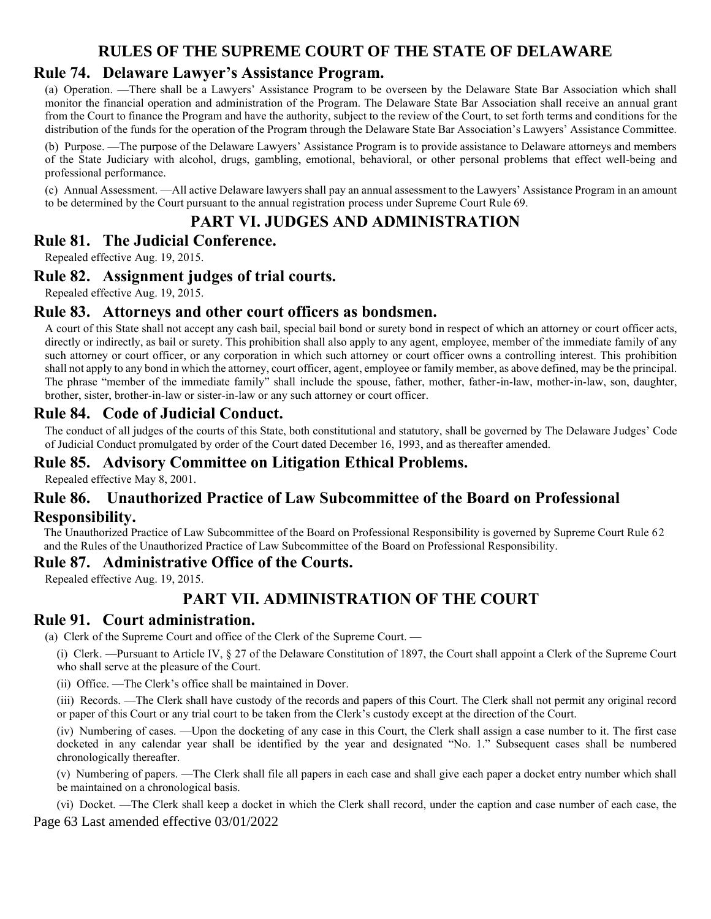# RULES OF THE SUPREME COURT OF THE STATE OF DELAWARE

## Rule 74. Delaware Lawyer's Assistance Program.

(a) Operation. —There shall be a Lawyers' Assistance Program to be overseen by the Delaware State Bar Association which shall monitor the financial operation and administration of the Program. The Delaware State Bar Association shall receive an annual grant from the Court to finance the Program and have the authority, subject to the review of the Court, to set forth terms and conditions for the distribution of the funds for the operation of the Program through the Delaware State Bar Association's Lawyers' Assistance Committee.

(b) Purpose. —The purpose of the Delaware Lawyers' Assistance Program is to provide assistance to Delaware attorneys and members of the State Judiciary with alcohol, drugs, gambling, emotional, behavioral, or other personal problems that effect well-being and professional performance.

(c) Annual Assessment. —All active Delaware lawyers shall pay an annual assessment to the Lawyers' Assistance Program in an amount to be determined by the Court pursuant to the annual registration process under Supreme Court Rule 69.

# PART VI. JUDGES AND ADMINISTRATION

## Rule 81. The Judicial Conference.

Repealed effective Aug. 19, 2015.

## Rule 82. Assignment judges of trial courts.

Repealed effective Aug. 19, 2015.

## Rule 83. Attorneys and other court officers as bondsmen.

A court of this State shall not accept any cash bail, special bail bond or surety bond in respect of which an attorney or court officer acts, directly or indirectly, as bail or surety. This prohibition shall also apply to any agent, employee, member of the immediate family of any such attorney or court officer, or any corporation in which such attorney or court officer owns a controlling interest. This prohibition shall not apply to any bond in which the attorney, court officer, agent, employee or family member, as above defined, may be the principal. The phrase "member of the immediate family" shall include the spouse, father, mother, father-in-law, mother-in-law, son, daughter, brother, sister, brother-in-law or sister-in-law or any such attorney or court officer.

## Rule 84. Code of Judicial Conduct.

The conduct of all judges of the courts of this State, both constitutional and statutory, shall be governed by The Delaware Judges' Code of Judicial Conduct promulgated by order of the Court dated December 16, 1993, and as thereafter amended.

## Rule 85. Advisory Committee on Litigation Ethical Problems.

Repealed effective May 8, 2001.

## Rule 86. Unauthorized Practice of Law Subcommittee of the Board on Professional Responsibility.

The Unauthorized Practice of Law Subcommittee of the Board on Professional Responsibility is governed by Supreme Court Rule 62 and the Rules of the Unauthorized Practice of Law Subcommittee of the Board on Professional Responsibility.

## Rule 87. Administrative Office of the Courts.

Repealed effective Aug. 19, 2015.

# PART VII. ADMINISTRATION OF THE COURT

## Rule 91. Court administration.

(a) Clerk of the Supreme Court and office of the Clerk of the Supreme Court. —

(i) Clerk. —Pursuant to Article IV, § 27 of the Delaware Constitution of 1897, the Court shall appoint a Clerk of the Supreme Court who shall serve at the pleasure of the Court.

(ii) Office. —The Clerk's office shall be maintained in Dover.

(iii) Records. —The Clerk shall have custody of the records and papers of this Court. The Clerk shall not permit any original record or paper of this Court or any trial court to be taken from the Clerk's custody except at the direction of the Court.

(iv) Numbering of cases. —Upon the docketing of any case in this Court, the Clerk shall assign a case number to it. The first case docketed in any calendar year shall be identified by the year and designated "No. 1." Subsequent cases shall be numbered chronologically thereafter.

(v) Numbering of papers. —The Clerk shall file all papers in each case and shall give each paper a docket entry number which shall be maintained on a chronological basis.

(vi) Docket. —The Clerk shall keep a docket in which the Clerk shall record, under the caption and case number of each case, the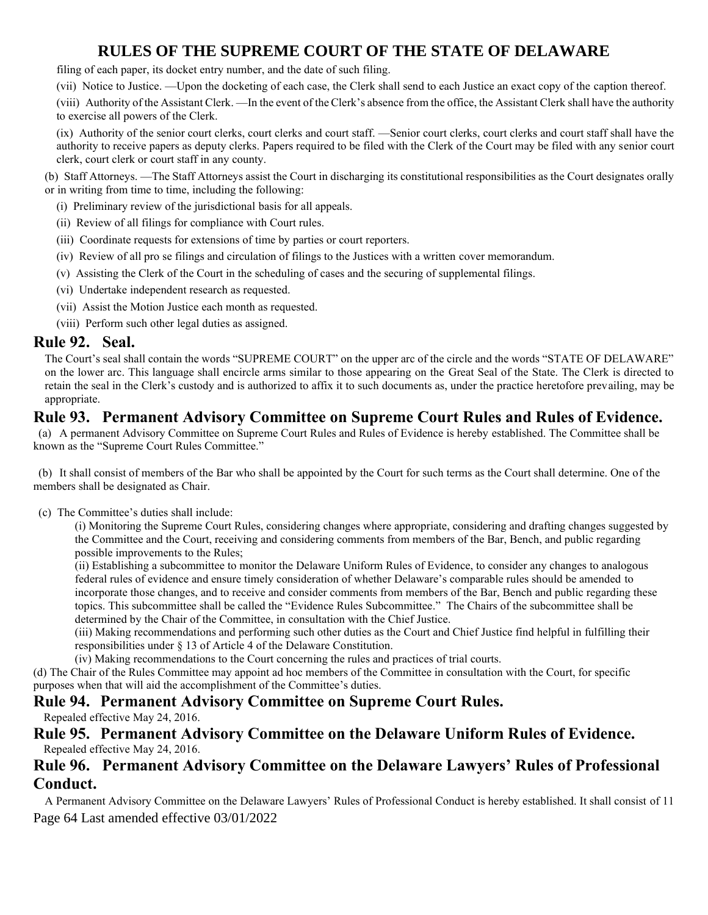filing of each paper, its docket entry number, and the date of such filing.

(vii) Notice to Justice. —Upon the docketing of each case, the Clerk shall send to each Justice an exact copy of the caption thereof.

(viii) Authority of the Assistant Clerk. —In the event of the Clerk's absence from the office, the Assistant Clerk shall have the authority to exercise all powers of the Clerk.

(ix) Authority of the senior court clerks, court clerks and court staff. —Senior court clerks, court clerks and court staff shall have the authority to receive papers as deputy clerks. Papers required to be filed with the Clerk of the Court may be filed with any senior court clerk, court clerk or court staff in any county.

(b) Staff Attorneys. —The Staff Attorneys assist the Court in discharging its constitutional responsibilities as the Court designates orally or in writing from time to time, including the following:

(i) Preliminary review of the jurisdictional basis for all appeals.

(ii) Review of all filings for compliance with Court rules.

(iii) Coordinate requests for extensions of time by parties or court reporters.

(iv) Review of all pro se filings and circulation of filings to the Justices with a written cover memorandum.

(v) Assisting the Clerk of the Court in the scheduling of cases and the securing of supplemental filings.

(vi) Undertake independent research as requested.

(vii) Assist the Motion Justice each month as requested.

(viii) Perform such other legal duties as assigned.

## Rule 92. Seal.

The Court's seal shall contain the words "SUPREME COURT" on the upper arc of the circle and the words "STATE OF DELAWARE" on the lower arc. This language shall encircle arms similar to those appearing on the Great Seal of the State. The Clerk is directed to retain the seal in the Clerk's custody and is authorized to affix it to such documents as, under the practice heretofore prevailing, may be appropriate.

## Rule 93. Permanent Advisory Committee on Supreme Court Rules and Rules of Evidence.

(a) A permanent Advisory Committee on Supreme Court Rules and Rules of Evidence is hereby established. The Committee shall be known as the "Supreme Court Rules Committee."

(b) It shall consist of members of the Bar who shall be appointed by the Court for such terms as the Court shall determine. One of the members shall be designated as Chair.

(c) The Committee's duties shall include:

(i) Monitoring the Supreme Court Rules, considering changes where appropriate, considering and drafting changes suggested by the Committee and the Court, receiving and considering comments from members of the Bar, Bench, and public regarding possible improvements to the Rules;

(ii) Establishing a subcommittee to monitor the Delaware Uniform Rules of Evidence, to consider any changes to analogous federal rules of evidence and ensure timely consideration of whether Delaware's comparable rules should be amended to incorporate those changes, and to receive and consider comments from members of the Bar, Bench and public regarding these topics. This subcommittee shall be called the "Evidence Rules Subcommittee." The Chairs of the subcommittee shall be determined by the Chair of the Committee, in consultation with the Chief Justice.

(iii) Making recommendations and performing such other duties as the Court and Chief Justice find helpful in fulfilling their responsibilities under § 13 of Article 4 of the Delaware Constitution.

(iv) Making recommendations to the Court concerning the rules and practices of trial courts.

(d) The Chair of the Rules Committee may appoint ad hoc members of the Committee in consultation with the Court, for specific purposes when that will aid the accomplishment of the Committee's duties.

## Rule 94. Permanent Advisory Committee on Supreme Court Rules.

Repealed effective May 24, 2016.

## Rule 95. Permanent Advisory Committee on the Delaware Uniform Rules of Evidence.

Repealed effective May 24, 2016.

## Rule 96. Permanent Advisory Committee on the Delaware Lawyers' Rules of Professional Conduct.

A Permanent Advisory Committee on the Delaware Lawyers' Rules of Professional Conduct is hereby established. It shall consist of 11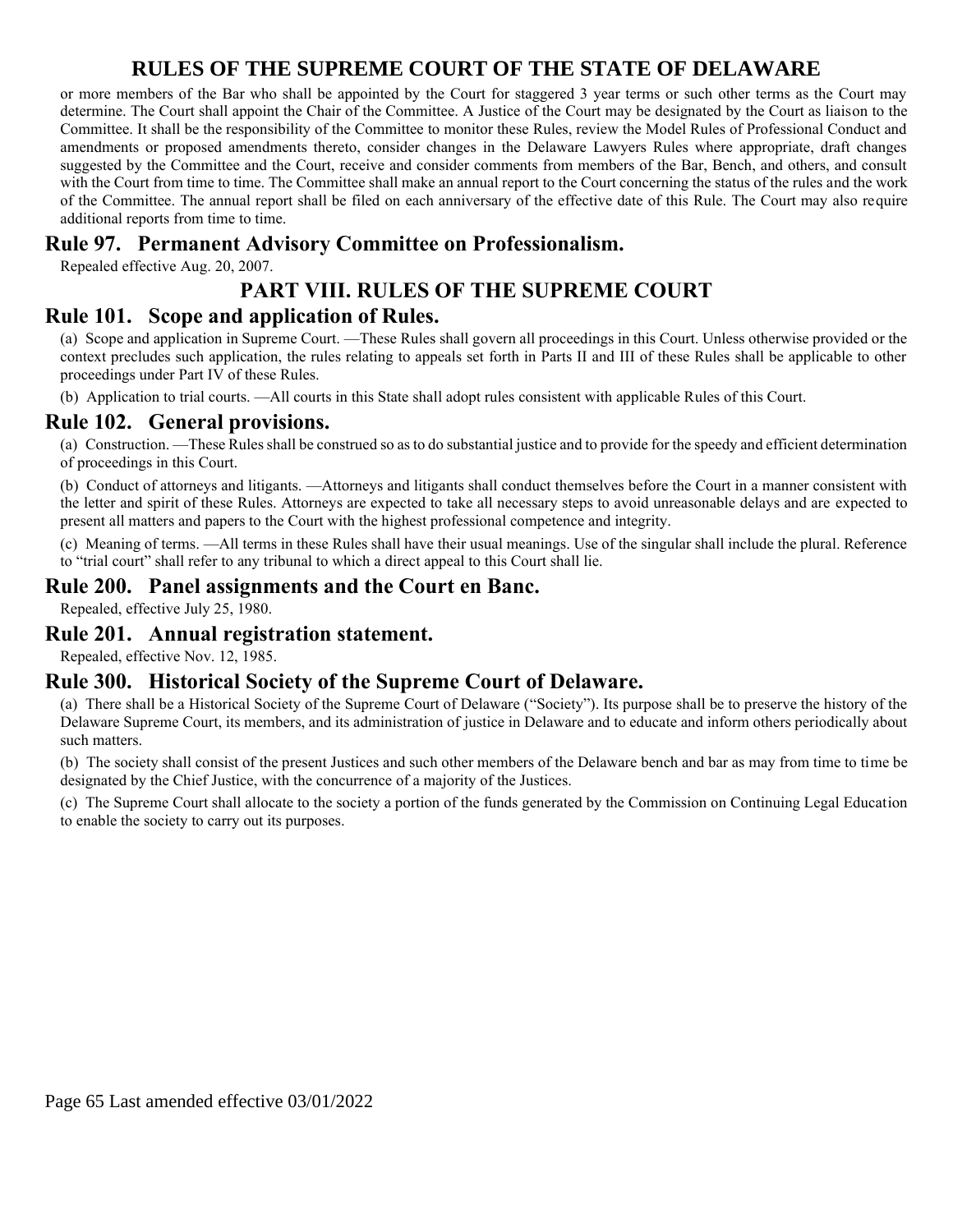or more members of the Bar who shall be appointed by the Court for staggered 3 year terms or such other terms as the Court may determine. The Court shall appoint the Chair of the Committee. A Justice of the Court may be designated by the Court as liaison to the Committee. It shall be the responsibility of the Committee to monitor these Rules, review the Model Rules of Professional Conduct and amendments or proposed amendments thereto, consider changes in the Delaware Lawyers Rules where appropriate, draft changes suggested by the Committee and the Court, receive and consider comments from members of the Bar, Bench, and others, and consult with the Court from time to time. The Committee shall make an annual report to the Court concerning the status of the rules and the work of the Committee. The annual report shall be filed on each anniversary of the effective date of this Rule. The Court may also require additional reports from time to time.

## Rule 97. Permanent Advisory Committee on Professionalism.

Repealed effective Aug. 20, 2007.

# PART VIII. RULES OF THE SUPREME COURT

## Rule 101. Scope and application of Rules.

(a) Scope and application in Supreme Court. —These Rules shall govern all proceedings in this Court. Unless otherwise provided or the context precludes such application, the rules relating to appeals set forth in Parts II and III of these Rules shall be applicable to other proceedings under Part IV of these Rules.

(b) Application to trial courts. —All courts in this State shall adopt rules consistent with applicable Rules of this Court.

## Rule 102. General provisions.

(a) Construction. —These Rules shall be construed so as to do substantial justice and to provide for the speedy and efficient determination of proceedings in this Court.

(b) Conduct of attorneys and litigants. —Attorneys and litigants shall conduct themselves before the Court in a manner consistent with the letter and spirit of these Rules. Attorneys are expected to take all necessary steps to avoid unreasonable delays and are expected to present all matters and papers to the Court with the highest professional competence and integrity.

(c) Meaning of terms. —All terms in these Rules shall have their usual meanings. Use of the singular shall include the plural. Reference to "trial court" shall refer to any tribunal to which a direct appeal to this Court shall lie.

## Rule 200. Panel assignments and the Court en Banc.

Repealed, effective July 25, 1980.

## Rule 201. Annual registration statement.

Repealed, effective Nov. 12, 1985.

## Rule 300. Historical Society of the Supreme Court of Delaware.

(a) There shall be a Historical Society of the Supreme Court of Delaware ("Society"). Its purpose shall be to preserve the history of the Delaware Supreme Court, its members, and its administration of justice in Delaware and to educate and inform others periodically about such matters.

(b) The society shall consist of the present Justices and such other members of the Delaware bench and bar as may from time to time be designated by the Chief Justice, with the concurrence of a majority of the Justices.

(c) The Supreme Court shall allocate to the society a portion of the funds generated by the Commission on Continuing Legal Education to enable the society to carry out its purposes.